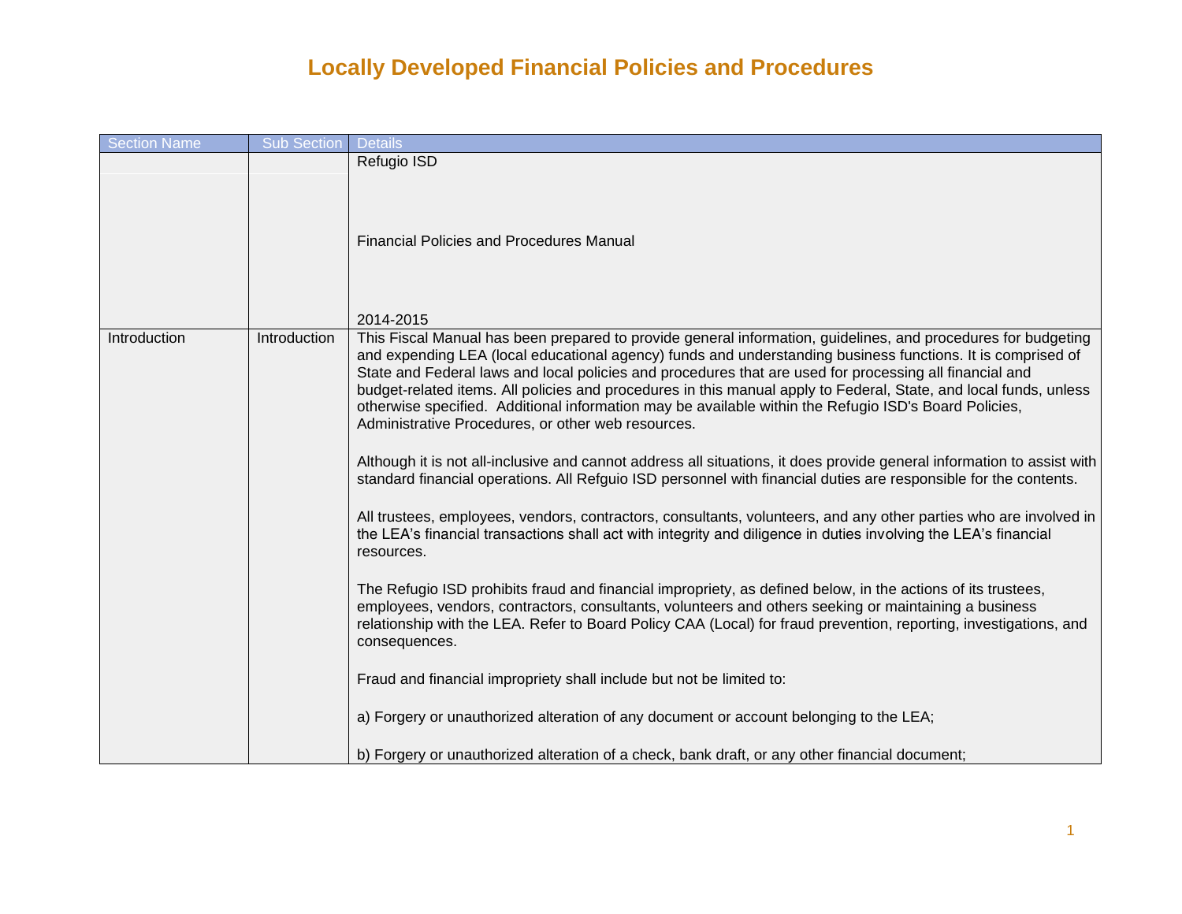# Locally Developed Financial Policies and Procedures

| Section Name | Sub Section | Details |
|---|---|---|
| | | Refugio ISD<br><br>Financial Policies and Procedures Manual<br><br>2014-2015 |
| Introduction | Introduction | This Fiscal Manual has been prepared to provide general information, guidelines, and procedures for budgeting and expending LEA (local educational agency) funds and understanding business functions. It is comprised of State and Federal laws and local policies and procedures that are used for processing all financial and budget-related items. All policies and procedures in this manual apply to Federal, State, and local funds, unless otherwise specified. Additional information may be available within the Refugio ISD's Board Policies, Administrative Procedures, or other web resources.<br><br>Although it is not all-inclusive and cannot address all situations, it does provide general information to assist with standard financial operations. All Refguio ISD personnel with financial duties are responsible for the contents.<br><br>All trustees, employees, vendors, contractors, consultants, volunteers, and any other parties who are involved in the LEA's financial transactions shall act with integrity and diligence in duties involving the LEA's financial resources.<br><br>The Refugio ISD prohibits fraud and financial impropriety, as defined below, in the actions of its trustees, employees, vendors, contractors, consultants, volunteers and others seeking or maintaining a business relationship with the LEA. Refer to Board Policy CAA (Local) for fraud prevention, reporting, investigations, and consequences.<br><br>Fraud and financial impropriety shall include but not be limited to:<br><br>a) Forgery or unauthorized alteration of any document or account belonging to the LEA;<br><br>b) Forgery or unauthorized alteration of a check, bank draft, or any other financial document; |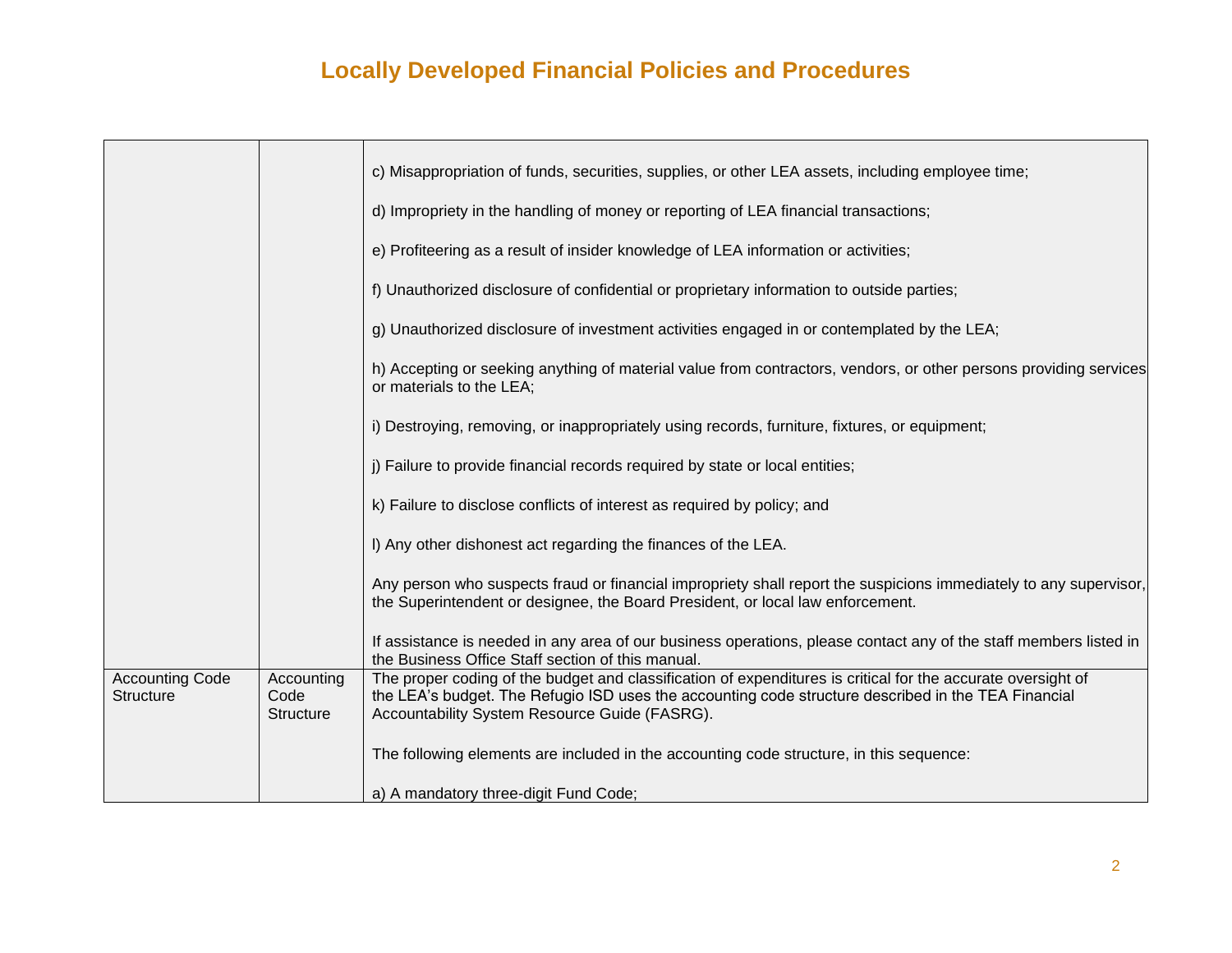## Locally Developed Financial Policies and Procedures

| | | |
|---|---|---|
| | | c) Misappropriation of funds, securities, supplies, or other LEA assets, including employee time;<br><br>d) Impropriety in the handling of money or reporting of LEA financial transactions;<br><br>e) Profiteering as a result of insider knowledge of LEA information or activities;<br><br>f) Unauthorized disclosure of confidential or proprietary information to outside parties;<br><br>g) Unauthorized disclosure of investment activities engaged in or contemplated by the LEA;<br><br>h) Accepting or seeking anything of material value from contractors, vendors, or other persons providing services or materials to the LEA;<br><br>i) Destroying, removing, or inappropriately using records, furniture, fixtures, or equipment;<br><br>j) Failure to provide financial records required by state or local entities;<br><br>k) Failure to disclose conflicts of interest as required by policy; and<br><br>l) Any other dishonest act regarding the finances of the LEA.<br><br>Any person who suspects fraud or financial impropriety shall report the suspicions immediately to any supervisor, the Superintendent or designee, the Board President, or local law enforcement.<br><br>If assistance is needed in any area of our business operations, please contact any of the staff members listed in the Business Office Staff section of this manual. |
| Accounting Code Structure | Accounting Code Structure | The proper coding of the budget and classification of expenditures is critical for the accurate oversight of the LEA's budget. The Refugio ISD uses the accounting code structure described in the TEA Financial Accountability System Resource Guide (FASRG).<br><br>The following elements are included in the accounting code structure, in this sequence:<br><br>a) A mandatory three-digit Fund Code; |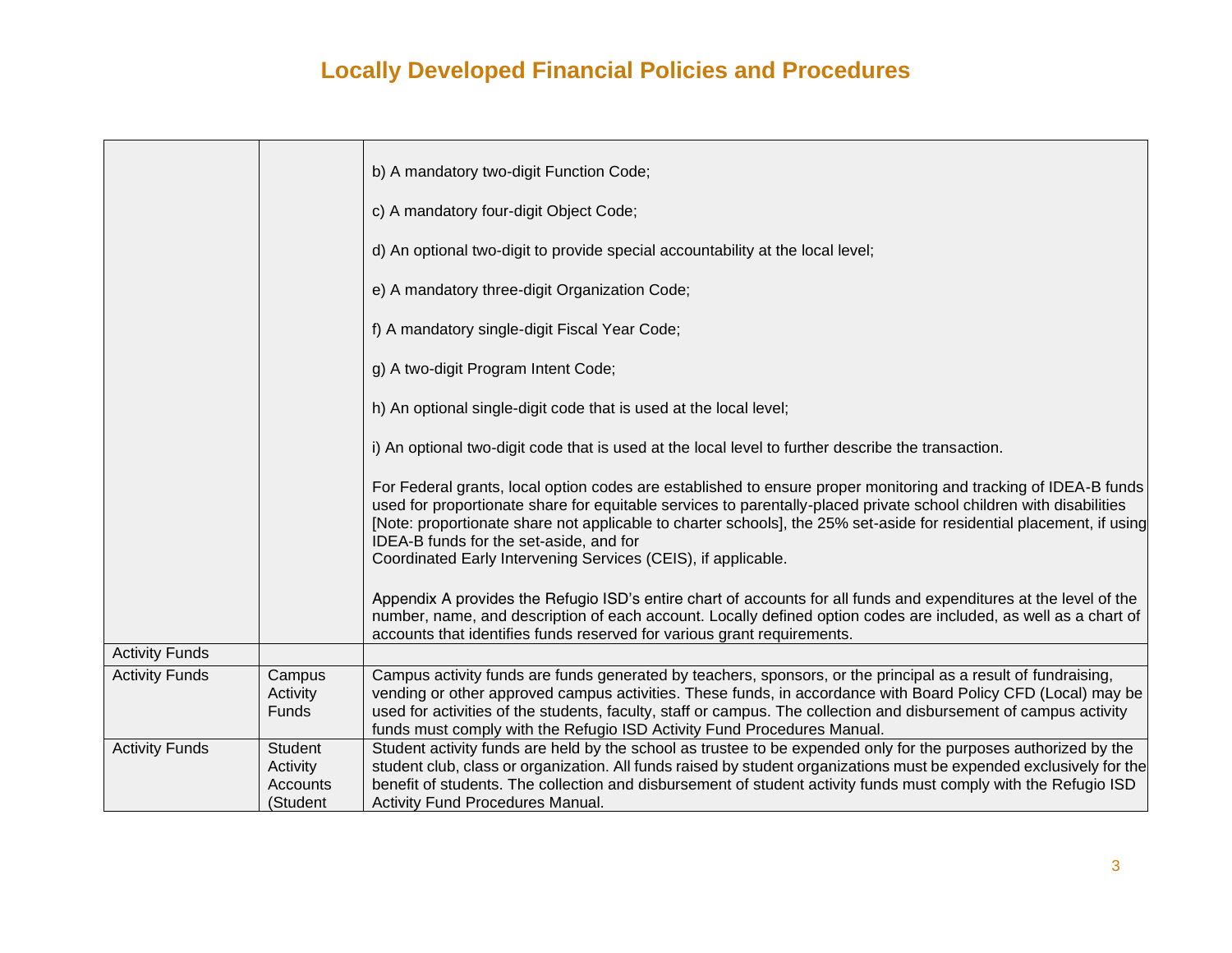# Locally Developed Financial Policies and Procedures

| | | |
|---|---|---|
| | | b) A mandatory two-digit Function Code;<br><br>c) A mandatory four-digit Object Code;<br><br>d) An optional two-digit to provide special accountability at the local level;<br><br>e) A mandatory three-digit Organization Code;<br><br>f) A mandatory single-digit Fiscal Year Code;<br><br>g) A two-digit Program Intent Code;<br><br>h) An optional single-digit code that is used at the local level;<br><br>i) An optional two-digit code that is used at the local level to further describe the transaction.<br><br>For Federal grants, local option codes are established to ensure proper monitoring and tracking of IDEA-B funds used for proportionate share for equitable services to parentally-placed private school children with disabilities [Note: proportionate share not applicable to charter schools], the 25% set-aside for residential placement, if using IDEA-B funds for the set-aside, and for Coordinated Early Intervening Services (CEIS), if applicable.<br><br>Appendix A provides the Refugio ISD's entire chart of accounts for all funds and expenditures at the level of the number, name, and description of each account. Locally defined option codes are included, as well as a chart of accounts that identifies funds reserved for various grant requirements. |
| Activity Funds | | |
| Activity Funds | Campus Activity Funds | Campus activity funds are funds generated by teachers, sponsors, or the principal as a result of fundraising, vending or other approved campus activities. These funds, in accordance with Board Policy CFD (Local) may be used for activities of the students, faculty, staff or campus. The collection and disbursement of campus activity funds must comply with the Refugio ISD Activity Fund Procedures Manual. |
| Activity Funds | Student Activity Accounts (Student | Student activity funds are held by the school as trustee to be expended only for the purposes authorized by the student club, class or organization. All funds raised by student organizations must be expended exclusively for the benefit of students. The collection and disbursement of student activity funds must comply with the Refugio ISD Activity Fund Procedures Manual. |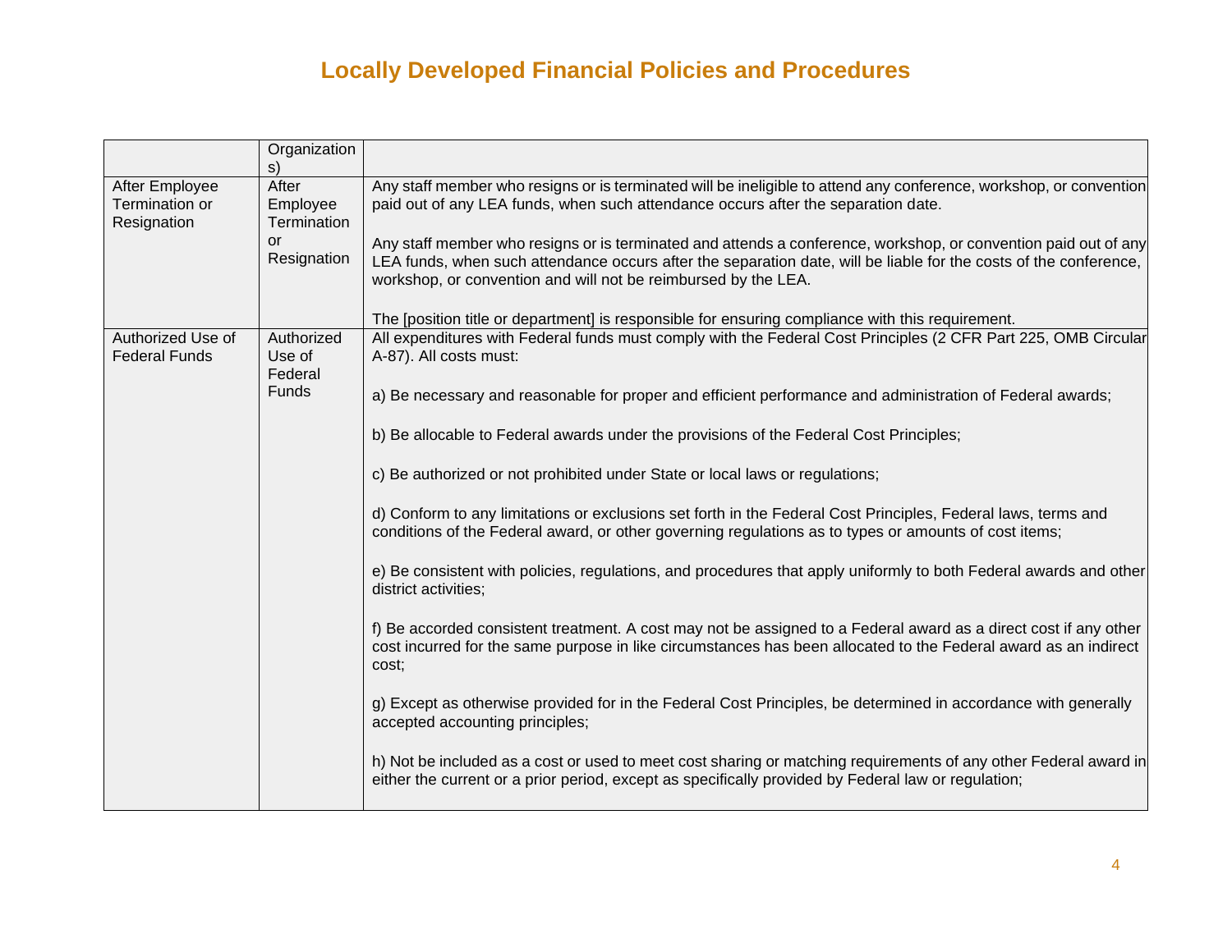# Locally Developed Financial Policies and Procedures

| | | |
|---|---|---|
| | Organizations) | |
| After Employee Termination or Resignation | After Employee Termination or Resignation | Any staff member who resigns or is terminated will be ineligible to attend any conference, workshop, or convention paid out of any LEA funds, when such attendance occurs after the separation date.<br><br>Any staff member who resigns or is terminated and attends a conference, workshop, or convention paid out of any LEA funds, when such attendance occurs after the separation date, will be liable for the costs of the conference, workshop, or convention and will not be reimbursed by the LEA.<br><br>The [position title or department] is responsible for ensuring compliance with this requirement. |
| Authorized Use of Federal Funds | Authorized Use of Federal Funds | All expenditures with Federal funds must comply with the Federal Cost Principles (2 CFR Part 225, OMB Circular A-87). All costs must:<br><br>a) Be necessary and reasonable for proper and efficient performance and administration of Federal awards;<br><br>b) Be allocable to Federal awards under the provisions of the Federal Cost Principles;<br><br>c) Be authorized or not prohibited under State or local laws or regulations;<br><br>d) Conform to any limitations or exclusions set forth in the Federal Cost Principles, Federal laws, terms and conditions of the Federal award, or other governing regulations as to types or amounts of cost items;<br><br>e) Be consistent with policies, regulations, and procedures that apply uniformly to both Federal awards and other district activities;<br><br>f) Be accorded consistent treatment. A cost may not be assigned to a Federal award as a direct cost if any other cost incurred for the same purpose in like circumstances has been allocated to the Federal award as an indirect cost;<br><br>g) Except as otherwise provided for in the Federal Cost Principles, be determined in accordance with generally accepted accounting principles;<br><br>h) Not be included as a cost or used to meet cost sharing or matching requirements of any other Federal award in either the current or a prior period, except as specifically provided by Federal law or regulation; |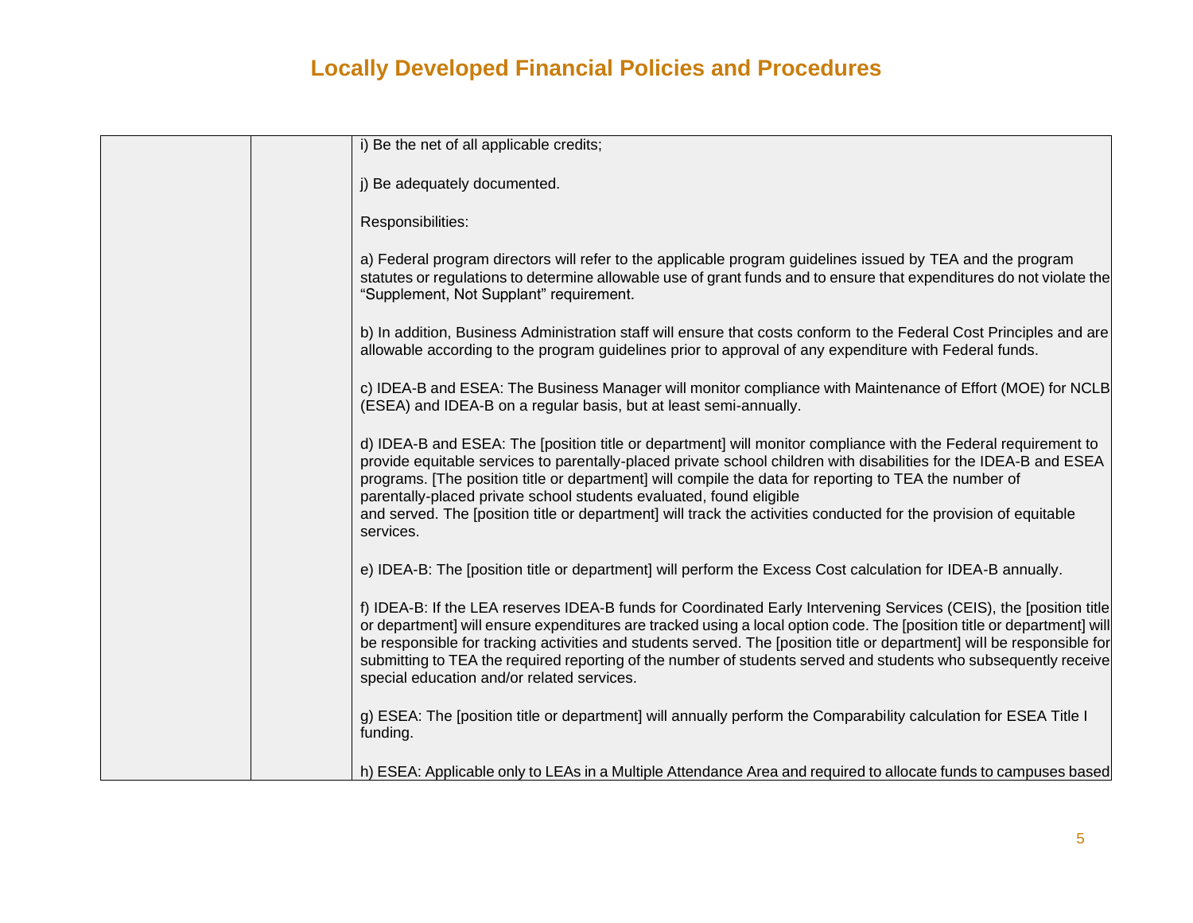# Locally Developed Financial Policies and Procedures

| | | |
|---|---|---|
| | | i) Be the net of all applicable credits;<br><br>j) Be adequately documented.<br><br>Responsibilities:<br><br>a) Federal program directors will refer to the applicable program guidelines issued by TEA and the program statutes or regulations to determine allowable use of grant funds and to ensure that expenditures do not violate the "Supplement, Not Supplant" requirement.<br><br>b) In addition, Business Administration staff will ensure that costs conform to the Federal Cost Principles and are allowable according to the program guidelines prior to approval of any expenditure with Federal funds.<br><br>c) IDEA-B and ESEA: The Business Manager will monitor compliance with Maintenance of Effort (MOE) for NCLB (ESEA) and IDEA-B on a regular basis, but at least semi-annually.<br><br>d) IDEA-B and ESEA: The [position title or department] will monitor compliance with the Federal requirement to provide equitable services to parentally-placed private school children with disabilities for the IDEA-B and ESEA programs. [The position title or department] will compile the data for reporting to TEA the number of parentally-placed private school students evaluated, found eligible and served. The [position title or department] will track the activities conducted for the provision of equitable services.<br><br>e) IDEA-B: The [position title or department] will perform the Excess Cost calculation for IDEA-B annually.<br><br>f) IDEA-B: If the LEA reserves IDEA-B funds for Coordinated Early Intervening Services (CEIS), the [position title or department] will ensure expenditures are tracked using a local option code. The [position title or department] will be responsible for tracking activities and students served. The [position title or department] will be responsible for submitting to TEA the required reporting of the number of students served and students who subsequently receive special education and/or related services.<br><br>g) ESEA: The [position title or department] will annually perform the Comparability calculation for ESEA Title I funding.<br><br>h) ESEA: Applicable only to LEAs in a Multiple Attendance Area and required to allocate funds to campuses based |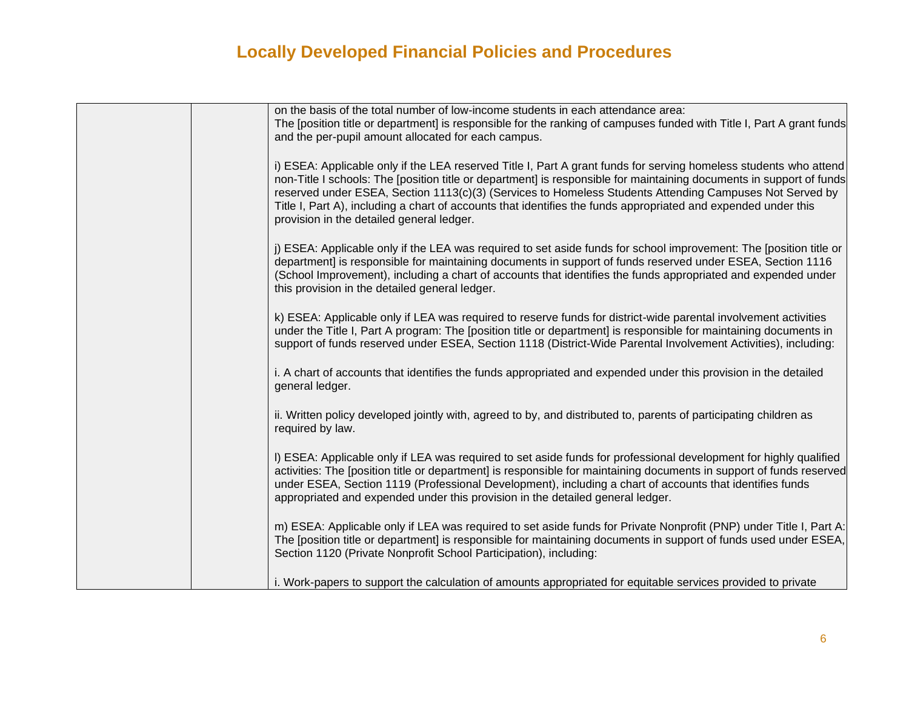# Locally Developed Financial Policies and Procedures

| | | |
|---|---|---|
| | | on the basis of the total number of low-income students in each attendance area:<br>The [position title or department] is responsible for the ranking of campuses funded with Title I, Part A grant funds and the per-pupil amount allocated for each campus.<br><br>i) ESEA: Applicable only if the LEA reserved Title I, Part A grant funds for serving homeless students who attend non-Title I schools: The [position title or department] is responsible for maintaining documents in support of funds reserved under ESEA, Section 1113(c)(3) (Services to Homeless Students Attending Campuses Not Served by Title I, Part A), including a chart of accounts that identifies the funds appropriated and expended under this provision in the detailed general ledger.<br><br>j) ESEA: Applicable only if the LEA was required to set aside funds for school improvement: The [position title or department] is responsible for maintaining documents in support of funds reserved under ESEA, Section 1116 (School Improvement), including a chart of accounts that identifies the funds appropriated and expended under this provision in the detailed general ledger.<br><br>k) ESEA: Applicable only if LEA was required to reserve funds for district-wide parental involvement activities under the Title I, Part A program: The [position title or department] is responsible for maintaining documents in support of funds reserved under ESEA, Section 1118 (District-Wide Parental Involvement Activities), including:<br><br>i. A chart of accounts that identifies the funds appropriated and expended under this provision in the detailed general ledger.<br><br>ii. Written policy developed jointly with, agreed to by, and distributed to, parents of participating children as required by law.<br><br>l) ESEA: Applicable only if LEA was required to set aside funds for professional development for highly qualified activities: The [position title or department] is responsible for maintaining documents in support of funds reserved under ESEA, Section 1119 (Professional Development), including a chart of accounts that identifies funds appropriated and expended under this provision in the detailed general ledger.<br><br>m) ESEA: Applicable only if LEA was required to set aside funds for Private Nonprofit (PNP) under Title I, Part A: The [position title or department] is responsible for maintaining documents in support of funds used under ESEA, Section 1120 (Private Nonprofit School Participation), including:<br><br>i. Work-papers to support the calculation of amounts appropriated for equitable services provided to private |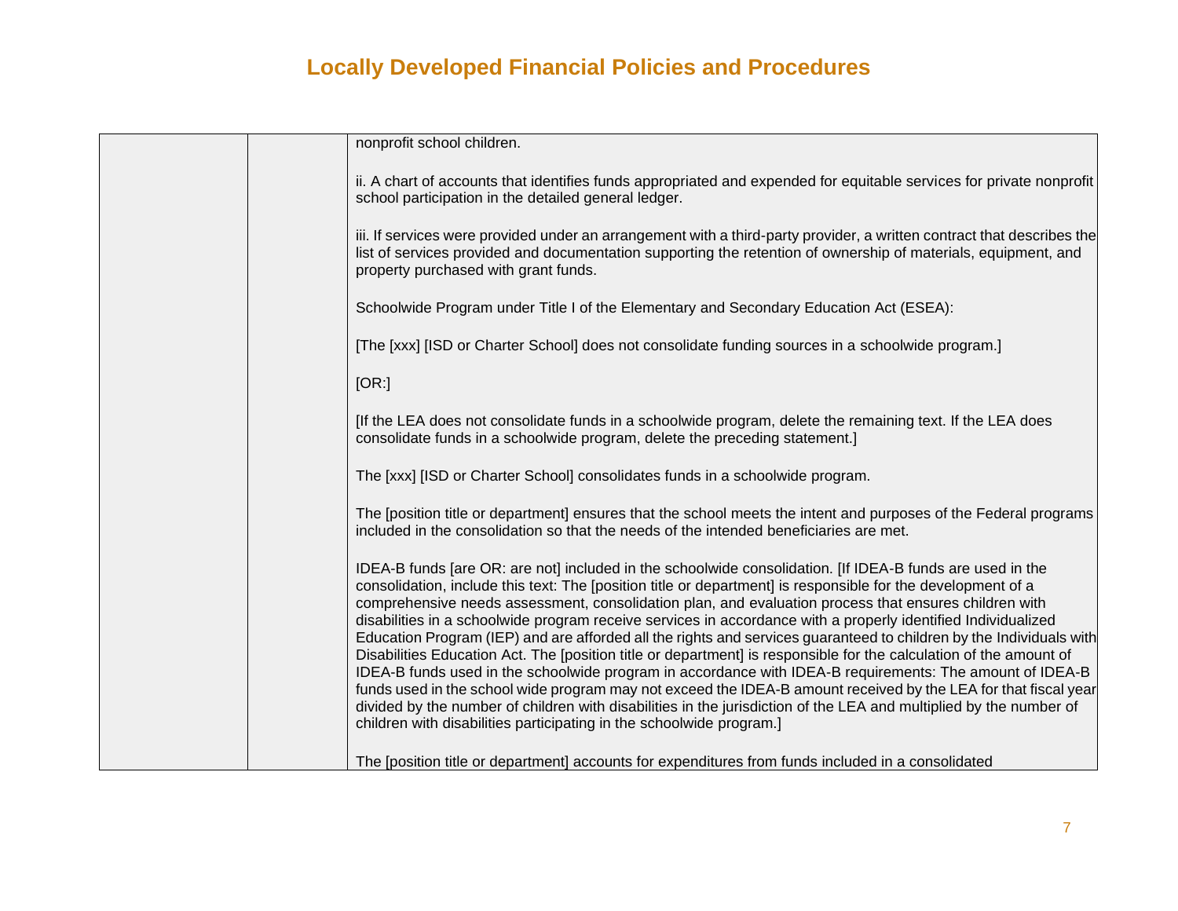# Locally Developed Financial Policies and Procedures

| | | |
|---|---|---|
| | | nonprofit school children.<br><br>ii. A chart of accounts that identifies funds appropriated and expended for equitable services for private nonprofit school participation in the detailed general ledger.<br><br>iii. If services were provided under an arrangement with a third-party provider, a written contract that describes the list of services provided and documentation supporting the retention of ownership of materials, equipment, and property purchased with grant funds.<br><br>Schoolwide Program under Title I of the Elementary and Secondary Education Act (ESEA):<br><br>[The [xxx] [ISD or Charter School] does not consolidate funding sources in a schoolwide program.]<br><br>[OR:]<br><br>[If the LEA does not consolidate funds in a schoolwide program, delete the remaining text. If the LEA does consolidate funds in a schoolwide program, delete the preceding statement.]<br><br>The [xxx] [ISD or Charter School] consolidates funds in a schoolwide program.<br><br>The [position title or department] ensures that the school meets the intent and purposes of the Federal programs included in the consolidation so that the needs of the intended beneficiaries are met.<br><br>IDEA-B funds [are OR: are not] included in the schoolwide consolidation. [If IDEA-B funds are used in the consolidation, include this text: The [position title or department] is responsible for the development of a comprehensive needs assessment, consolidation plan, and evaluation process that ensures children with disabilities in a schoolwide program receive services in accordance with a properly identified Individualized Education Program (IEP) and are afforded all the rights and services guaranteed to children by the Individuals with Disabilities Education Act. The [position title or department] is responsible for the calculation of the amount of IDEA-B funds used in the schoolwide program in accordance with IDEA-B requirements: The amount of IDEA-B funds used in the school wide program may not exceed the IDEA-B amount received by the LEA for that fiscal year divided by the number of children with disabilities in the jurisdiction of the LEA and multiplied by the number of children with disabilities participating in the schoolwide program.]<br><br>The [position title or department] accounts for expenditures from funds included in a consolidated |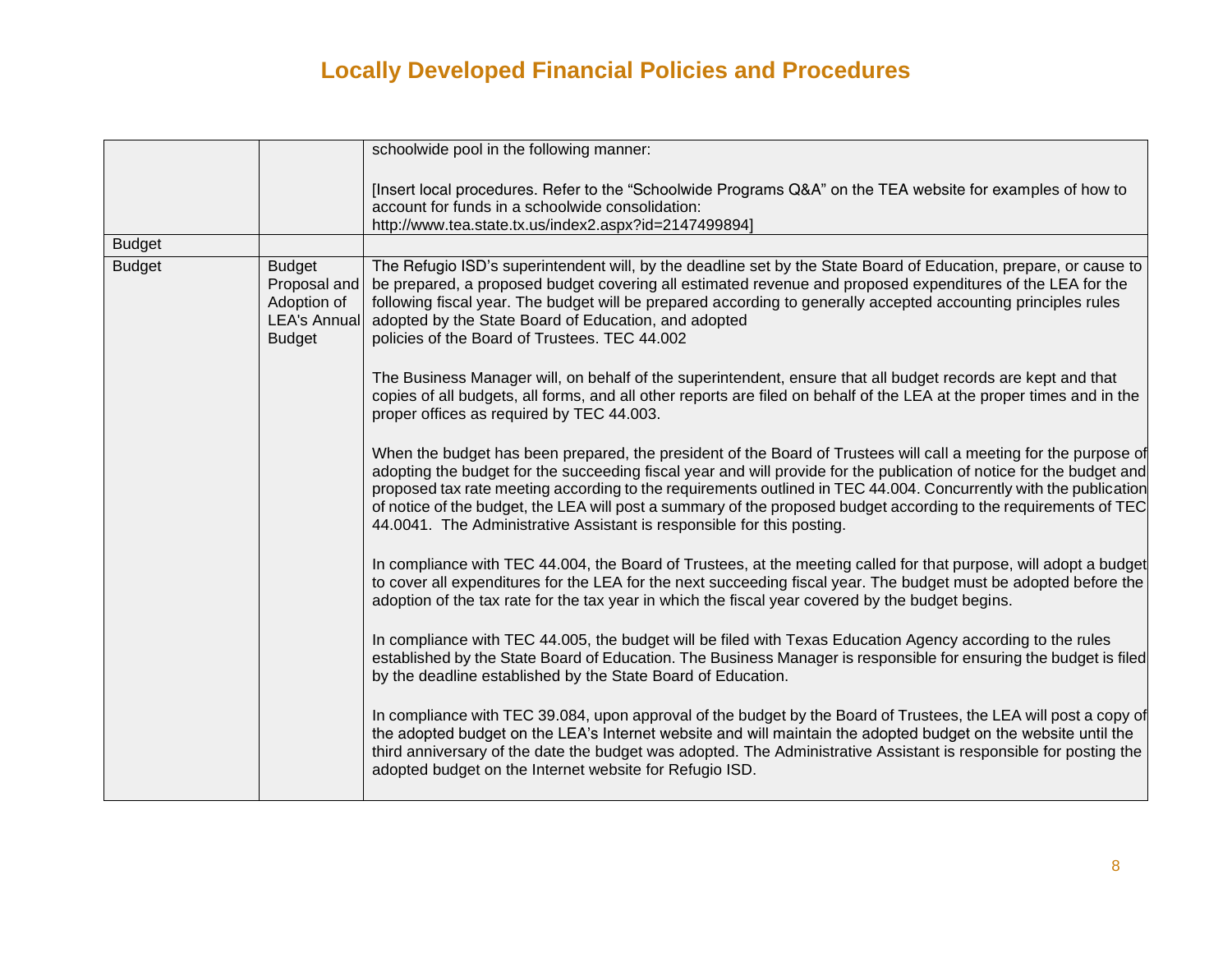# Locally Developed Financial Policies and Procedures

| | | |
|---|---|---|
| | | schoolwide pool in the following manner:<br><br>[Insert local procedures. Refer to the "Schoolwide Programs Q&A" on the TEA website for examples of how to account for funds in a schoolwide consolidation: http://www.tea.state.tx.us/index2.aspx?id=2147499894] |
| Budget | | |
| Budget | Budget Proposal and Adoption of LEA's Annual Budget | The Refugio ISD's superintendent will, by the deadline set by the State Board of Education, prepare, or cause to be prepared, a proposed budget covering all estimated revenue and proposed expenditures of the LEA for the following fiscal year. The budget will be prepared according to generally accepted accounting principles rules adopted by the State Board of Education, and adopted policies of the Board of Trustees. TEC 44.002<br><br>The Business Manager will, on behalf of the superintendent, ensure that all budget records are kept and that copies of all budgets, all forms, and all other reports are filed on behalf of the LEA at the proper times and in the proper offices as required by TEC 44.003.<br><br>When the budget has been prepared, the president of the Board of Trustees will call a meeting for the purpose of adopting the budget for the succeeding fiscal year and will provide for the publication of notice for the budget and proposed tax rate meeting according to the requirements outlined in TEC 44.004. Concurrently with the publication of notice of the budget, the LEA will post a summary of the proposed budget according to the requirements of TEC 44.0041. The Administrative Assistant is responsible for this posting.<br><br>In compliance with TEC 44.004, the Board of Trustees, at the meeting called for that purpose, will adopt a budget to cover all expenditures for the LEA for the next succeeding fiscal year. The budget must be adopted before the adoption of the tax rate for the tax year in which the fiscal year covered by the budget begins.<br><br>In compliance with TEC 44.005, the budget will be filed with Texas Education Agency according to the rules established by the State Board of Education. The Business Manager is responsible for ensuring the budget is filed by the deadline established by the State Board of Education.<br><br>In compliance with TEC 39.084, upon approval of the budget by the Board of Trustees, the LEA will post a copy of the adopted budget on the LEA's Internet website and will maintain the adopted budget on the website until the third anniversary of the date the budget was adopted. The Administrative Assistant is responsible for posting the adopted budget on the Internet website for Refugio ISD. |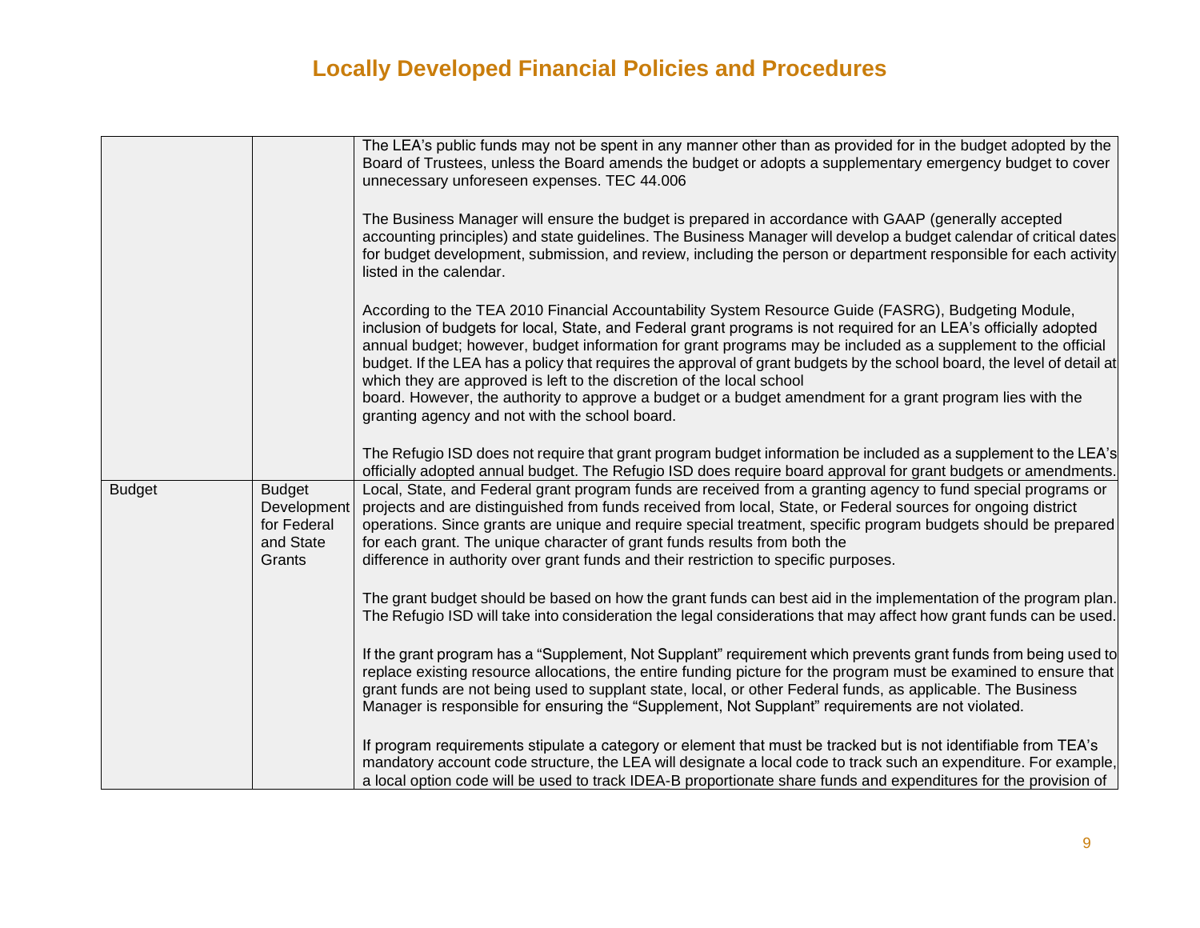# Locally Developed Financial Policies and Procedures

| | | |
|---|---|---|
| | | The LEA's public funds may not be spent in any manner other than as provided for in the budget adopted by the Board of Trustees, unless the Board amends the budget or adopts a supplementary emergency budget to cover unnecessary unforeseen expenses. TEC 44.006<br><br>The Business Manager will ensure the budget is prepared in accordance with GAAP (generally accepted accounting principles) and state guidelines. The Business Manager will develop a budget calendar of critical dates for budget development, submission, and review, including the person or department responsible for each activity listed in the calendar.<br><br>According to the TEA 2010 Financial Accountability System Resource Guide (FASRG), Budgeting Module, inclusion of budgets for local, State, and Federal grant programs is not required for an LEA's officially adopted annual budget; however, budget information for grant programs may be included as a supplement to the official budget. If the LEA has a policy that requires the approval of grant budgets by the school board, the level of detail at which they are approved is left to the discretion of the local school board. However, the authority to approve a budget or a budget amendment for a grant program lies with the granting agency and not with the school board.<br><br>The Refugio ISD does not require that grant program budget information be included as a supplement to the LEA's officially adopted annual budget. The Refugio ISD does require board approval for grant budgets or amendments. |
| Budget | Budget Development for Federal and State Grants | Local, State, and Federal grant program funds are received from a granting agency to fund special programs or projects and are distinguished from funds received from local, State, or Federal sources for ongoing district operations. Since grants are unique and require special treatment, specific program budgets should be prepared for each grant. The unique character of grant funds results from both the difference in authority over grant funds and their restriction to specific purposes.<br><br>The grant budget should be based on how the grant funds can best aid in the implementation of the program plan. The Refugio ISD will take into consideration the legal considerations that may affect how grant funds can be used.<br><br>If the grant program has a "Supplement, Not Supplant" requirement which prevents grant funds from being used to replace existing resource allocations, the entire funding picture for the program must be examined to ensure that grant funds are not being used to supplant state, local, or other Federal funds, as applicable. The Business Manager is responsible for ensuring the "Supplement, Not Supplant" requirements are not violated.<br><br>If program requirements stipulate a category or element that must be tracked but is not identifiable from TEA's mandatory account code structure, the LEA will designate a local code to track such an expenditure. For example, a local option code will be used to track IDEA-B proportionate share funds and expenditures for the provision of |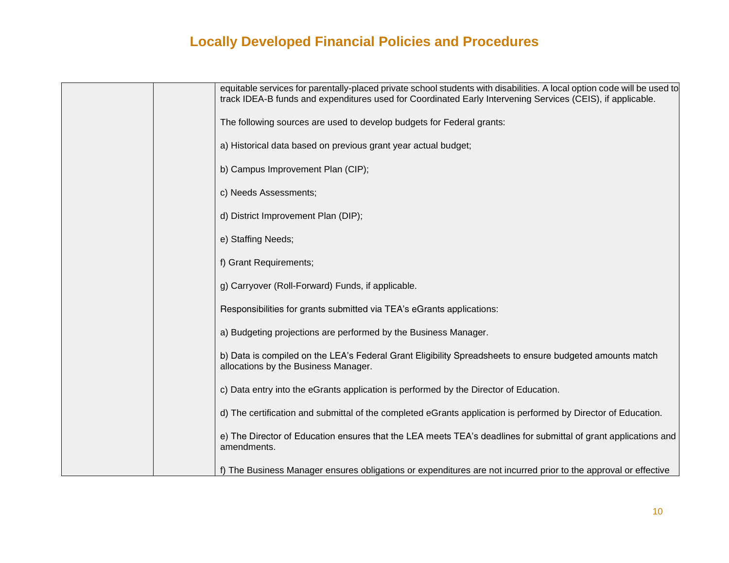# Locally Developed Financial Policies and Procedures

| | | |
|---|---|---|
| | | equitable services for parentally-placed private school students with disabilities. A local option code will be used to track IDEA-B funds and expenditures used for Coordinated Early Intervening Services (CEIS), if applicable.<br><br>The following sources are used to develop budgets for Federal grants:<br><br>a) Historical data based on previous grant year actual budget;<br><br>b) Campus Improvement Plan (CIP);<br><br>c) Needs Assessments;<br><br>d) District Improvement Plan (DIP);<br><br>e) Staffing Needs;<br><br>f) Grant Requirements;<br><br>g) Carryover (Roll-Forward) Funds, if applicable.<br><br>Responsibilities for grants submitted via TEA's eGrants applications:<br><br>a) Budgeting projections are performed by the Business Manager.<br><br>b) Data is compiled on the LEA's Federal Grant Eligibility Spreadsheets to ensure budgeted amounts match allocations by the Business Manager.<br><br>c) Data entry into the eGrants application is performed by the Director of Education.<br><br>d) The certification and submittal of the completed eGrants application is performed by Director of Education.<br><br>e) The Director of Education ensures that the LEA meets TEA's deadlines for submittal of grant applications and amendments.<br><br>f) The Business Manager ensures obligations or expenditures are not incurred prior to the approval or effective |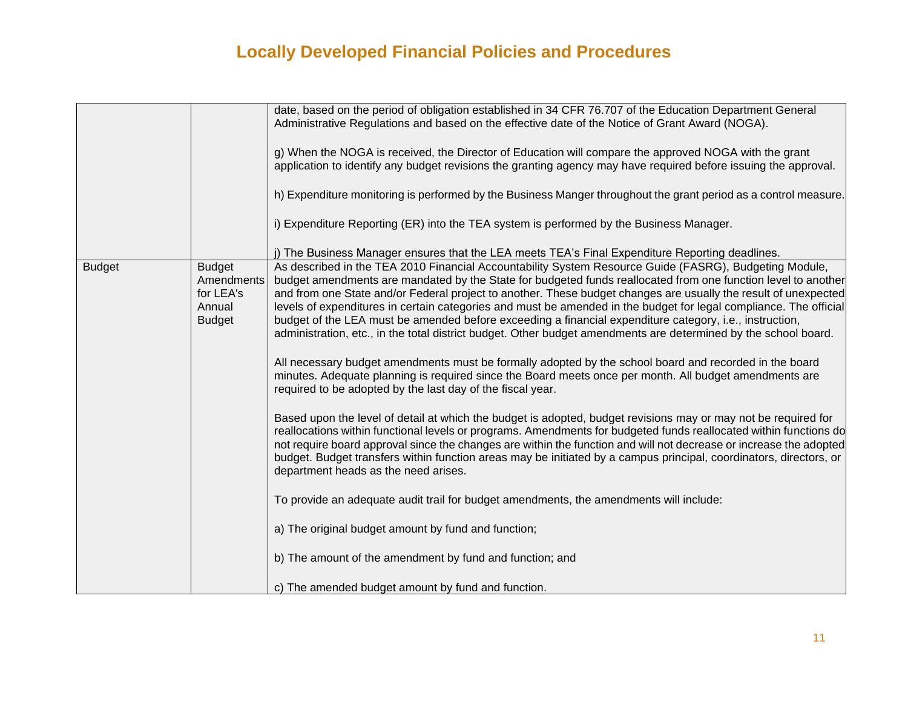# Locally Developed Financial Policies and Procedures

| | | |
|---|---|---|
| | | date, based on the period of obligation established in 34 CFR 76.707 of the Education Department General Administrative Regulations and based on the effective date of the Notice of Grant Award (NOGA).<br><br>g) When the NOGA is received, the Director of Education will compare the approved NOGA with the grant application to identify any budget revisions the granting agency may have required before issuing the approval.<br><br>h) Expenditure monitoring is performed by the Business Manger throughout the grant period as a control measure.<br><br>i) Expenditure Reporting (ER) into the TEA system is performed by the Business Manager.<br><br>j) The Business Manager ensures that the LEA meets TEA's Final Expenditure Reporting deadlines. |
| Budget | Budget Amendments for LEA's Annual Budget | As described in the TEA 2010 Financial Accountability System Resource Guide (FASRG), Budgeting Module, budget amendments are mandated by the State for budgeted funds reallocated from one function level to another and from one State and/or Federal project to another. These budget changes are usually the result of unexpected levels of expenditures in certain categories and must be amended in the budget for legal compliance. The official budget of the LEA must be amended before exceeding a financial expenditure category, i.e., instruction, administration, etc., in the total district budget. Other budget amendments are determined by the school board.<br><br>All necessary budget amendments must be formally adopted by the school board and recorded in the board minutes. Adequate planning is required since the Board meets once per month. All budget amendments are required to be adopted by the last day of the fiscal year.<br><br>Based upon the level of detail at which the budget is adopted, budget revisions may or may not be required for reallocations within functional levels or programs. Amendments for budgeted funds reallocated within functions do not require board approval since the changes are within the function and will not decrease or increase the adopted budget. Budget transfers within function areas may be initiated by a campus principal, coordinators, directors, or department heads as the need arises.<br><br>To provide an adequate audit trail for budget amendments, the amendments will include:<br><br>a) The original budget amount by fund and function;<br><br>b) The amount of the amendment by fund and function; and<br><br>c) The amended budget amount by fund and function. |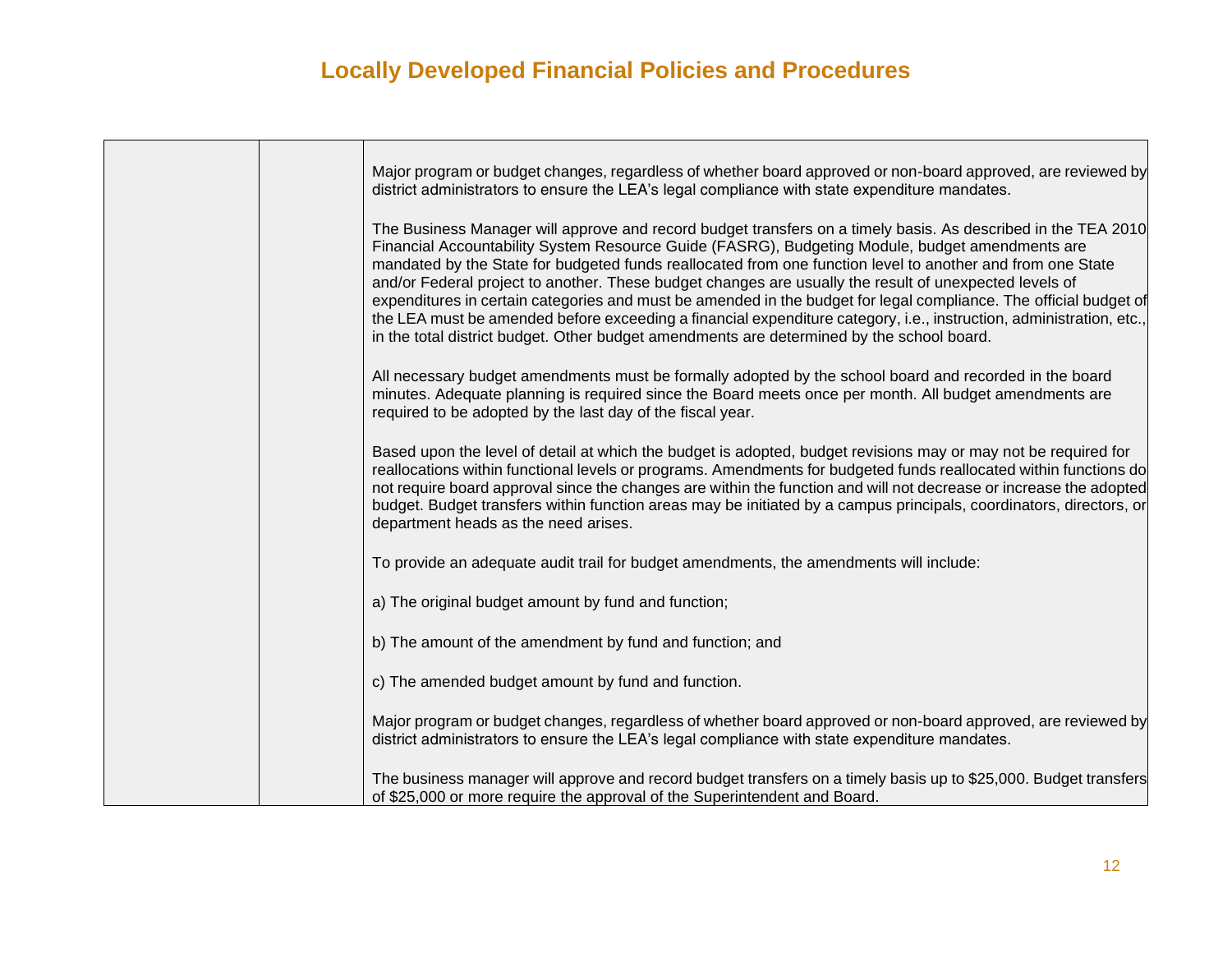# Locally Developed Financial Policies and Procedures

| | | |
|---|---|---|
| | | Major program or budget changes, regardless of whether board approved or non-board approved, are reviewed by district administrators to ensure the LEA's legal compliance with state expenditure mandates.<br><br>The Business Manager will approve and record budget transfers on a timely basis. As described in the TEA 2010 Financial Accountability System Resource Guide (FASRG), Budgeting Module, budget amendments are mandated by the State for budgeted funds reallocated from one function level to another and from one State and/or Federal project to another. These budget changes are usually the result of unexpected levels of expenditures in certain categories and must be amended in the budget for legal compliance. The official budget of the LEA must be amended before exceeding a financial expenditure category, i.e., instruction, administration, etc., in the total district budget. Other budget amendments are determined by the school board.<br><br>All necessary budget amendments must be formally adopted by the school board and recorded in the board minutes. Adequate planning is required since the Board meets once per month. All budget amendments are required to be adopted by the last day of the fiscal year.<br><br>Based upon the level of detail at which the budget is adopted, budget revisions may or may not be required for reallocations within functional levels or programs. Amendments for budgeted funds reallocated within functions do not require board approval since the changes are within the function and will not decrease or increase the adopted budget. Budget transfers within function areas may be initiated by a campus principals, coordinators, directors, or department heads as the need arises.<br><br>To provide an adequate audit trail for budget amendments, the amendments will include:<br><br>a) The original budget amount by fund and function;<br><br>b) The amount of the amendment by fund and function; and<br><br>c) The amended budget amount by fund and function.<br><br>Major program or budget changes, regardless of whether board approved or non-board approved, are reviewed by district administrators to ensure the LEA's legal compliance with state expenditure mandates.<br><br>The business manager will approve and record budget transfers on a timely basis up to $25,000. Budget transfers of $25,000 or more require the approval of the Superintendent and Board. |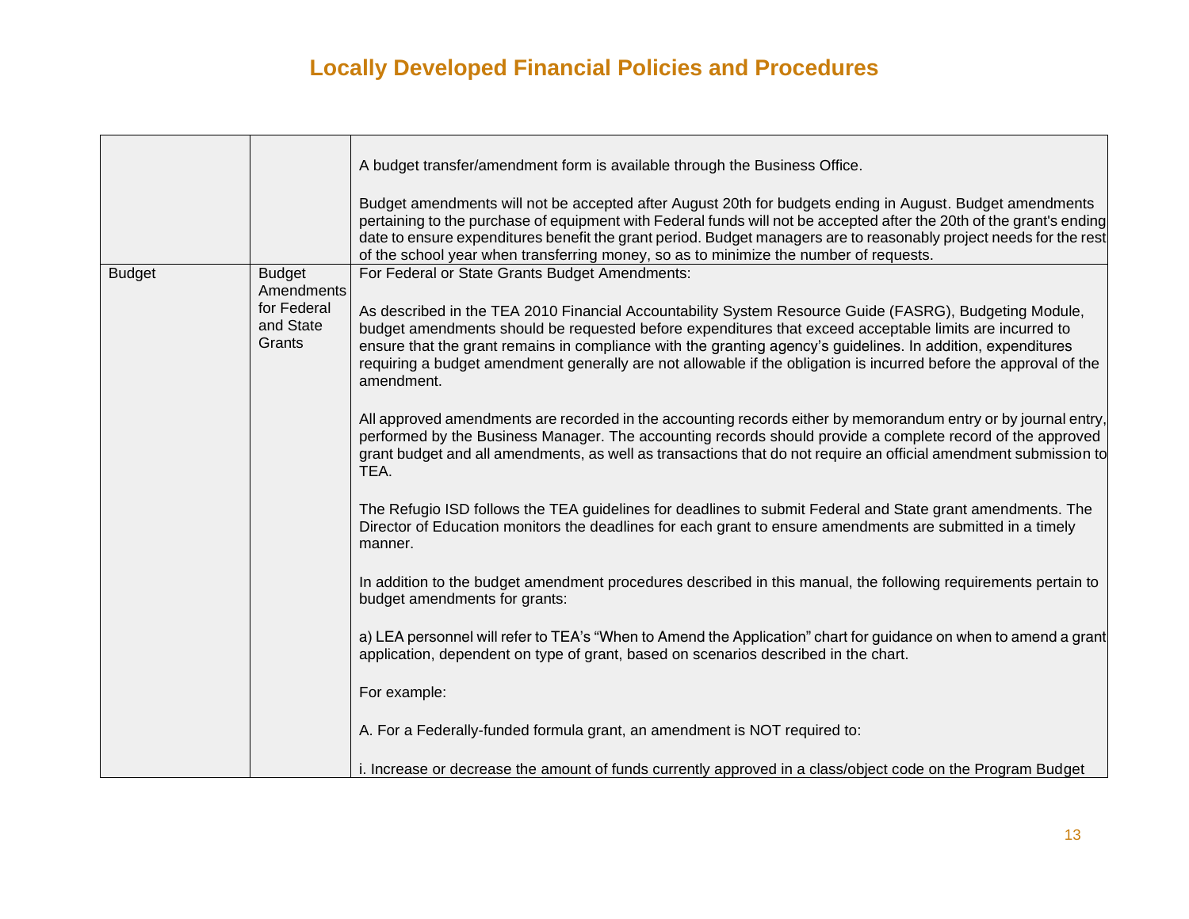| | | |
|---|---|---|
| | | A budget transfer/amendment form is available through the Business Office.<br><br>Budget amendments will not be accepted after August 20th for budgets ending in August. Budget amendments pertaining to the purchase of equipment with Federal funds will not be accepted after the 20th of the grant's ending date to ensure expenditures benefit the grant period. Budget managers are to reasonably project needs for the rest of the school year when transferring money, so as to minimize the number of requests. |
| Budget | Budget Amendments for Federal and State Grants | For Federal or State Grants Budget Amendments:<br><br>As described in the TEA 2010 Financial Accountability System Resource Guide (FASRG), Budgeting Module, budget amendments should be requested before expenditures that exceed acceptable limits are incurred to ensure that the grant remains in compliance with the granting agency's guidelines. In addition, expenditures requiring a budget amendment generally are not allowable if the obligation is incurred before the approval of the amendment.<br><br>All approved amendments are recorded in the accounting records either by memorandum entry or by journal entry, performed by the Business Manager. The accounting records should provide a complete record of the approved grant budget and all amendments, as well as transactions that do not require an official amendment submission to TEA.<br><br>The Refugio ISD follows the TEA guidelines for deadlines to submit Federal and State grant amendments. The Director of Education monitors the deadlines for each grant to ensure amendments are submitted in a timely manner.<br><br>In addition to the budget amendment procedures described in this manual, the following requirements pertain to budget amendments for grants:<br><br>a) LEA personnel will refer to TEA's "When to Amend the Application" chart for guidance on when to amend a grant application, dependent on type of grant, based on scenarios described in the chart.<br><br>For example:<br><br>A. For a Federally-funded formula grant, an amendment is NOT required to:<br><br>i. Increase or decrease the amount of funds currently approved in a class/object code on the Program Budget |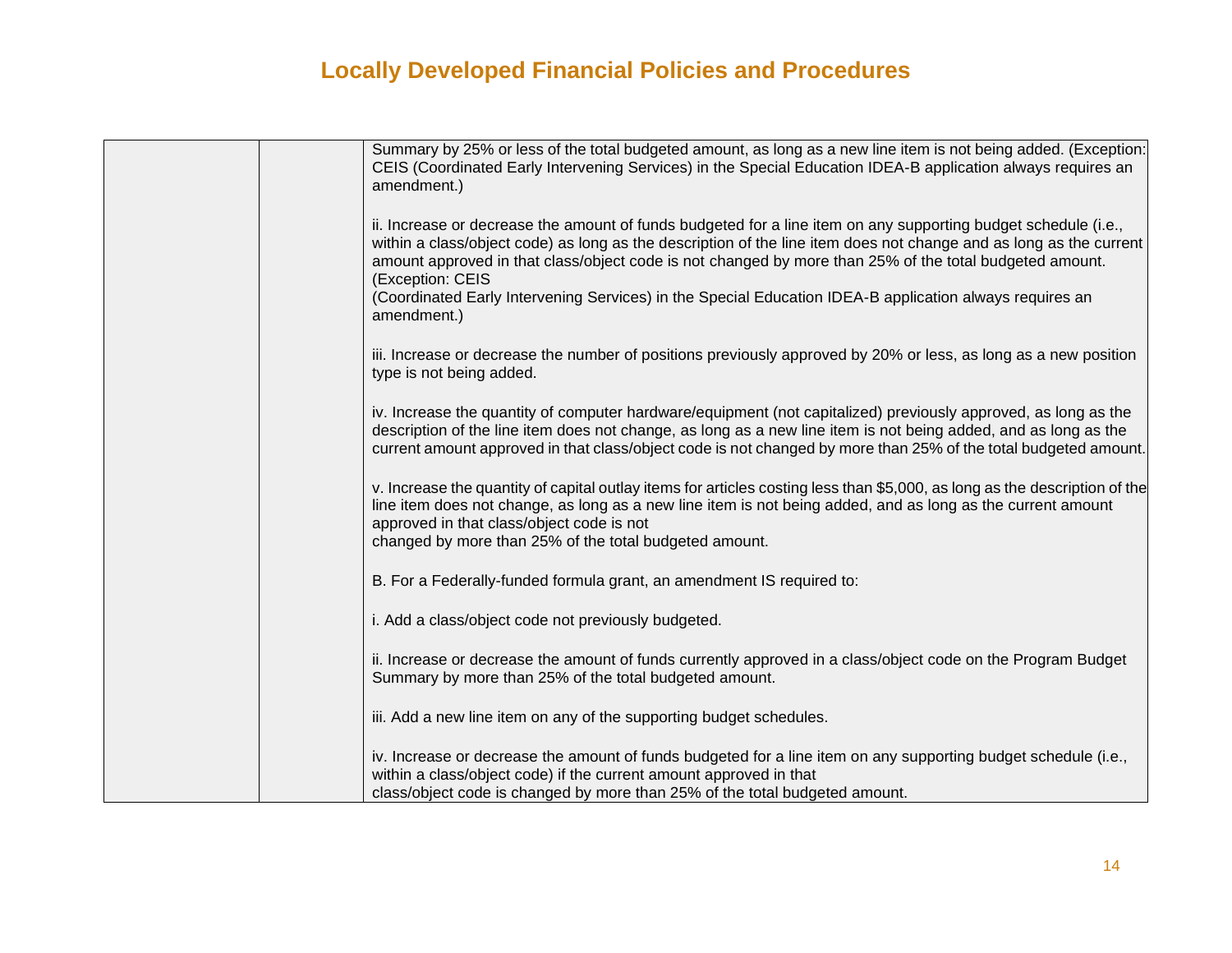# Locally Developed Financial Policies and Procedures

| | | |
|---|---|---|
| | | Summary by 25% or less of the total budgeted amount, as long as a new line item is not being added. (Exception: CEIS (Coordinated Early Intervening Services) in the Special Education IDEA-B application always requires an amendment.)<br><br>ii. Increase or decrease the amount of funds budgeted for a line item on any supporting budget schedule (i.e., within a class/object code) as long as the description of the line item does not change and as long as the current amount approved in that class/object code is not changed by more than 25% of the total budgeted amount. (Exception: CEIS (Coordinated Early Intervening Services) in the Special Education IDEA-B application always requires an amendment.)<br><br>iii. Increase or decrease the number of positions previously approved by 20% or less, as long as a new position type is not being added.<br><br>iv. Increase the quantity of computer hardware/equipment (not capitalized) previously approved, as long as the description of the line item does not change, as long as a new line item is not being added, and as long as the current amount approved in that class/object code is not changed by more than 25% of the total budgeted amount.<br><br>v. Increase the quantity of capital outlay items for articles costing less than $5,000, as long as the description of the line item does not change, as long as a new line item is not being added, and as long as the current amount approved in that class/object code is not changed by more than 25% of the total budgeted amount.<br><br>B. For a Federally-funded formula grant, an amendment IS required to:<br><br>i. Add a class/object code not previously budgeted.<br><br>ii. Increase or decrease the amount of funds currently approved in a class/object code on the Program Budget Summary by more than 25% of the total budgeted amount.<br><br>iii. Add a new line item on any of the supporting budget schedules.<br><br>iv. Increase or decrease the amount of funds budgeted for a line item on any supporting budget schedule (i.e., within a class/object code) if the current amount approved in that class/object code is changed by more than 25% of the total budgeted amount. |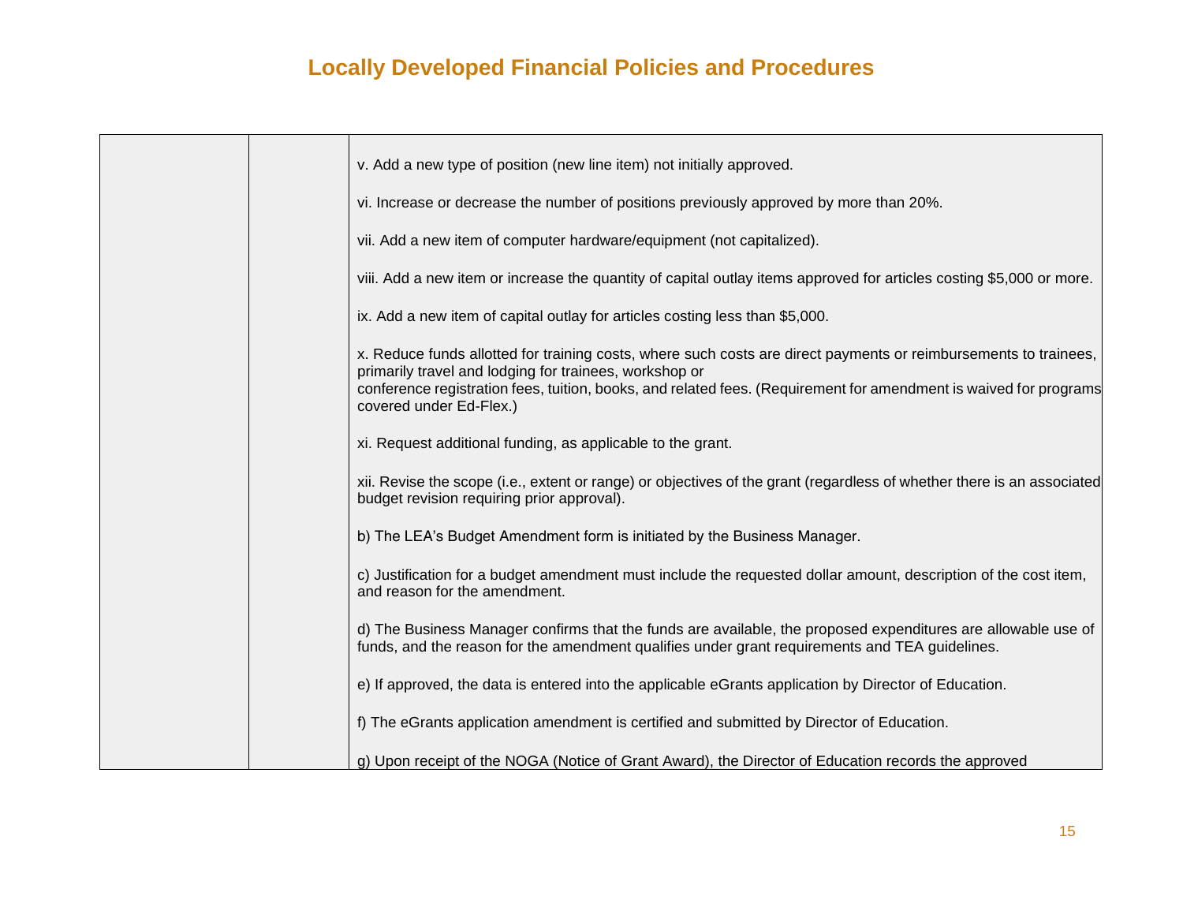# Locally Developed Financial Policies and Procedures

| | | |
|---|---|---|
| | | v. Add a new type of position (new line item) not initially approved.<br><br>vi. Increase or decrease the number of positions previously approved by more than 20%.<br><br>vii. Add a new item of computer hardware/equipment (not capitalized).<br><br>viii. Add a new item or increase the quantity of capital outlay items approved for articles costing $5,000 or more.<br><br>ix. Add a new item of capital outlay for articles costing less than $5,000.<br><br>x. Reduce funds allotted for training costs, where such costs are direct payments or reimbursements to trainees, primarily travel and lodging for trainees, workshop or conference registration fees, tuition, books, and related fees. (Requirement for amendment is waived for programs covered under Ed-Flex.)<br><br>xi. Request additional funding, as applicable to the grant.<br><br>xii. Revise the scope (i.e., extent or range) or objectives of the grant (regardless of whether there is an associated budget revision requiring prior approval).<br><br>b) The LEA's Budget Amendment form is initiated by the Business Manager.<br><br>c) Justification for a budget amendment must include the requested dollar amount, description of the cost item, and reason for the amendment.<br><br>d) The Business Manager confirms that the funds are available, the proposed expenditures are allowable use of funds, and the reason for the amendment qualifies under grant requirements and TEA guidelines.<br><br>e) If approved, the data is entered into the applicable eGrants application by Director of Education.<br><br>f) The eGrants application amendment is certified and submitted by Director of Education.<br><br>g) Upon receipt of the NOGA (Notice of Grant Award), the Director of Education records the approved |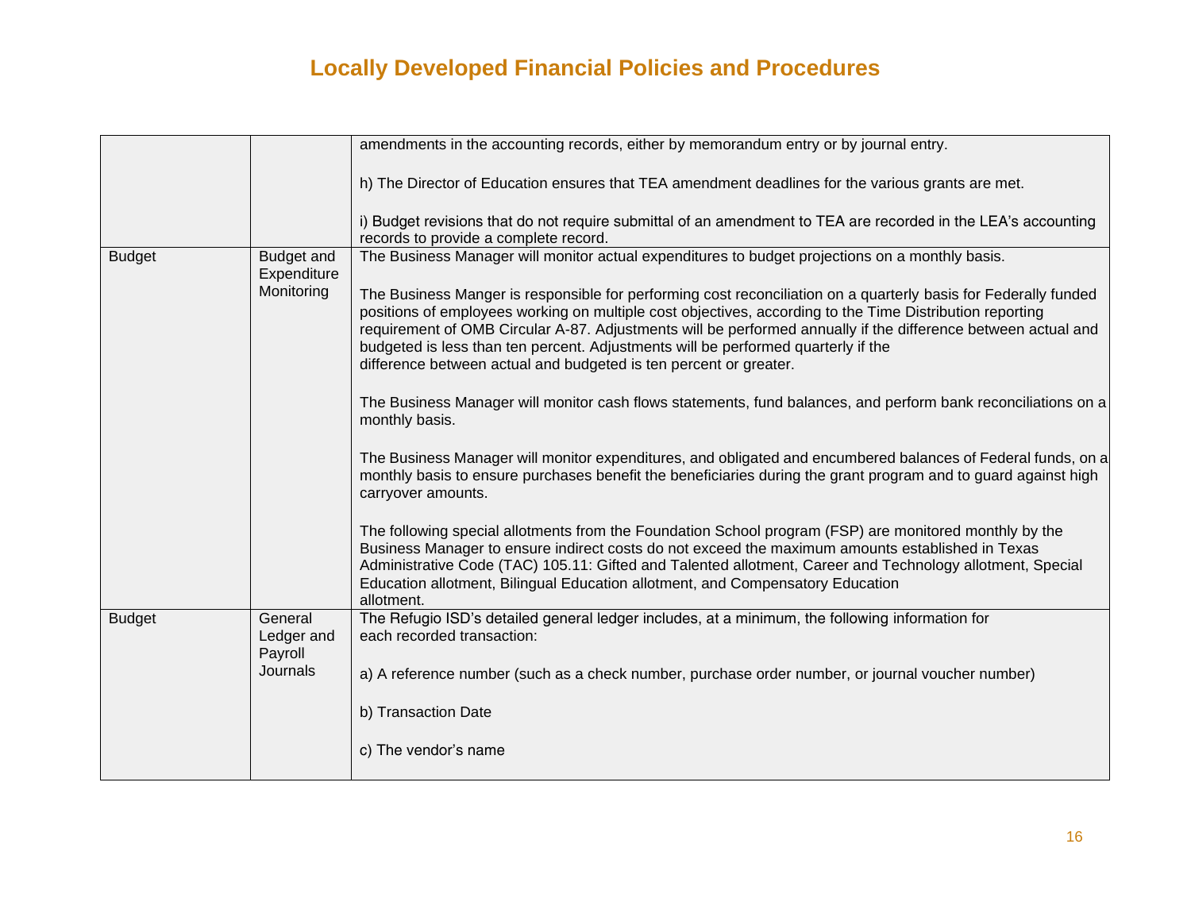# Locally Developed Financial Policies and Procedures

| | | |
|---|---|---|
| | | amendments in the accounting records, either by memorandum entry or by journal entry.<br><br>h) The Director of Education ensures that TEA amendment deadlines for the various grants are met.<br><br>i) Budget revisions that do not require submittal of an amendment to TEA are recorded in the LEA's accounting records to provide a complete record. |
| Budget | Budget and Expenditure Monitoring | The Business Manager will monitor actual expenditures to budget projections on a monthly basis.<br><br>The Business Manger is responsible for performing cost reconciliation on a quarterly basis for Federally funded positions of employees working on multiple cost objectives, according to the Time Distribution reporting requirement of OMB Circular A-87. Adjustments will be performed annually if the difference between actual and budgeted is less than ten percent. Adjustments will be performed quarterly if the difference between actual and budgeted is ten percent or greater.<br><br>The Business Manager will monitor cash flows statements, fund balances, and perform bank reconciliations on a monthly basis.<br><br>The Business Manager will monitor expenditures, and obligated and encumbered balances of Federal funds, on a monthly basis to ensure purchases benefit the beneficiaries during the grant program and to guard against high carryover amounts.<br><br>The following special allotments from the Foundation School program (FSP) are monitored monthly by the Business Manager to ensure indirect costs do not exceed the maximum amounts established in Texas Administrative Code (TAC) 105.11: Gifted and Talented allotment, Career and Technology allotment, Special Education allotment, Bilingual Education allotment, and Compensatory Education allotment. |
| Budget | General Ledger and Payroll Journals | The Refugio ISD's detailed general ledger includes, at a minimum, the following information for each recorded transaction:<br><br>a) A reference number (such as a check number, purchase order number, or journal voucher number)<br><br>b) Transaction Date<br><br>c) The vendor's name |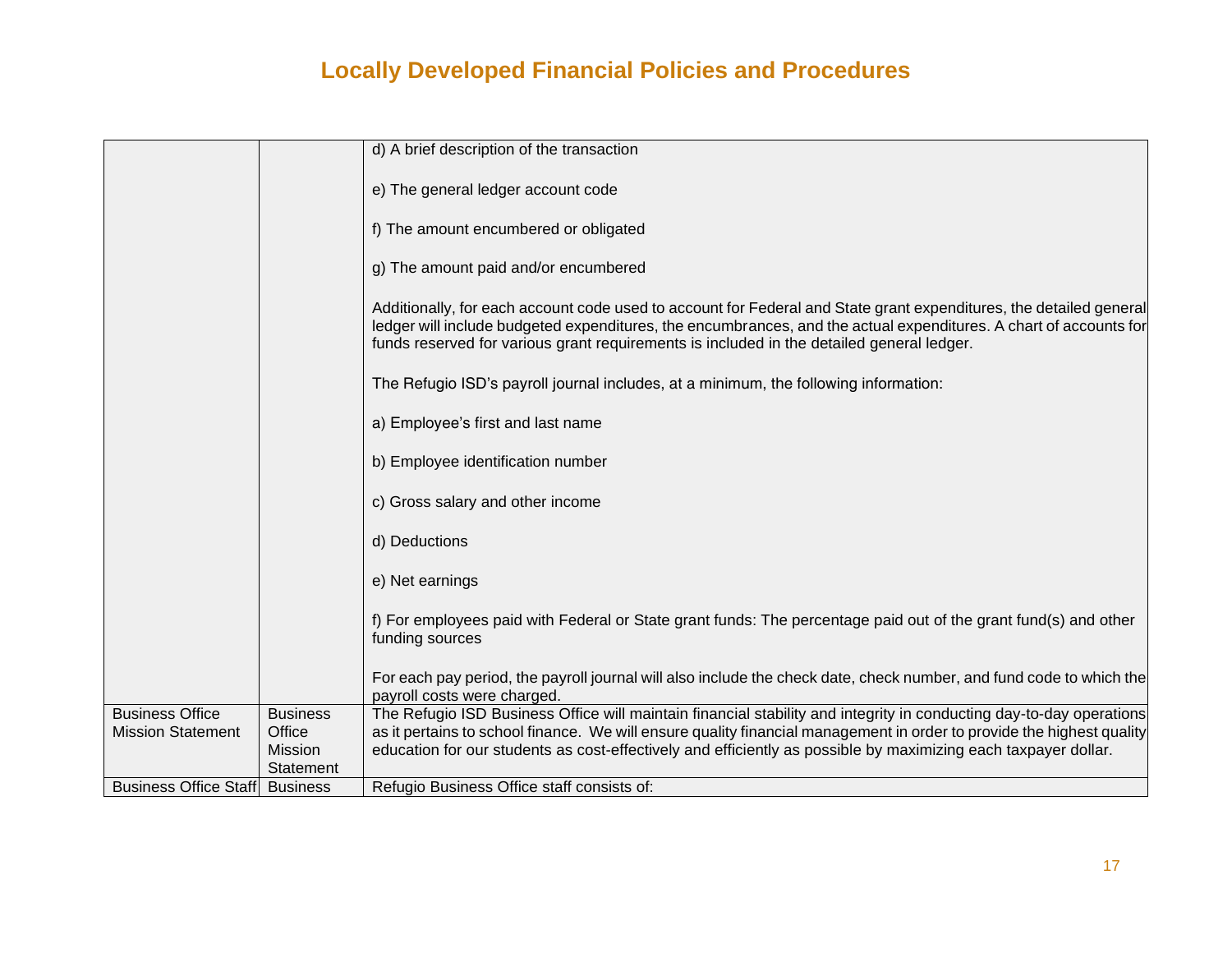# Locally Developed Financial Policies and Procedures

| | | |
|---|---|---|
| | | d) A brief description of the transaction<br><br>e) The general ledger account code<br><br>f) The amount encumbered or obligated<br><br>g) The amount paid and/or encumbered<br><br>Additionally, for each account code used to account for Federal and State grant expenditures, the detailed general ledger will include budgeted expenditures, the encumbrances, and the actual expenditures. A chart of accounts for funds reserved for various grant requirements is included in the detailed general ledger.<br><br>The Refugio ISD's payroll journal includes, at a minimum, the following information:<br><br>a) Employee's first and last name<br><br>b) Employee identification number<br><br>c) Gross salary and other income<br><br>d) Deductions<br><br>e) Net earnings<br><br>f) For employees paid with Federal or State grant funds: The percentage paid out of the grant fund(s) and other funding sources<br><br>For each pay period, the payroll journal will also include the check date, check number, and fund code to which the payroll costs were charged. |
| Business Office Mission Statement | Business Office Mission Statement | The Refugio ISD Business Office will maintain financial stability and integrity in conducting day-to-day operations as it pertains to school finance. We will ensure quality financial management in order to provide the highest quality education for our students as cost-effectively and efficiently as possible by maximizing each taxpayer dollar. |
| Business Office Staff | Business | Refugio Business Office staff consists of: |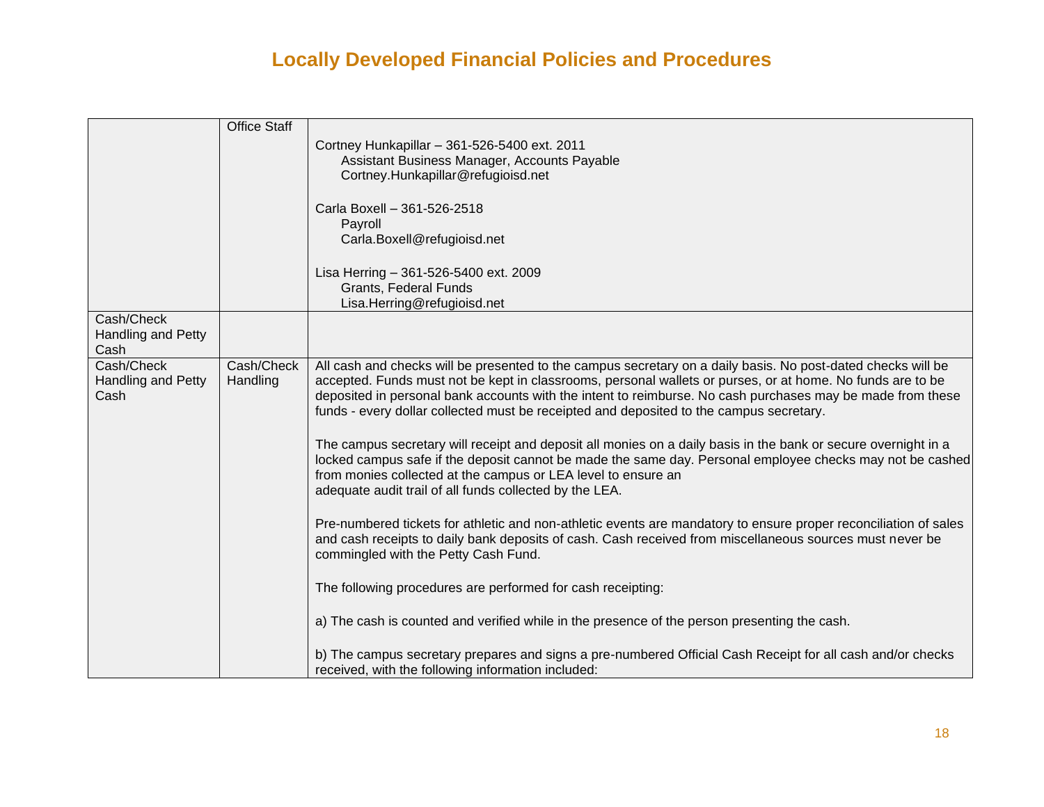## Locally Developed Financial Policies and Procedures

| | | |
|---|---|---|
| | Office Staff | Cortney Hunkapillar – 361-526-5400 ext. 2011<br>Assistant Business Manager, Accounts Payable<br>Cortney.Hunkapillar@refugioisd.net<br><br>Carla Boxell – 361-526-2518<br>Payroll<br>Carla.Boxell@refugioisd.net<br><br>Lisa Herring – 361-526-5400 ext. 2009<br>Grants, Federal Funds<br>Lisa.Herring@refugioisd.net |
| Cash/Check Handling and Petty Cash | | |
| Cash/Check Handling and Petty Cash | Cash/Check Handling | All cash and checks will be presented to the campus secretary on a daily basis. No post-dated checks will be accepted. Funds must not be kept in classrooms, personal wallets or purses, or at home. No funds are to be deposited in personal bank accounts with the intent to reimburse. No cash purchases may be made from these funds - every dollar collected must be receipted and deposited to the campus secretary.<br><br>The campus secretary will receipt and deposit all monies on a daily basis in the bank or secure overnight in a locked campus safe if the deposit cannot be made the same day. Personal employee checks may not be cashed from monies collected at the campus or LEA level to ensure an adequate audit trail of all funds collected by the LEA.<br><br>Pre-numbered tickets for athletic and non-athletic events are mandatory to ensure proper reconciliation of sales and cash receipts to daily bank deposits of cash. Cash received from miscellaneous sources must never be commingled with the Petty Cash Fund.<br><br>The following procedures are performed for cash receipting:<br><br>a) The cash is counted and verified while in the presence of the person presenting the cash.<br><br>b) The campus secretary prepares and signs a pre-numbered Official Cash Receipt for all cash and/or checks received, with the following information included: |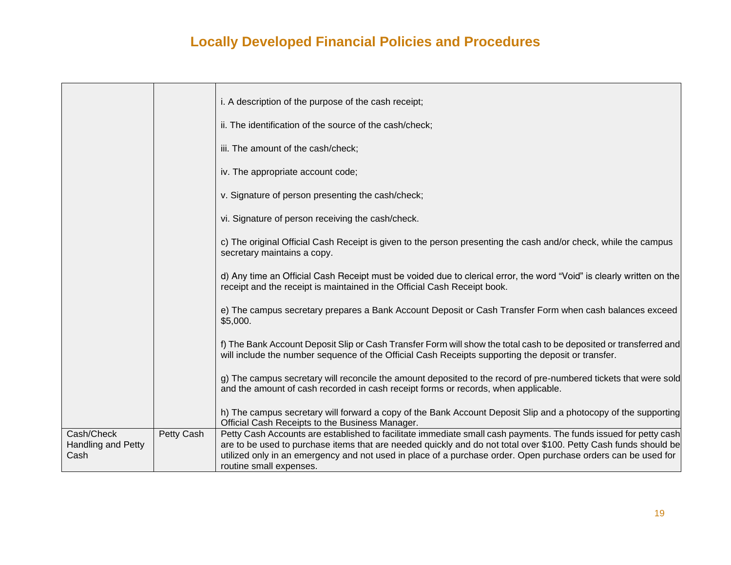# Locally Developed Financial Policies and Procedures

| | | |
|---|---|---|
| | | i. A description of the purpose of the cash receipt;<br><br>ii. The identification of the source of the cash/check;<br><br>iii. The amount of the cash/check;<br><br>iv. The appropriate account code;<br><br>v. Signature of person presenting the cash/check;<br><br>vi. Signature of person receiving the cash/check.<br><br>c) The original Official Cash Receipt is given to the person presenting the cash and/or check, while the campus secretary maintains a copy.<br><br>d) Any time an Official Cash Receipt must be voided due to clerical error, the word "Void" is clearly written on the receipt and the receipt is maintained in the Official Cash Receipt book.<br><br>e) The campus secretary prepares a Bank Account Deposit or Cash Transfer Form when cash balances exceed $5,000.<br><br>f) The Bank Account Deposit Slip or Cash Transfer Form will show the total cash to be deposited or transferred and will include the number sequence of the Official Cash Receipts supporting the deposit or transfer.<br><br>g) The campus secretary will reconcile the amount deposited to the record of pre-numbered tickets that were sold and the amount of cash recorded in cash receipt forms or records, when applicable.<br><br>h) The campus secretary will forward a copy of the Bank Account Deposit Slip and a photocopy of the supporting Official Cash Receipts to the Business Manager. |
| Cash/Check Handling and Petty Cash | Petty Cash | Petty Cash Accounts are established to facilitate immediate small cash payments. The funds issued for petty cash are to be used to purchase items that are needed quickly and do not total over $100. Petty Cash funds should be utilized only in an emergency and not used in place of a purchase order. Open purchase orders can be used for routine small expenses. |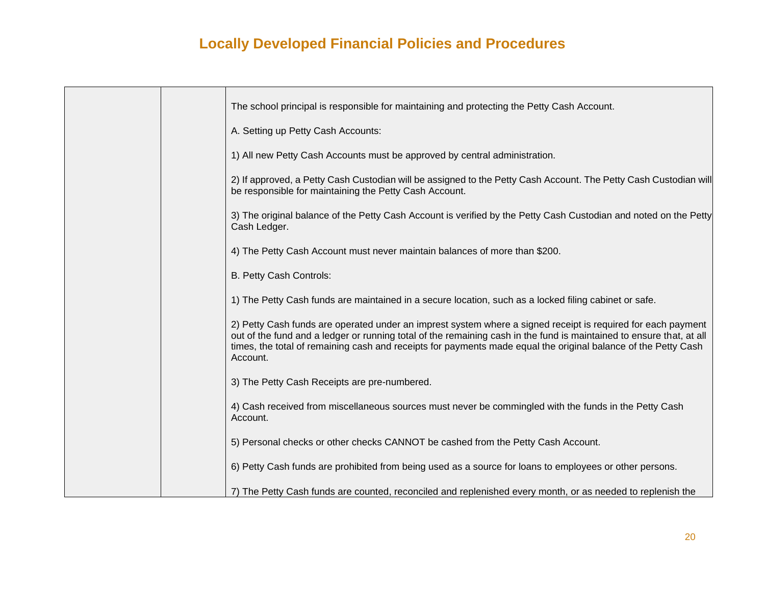| | | |
|---|---|---|
| | | The school principal is responsible for maintaining and protecting the Petty Cash Account.<br><br>A. Setting up Petty Cash Accounts:<br><br>1) All new Petty Cash Accounts must be approved by central administration.<br><br>2) If approved, a Petty Cash Custodian will be assigned to the Petty Cash Account. The Petty Cash Custodian will be responsible for maintaining the Petty Cash Account.<br><br>3) The original balance of the Petty Cash Account is verified by the Petty Cash Custodian and noted on the Petty Cash Ledger.<br><br>4) The Petty Cash Account must never maintain balances of more than $200.<br><br>B. Petty Cash Controls:<br><br>1) The Petty Cash funds are maintained in a secure location, such as a locked filing cabinet or safe.<br><br>2) Petty Cash funds are operated under an imprest system where a signed receipt is required for each payment out of the fund and a ledger or running total of the remaining cash in the fund is maintained to ensure that, at all times, the total of remaining cash and receipts for payments made equal the original balance of the Petty Cash Account.<br><br>3) The Petty Cash Receipts are pre-numbered.<br><br>4) Cash received from miscellaneous sources must never be commingled with the funds in the Petty Cash Account.<br><br>5) Personal checks or other checks CANNOT be cashed from the Petty Cash Account.<br><br>6) Petty Cash funds are prohibited from being used as a source for loans to employees or other persons.<br><br>7) The Petty Cash funds are counted, reconciled and replenished every month, or as needed to replenish the |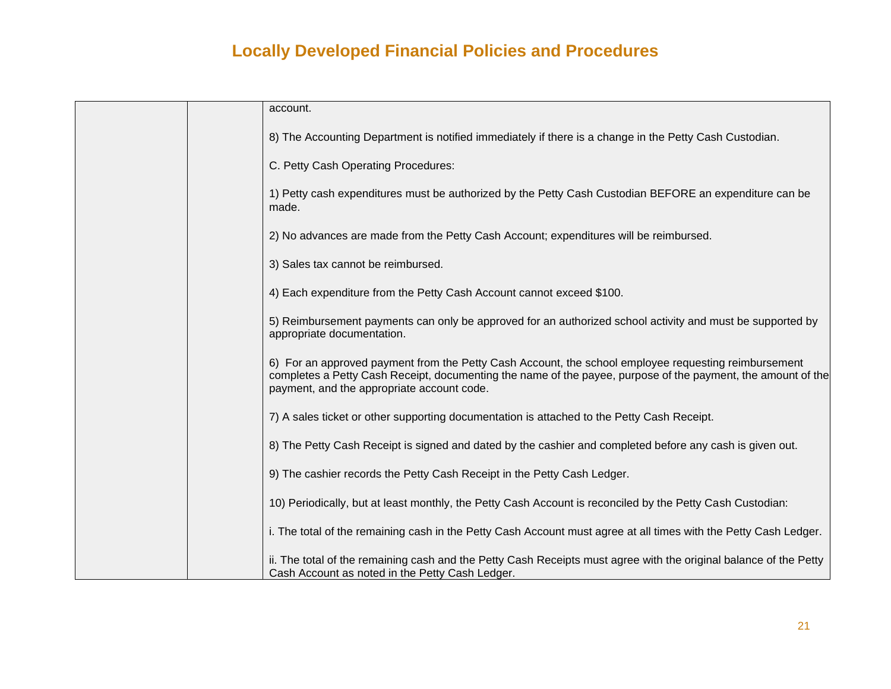## Locally Developed Financial Policies and Procedures

| | | |
|---|---|---|
| | | account.<br><br>8) The Accounting Department is notified immediately if there is a change in the Petty Cash Custodian.<br><br>C. Petty Cash Operating Procedures:<br><br>1) Petty cash expenditures must be authorized by the Petty Cash Custodian BEFORE an expenditure can be made.<br><br>2) No advances are made from the Petty Cash Account; expenditures will be reimbursed.<br><br>3) Sales tax cannot be reimbursed.<br><br>4) Each expenditure from the Petty Cash Account cannot exceed $100.<br><br>5) Reimbursement payments can only be approved for an authorized school activity and must be supported by appropriate documentation.<br><br>6) For an approved payment from the Petty Cash Account, the school employee requesting reimbursement completes a Petty Cash Receipt, documenting the name of the payee, purpose of the payment, the amount of the payment, and the appropriate account code.<br><br>7) A sales ticket or other supporting documentation is attached to the Petty Cash Receipt.<br><br>8) The Petty Cash Receipt is signed and dated by the cashier and completed before any cash is given out.<br><br>9) The cashier records the Petty Cash Receipt in the Petty Cash Ledger.<br><br>10) Periodically, but at least monthly, the Petty Cash Account is reconciled by the Petty Cash Custodian:<br><br>i. The total of the remaining cash in the Petty Cash Account must agree at all times with the Petty Cash Ledger.<br><br>ii. The total of the remaining cash and the Petty Cash Receipts must agree with the original balance of the Petty Cash Account as noted in the Petty Cash Ledger. |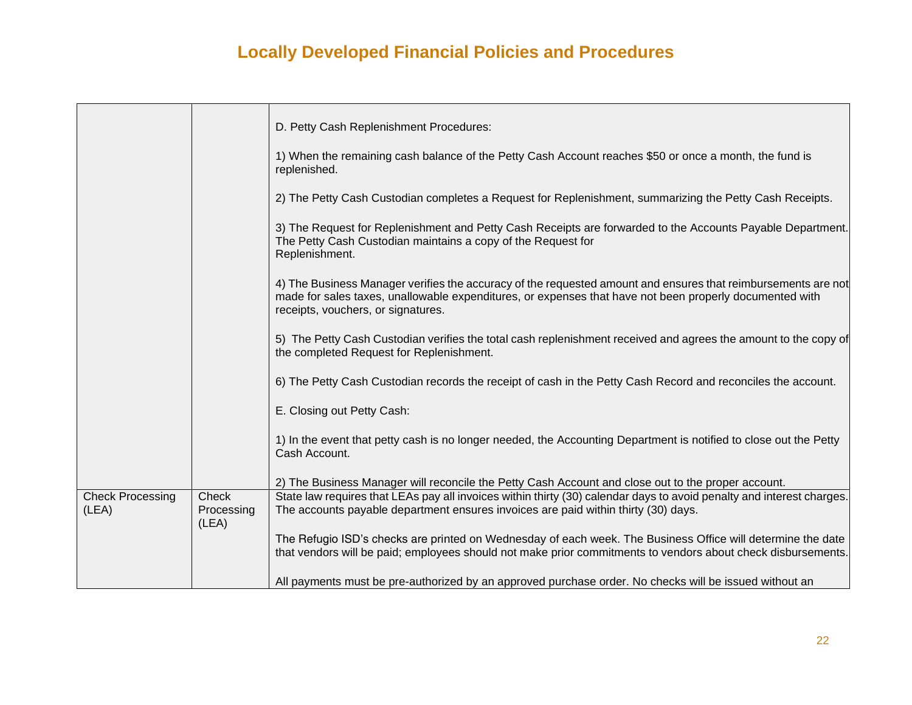# Locally Developed Financial Policies and Procedures

| | | |
|---|---|---|
| | | D. Petty Cash Replenishment Procedures:<br><br>1) When the remaining cash balance of the Petty Cash Account reaches $50 or once a month, the fund is replenished.<br><br>2) The Petty Cash Custodian completes a Request for Replenishment, summarizing the Petty Cash Receipts.<br><br>3) The Request for Replenishment and Petty Cash Receipts are forwarded to the Accounts Payable Department. The Petty Cash Custodian maintains a copy of the Request for Replenishment.<br><br>4) The Business Manager verifies the accuracy of the requested amount and ensures that reimbursements are not made for sales taxes, unallowable expenditures, or expenses that have not been properly documented with receipts, vouchers, or signatures.<br><br>5) The Petty Cash Custodian verifies the total cash replenishment received and agrees the amount to the copy of the completed Request for Replenishment.<br><br>6) The Petty Cash Custodian records the receipt of cash in the Petty Cash Record and reconciles the account.<br><br>E. Closing out Petty Cash:<br><br>1) In the event that petty cash is no longer needed, the Accounting Department is notified to close out the Petty Cash Account.<br><br>2) The Business Manager will reconcile the Petty Cash Account and close out to the proper account. |
| Check Processing (LEA) | Check Processing (LEA) | State law requires that LEAs pay all invoices within thirty (30) calendar days to avoid penalty and interest charges. The accounts payable department ensures invoices are paid within thirty (30) days.<br><br>The Refugio ISD's checks are printed on Wednesday of each week. The Business Office will determine the date that vendors will be paid; employees should not make prior commitments to vendors about check disbursements.<br><br>All payments must be pre-authorized by an approved purchase order. No checks will be issued without an |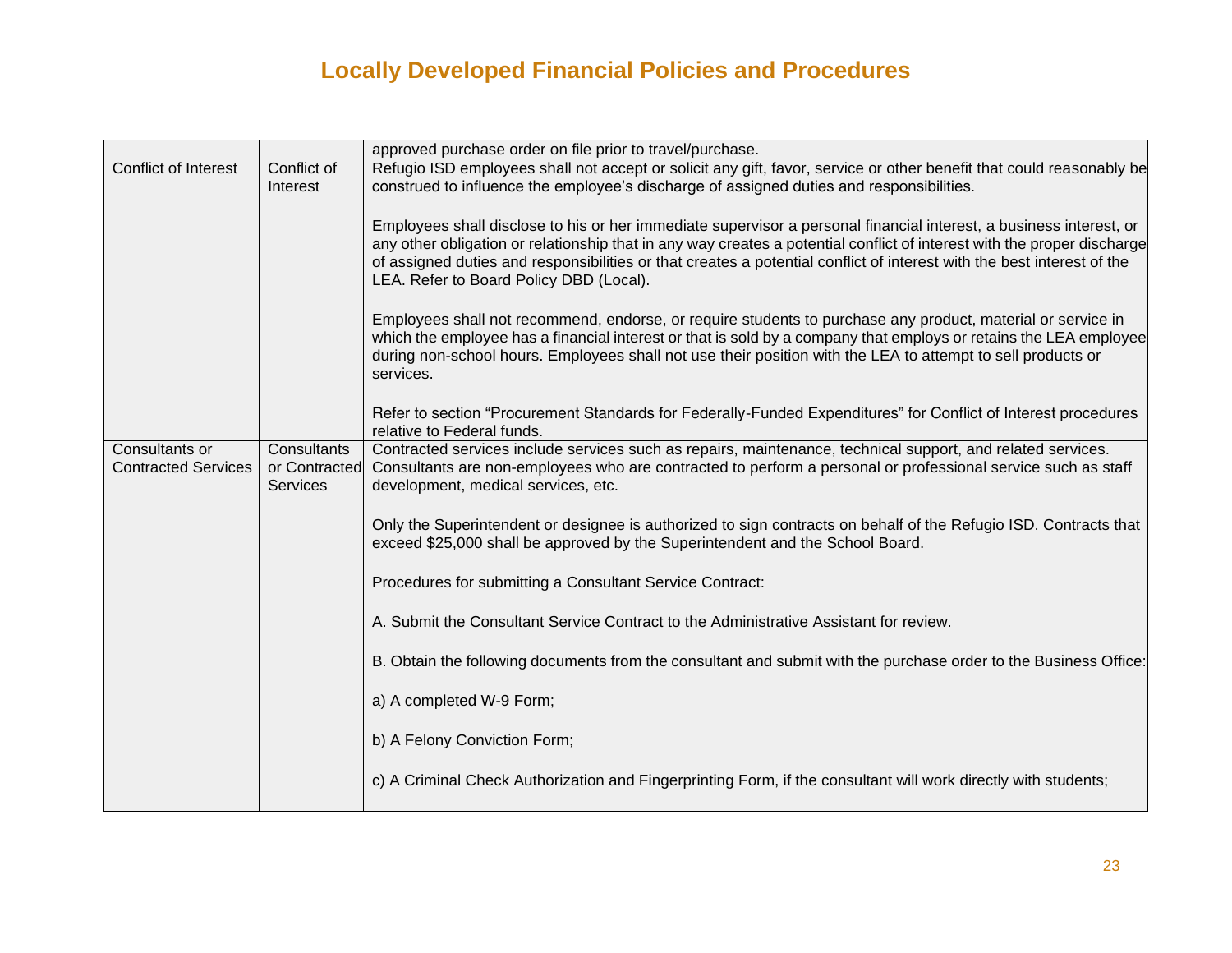# Locally Developed Financial Policies and Procedures

| | | |
|---|---|---|
| | | approved purchase order on file prior to travel/purchase. |
| Conflict of Interest | Conflict of Interest | Refugio ISD employees shall not accept or solicit any gift, favor, service or other benefit that could reasonably be construed to influence the employee's discharge of assigned duties and responsibilities.<br><br>Employees shall disclose to his or her immediate supervisor a personal financial interest, a business interest, or any other obligation or relationship that in any way creates a potential conflict of interest with the proper discharge of assigned duties and responsibilities or that creates a potential conflict of interest with the best interest of the LEA. Refer to Board Policy DBD (Local).<br><br>Employees shall not recommend, endorse, or require students to purchase any product, material or service in which the employee has a financial interest or that is sold by a company that employs or retains the LEA employee during non-school hours. Employees shall not use their position with the LEA to attempt to sell products or services.<br><br>Refer to section "Procurement Standards for Federally-Funded Expenditures" for Conflict of Interest procedures relative to Federal funds. |
| Consultants or Contracted Services | Consultants or Contracted Services | Contracted services include services such as repairs, maintenance, technical support, and related services. Consultants are non-employees who are contracted to perform a personal or professional service such as staff development, medical services, etc.<br><br>Only the Superintendent or designee is authorized to sign contracts on behalf of the Refugio ISD. Contracts that exceed $25,000 shall be approved by the Superintendent and the School Board.<br><br>Procedures for submitting a Consultant Service Contract:<br><br>A. Submit the Consultant Service Contract to the Administrative Assistant for review.<br><br>B. Obtain the following documents from the consultant and submit with the purchase order to the Business Office:<br><br>a) A completed W-9 Form;<br><br>b) A Felony Conviction Form;<br><br>c) A Criminal Check Authorization and Fingerprinting Form, if the consultant will work directly with students; |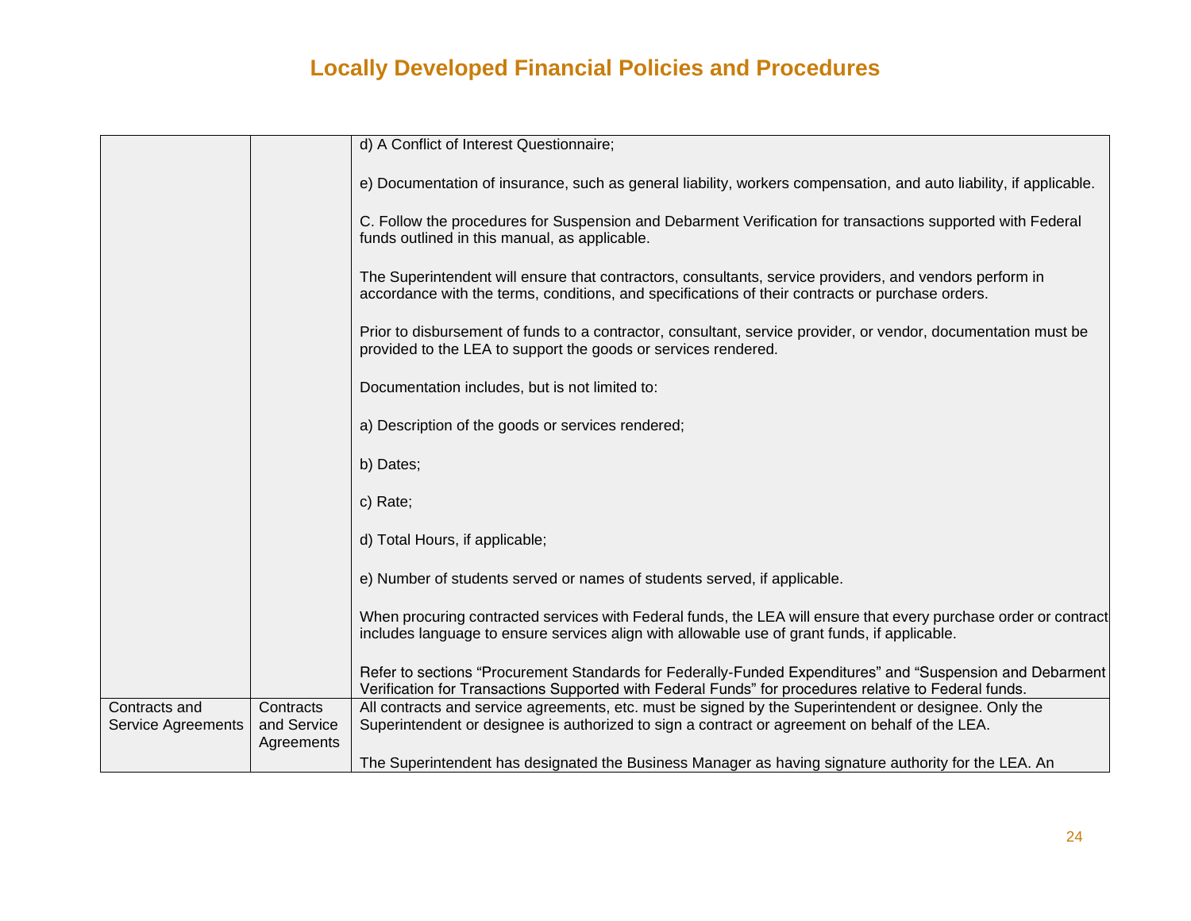# Locally Developed Financial Policies and Procedures

| | | |
|---|---|---|
| | | d) A Conflict of Interest Questionnaire;<br><br>e) Documentation of insurance, such as general liability, workers compensation, and auto liability, if applicable.<br><br>C. Follow the procedures for Suspension and Debarment Verification for transactions supported with Federal funds outlined in this manual, as applicable.<br><br>The Superintendent will ensure that contractors, consultants, service providers, and vendors perform in accordance with the terms, conditions, and specifications of their contracts or purchase orders.<br><br>Prior to disbursement of funds to a contractor, consultant, service provider, or vendor, documentation must be provided to the LEA to support the goods or services rendered.<br><br>Documentation includes, but is not limited to:<br><br>a) Description of the goods or services rendered;<br><br>b) Dates;<br><br>c) Rate;<br><br>d) Total Hours, if applicable;<br><br>e) Number of students served or names of students served, if applicable.<br><br>When procuring contracted services with Federal funds, the LEA will ensure that every purchase order or contract includes language to ensure services align with allowable use of grant funds, if applicable.<br><br>Refer to sections "Procurement Standards for Federally-Funded Expenditures" and "Suspension and Debarment Verification for Transactions Supported with Federal Funds" for procedures relative to Federal funds. |
| Contracts and Service Agreements | Contracts and Service Agreements | All contracts and service agreements, etc. must be signed by the Superintendent or designee. Only the Superintendent or designee is authorized to sign a contract or agreement on behalf of the LEA.<br><br>The Superintendent has designated the Business Manager as having signature authority for the LEA. An |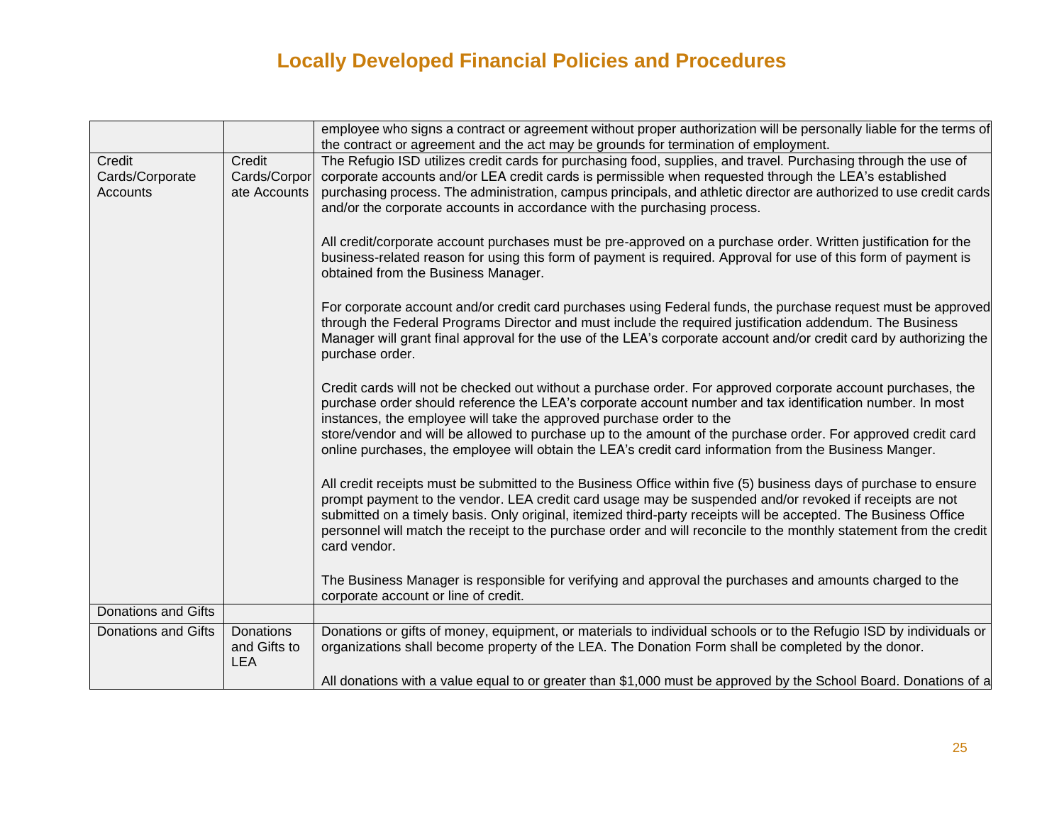# Locally Developed Financial Policies and Procedures

| | | |
|---|---|---|
| | | employee who signs a contract or agreement without proper authorization will be personally liable for the terms of the contract or agreement and the act may be grounds for termination of employment. |
| Credit Cards/Corporate Accounts | Credit Cards/Corporate Accounts | The Refugio ISD utilizes credit cards for purchasing food, supplies, and travel. Purchasing through the use of corporate accounts and/or LEA credit cards is permissible when requested through the LEA's established purchasing process. The administration, campus principals, and athletic director are authorized to use credit cards and/or the corporate accounts in accordance with the purchasing process.<br><br>All credit/corporate account purchases must be pre-approved on a purchase order. Written justification for the business-related reason for using this form of payment is required. Approval for use of this form of payment is obtained from the Business Manager.<br><br>For corporate account and/or credit card purchases using Federal funds, the purchase request must be approved through the Federal Programs Director and must include the required justification addendum. The Business Manager will grant final approval for the use of the LEA's corporate account and/or credit card by authorizing the purchase order.<br><br>Credit cards will not be checked out without a purchase order. For approved corporate account purchases, the purchase order should reference the LEA's corporate account number and tax identification number. In most instances, the employee will take the approved purchase order to the store/vendor and will be allowed to purchase up to the amount of the purchase order. For approved credit card online purchases, the employee will obtain the LEA's credit card information from the Business Manger.<br><br>All credit receipts must be submitted to the Business Office within five (5) business days of purchase to ensure prompt payment to the vendor. LEA credit card usage may be suspended and/or revoked if receipts are not submitted on a timely basis. Only original, itemized third-party receipts will be accepted. The Business Office personnel will match the receipt to the purchase order and will reconcile to the monthly statement from the credit card vendor.<br><br>The Business Manager is responsible for verifying and approval the purchases and amounts charged to the corporate account or line of credit. |
| Donations and Gifts | | |
| Donations and Gifts | Donations and Gifts to LEA | Donations or gifts of money, equipment, or materials to individual schools or to the Refugio ISD by individuals or organizations shall become property of the LEA. The Donation Form shall be completed by the donor.<br><br>All donations with a value equal to or greater than $1,000 must be approved by the School Board. Donations of a |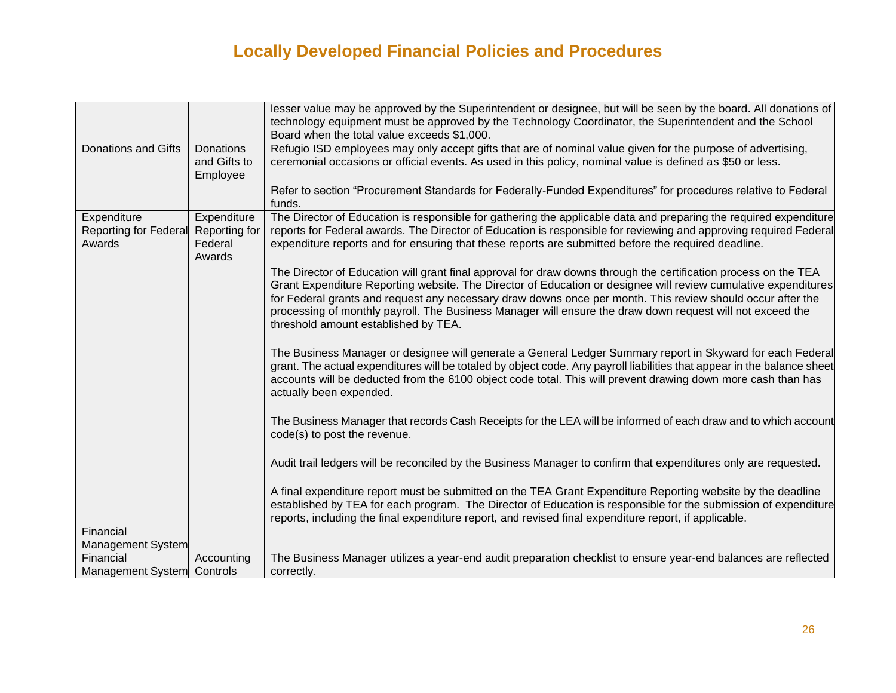# Locally Developed Financial Policies and Procedures

| | | |
|---|---|---|
| | | lesser value may be approved by the Superintendent or designee, but will be seen by the board. All donations of technology equipment must be approved by the Technology Coordinator, the Superintendent and the School Board when the total value exceeds $1,000. |
| Donations and Gifts | Donations and Gifts to Employee | Refugio ISD employees may only accept gifts that are of nominal value given for the purpose of advertising, ceremonial occasions or official events. As used in this policy, nominal value is defined as $50 or less.<br><br>Refer to section "Procurement Standards for Federally-Funded Expenditures" for procedures relative to Federal funds. |
| Expenditure Reporting for Federal Awards | Expenditure Reporting for Federal Awards | The Director of Education is responsible for gathering the applicable data and preparing the required expenditure reports for Federal awards. The Director of Education is responsible for reviewing and approving required Federal expenditure reports and for ensuring that these reports are submitted before the required deadline.<br><br>The Director of Education will grant final approval for draw downs through the certification process on the TEA Grant Expenditure Reporting website. The Director of Education or designee will review cumulative expenditures for Federal grants and request any necessary draw downs once per month. This review should occur after the processing of monthly payroll. The Business Manager will ensure the draw down request will not exceed the threshold amount established by TEA.<br><br>The Business Manager or designee will generate a General Ledger Summary report in Skyward for each Federal grant. The actual expenditures will be totaled by object code. Any payroll liabilities that appear in the balance sheet accounts will be deducted from the 6100 object code total. This will prevent drawing down more cash than has actually been expended.<br><br>The Business Manager that records Cash Receipts for the LEA will be informed of each draw and to which account code(s) to post the revenue.<br><br>Audit trail ledgers will be reconciled by the Business Manager to confirm that expenditures only are requested.<br><br>A final expenditure report must be submitted on the TEA Grant Expenditure Reporting website by the deadline established by TEA for each program. The Director of Education is responsible for the submission of expenditure reports, including the final expenditure report, and revised final expenditure report, if applicable. |
| Financial Management System | | |
| Financial Management System | Accounting Controls | The Business Manager utilizes a year-end audit preparation checklist to ensure year-end balances are reflected correctly. |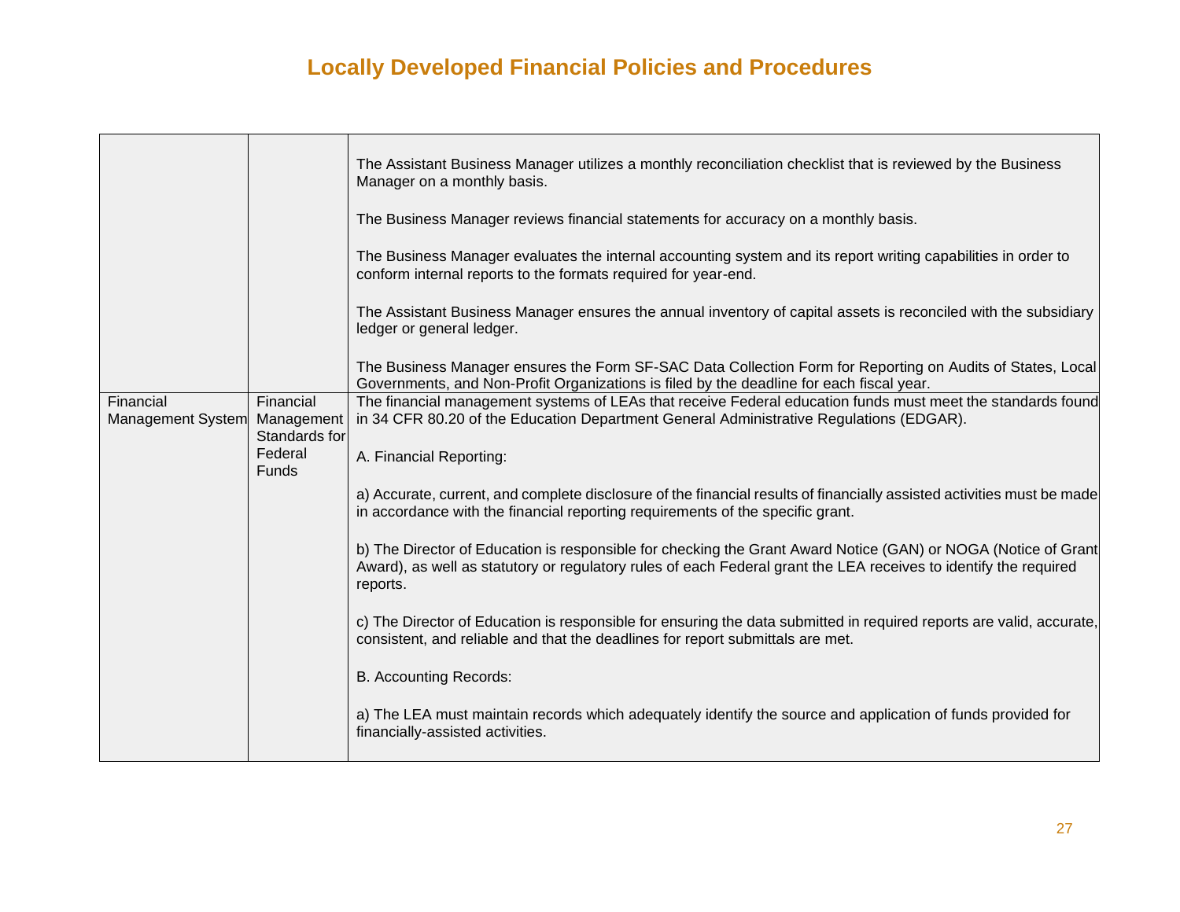# Locally Developed Financial Policies and Procedures

| | | |
|---|---|---|
| | | The Assistant Business Manager utilizes a monthly reconciliation checklist that is reviewed by the Business Manager on a monthly basis.<br><br>The Business Manager reviews financial statements for accuracy on a monthly basis.<br><br>The Business Manager evaluates the internal accounting system and its report writing capabilities in order to conform internal reports to the formats required for year-end.<br><br>The Assistant Business Manager ensures the annual inventory of capital assets is reconciled with the subsidiary ledger or general ledger.<br><br>The Business Manager ensures the Form SF-SAC Data Collection Form for Reporting on Audits of States, Local Governments, and Non-Profit Organizations is filed by the deadline for each fiscal year. |
| Financial Management System | Financial Management Standards for Federal Funds | The financial management systems of LEAs that receive Federal education funds must meet the standards found in 34 CFR 80.20 of the Education Department General Administrative Regulations (EDGAR).<br><br>A. Financial Reporting:<br><br>a) Accurate, current, and complete disclosure of the financial results of financially assisted activities must be made in accordance with the financial reporting requirements of the specific grant.<br><br>b) The Director of Education is responsible for checking the Grant Award Notice (GAN) or NOGA (Notice of Grant Award), as well as statutory or regulatory rules of each Federal grant the LEA receives to identify the required reports.<br><br>c) The Director of Education is responsible for ensuring the data submitted in required reports are valid, accurate, consistent, and reliable and that the deadlines for report submittals are met.<br><br>B. Accounting Records:<br><br>a) The LEA must maintain records which adequately identify the source and application of funds provided for financially-assisted activities. |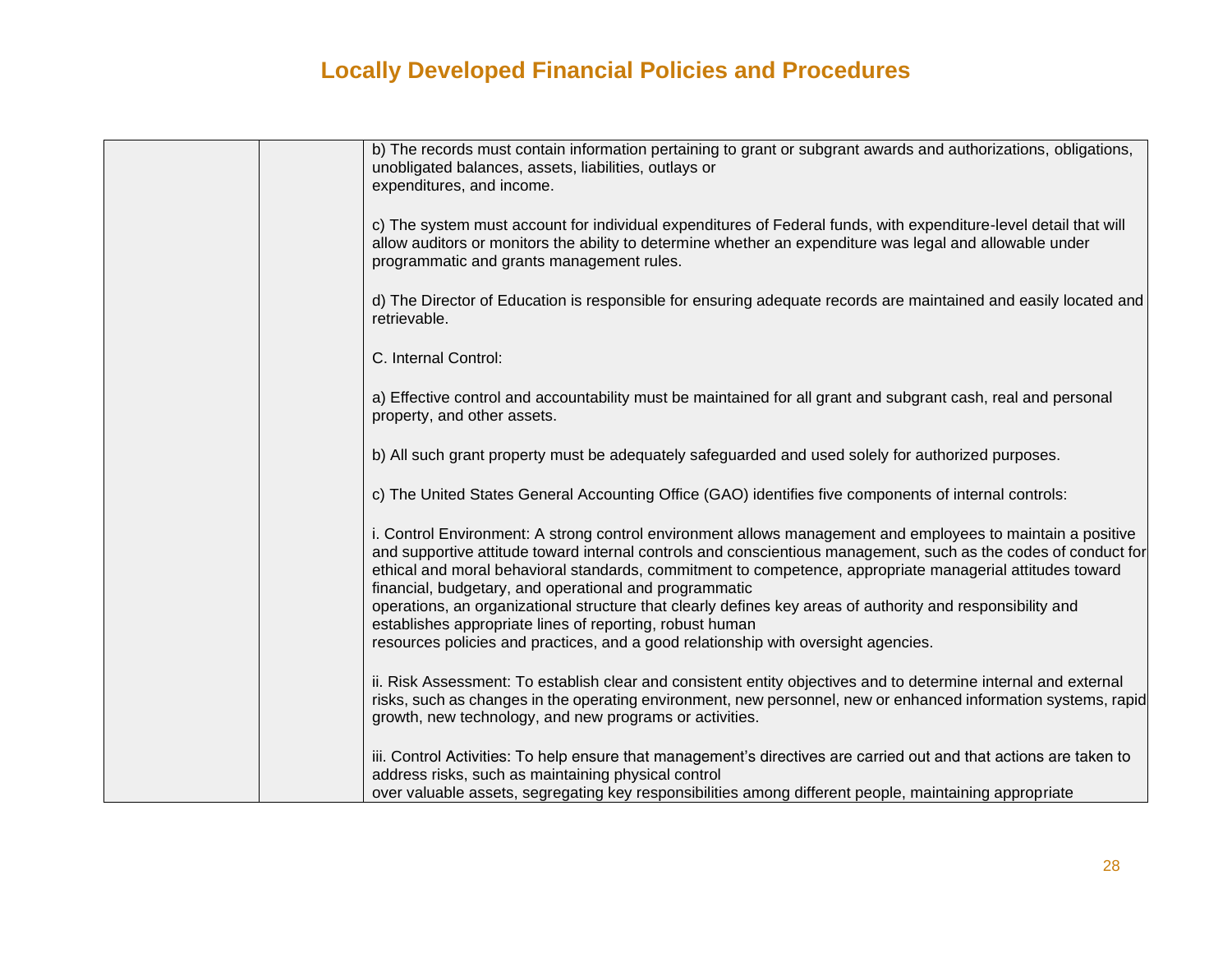# Locally Developed Financial Policies and Procedures

| | | |
|---|---|---|
| | | b) The records must contain information pertaining to grant or subgrant awards and authorizations, obligations, unobligated balances, assets, liabilities, outlays or expenditures, and income.<br><br>c) The system must account for individual expenditures of Federal funds, with expenditure-level detail that will allow auditors or monitors the ability to determine whether an expenditure was legal and allowable under programmatic and grants management rules.<br><br>d) The Director of Education is responsible for ensuring adequate records are maintained and easily located and retrievable.<br><br>C. Internal Control:<br><br>a) Effective control and accountability must be maintained for all grant and subgrant cash, real and personal property, and other assets.<br><br>b) All such grant property must be adequately safeguarded and used solely for authorized purposes.<br><br>c) The United States General Accounting Office (GAO) identifies five components of internal controls:<br><br>i. Control Environment: A strong control environment allows management and employees to maintain a positive and supportive attitude toward internal controls and conscientious management, such as the codes of conduct for ethical and moral behavioral standards, commitment to competence, appropriate managerial attitudes toward financial, budgetary, and operational and programmatic operations, an organizational structure that clearly defines key areas of authority and responsibility and establishes appropriate lines of reporting, robust human resources policies and practices, and a good relationship with oversight agencies.<br><br>ii. Risk Assessment: To establish clear and consistent entity objectives and to determine internal and external risks, such as changes in the operating environment, new personnel, new or enhanced information systems, rapid growth, new technology, and new programs or activities.<br><br>iii. Control Activities: To help ensure that management's directives are carried out and that actions are taken to address risks, such as maintaining physical control over valuable assets, segregating key responsibilities among different people, maintaining appropriate |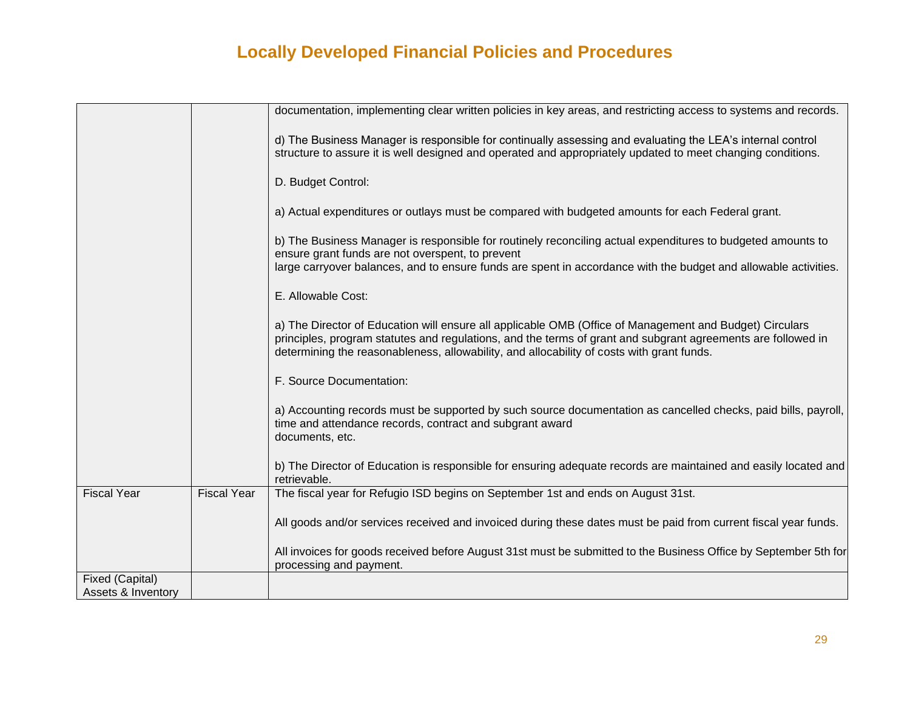# Locally Developed Financial Policies and Procedures

| | | |
|---|---|---|
| | | documentation, implementing clear written policies in key areas, and restricting access to systems and records.<br><br>d) The Business Manager is responsible for continually assessing and evaluating the LEA's internal control structure to assure it is well designed and operated and appropriately updated to meet changing conditions.<br><br>D. Budget Control:<br><br>a) Actual expenditures or outlays must be compared with budgeted amounts for each Federal grant.<br><br>b) The Business Manager is responsible for routinely reconciling actual expenditures to budgeted amounts to ensure grant funds are not overspent, to prevent large carryover balances, and to ensure funds are spent in accordance with the budget and allowable activities.<br><br>E. Allowable Cost:<br><br>a) The Director of Education will ensure all applicable OMB (Office of Management and Budget) Circulars principles, program statutes and regulations, and the terms of grant and subgrant agreements are followed in determining the reasonableness, allowability, and allocability of costs with grant funds.<br><br>F. Source Documentation:<br><br>a) Accounting records must be supported by such source documentation as cancelled checks, paid bills, payroll, time and attendance records, contract and subgrant award documents, etc.<br><br>b) The Director of Education is responsible for ensuring adequate records are maintained and easily located and retrievable. |
| Fiscal Year | Fiscal Year | The fiscal year for Refugio ISD begins on September 1st and ends on August 31st.<br><br>All goods and/or services received and invoiced during these dates must be paid from current fiscal year funds.<br><br>All invoices for goods received before August 31st must be submitted to the Business Office by September 5th for processing and payment. |
| Fixed (Capital) Assets & Inventory | | |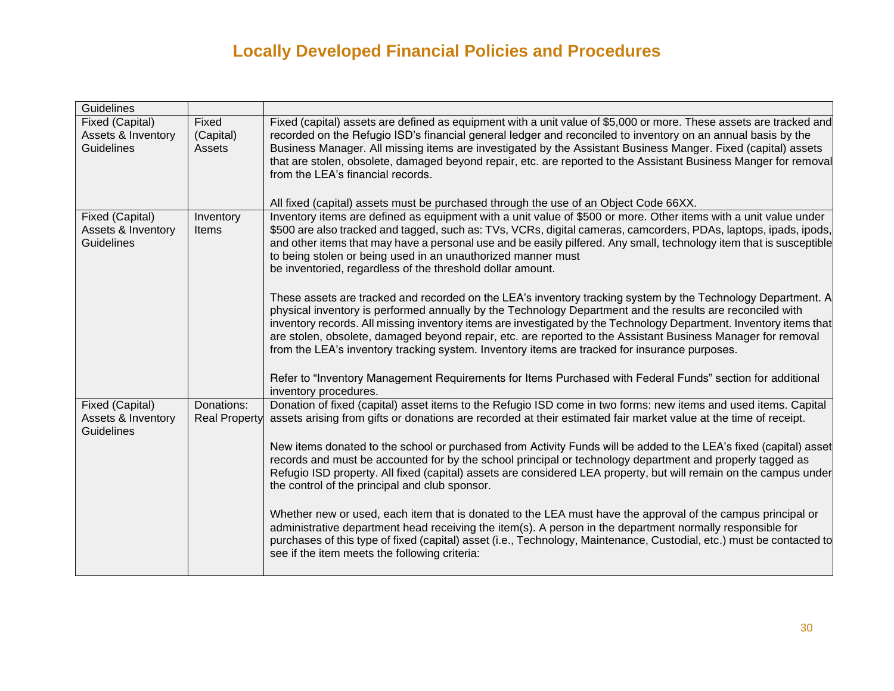# Locally Developed Financial Policies and Procedures

| Guidelines | | |
|---|---|---|
| Fixed (Capital) Assets & Inventory Guidelines | Fixed (Capital) Assets | Fixed (capital) assets are defined as equipment with a unit value of $5,000 or more. These assets are tracked and recorded on the Refugio ISD's financial general ledger and reconciled to inventory on an annual basis by the Business Manager. All missing items are investigated by the Assistant Business Manger. Fixed (capital) assets that are stolen, obsolete, damaged beyond repair, etc. are reported to the Assistant Business Manger for removal from the LEA's financial records.<br><br>All fixed (capital) assets must be purchased through the use of an Object Code 66XX. |
| Fixed (Capital) Assets & Inventory Guidelines | Inventory Items | Inventory items are defined as equipment with a unit value of $500 or more. Other items with a unit value under $500 are also tracked and tagged, such as: TVs, VCRs, digital cameras, camcorders, PDAs, laptops, ipads, ipods, and other items that may have a personal use and be easily pilfered. Any small, technology item that is susceptible to being stolen or being used in an unauthorized manner must be inventoried, regardless of the threshold dollar amount.<br><br>These assets are tracked and recorded on the LEA's inventory tracking system by the Technology Department. A physical inventory is performed annually by the Technology Department and the results are reconciled with inventory records. All missing inventory items are investigated by the Technology Department. Inventory items that are stolen, obsolete, damaged beyond repair, etc. are reported to the Assistant Business Manager for removal from the LEA's inventory tracking system. Inventory items are tracked for insurance purposes.<br><br>Refer to "Inventory Management Requirements for Items Purchased with Federal Funds" section for additional inventory procedures. |
| Fixed (Capital) Assets & Inventory Guidelines | Donations: Real Property | Donation of fixed (capital) asset items to the Refugio ISD come in two forms: new items and used items. Capital assets arising from gifts or donations are recorded at their estimated fair market value at the time of receipt.<br><br>New items donated to the school or purchased from Activity Funds will be added to the LEA's fixed (capital) asset records and must be accounted for by the school principal or technology department and properly tagged as Refugio ISD property. All fixed (capital) assets are considered LEA property, but will remain on the campus under the control of the principal and club sponsor.<br><br>Whether new or used, each item that is donated to the LEA must have the approval of the campus principal or administrative department head receiving the item(s). A person in the department normally responsible for purchases of this type of fixed (capital) asset (i.e., Technology, Maintenance, Custodial, etc.) must be contacted to see if the item meets the following criteria: |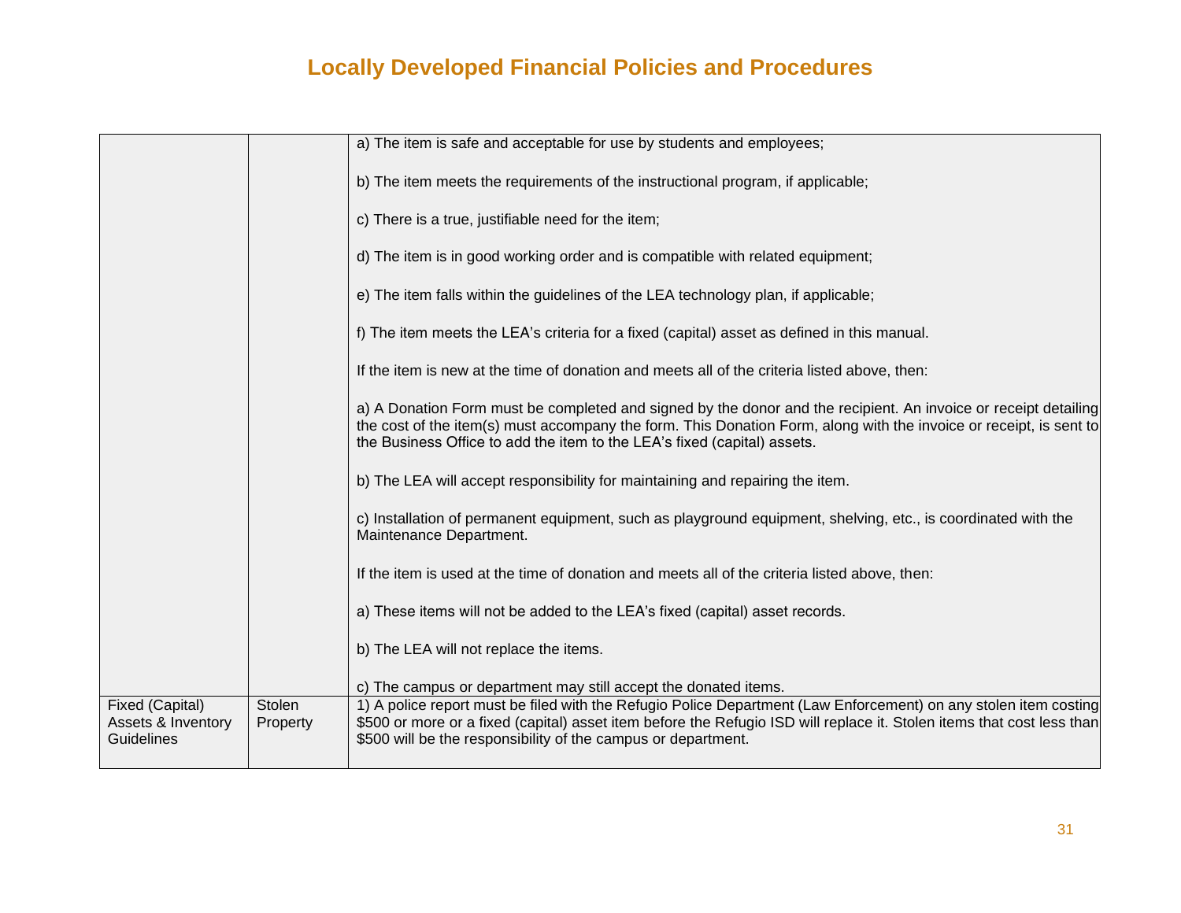# Locally Developed Financial Policies and Procedures

| | | |
|---|---|---|
| | | a) The item is safe and acceptable for use by students and employees;<br><br>b) The item meets the requirements of the instructional program, if applicable;<br><br>c) There is a true, justifiable need for the item;<br><br>d) The item is in good working order and is compatible with related equipment;<br><br>e) The item falls within the guidelines of the LEA technology plan, if applicable;<br><br>f) The item meets the LEA's criteria for a fixed (capital) asset as defined in this manual.<br><br>If the item is new at the time of donation and meets all of the criteria listed above, then:<br><br>a) A Donation Form must be completed and signed by the donor and the recipient. An invoice or receipt detailing the cost of the item(s) must accompany the form. This Donation Form, along with the invoice or receipt, is sent to the Business Office to add the item to the LEA's fixed (capital) assets.<br><br>b) The LEA will accept responsibility for maintaining and repairing the item.<br><br>c) Installation of permanent equipment, such as playground equipment, shelving, etc., is coordinated with the Maintenance Department.<br><br>If the item is used at the time of donation and meets all of the criteria listed above, then:<br><br>a) These items will not be added to the LEA's fixed (capital) asset records.<br><br>b) The LEA will not replace the items.<br><br>c) The campus or department may still accept the donated items. |
| Fixed (Capital) Assets & Inventory Guidelines | Stolen Property | 1) A police report must be filed with the Refugio Police Department (Law Enforcement) on any stolen item costing $500 or more or a fixed (capital) asset item before the Refugio ISD will replace it. Stolen items that cost less than $500 will be the responsibility of the campus or department. |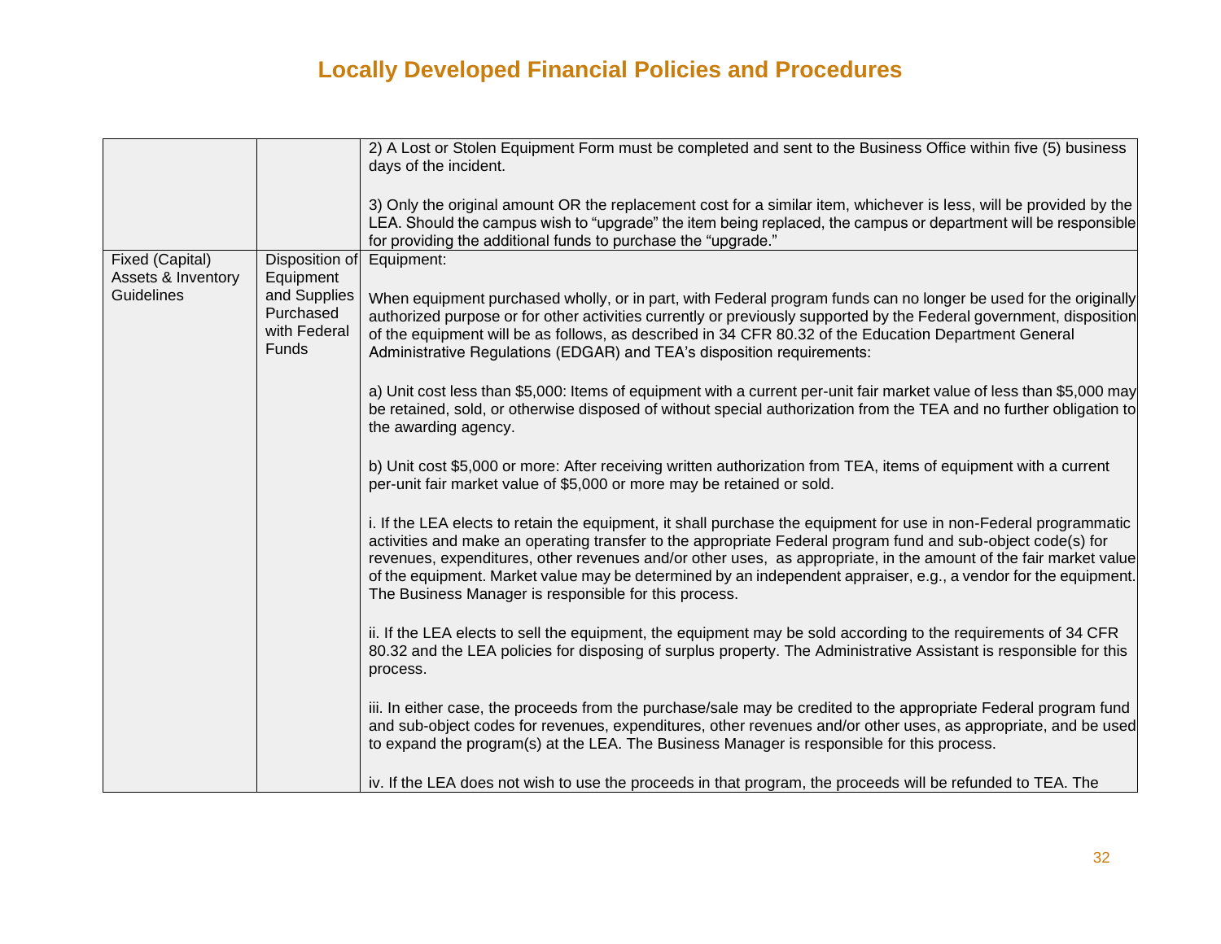# Locally Developed Financial Policies and Procedures

| | | |
|---|---|---|
| | | 2) A Lost or Stolen Equipment Form must be completed and sent to the Business Office within five (5) business days of the incident.<br><br>3) Only the original amount OR the replacement cost for a similar item, whichever is less, will be provided by the LEA. Should the campus wish to "upgrade" the item being replaced, the campus or department will be responsible for providing the additional funds to purchase the "upgrade." |
| Fixed (Capital) Assets & Inventory Guidelines | Disposition of Equipment and Supplies Purchased with Federal Funds | Equipment:<br><br>When equipment purchased wholly, or in part, with Federal program funds can no longer be used for the originally authorized purpose or for other activities currently or previously supported by the Federal government, disposition of the equipment will be as follows, as described in 34 CFR 80.32 of the Education Department General Administrative Regulations (EDGAR) and TEA's disposition requirements:<br><br>a) Unit cost less than $5,000: Items of equipment with a current per-unit fair market value of less than $5,000 may be retained, sold, or otherwise disposed of without special authorization from the TEA and no further obligation to the awarding agency.<br><br>b) Unit cost $5,000 or more: After receiving written authorization from TEA, items of equipment with a current per-unit fair market value of $5,000 or more may be retained or sold.<br><br>i. If the LEA elects to retain the equipment, it shall purchase the equipment for use in non-Federal programmatic activities and make an operating transfer to the appropriate Federal program fund and sub-object code(s) for revenues, expenditures, other revenues and/or other uses, as appropriate, in the amount of the fair market value of the equipment. Market value may be determined by an independent appraiser, e.g., a vendor for the equipment. The Business Manager is responsible for this process.<br><br>ii. If the LEA elects to sell the equipment, the equipment may be sold according to the requirements of 34 CFR 80.32 and the LEA policies for disposing of surplus property. The Administrative Assistant is responsible for this process.<br><br>iii. In either case, the proceeds from the purchase/sale may be credited to the appropriate Federal program fund and sub-object codes for revenues, expenditures, other revenues and/or other uses, as appropriate, and be used to expand the program(s) at the LEA. The Business Manager is responsible for this process.<br><br>iv. If the LEA does not wish to use the proceeds in that program, the proceeds will be refunded to TEA. The |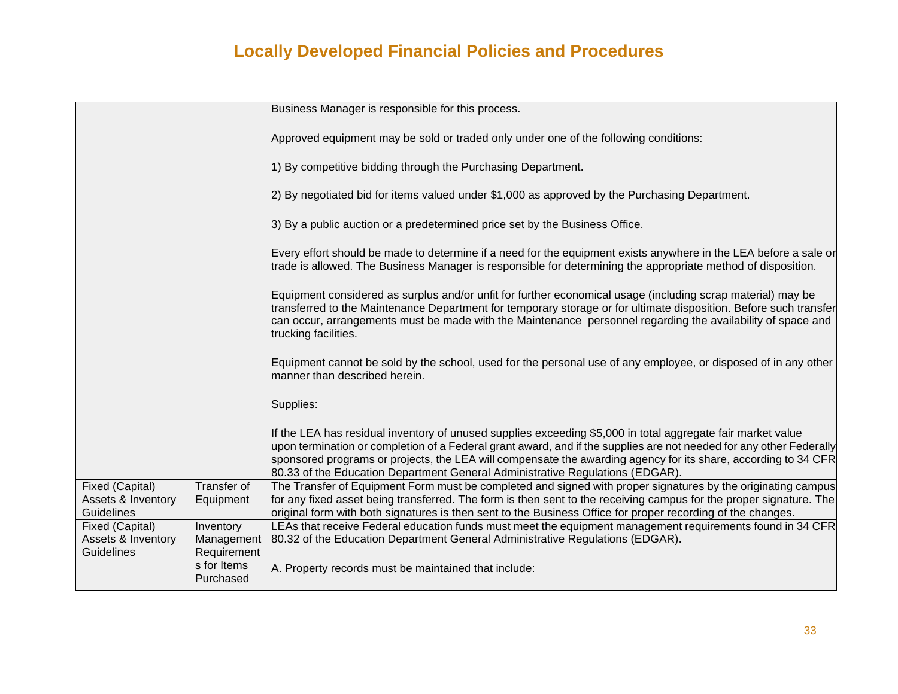# Locally Developed Financial Policies and Procedures

| | | |
|---|---|---|
| | | Business Manager is responsible for this process.<br><br>Approved equipment may be sold or traded only under one of the following conditions:<br><br>1) By competitive bidding through the Purchasing Department.<br><br>2) By negotiated bid for items valued under $1,000 as approved by the Purchasing Department.<br><br>3) By a public auction or a predetermined price set by the Business Office.<br><br>Every effort should be made to determine if a need for the equipment exists anywhere in the LEA before a sale or trade is allowed. The Business Manager is responsible for determining the appropriate method of disposition.<br><br>Equipment considered as surplus and/or unfit for further economical usage (including scrap material) may be transferred to the Maintenance Department for temporary storage or for ultimate disposition. Before such transfer can occur, arrangements must be made with the Maintenance personnel regarding the availability of space and trucking facilities.<br><br>Equipment cannot be sold by the school, used for the personal use of any employee, or disposed of in any other manner than described herein.<br><br>Supplies:<br><br>If the LEA has residual inventory of unused supplies exceeding $5,000 in total aggregate fair market value upon termination or completion of a Federal grant award, and if the supplies are not needed for any other Federally sponsored programs or projects, the LEA will compensate the awarding agency for its share, according to 34 CFR 80.33 of the Education Department General Administrative Regulations (EDGAR). |
| Fixed (Capital) Assets & Inventory Guidelines | Transfer of Equipment | The Transfer of Equipment Form must be completed and signed with proper signatures by the originating campus for any fixed asset being transferred. The form is then sent to the receiving campus for the proper signature. The original form with both signatures is then sent to the Business Office for proper recording of the changes. |
| Fixed (Capital) Assets & Inventory Guidelines | Inventory Management Requirements for Items Purchased | LEAs that receive Federal education funds must meet the equipment management requirements found in 34 CFR 80.32 of the Education Department General Administrative Regulations (EDGAR).<br><br>A. Property records must be maintained that include: |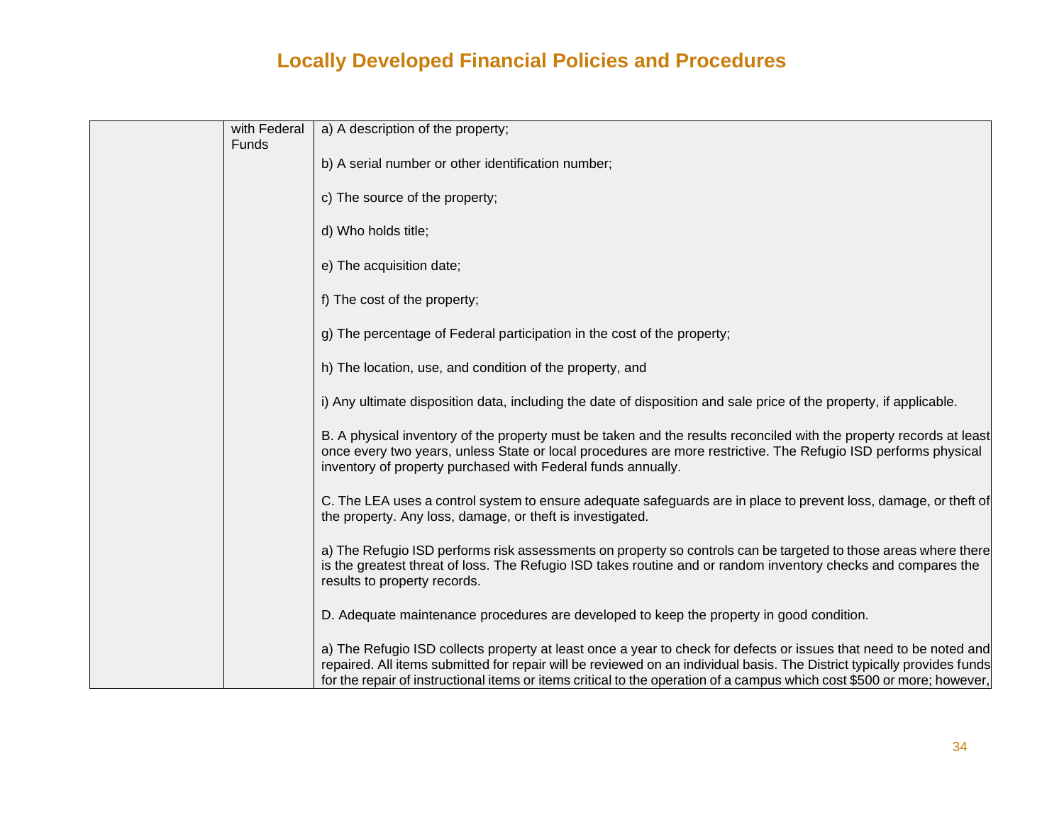| | | |
|---|---|---|
| | with Federal Funds | a) A description of the property;<br><br>b) A serial number or other identification number;<br><br>c) The source of the property;<br><br>d) Who holds title;<br><br>e) The acquisition date;<br><br>f) The cost of the property;<br><br>g) The percentage of Federal participation in the cost of the property;<br><br>h) The location, use, and condition of the property, and<br><br>i) Any ultimate disposition data, including the date of disposition and sale price of the property, if applicable.<br><br>B. A physical inventory of the property must be taken and the results reconciled with the property records at least once every two years, unless State or local procedures are more restrictive. The Refugio ISD performs physical inventory of property purchased with Federal funds annually.<br><br>C. The LEA uses a control system to ensure adequate safeguards are in place to prevent loss, damage, or theft of the property. Any loss, damage, or theft is investigated.<br><br>a) The Refugio ISD performs risk assessments on property so controls can be targeted to those areas where there is the greatest threat of loss. The Refugio ISD takes routine and or random inventory checks and compares the results to property records.<br><br>D. Adequate maintenance procedures are developed to keep the property in good condition.<br><br>a) The Refugio ISD collects property at least once a year to check for defects or issues that need to be noted and repaired. All items submitted for repair will be reviewed on an individual basis. The District typically provides funds for the repair of instructional items or items critical to the operation of a campus which cost $500 or more; however, |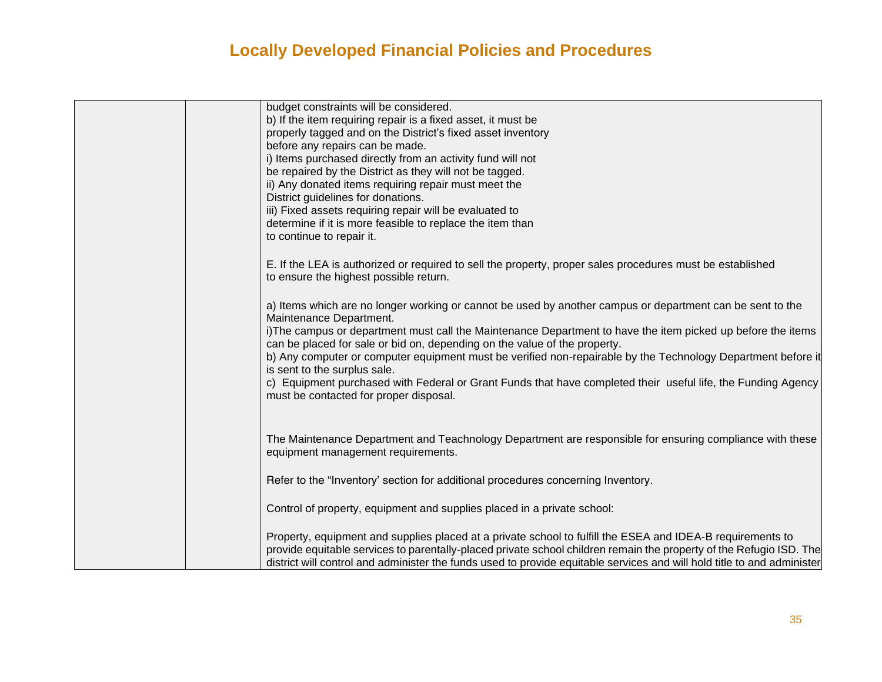| | | budget constraints will be considered.<br>b) If the item requiring repair is a fixed asset, it must be properly tagged and on the District's fixed asset inventory before any repairs can be made.<br>i) Items purchased directly from an activity fund will not be repaired by the District as they will not be tagged.<br>ii) Any donated items requiring repair must meet the District guidelines for donations.<br>iii) Fixed assets requiring repair will be evaluated to determine if it is more feasible to replace the item than to continue to repair it.<br><br>E. If the LEA is authorized or required to sell the property, proper sales procedures must be established to ensure the highest possible return.<br><br>a) Items which are no longer working or cannot be used by another campus or department can be sent to the Maintenance Department.<br>i)The campus or department must call the Maintenance Department to have the item picked up before the items can be placed for sale or bid on, depending on the value of the property.<br>b) Any computer or computer equipment must be verified non-repairable by the Technology Department before it is sent to the surplus sale.<br>c) Equipment purchased with Federal or Grant Funds that have completed their useful life, the Funding Agency must be contacted for proper disposal.<br><br>The Maintenance Department and Teachnology Department are responsible for ensuring compliance with these equipment management requirements.<br><br>Refer to the "Inventory' section for additional procedures concerning Inventory.<br><br>Control of property, equipment and supplies placed in a private school:<br><br>Property, equipment and supplies placed at a private school to fulfill the ESEA and IDEA-B requirements to provide equitable services to parentally-placed private school children remain the property of the Refugio ISD. The district will control and administer the funds used to provide equitable services and will hold title to and administer |
|---|---|---|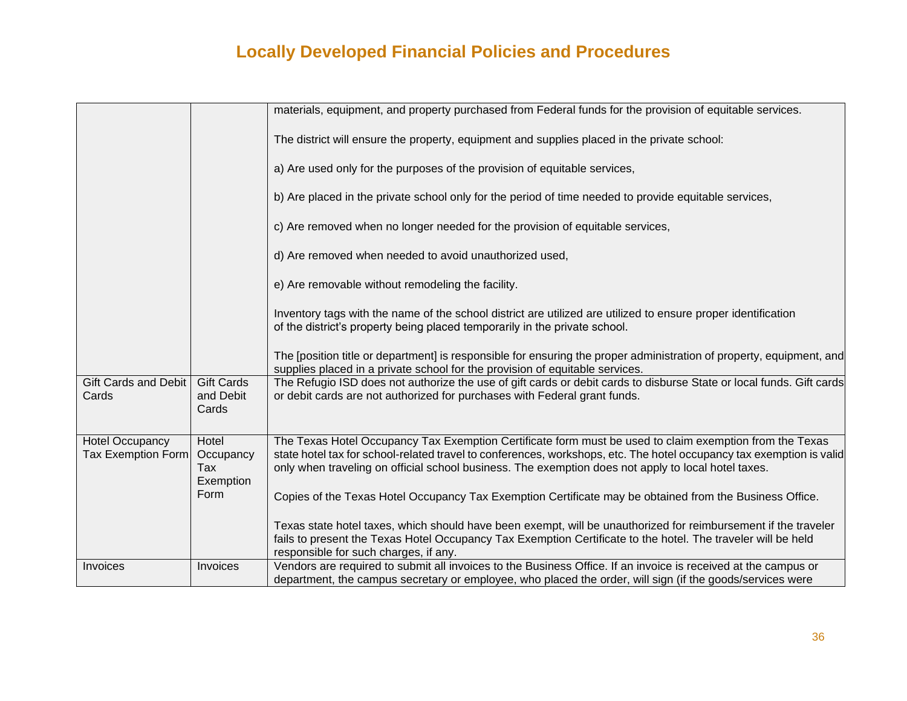# Locally Developed Financial Policies and Procedures

| | | |
|---|---|---|
| | | materials, equipment, and property purchased from Federal funds for the provision of equitable services.<br><br>The district will ensure the property, equipment and supplies placed in the private school:<br><br>a) Are used only for the purposes of the provision of equitable services,<br><br>b) Are placed in the private school only for the period of time needed to provide equitable services,<br><br>c) Are removed when no longer needed for the provision of equitable services,<br><br>d) Are removed when needed to avoid unauthorized used,<br><br>e) Are removable without remodeling the facility.<br><br>Inventory tags with the name of the school district are utilized are utilized to ensure proper identification of the district's property being placed temporarily in the private school.<br><br>The [position title or department] is responsible for ensuring the proper administration of property, equipment, and supplies placed in a private school for the provision of equitable services. |
| Gift Cards and Debit Cards | Gift Cards and Debit Cards | The Refugio ISD does not authorize the use of gift cards or debit cards to disburse State or local funds. Gift cards or debit cards are not authorized for purchases with Federal grant funds. |
| Hotel Occupancy Tax Exemption Form | Hotel Occupancy Tax Exemption Form | The Texas Hotel Occupancy Tax Exemption Certificate form must be used to claim exemption from the Texas state hotel tax for school-related travel to conferences, workshops, etc. The hotel occupancy tax exemption is valid only when traveling on official school business. The exemption does not apply to local hotel taxes.<br><br>Copies of the Texas Hotel Occupancy Tax Exemption Certificate may be obtained from the Business Office.<br><br>Texas state hotel taxes, which should have been exempt, will be unauthorized for reimbursement if the traveler fails to present the Texas Hotel Occupancy Tax Exemption Certificate to the hotel. The traveler will be held responsible for such charges, if any. |
| Invoices | Invoices | Vendors are required to submit all invoices to the Business Office. If an invoice is received at the campus or department, the campus secretary or employee, who placed the order, will sign (if the goods/services were |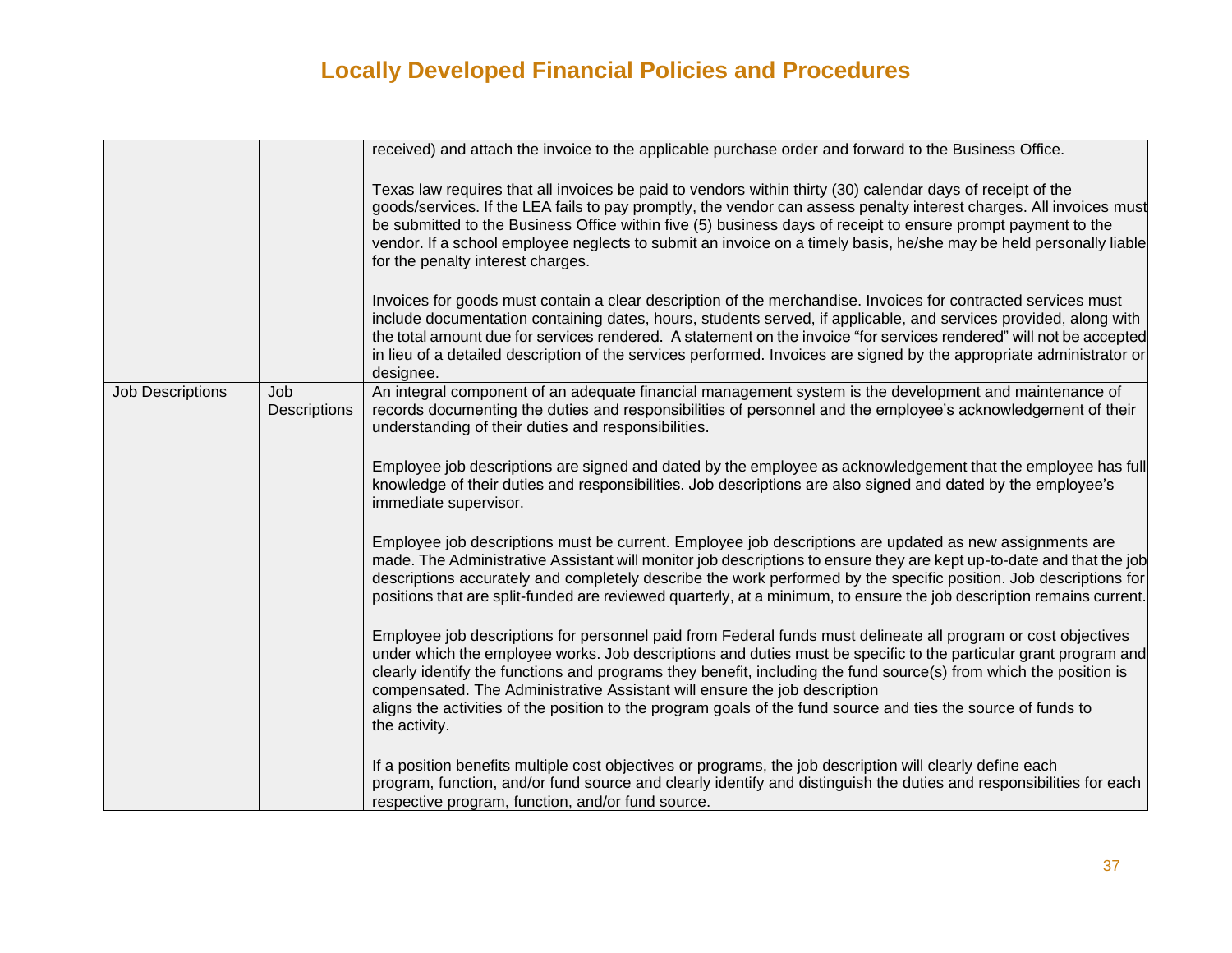| | | |
|---|---|---|
| | | received) and attach the invoice to the applicable purchase order and forward to the Business Office.<br><br>Texas law requires that all invoices be paid to vendors within thirty (30) calendar days of receipt of the goods/services. If the LEA fails to pay promptly, the vendor can assess penalty interest charges. All invoices must be submitted to the Business Office within five (5) business days of receipt to ensure prompt payment to the vendor. If a school employee neglects to submit an invoice on a timely basis, he/she may be held personally liable for the penalty interest charges.<br><br>Invoices for goods must contain a clear description of the merchandise. Invoices for contracted services must include documentation containing dates, hours, students served, if applicable, and services provided, along with the total amount due for services rendered. A statement on the invoice "for services rendered" will not be accepted in lieu of a detailed description of the services performed. Invoices are signed by the appropriate administrator or designee. |
| Job Descriptions | Job Descriptions | An integral component of an adequate financial management system is the development and maintenance of records documenting the duties and responsibilities of personnel and the employee's acknowledgement of their understanding of their duties and responsibilities.<br><br>Employee job descriptions are signed and dated by the employee as acknowledgement that the employee has full knowledge of their duties and responsibilities. Job descriptions are also signed and dated by the employee's immediate supervisor.<br><br>Employee job descriptions must be current. Employee job descriptions are updated as new assignments are made. The Administrative Assistant will monitor job descriptions to ensure they are kept up-to-date and that the job descriptions accurately and completely describe the work performed by the specific position. Job descriptions for positions that are split-funded are reviewed quarterly, at a minimum, to ensure the job description remains current.<br><br>Employee job descriptions for personnel paid from Federal funds must delineate all program or cost objectives under which the employee works. Job descriptions and duties must be specific to the particular grant program and clearly identify the functions and programs they benefit, including the fund source(s) from which the position is compensated. The Administrative Assistant will ensure the job description aligns the activities of the position to the program goals of the fund source and ties the source of funds to the activity.<br><br>If a position benefits multiple cost objectives or programs, the job description will clearly define each program, function, and/or fund source and clearly identify and distinguish the duties and responsibilities for each respective program, function, and/or fund source. |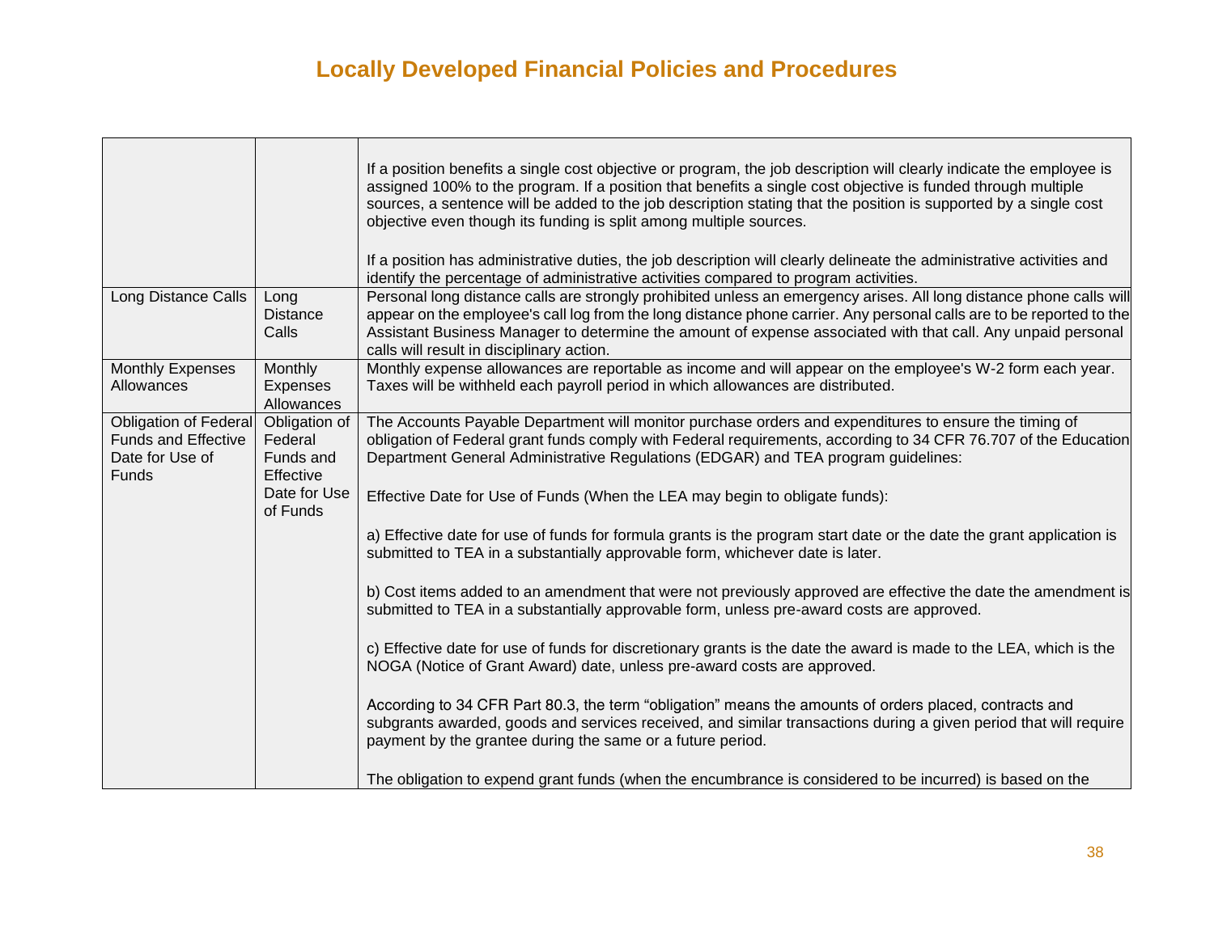# Locally Developed Financial Policies and Procedures

| | | |
|---|---|---|
| | | If a position benefits a single cost objective or program, the job description will clearly indicate the employee is assigned 100% to the program. If a position that benefits a single cost objective is funded through multiple sources, a sentence will be added to the job description stating that the position is supported by a single cost objective even though its funding is split among multiple sources.<br><br>If a position has administrative duties, the job description will clearly delineate the administrative activities and identify the percentage of administrative activities compared to program activities. |
| Long Distance Calls | Long Distance Calls | Personal long distance calls are strongly prohibited unless an emergency arises. All long distance phone calls will appear on the employee's call log from the long distance phone carrier. Any personal calls are to be reported to the Assistant Business Manager to determine the amount of expense associated with that call. Any unpaid personal calls will result in disciplinary action. |
| Monthly Expenses Allowances | Monthly Expenses Allowances | Monthly expense allowances are reportable as income and will appear on the employee's W-2 form each year. Taxes will be withheld each payroll period in which allowances are distributed. |
| Obligation of Federal Funds and Effective Date for Use of Funds | Obligation of Federal Funds and Effective Date for Use of Funds | The Accounts Payable Department will monitor purchase orders and expenditures to ensure the timing of obligation of Federal grant funds comply with Federal requirements, according to 34 CFR 76.707 of the Education Department General Administrative Regulations (EDGAR) and TEA program guidelines:<br><br>Effective Date for Use of Funds (When the LEA may begin to obligate funds):<br><br>a) Effective date for use of funds for formula grants is the program start date or the date the grant application is submitted to TEA in a substantially approvable form, whichever date is later.<br><br>b) Cost items added to an amendment that were not previously approved are effective the date the amendment is submitted to TEA in a substantially approvable form, unless pre-award costs are approved.<br><br>c) Effective date for use of funds for discretionary grants is the date the award is made to the LEA, which is the NOGA (Notice of Grant Award) date, unless pre-award costs are approved.<br><br>According to 34 CFR Part 80.3, the term "obligation" means the amounts of orders placed, contracts and subgrants awarded, goods and services received, and similar transactions during a given period that will require payment by the grantee during the same or a future period.<br><br>The obligation to expend grant funds (when the encumbrance is considered to be incurred) is based on the |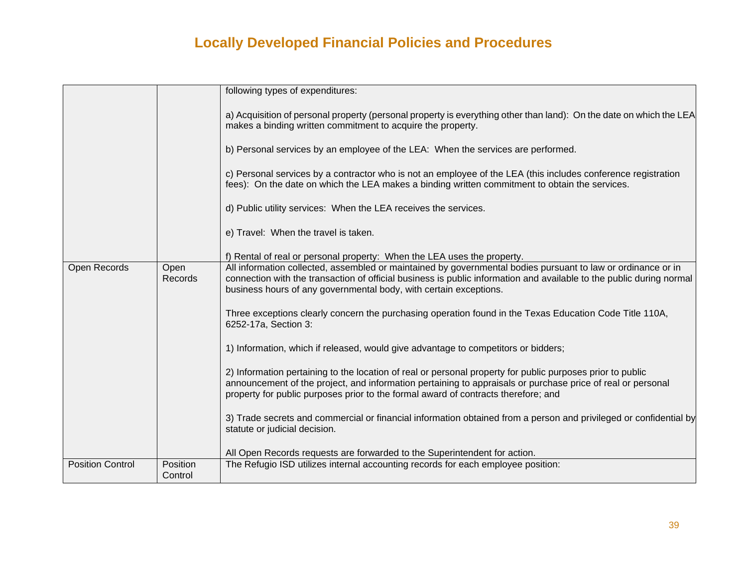# Locally Developed Financial Policies and Procedures

| | | |
|---|---|---|
| | | following types of expenditures:<br><br>a) Acquisition of personal property (personal property is everything other than land): On the date on which the LEA makes a binding written commitment to acquire the property.<br><br>b) Personal services by an employee of the LEA: When the services are performed.<br><br>c) Personal services by a contractor who is not an employee of the LEA (this includes conference registration fees): On the date on which the LEA makes a binding written commitment to obtain the services.<br><br>d) Public utility services: When the LEA receives the services.<br><br>e) Travel: When the travel is taken.<br><br>f) Rental of real or personal property: When the LEA uses the property. |
| Open Records | Open Records | All information collected, assembled or maintained by governmental bodies pursuant to law or ordinance or in connection with the transaction of official business is public information and available to the public during normal business hours of any governmental body, with certain exceptions.<br><br>Three exceptions clearly concern the purchasing operation found in the Texas Education Code Title 110A, 6252-17a, Section 3:<br><br>1) Information, which if released, would give advantage to competitors or bidders;<br><br>2) Information pertaining to the location of real or personal property for public purposes prior to public announcement of the project, and information pertaining to appraisals or purchase price of real or personal property for public purposes prior to the formal award of contracts therefore; and<br><br>3) Trade secrets and commercial or financial information obtained from a person and privileged or confidential by statute or judicial decision.<br><br>All Open Records requests are forwarded to the Superintendent for action. |
| Position Control | Position Control | The Refugio ISD utilizes internal accounting records for each employee position: |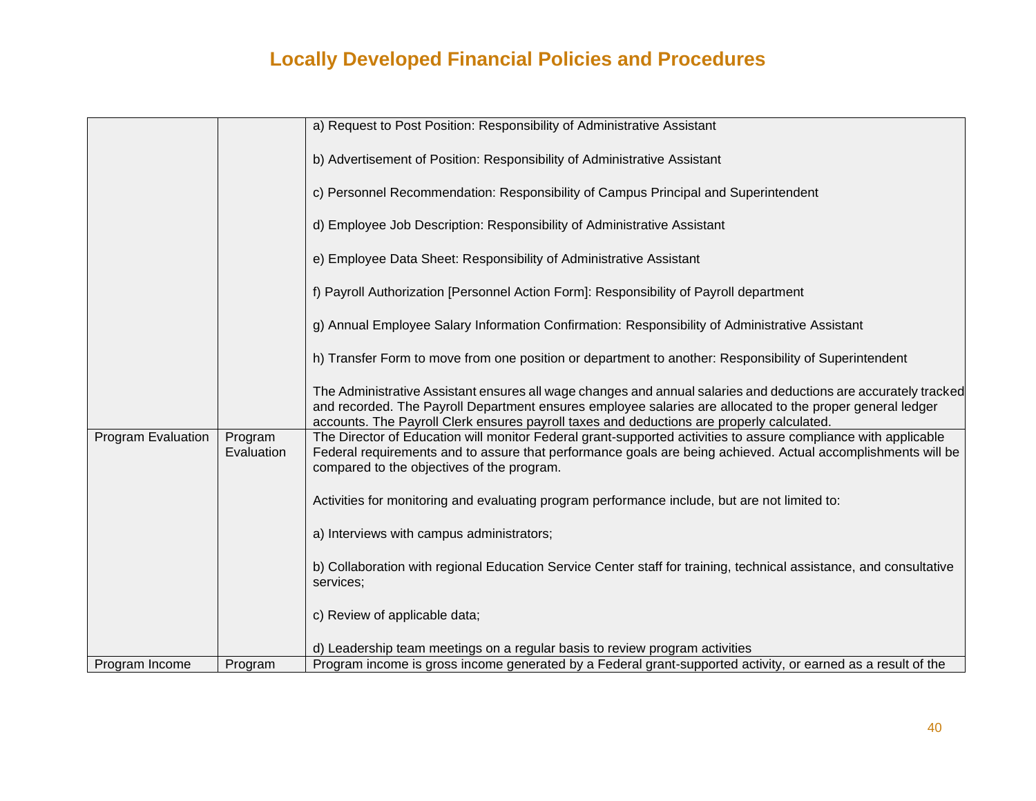# Locally Developed Financial Policies and Procedures

| | | |
|---|---|---|
| | | a) Request to Post Position: Responsibility of Administrative Assistant<br><br>b) Advertisement of Position: Responsibility of Administrative Assistant<br><br>c) Personnel Recommendation: Responsibility of Campus Principal and Superintendent<br><br>d) Employee Job Description: Responsibility of Administrative Assistant<br><br>e) Employee Data Sheet: Responsibility of Administrative Assistant<br><br>f) Payroll Authorization [Personnel Action Form]: Responsibility of Payroll department<br><br>g) Annual Employee Salary Information Confirmation: Responsibility of Administrative Assistant<br><br>h) Transfer Form to move from one position or department to another: Responsibility of Superintendent<br><br>The Administrative Assistant ensures all wage changes and annual salaries and deductions are accurately tracked and recorded. The Payroll Department ensures employee salaries are allocated to the proper general ledger accounts. The Payroll Clerk ensures payroll taxes and deductions are properly calculated. |
| Program Evaluation | Program Evaluation | The Director of Education will monitor Federal grant-supported activities to assure compliance with applicable Federal requirements and to assure that performance goals are being achieved. Actual accomplishments will be compared to the objectives of the program.<br><br>Activities for monitoring and evaluating program performance include, but are not limited to:<br><br>a) Interviews with campus administrators;<br><br>b) Collaboration with regional Education Service Center staff for training, technical assistance, and consultative services;<br><br>c) Review of applicable data;<br><br>d) Leadership team meetings on a regular basis to review program activities |
| Program Income | Program | Program income is gross income generated by a Federal grant-supported activity, or earned as a result of the |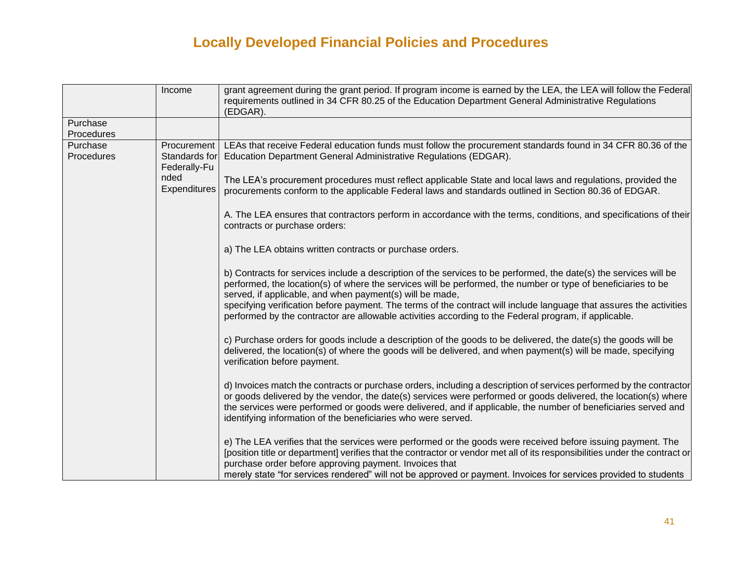# Locally Developed Financial Policies and Procedures

| | | |
|---|---|---|
| | Income | grant agreement during the grant period. If program income is earned by the LEA, the LEA will follow the Federal requirements outlined in 34 CFR 80.25 of the Education Department General Administrative Regulations (EDGAR). |
| Purchase Procedures | | |
| Purchase Procedures | Procurement Standards for Federally-Funded Expenditures | LEAs that receive Federal education funds must follow the procurement standards found in 34 CFR 80.36 of the Education Department General Administrative Regulations (EDGAR).<br><br>The LEA's procurement procedures must reflect applicable State and local laws and regulations, provided the procurements conform to the applicable Federal laws and standards outlined in Section 80.36 of EDGAR.<br><br>A. The LEA ensures that contractors perform in accordance with the terms, conditions, and specifications of their contracts or purchase orders:<br><br>a) The LEA obtains written contracts or purchase orders.<br><br>b) Contracts for services include a description of the services to be performed, the date(s) the services will be performed, the location(s) of where the services will be performed, the number or type of beneficiaries to be served, if applicable, and when payment(s) will be made, specifying verification before payment. The terms of the contract will include language that assures the activities performed by the contractor are allowable activities according to the Federal program, if applicable.<br><br>c) Purchase orders for goods include a description of the goods to be delivered, the date(s) the goods will be delivered, the location(s) of where the goods will be delivered, and when payment(s) will be made, specifying verification before payment.<br><br>d) Invoices match the contracts or purchase orders, including a description of services performed by the contractor or goods delivered by the vendor, the date(s) services were performed or goods delivered, the location(s) where the services were performed or goods were delivered, and if applicable, the number of beneficiaries served and identifying information of the beneficiaries who were served.<br><br>e) The LEA verifies that the services were performed or the goods were received before issuing payment. The [position title or department] verifies that the contractor or vendor met all of its responsibilities under the contract or purchase order before approving payment. Invoices that merely state "for services rendered" will not be approved or payment. Invoices for services provided to students |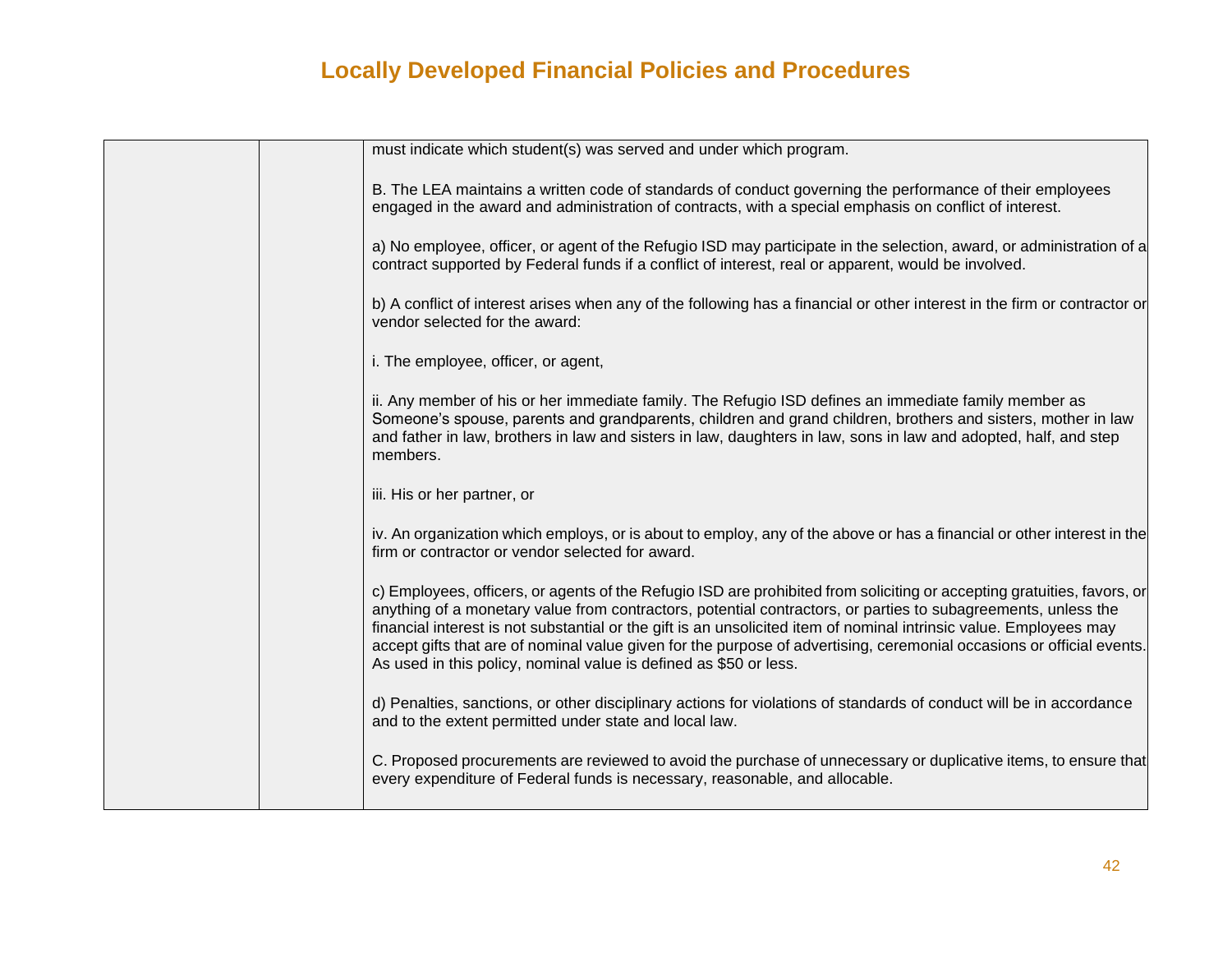# Locally Developed Financial Policies and Procedures

| | | |
|---|---|---|
| | | must indicate which student(s) was served and under which program.<br><br>B. The LEA maintains a written code of standards of conduct governing the performance of their employees engaged in the award and administration of contracts, with a special emphasis on conflict of interest.<br><br>a) No employee, officer, or agent of the Refugio ISD may participate in the selection, award, or administration of a contract supported by Federal funds if a conflict of interest, real or apparent, would be involved.<br><br>b) A conflict of interest arises when any of the following has a financial or other interest in the firm or contractor or vendor selected for the award:<br><br>i. The employee, officer, or agent,<br><br>ii. Any member of his or her immediate family. The Refugio ISD defines an immediate family member as Someone's spouse, parents and grandparents, children and grand children, brothers and sisters, mother in law and father in law, brothers in law and sisters in law, daughters in law, sons in law and adopted, half, and step members.<br><br>iii. His or her partner, or<br><br>iv. An organization which employs, or is about to employ, any of the above or has a financial or other interest in the firm or contractor or vendor selected for award.<br><br>c) Employees, officers, or agents of the Refugio ISD are prohibited from soliciting or accepting gratuities, favors, or anything of a monetary value from contractors, potential contractors, or parties to subagreements, unless the financial interest is not substantial or the gift is an unsolicited item of nominal intrinsic value. Employees may accept gifts that are of nominal value given for the purpose of advertising, ceremonial occasions or official events. As used in this policy, nominal value is defined as $50 or less.<br><br>d) Penalties, sanctions, or other disciplinary actions for violations of standards of conduct will be in accordance and to the extent permitted under state and local law.<br><br>C. Proposed procurements are reviewed to avoid the purchase of unnecessary or duplicative items, to ensure that every expenditure of Federal funds is necessary, reasonable, and allocable. |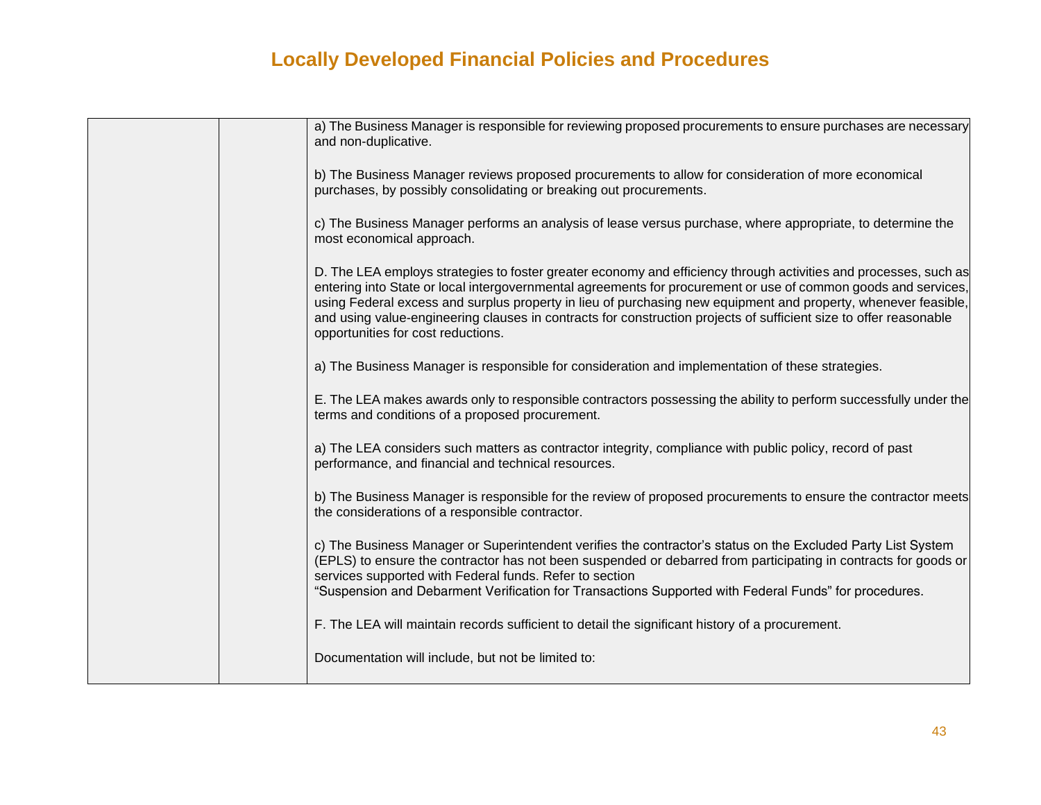# Locally Developed Financial Policies and Procedures

| | | |
|---|---|---|
| | | a) The Business Manager is responsible for reviewing proposed procurements to ensure purchases are necessary and non-duplicative.<br><br>b) The Business Manager reviews proposed procurements to allow for consideration of more economical purchases, by possibly consolidating or breaking out procurements.<br><br>c) The Business Manager performs an analysis of lease versus purchase, where appropriate, to determine the most economical approach.<br><br>D. The LEA employs strategies to foster greater economy and efficiency through activities and processes, such as entering into State or local intergovernmental agreements for procurement or use of common goods and services, using Federal excess and surplus property in lieu of purchasing new equipment and property, whenever feasible, and using value-engineering clauses in contracts for construction projects of sufficient size to offer reasonable opportunities for cost reductions.<br><br>a) The Business Manager is responsible for consideration and implementation of these strategies.<br><br>E. The LEA makes awards only to responsible contractors possessing the ability to perform successfully under the terms and conditions of a proposed procurement.<br><br>a) The LEA considers such matters as contractor integrity, compliance with public policy, record of past performance, and financial and technical resources.<br><br>b) The Business Manager is responsible for the review of proposed procurements to ensure the contractor meets the considerations of a responsible contractor.<br><br>c) The Business Manager or Superintendent verifies the contractor's status on the Excluded Party List System (EPLS) to ensure the contractor has not been suspended or debarred from participating in contracts for goods or services supported with Federal funds. Refer to section "Suspension and Debarment Verification for Transactions Supported with Federal Funds" for procedures.<br><br>F. The LEA will maintain records sufficient to detail the significant history of a procurement.<br><br>Documentation will include, but not be limited to: |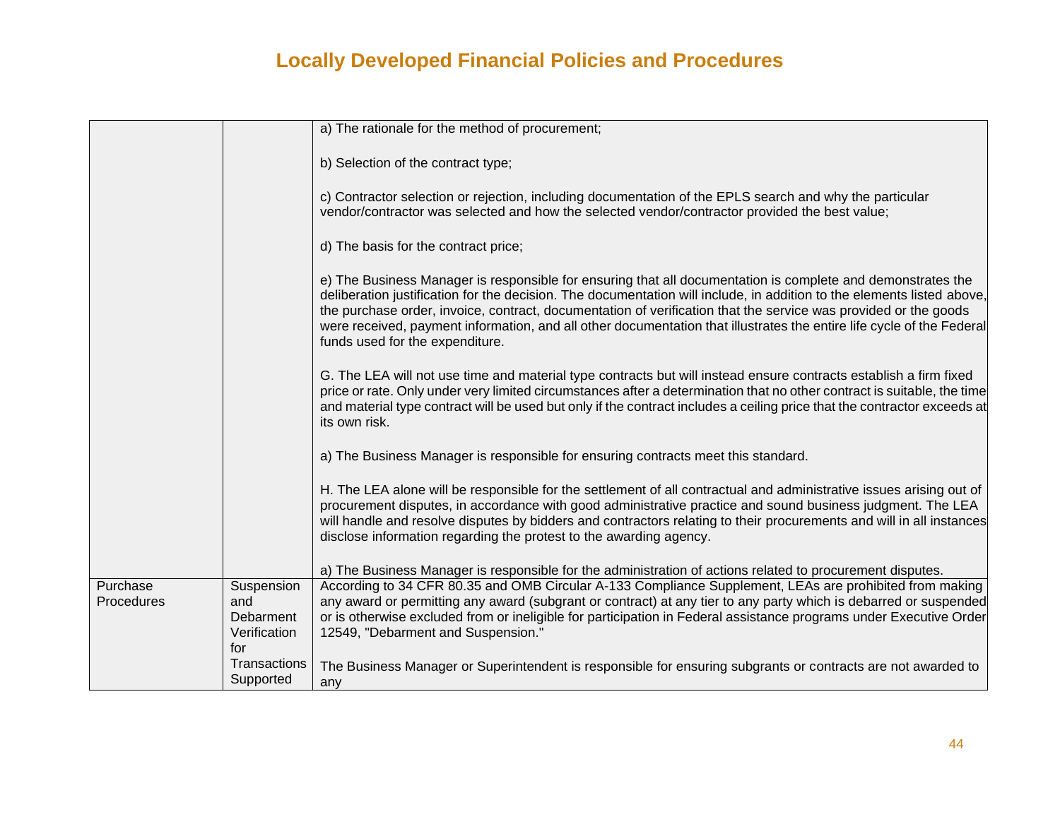# Locally Developed Financial Policies and Procedures

| | | |
|---|---|---|
| | | a) The rationale for the method of procurement;<br><br>b) Selection of the contract type;<br><br>c) Contractor selection or rejection, including documentation of the EPLS search and why the particular vendor/contractor was selected and how the selected vendor/contractor provided the best value;<br><br>d) The basis for the contract price;<br><br>e) The Business Manager is responsible for ensuring that all documentation is complete and demonstrates the deliberation justification for the decision. The documentation will include, in addition to the elements listed above, the purchase order, invoice, contract, documentation of verification that the service was provided or the goods were received, payment information, and all other documentation that illustrates the entire life cycle of the Federal funds used for the expenditure.<br><br>G. The LEA will not use time and material type contracts but will instead ensure contracts establish a firm fixed price or rate. Only under very limited circumstances after a determination that no other contract is suitable, the time and material type contract will be used but only if the contract includes a ceiling price that the contractor exceeds at its own risk.<br><br>a) The Business Manager is responsible for ensuring contracts meet this standard.<br><br>H. The LEA alone will be responsible for the settlement of all contractual and administrative issues arising out of procurement disputes, in accordance with good administrative practice and sound business judgment. The LEA will handle and resolve disputes by bidders and contractors relating to their procurements and will in all instances disclose information regarding the protest to the awarding agency.<br><br>a) The Business Manager is responsible for the administration of actions related to procurement disputes. |
| Purchase Procedures | Suspension and Debarment Verification for Transactions Supported | According to 34 CFR 80.35 and OMB Circular A-133 Compliance Supplement, LEAs are prohibited from making any award or permitting any award (subgrant or contract) at any tier to any party which is debarred or suspended or is otherwise excluded from or ineligible for participation in Federal assistance programs under Executive Order 12549, "Debarment and Suspension."<br><br>The Business Manager or Superintendent is responsible for ensuring subgrants or contracts are not awarded to any |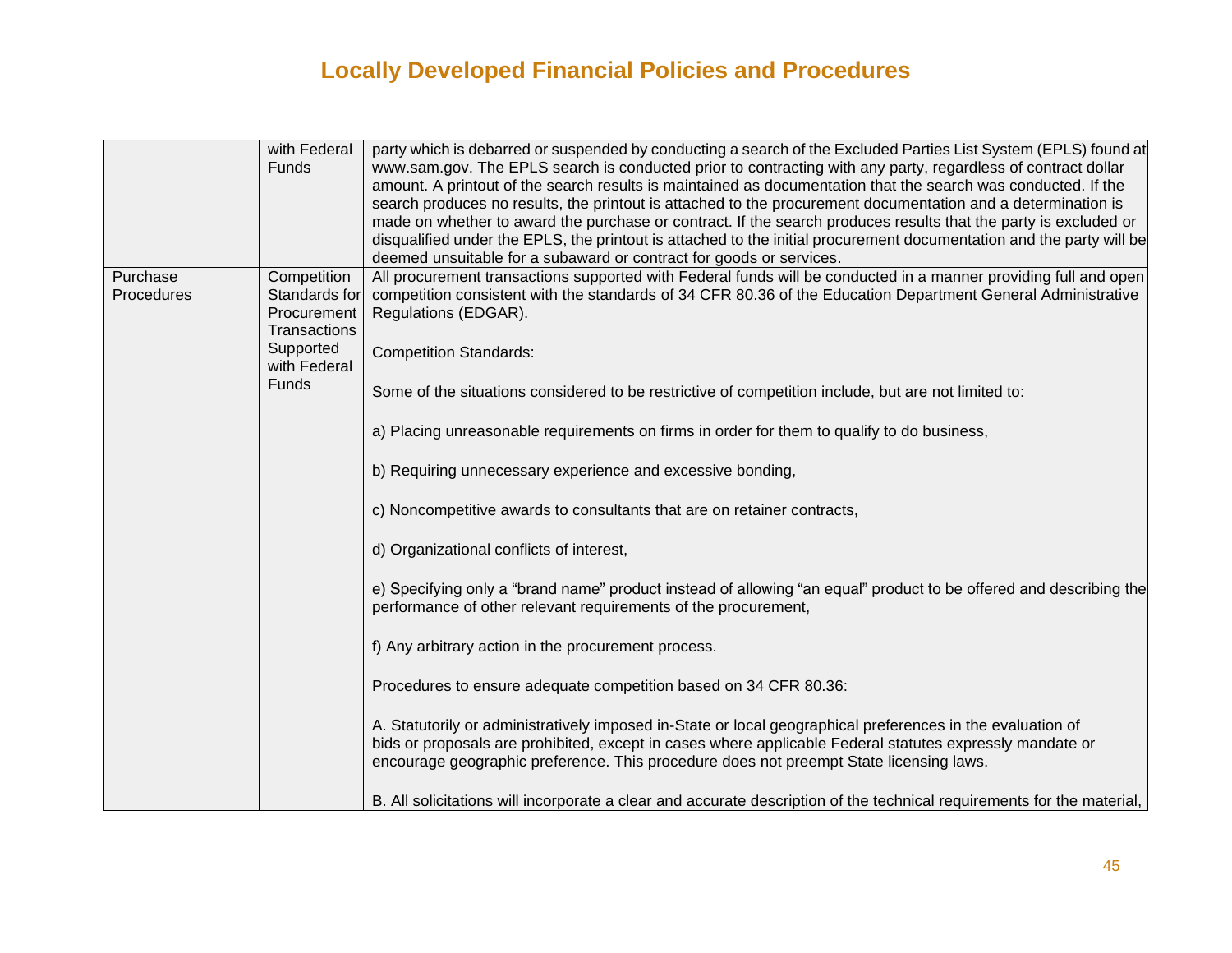# Locally Developed Financial Policies and Procedures

| | | |
|---|---|---|
| | with Federal Funds | party which is debarred or suspended by conducting a search of the Excluded Parties List System (EPLS) found at www.sam.gov. The EPLS search is conducted prior to contracting with any party, regardless of contract dollar amount. A printout of the search results is maintained as documentation that the search was conducted. If the search produces no results, the printout is attached to the procurement documentation and a determination is made on whether to award the purchase or contract. If the search produces results that the party is excluded or disqualified under the EPLS, the printout is attached to the initial procurement documentation and the party will be deemed unsuitable for a subaward or contract for goods or services. |
| Purchase Procedures | Competition Standards for Procurement Transactions Supported with Federal Funds | All procurement transactions supported with Federal funds will be conducted in a manner providing full and open competition consistent with the standards of 34 CFR 80.36 of the Education Department General Administrative Regulations (EDGAR).<br><br>Competition Standards:<br><br>Some of the situations considered to be restrictive of competition include, but are not limited to:<br><br>a) Placing unreasonable requirements on firms in order for them to qualify to do business,<br><br>b) Requiring unnecessary experience and excessive bonding,<br><br>c) Noncompetitive awards to consultants that are on retainer contracts,<br><br>d) Organizational conflicts of interest,<br><br>e) Specifying only a "brand name" product instead of allowing "an equal" product to be offered and describing the performance of other relevant requirements of the procurement,<br><br>f) Any arbitrary action in the procurement process.<br><br>Procedures to ensure adequate competition based on 34 CFR 80.36:<br><br>A. Statutorily or administratively imposed in-State or local geographical preferences in the evaluation of bids or proposals are prohibited, except in cases where applicable Federal statutes expressly mandate or encourage geographic preference. This procedure does not preempt State licensing laws.<br><br>B. All solicitations will incorporate a clear and accurate description of the technical requirements for the material, |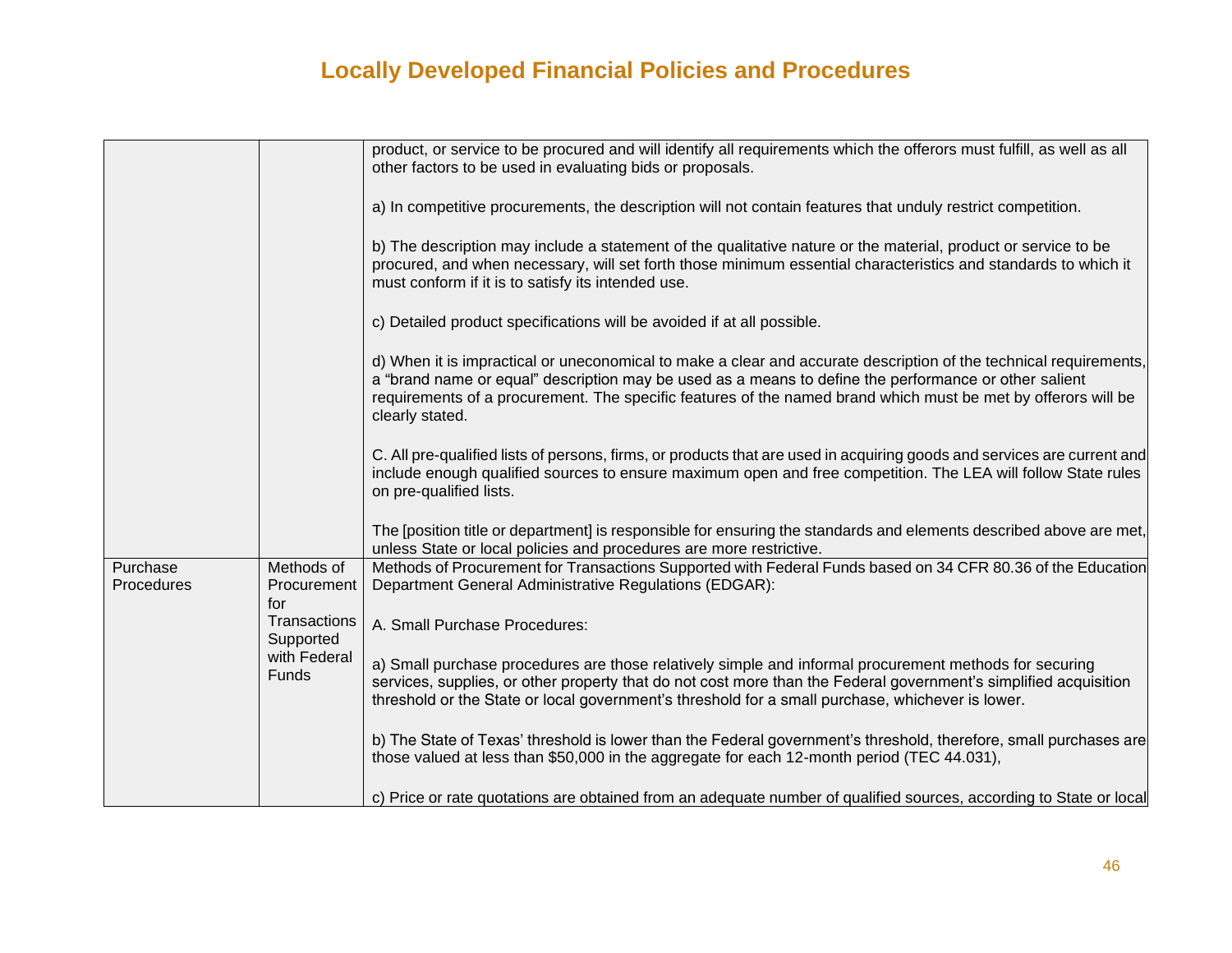## Locally Developed Financial Policies and Procedures

| | | |
|---|---|---|
| | | product, or service to be procured and will identify all requirements which the offerors must fulfill, as well as all other factors to be used in evaluating bids or proposals.<br><br>a) In competitive procurements, the description will not contain features that unduly restrict competition.<br><br>b) The description may include a statement of the qualitative nature or the material, product or service to be procured, and when necessary, will set forth those minimum essential characteristics and standards to which it must conform if it is to satisfy its intended use.<br><br>c) Detailed product specifications will be avoided if at all possible.<br><br>d) When it is impractical or uneconomical to make a clear and accurate description of the technical requirements, a "brand name or equal" description may be used as a means to define the performance or other salient requirements of a procurement. The specific features of the named brand which must be met by offerors will be clearly stated.<br><br>C. All pre-qualified lists of persons, firms, or products that are used in acquiring goods and services are current and include enough qualified sources to ensure maximum open and free competition. The LEA will follow State rules on pre-qualified lists.<br><br>The [position title or department] is responsible for ensuring the standards and elements described above are met, unless State or local policies and procedures are more restrictive. |
| Purchase Procedures | Methods of Procurement for Transactions Supported with Federal Funds | Methods of Procurement for Transactions Supported with Federal Funds based on 34 CFR 80.36 of the Education Department General Administrative Regulations (EDGAR):<br><br>A. Small Purchase Procedures:<br><br>a) Small purchase procedures are those relatively simple and informal procurement methods for securing services, supplies, or other property that do not cost more than the Federal government's simplified acquisition threshold or the State or local government's threshold for a small purchase, whichever is lower.<br><br>b) The State of Texas' threshold is lower than the Federal government's threshold, therefore, small purchases are those valued at less than $50,000 in the aggregate for each 12-month period (TEC 44.031),<br><br>c) Price or rate quotations are obtained from an adequate number of qualified sources, according to State or local |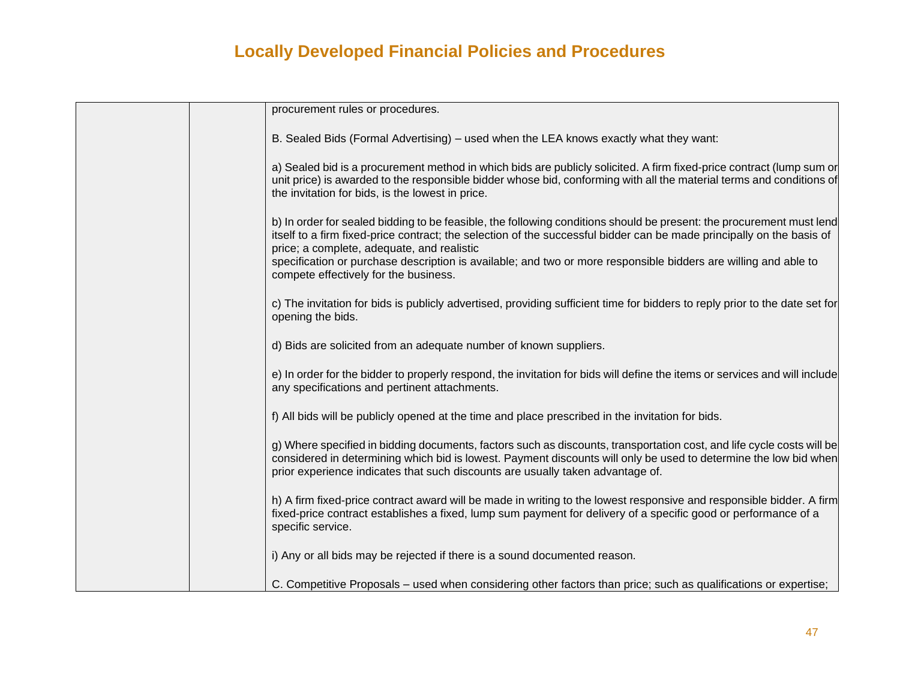| | | procurement rules or procedures.<br><br>B. Sealed Bids (Formal Advertising) – used when the LEA knows exactly what they want:<br><br>a) Sealed bid is a procurement method in which bids are publicly solicited. A firm fixed-price contract (lump sum or unit price) is awarded to the responsible bidder whose bid, conforming with all the material terms and conditions of the invitation for bids, is the lowest in price.<br><br>b) In order for sealed bidding to be feasible, the following conditions should be present: the procurement must lend itself to a firm fixed-price contract; the selection of the successful bidder can be made principally on the basis of price; a complete, adequate, and realistic specification or purchase description is available; and two or more responsible bidders are willing and able to compete effectively for the business.<br><br>c) The invitation for bids is publicly advertised, providing sufficient time for bidders to reply prior to the date set for opening the bids.<br><br>d) Bids are solicited from an adequate number of known suppliers.<br><br>e) In order for the bidder to properly respond, the invitation for bids will define the items or services and will include any specifications and pertinent attachments.<br><br>f) All bids will be publicly opened at the time and place prescribed in the invitation for bids.<br><br>g) Where specified in bidding documents, factors such as discounts, transportation cost, and life cycle costs will be considered in determining which bid is lowest. Payment discounts will only be used to determine the low bid when prior experience indicates that such discounts are usually taken advantage of.<br><br>h) A firm fixed-price contract award will be made in writing to the lowest responsive and responsible bidder. A firm fixed-price contract establishes a fixed, lump sum payment for delivery of a specific good or performance of a specific service.<br><br>i) Any or all bids may be rejected if there is a sound documented reason.<br><br>C. Competitive Proposals – used when considering other factors than price; such as qualifications or expertise; |
|---|---|---|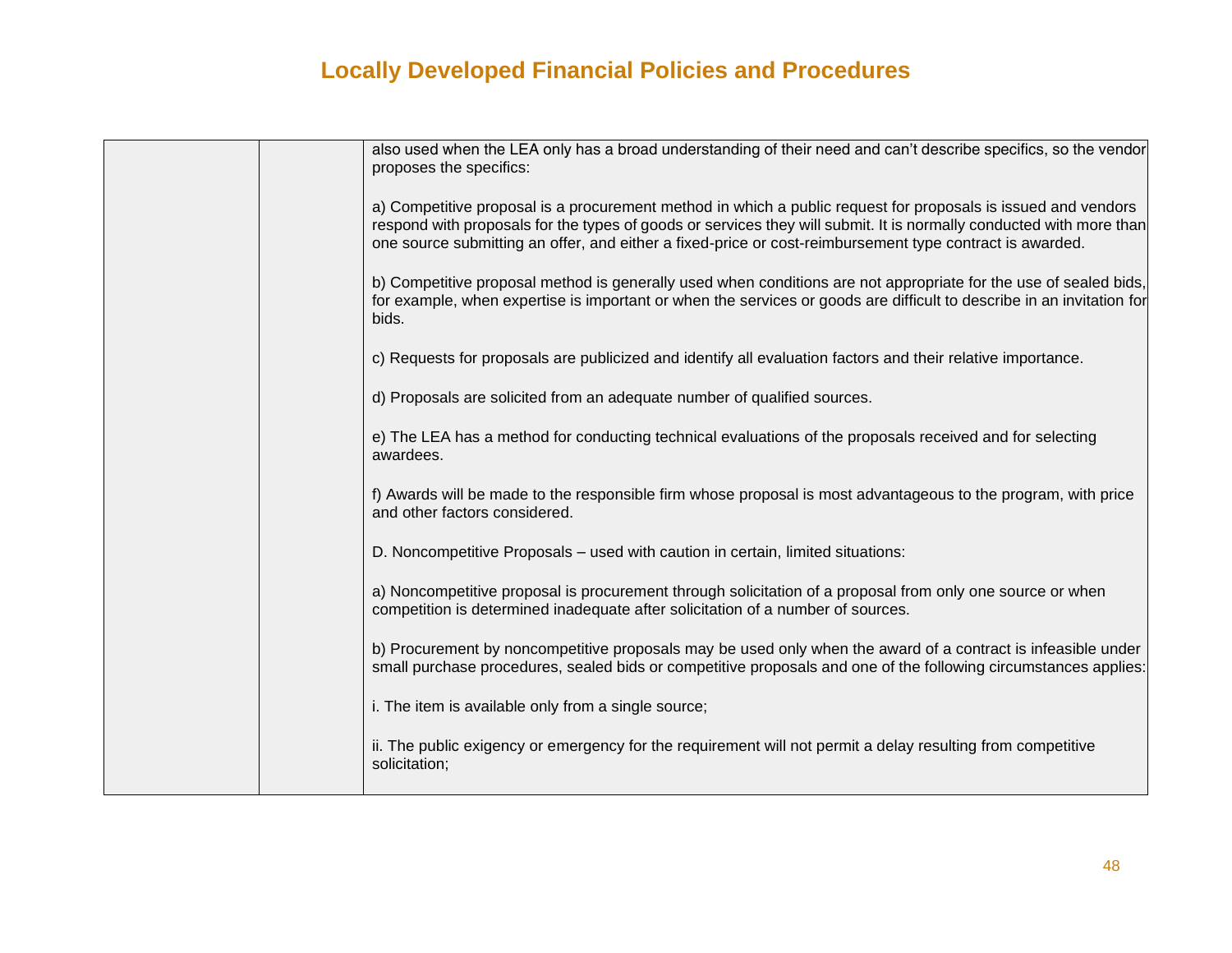## Locally Developed Financial Policies and Procedures

| | | |
|---|---|---|
| | | also used when the LEA only has a broad understanding of their need and can't describe specifics, so the vendor proposes the specifics:<br><br>a) Competitive proposal is a procurement method in which a public request for proposals is issued and vendors respond with proposals for the types of goods or services they will submit. It is normally conducted with more than one source submitting an offer, and either a fixed-price or cost-reimbursement type contract is awarded.<br><br>b) Competitive proposal method is generally used when conditions are not appropriate for the use of sealed bids, for example, when expertise is important or when the services or goods are difficult to describe in an invitation for bids.<br><br>c) Requests for proposals are publicized and identify all evaluation factors and their relative importance.<br><br>d) Proposals are solicited from an adequate number of qualified sources.<br><br>e) The LEA has a method for conducting technical evaluations of the proposals received and for selecting awardees.<br><br>f) Awards will be made to the responsible firm whose proposal is most advantageous to the program, with price and other factors considered.<br><br>D. Noncompetitive Proposals – used with caution in certain, limited situations:<br><br>a) Noncompetitive proposal is procurement through solicitation of a proposal from only one source or when competition is determined inadequate after solicitation of a number of sources.<br><br>b) Procurement by noncompetitive proposals may be used only when the award of a contract is infeasible under small purchase procedures, sealed bids or competitive proposals and one of the following circumstances applies:<br><br>i. The item is available only from a single source;<br><br>ii. The public exigency or emergency for the requirement will not permit a delay resulting from competitive solicitation; |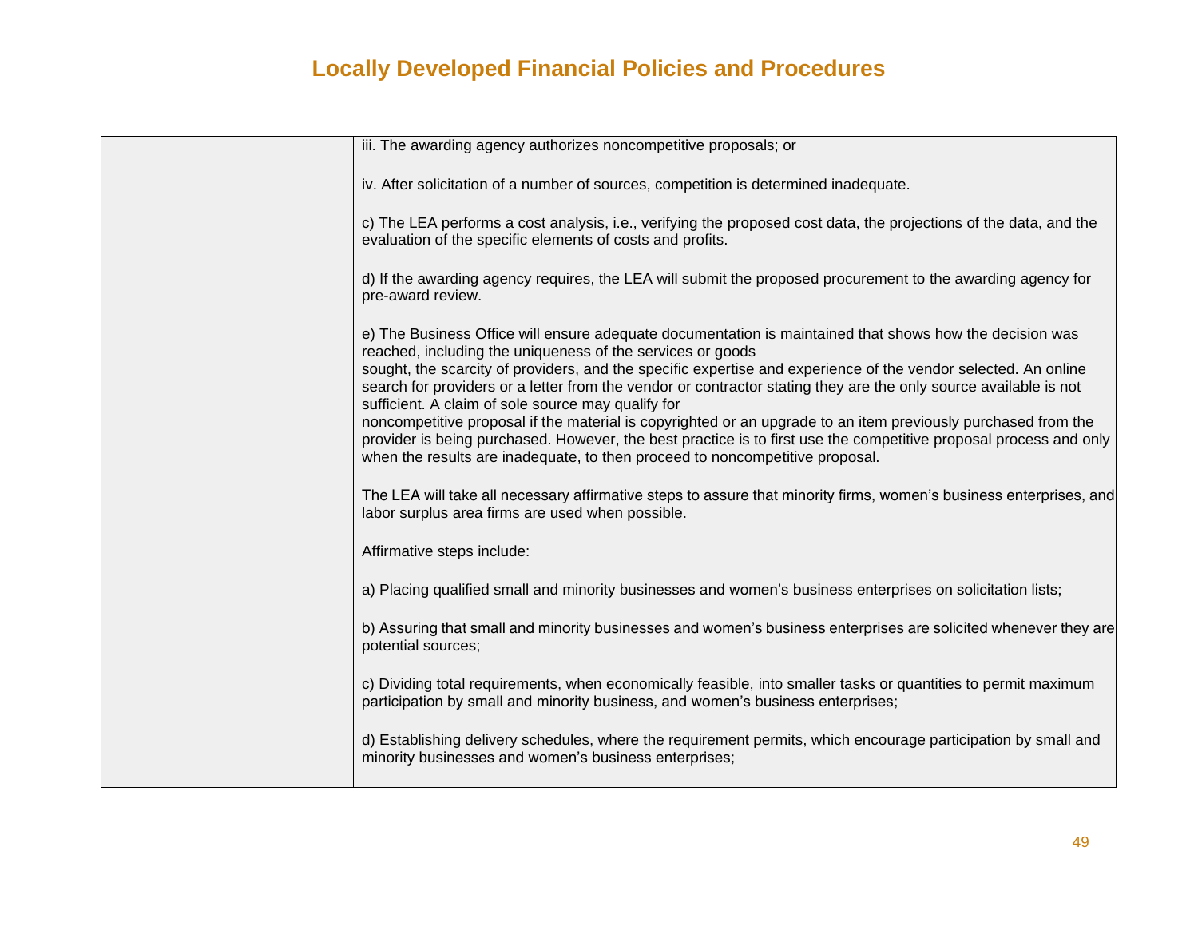## Locally Developed Financial Policies and Procedures

| | | |
|---|---|---|
| | | iii. The awarding agency authorizes noncompetitive proposals; or<br><br>iv. After solicitation of a number of sources, competition is determined inadequate.<br><br>c) The LEA performs a cost analysis, i.e., verifying the proposed cost data, the projections of the data, and the evaluation of the specific elements of costs and profits.<br><br>d) If the awarding agency requires, the LEA will submit the proposed procurement to the awarding agency for pre-award review.<br><br>e) The Business Office will ensure adequate documentation is maintained that shows how the decision was reached, including the uniqueness of the services or goods sought, the scarcity of providers, and the specific expertise and experience of the vendor selected. An online search for providers or a letter from the vendor or contractor stating they are the only source available is not sufficient. A claim of sole source may qualify for noncompetitive proposal if the material is copyrighted or an upgrade to an item previously purchased from the provider is being purchased. However, the best practice is to first use the competitive proposal process and only when the results are inadequate, to then proceed to noncompetitive proposal.<br><br>The LEA will take all necessary affirmative steps to assure that minority firms, women's business enterprises, and labor surplus area firms are used when possible.<br><br>Affirmative steps include:<br><br>a) Placing qualified small and minority businesses and women's business enterprises on solicitation lists;<br><br>b) Assuring that small and minority businesses and women's business enterprises are solicited whenever they are potential sources;<br><br>c) Dividing total requirements, when economically feasible, into smaller tasks or quantities to permit maximum participation by small and minority business, and women's business enterprises;<br><br>d) Establishing delivery schedules, where the requirement permits, which encourage participation by small and minority businesses and women's business enterprises; |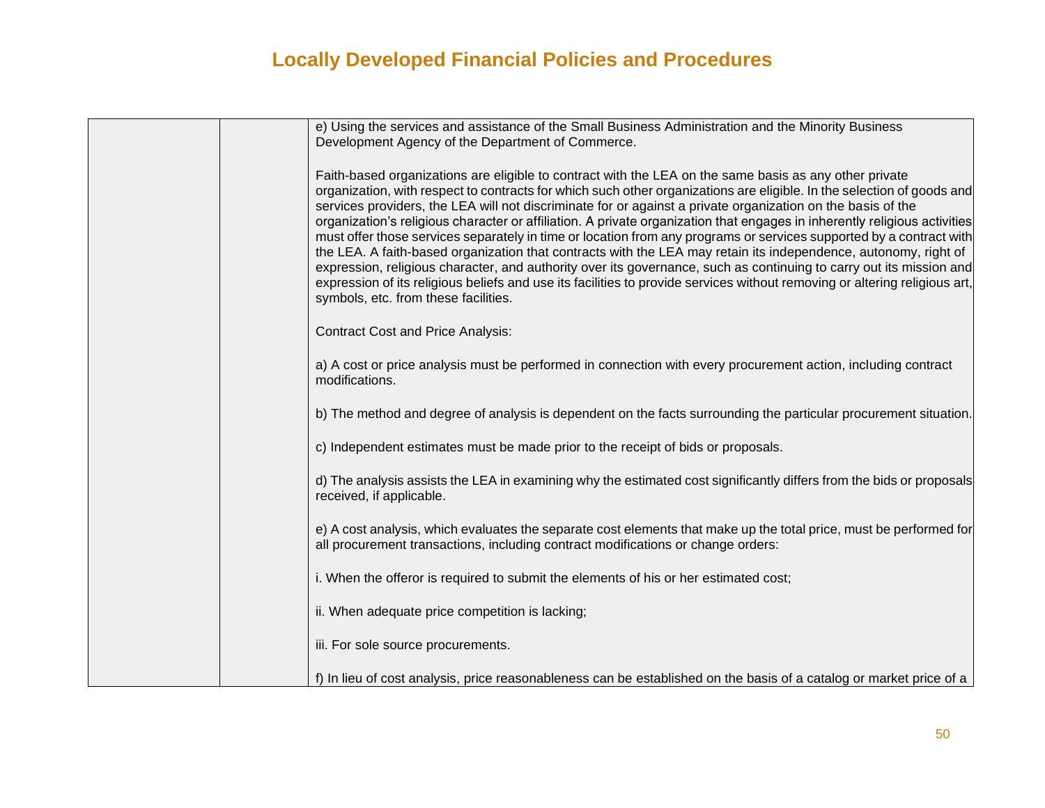# Locally Developed Financial Policies and Procedures

| | | |
|---|---|---|
| | | e) Using the services and assistance of the Small Business Administration and the Minority Business Development Agency of the Department of Commerce.<br><br>Faith-based organizations are eligible to contract with the LEA on the same basis as any other private organization, with respect to contracts for which such other organizations are eligible. In the selection of goods and services providers, the LEA will not discriminate for or against a private organization on the basis of the organization's religious character or affiliation. A private organization that engages in inherently religious activities must offer those services separately in time or location from any programs or services supported by a contract with the LEA. A faith-based organization that contracts with the LEA may retain its independence, autonomy, right of expression, religious character, and authority over its governance, such as continuing to carry out its mission and expression of its religious beliefs and use its facilities to provide services without removing or altering religious art, symbols, etc. from these facilities.<br><br>Contract Cost and Price Analysis:<br><br>a) A cost or price analysis must be performed in connection with every procurement action, including contract modifications.<br><br>b) The method and degree of analysis is dependent on the facts surrounding the particular procurement situation.<br><br>c) Independent estimates must be made prior to the receipt of bids or proposals.<br><br>d) The analysis assists the LEA in examining why the estimated cost significantly differs from the bids or proposals received, if applicable.<br><br>e) A cost analysis, which evaluates the separate cost elements that make up the total price, must be performed for all procurement transactions, including contract modifications or change orders:<br><br>i. When the offeror is required to submit the elements of his or her estimated cost;<br><br>ii. When adequate price competition is lacking;<br><br>iii. For sole source procurements.<br><br>f) In lieu of cost analysis, price reasonableness can be established on the basis of a catalog or market price of a |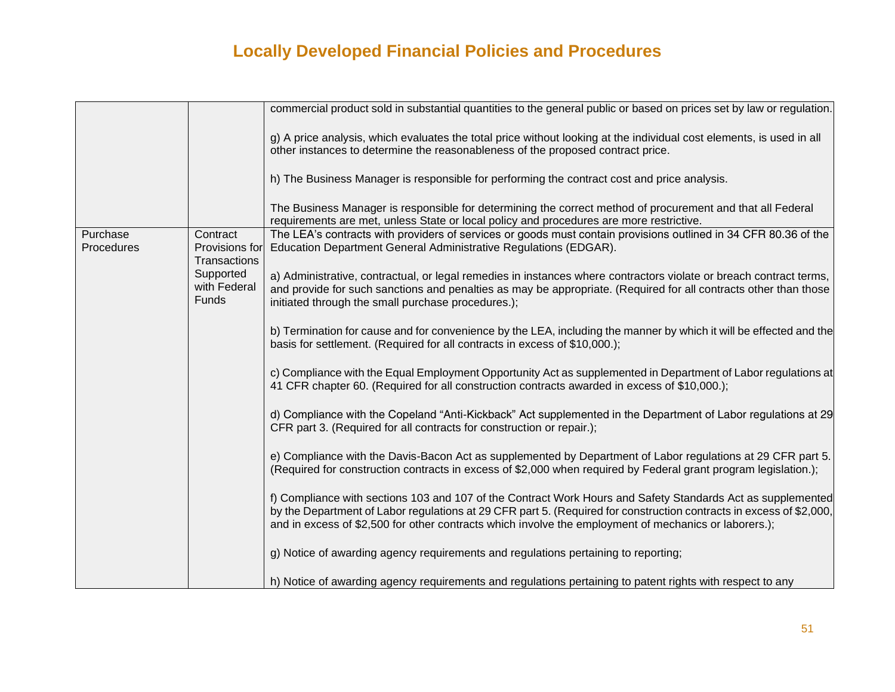# Locally Developed Financial Policies and Procedures

| | | |
|---|---|---|
| | | commercial product sold in substantial quantities to the general public or based on prices set by law or regulation.<br><br>g) A price analysis, which evaluates the total price without looking at the individual cost elements, is used in all other instances to determine the reasonableness of the proposed contract price.<br><br>h) The Business Manager is responsible for performing the contract cost and price analysis.<br><br>The Business Manager is responsible for determining the correct method of procurement and that all Federal requirements are met, unless State or local policy and procedures are more restrictive. |
| Purchase Procedures | Contract Provisions for Transactions Supported with Federal Funds | The LEA's contracts with providers of services or goods must contain provisions outlined in 34 CFR 80.36 of the Education Department General Administrative Regulations (EDGAR).<br><br>a) Administrative, contractual, or legal remedies in instances where contractors violate or breach contract terms, and provide for such sanctions and penalties as may be appropriate. (Required for all contracts other than those initiated through the small purchase procedures.);<br><br>b) Termination for cause and for convenience by the LEA, including the manner by which it will be effected and the basis for settlement. (Required for all contracts in excess of $10,000.);<br><br>c) Compliance with the Equal Employment Opportunity Act as supplemented in Department of Labor regulations at 41 CFR chapter 60. (Required for all construction contracts awarded in excess of $10,000.);<br><br>d) Compliance with the Copeland "Anti-Kickback" Act supplemented in the Department of Labor regulations at 29 CFR part 3. (Required for all contracts for construction or repair.);<br><br>e) Compliance with the Davis-Bacon Act as supplemented by Department of Labor regulations at 29 CFR part 5. (Required for construction contracts in excess of $2,000 when required by Federal grant program legislation.);<br><br>f) Compliance with sections 103 and 107 of the Contract Work Hours and Safety Standards Act as supplemented by the Department of Labor regulations at 29 CFR part 5. (Required for construction contracts in excess of $2,000, and in excess of $2,500 for other contracts which involve the employment of mechanics or laborers.);<br><br>g) Notice of awarding agency requirements and regulations pertaining to reporting;<br><br>h) Notice of awarding agency requirements and regulations pertaining to patent rights with respect to any |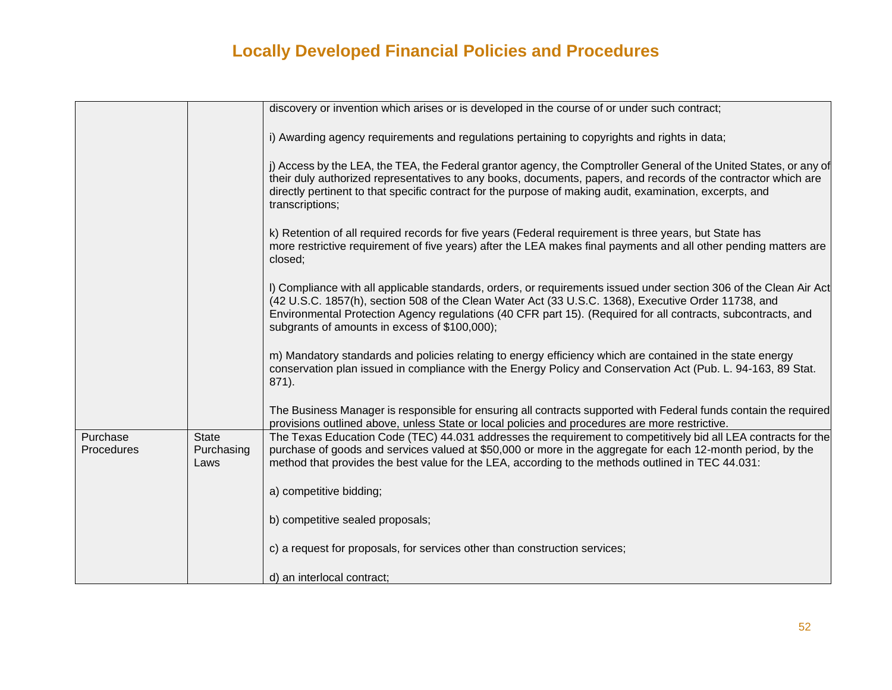# Locally Developed Financial Policies and Procedures

| | | |
|---|---|---|
| | | discovery or invention which arises or is developed in the course of or under such contract;<br><br>i) Awarding agency requirements and regulations pertaining to copyrights and rights in data;<br><br>j) Access by the LEA, the TEA, the Federal grantor agency, the Comptroller General of the United States, or any of their duly authorized representatives to any books, documents, papers, and records of the contractor which are directly pertinent to that specific contract for the purpose of making audit, examination, excerpts, and transcriptions;<br><br>k) Retention of all required records for five years (Federal requirement is three years, but State has more restrictive requirement of five years) after the LEA makes final payments and all other pending matters are closed;<br><br>l) Compliance with all applicable standards, orders, or requirements issued under section 306 of the Clean Air Act (42 U.S.C. 1857(h), section 508 of the Clean Water Act (33 U.S.C. 1368), Executive Order 11738, and Environmental Protection Agency regulations (40 CFR part 15). (Required for all contracts, subcontracts, and subgrants of amounts in excess of $100,000);<br><br>m) Mandatory standards and policies relating to energy efficiency which are contained in the state energy conservation plan issued in compliance with the Energy Policy and Conservation Act (Pub. L. 94-163, 89 Stat. 871).<br><br>The Business Manager is responsible for ensuring all contracts supported with Federal funds contain the required provisions outlined above, unless State or local policies and procedures are more restrictive. |
| Purchase Procedures | State Purchasing Laws | The Texas Education Code (TEC) 44.031 addresses the requirement to competitively bid all LEA contracts for the purchase of goods and services valued at $50,000 or more in the aggregate for each 12-month period, by the method that provides the best value for the LEA, according to the methods outlined in TEC 44.031:<br><br>a) competitive bidding;<br><br>b) competitive sealed proposals;<br><br>c) a request for proposals, for services other than construction services;<br><br>d) an interlocal contract; |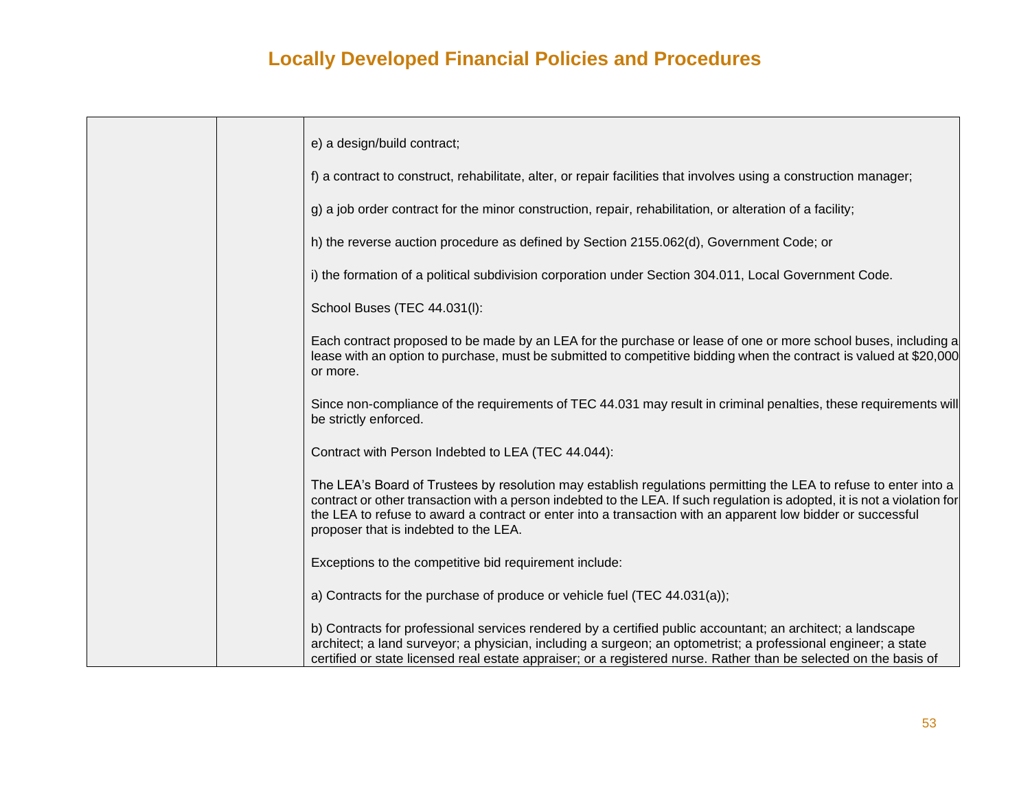| | | e) a design/build contract;<br><br>f) a contract to construct, rehabilitate, alter, or repair facilities that involves using a construction manager;<br><br>g) a job order contract for the minor construction, repair, rehabilitation, or alteration of a facility;<br><br>h) the reverse auction procedure as defined by Section 2155.062(d), Government Code; or<br><br>i) the formation of a political subdivision corporation under Section 304.011, Local Government Code.<br><br>School Buses (TEC 44.031(l):<br><br>Each contract proposed to be made by an LEA for the purchase or lease of one or more school buses, including a lease with an option to purchase, must be submitted to competitive bidding when the contract is valued at $20,000 or more.<br><br>Since non-compliance of the requirements of TEC 44.031 may result in criminal penalties, these requirements will be strictly enforced.<br><br>Contract with Person Indebted to LEA (TEC 44.044):<br><br>The LEA's Board of Trustees by resolution may establish regulations permitting the LEA to refuse to enter into a contract or other transaction with a person indebted to the LEA. If such regulation is adopted, it is not a violation for the LEA to refuse to award a contract or enter into a transaction with an apparent low bidder or successful proposer that is indebted to the LEA.<br><br>Exceptions to the competitive bid requirement include:<br><br>a) Contracts for the purchase of produce or vehicle fuel (TEC 44.031(a));<br><br>b) Contracts for professional services rendered by a certified public accountant; an architect; a landscape architect; a land surveyor; a physician, including a surgeon; an optometrist; a professional engineer; a state certified or state licensed real estate appraiser; or a registered nurse. Rather than be selected on the basis of |
|---|---|---|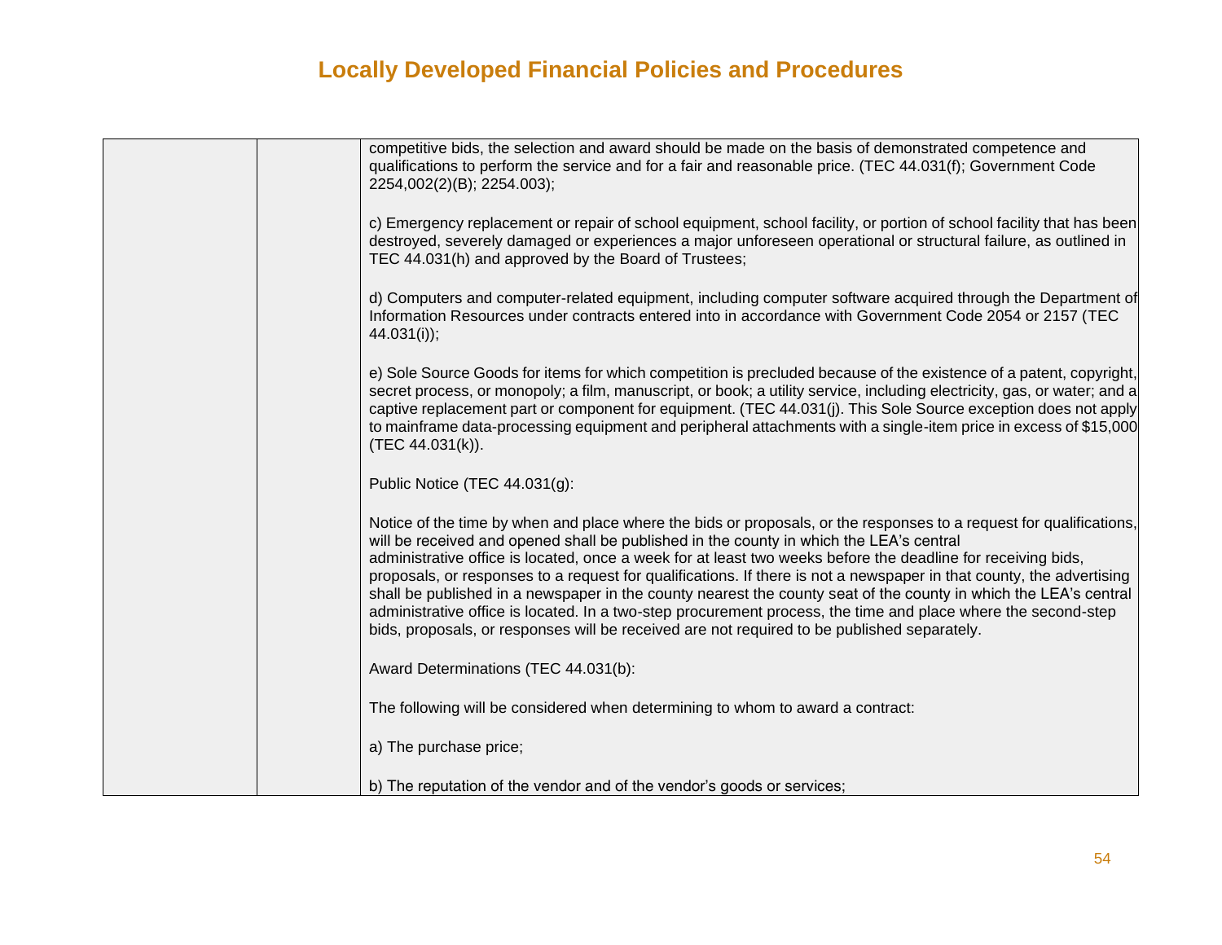# Locally Developed Financial Policies and Procedures

| | | |
|---|---|---|
| | | competitive bids, the selection and award should be made on the basis of demonstrated competence and qualifications to perform the service and for a fair and reasonable price. (TEC 44.031(f); Government Code 2254,002(2)(B); 2254.003);<br><br>c) Emergency replacement or repair of school equipment, school facility, or portion of school facility that has been destroyed, severely damaged or experiences a major unforeseen operational or structural failure, as outlined in TEC 44.031(h) and approved by the Board of Trustees;<br><br>d) Computers and computer-related equipment, including computer software acquired through the Department of Information Resources under contracts entered into in accordance with Government Code 2054 or 2157 (TEC 44.031(i));<br><br>e) Sole Source Goods for items for which competition is precluded because of the existence of a patent, copyright, secret process, or monopoly; a film, manuscript, or book; a utility service, including electricity, gas, or water; and a captive replacement part or component for equipment. (TEC 44.031(j). This Sole Source exception does not apply to mainframe data-processing equipment and peripheral attachments with a single-item price in excess of $15,000 (TEC 44.031(k)).<br><br>Public Notice (TEC 44.031(g):<br><br>Notice of the time by when and place where the bids or proposals, or the responses to a request for qualifications, will be received and opened shall be published in the county in which the LEA's central administrative office is located, once a week for at least two weeks before the deadline for receiving bids, proposals, or responses to a request for qualifications. If there is not a newspaper in that county, the advertising shall be published in a newspaper in the county nearest the county seat of the county in which the LEA's central administrative office is located. In a two-step procurement process, the time and place where the second-step bids, proposals, or responses will be received are not required to be published separately.<br><br>Award Determinations (TEC 44.031(b):<br><br>The following will be considered when determining to whom to award a contract:<br><br>a) The purchase price;<br><br>b) The reputation of the vendor and of the vendor's goods or services; |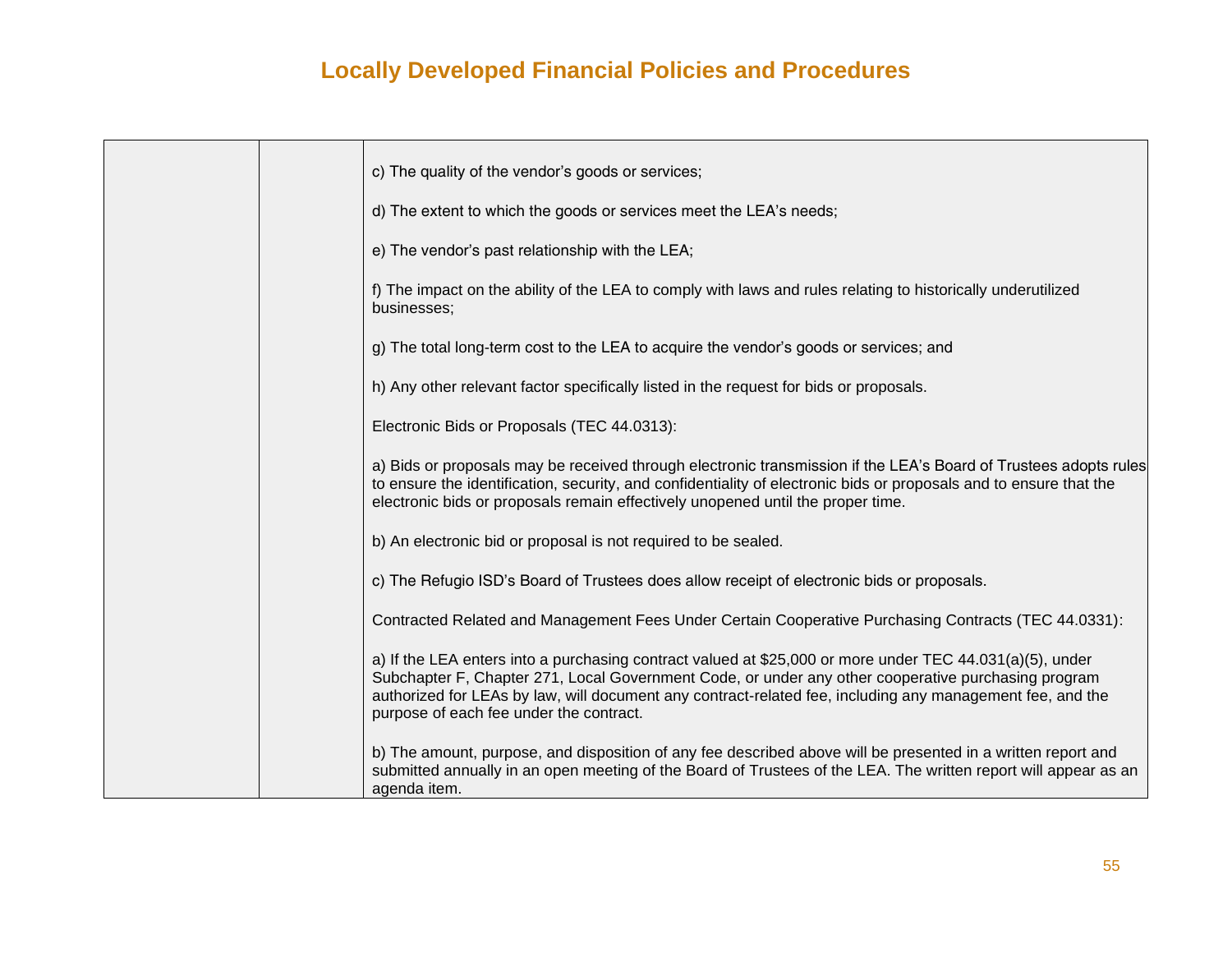# Locally Developed Financial Policies and Procedures

| | | |
|---|---|---|
| | | c) The quality of the vendor's goods or services;<br><br>d) The extent to which the goods or services meet the LEA's needs;<br><br>e) The vendor's past relationship with the LEA;<br><br>f) The impact on the ability of the LEA to comply with laws and rules relating to historically underutilized businesses;<br><br>g) The total long-term cost to the LEA to acquire the vendor's goods or services; and<br><br>h) Any other relevant factor specifically listed in the request for bids or proposals.<br><br>Electronic Bids or Proposals (TEC 44.0313):<br><br>a) Bids or proposals may be received through electronic transmission if the LEA's Board of Trustees adopts rules to ensure the identification, security, and confidentiality of electronic bids or proposals and to ensure that the electronic bids or proposals remain effectively unopened until the proper time.<br><br>b) An electronic bid or proposal is not required to be sealed.<br><br>c) The Refugio ISD's Board of Trustees does allow receipt of electronic bids or proposals.<br><br>Contracted Related and Management Fees Under Certain Cooperative Purchasing Contracts (TEC 44.0331):<br><br>a) If the LEA enters into a purchasing contract valued at $25,000 or more under TEC 44.031(a)(5), under Subchapter F, Chapter 271, Local Government Code, or under any other cooperative purchasing program authorized for LEAs by law, will document any contract-related fee, including any management fee, and the purpose of each fee under the contract.<br><br>b) The amount, purpose, and disposition of any fee described above will be presented in a written report and submitted annually in an open meeting of the Board of Trustees of the LEA. The written report will appear as an agenda item. |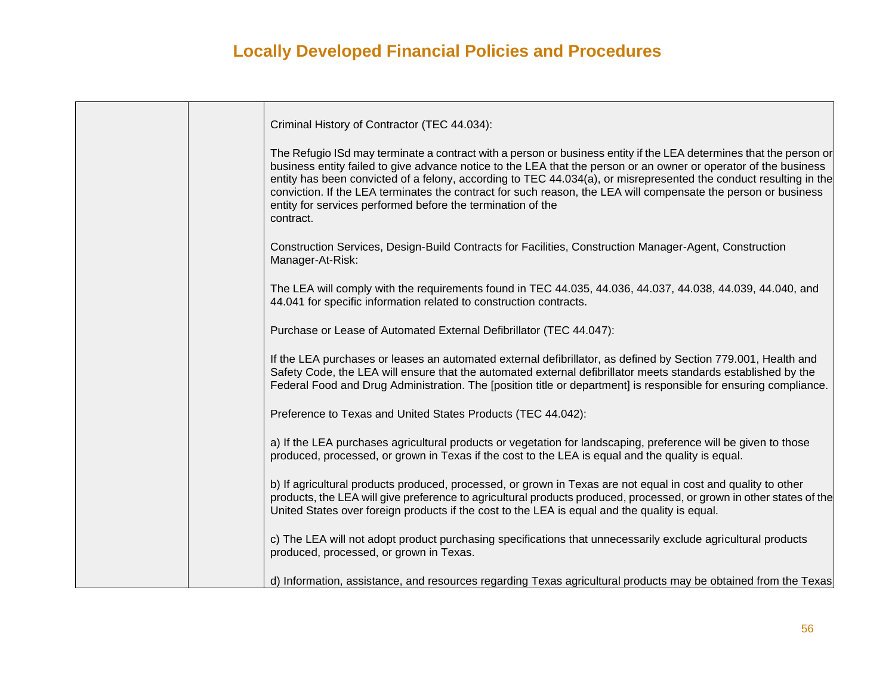# Locally Developed Financial Policies and Procedures

| | | |
|---|---|---|
| | | Criminal History of Contractor (TEC 44.034):<br><br>The Refugio ISd may terminate a contract with a person or business entity if the LEA determines that the person or business entity failed to give advance notice to the LEA that the person or an owner or operator of the business entity has been convicted of a felony, according to TEC 44.034(a), or misrepresented the conduct resulting in the conviction. If the LEA terminates the contract for such reason, the LEA will compensate the person or business entity for services performed before the termination of the contract.<br><br>Construction Services, Design-Build Contracts for Facilities, Construction Manager-Agent, Construction Manager-At-Risk:<br><br>The LEA will comply with the requirements found in TEC 44.035, 44.036, 44.037, 44.038, 44.039, 44.040, and 44.041 for specific information related to construction contracts.<br><br>Purchase or Lease of Automated External Defibrillator (TEC 44.047):<br><br>If the LEA purchases or leases an automated external defibrillator, as defined by Section 779.001, Health and Safety Code, the LEA will ensure that the automated external defibrillator meets standards established by the Federal Food and Drug Administration. The [position title or department] is responsible for ensuring compliance.<br><br>Preference to Texas and United States Products (TEC 44.042):<br><br>a) If the LEA purchases agricultural products or vegetation for landscaping, preference will be given to those produced, processed, or grown in Texas if the cost to the LEA is equal and the quality is equal.<br><br>b) If agricultural products produced, processed, or grown in Texas are not equal in cost and quality to other products, the LEA will give preference to agricultural products produced, processed, or grown in other states of the United States over foreign products if the cost to the LEA is equal and the quality is equal.<br><br>c) The LEA will not adopt product purchasing specifications that unnecessarily exclude agricultural products produced, processed, or grown in Texas.<br><br>d) Information, assistance, and resources regarding Texas agricultural products may be obtained from the Texas |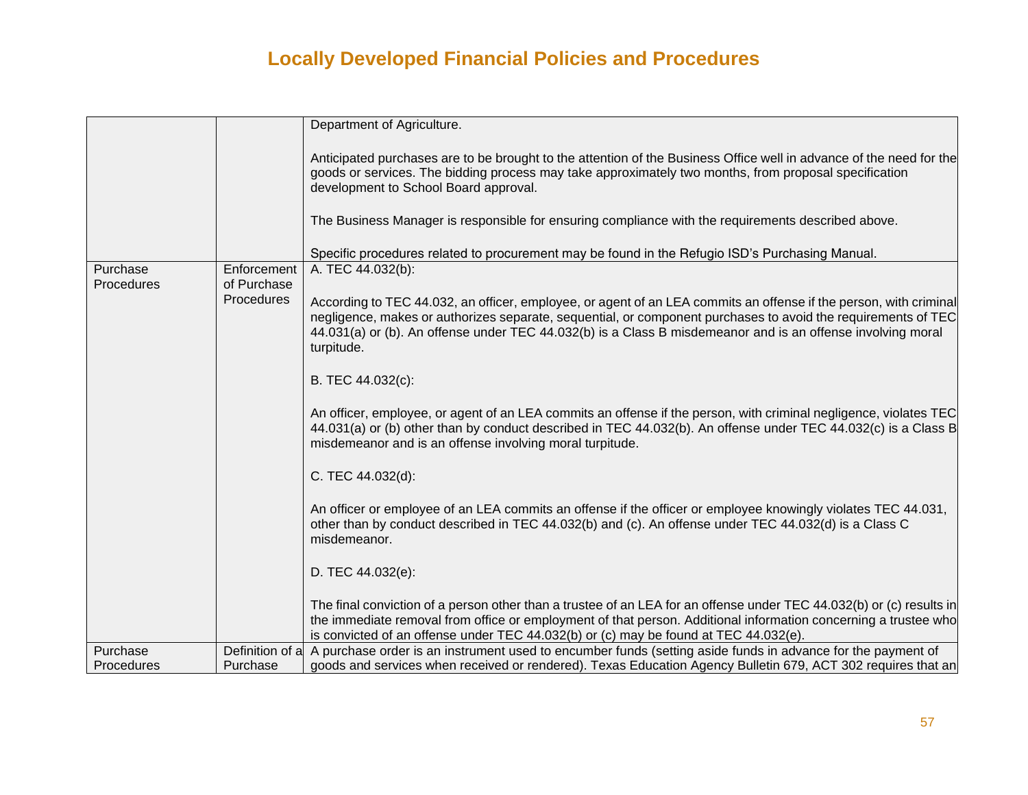# Locally Developed Financial Policies and Procedures

| | | |
|---|---|---|
| | | Department of Agriculture.<br><br>Anticipated purchases are to be brought to the attention of the Business Office well in advance of the need for the goods or services. The bidding process may take approximately two months, from proposal specification development to School Board approval.<br><br>The Business Manager is responsible for ensuring compliance with the requirements described above.<br><br>Specific procedures related to procurement may be found in the Refugio ISD's Purchasing Manual. |
| Purchase Procedures | Enforcement of Purchase Procedures | A. TEC 44.032(b):<br><br>According to TEC 44.032, an officer, employee, or agent of an LEA commits an offense if the person, with criminal negligence, makes or authorizes separate, sequential, or component purchases to avoid the requirements of TEC 44.031(a) or (b). An offense under TEC 44.032(b) is a Class B misdemeanor and is an offense involving moral turpitude.<br><br>B. TEC 44.032(c):<br><br>An officer, employee, or agent of an LEA commits an offense if the person, with criminal negligence, violates TEC 44.031(a) or (b) other than by conduct described in TEC 44.032(b). An offense under TEC 44.032(c) is a Class B misdemeanor and is an offense involving moral turpitude.<br><br>C. TEC 44.032(d):<br><br>An officer or employee of an LEA commits an offense if the officer or employee knowingly violates TEC 44.031, other than by conduct described in TEC 44.032(b) and (c). An offense under TEC 44.032(d) is a Class C misdemeanor.<br><br>D. TEC 44.032(e):<br><br>The final conviction of a person other than a trustee of an LEA for an offense under TEC 44.032(b) or (c) results in the immediate removal from office or employment of that person. Additional information concerning a trustee who is convicted of an offense under TEC 44.032(b) or (c) may be found at TEC 44.032(e). |
| Purchase Procedures | Definition of a Purchase | A purchase order is an instrument used to encumber funds (setting aside funds in advance for the payment of goods and services when received or rendered). Texas Education Agency Bulletin 679, ACT 302 requires that an |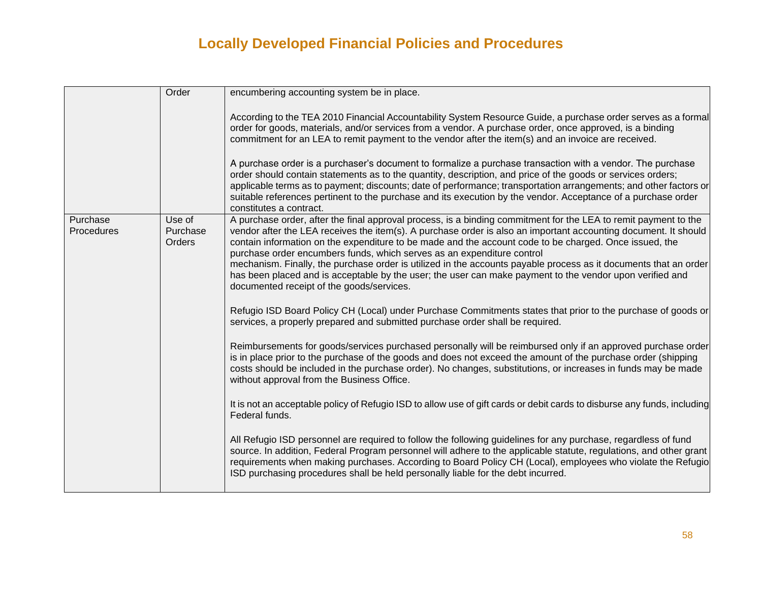# Locally Developed Financial Policies and Procedures

| | | |
|---|---|---|
| | Order | encumbering accounting system be in place.<br><br>According to the TEA 2010 Financial Accountability System Resource Guide, a purchase order serves as a formal order for goods, materials, and/or services from a vendor. A purchase order, once approved, is a binding commitment for an LEA to remit payment to the vendor after the item(s) and an invoice are received.<br><br>A purchase order is a purchaser's document to formalize a purchase transaction with a vendor. The purchase order should contain statements as to the quantity, description, and price of the goods or services orders; applicable terms as to payment; discounts; date of performance; transportation arrangements; and other factors or suitable references pertinent to the purchase and its execution by the vendor. Acceptance of a purchase order constitutes a contract. |
| Purchase Procedures | Use of Purchase Orders | A purchase order, after the final approval process, is a binding commitment for the LEA to remit payment to the vendor after the LEA receives the item(s). A purchase order is also an important accounting document. It should contain information on the expenditure to be made and the account code to be charged. Once issued, the purchase order encumbers funds, which serves as an expenditure control mechanism. Finally, the purchase order is utilized in the accounts payable process as it documents that an order has been placed and is acceptable by the user; the user can make payment to the vendor upon verified and documented receipt of the goods/services.<br><br>Refugio ISD Board Policy CH (Local) under Purchase Commitments states that prior to the purchase of goods or services, a properly prepared and submitted purchase order shall be required.<br><br>Reimbursements for goods/services purchased personally will be reimbursed only if an approved purchase order is in place prior to the purchase of the goods and does not exceed the amount of the purchase order (shipping costs should be included in the purchase order). No changes, substitutions, or increases in funds may be made without approval from the Business Office.<br><br>It is not an acceptable policy of Refugio ISD to allow use of gift cards or debit cards to disburse any funds, including Federal funds.<br><br>All Refugio ISD personnel are required to follow the following guidelines for any purchase, regardless of fund source. In addition, Federal Program personnel will adhere to the applicable statute, regulations, and other grant requirements when making purchases. According to Board Policy CH (Local), employees who violate the Refugio ISD purchasing procedures shall be held personally liable for the debt incurred. |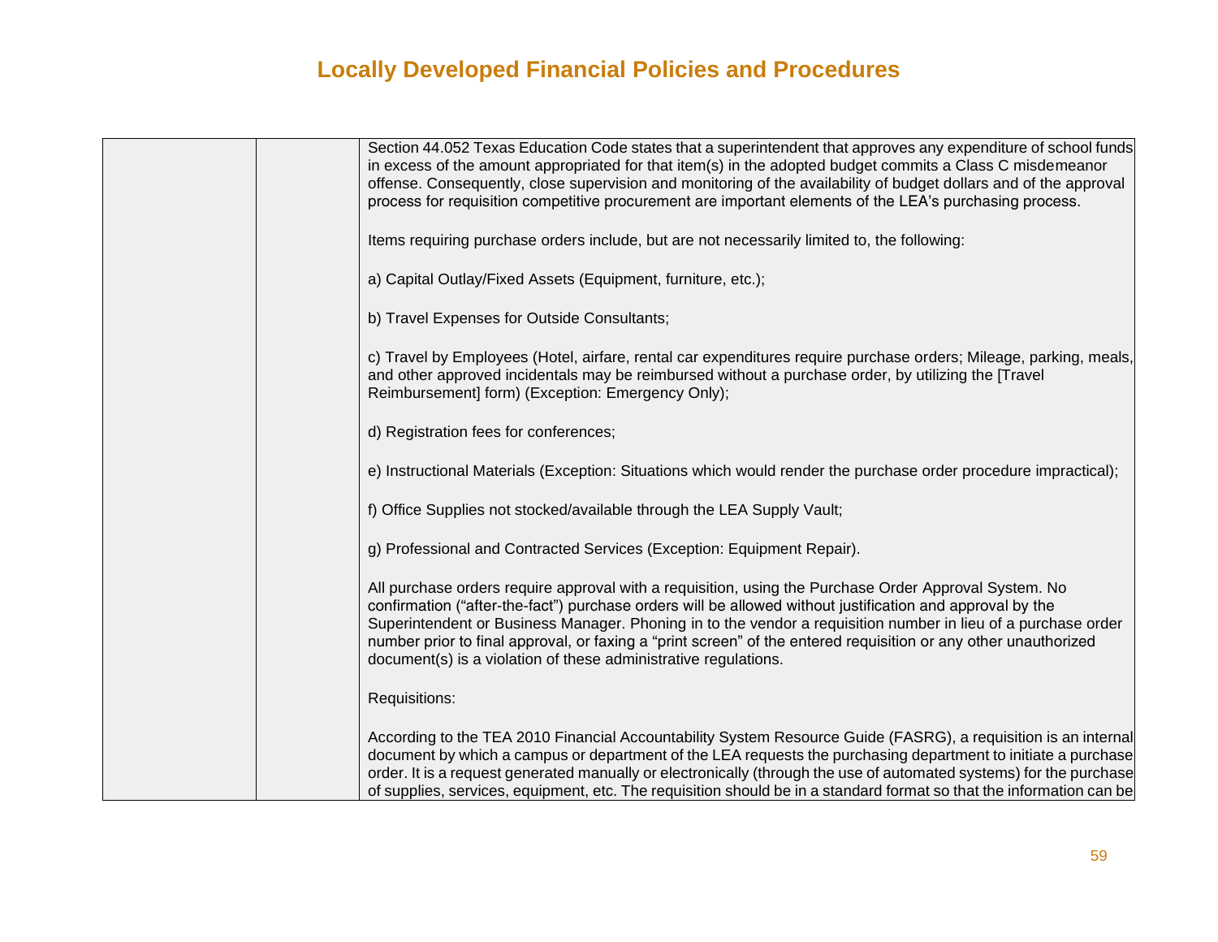# Locally Developed Financial Policies and Procedures

Section 44.052 Texas Education Code states that a superintendent that approves any expenditure of school funds in excess of the amount appropriated for that item(s) in the adopted budget commits a Class C misdemeanor offense. Consequently, close supervision and monitoring of the availability of budget dollars and of the approval process for requisition competitive procurement are important elements of the LEA's purchasing process.

Items requiring purchase orders include, but are not necessarily limited to, the following:

a) Capital Outlay/Fixed Assets (Equipment, furniture, etc.);

b) Travel Expenses for Outside Consultants;

c) Travel by Employees (Hotel, airfare, rental car expenditures require purchase orders; Mileage, parking, meals, and other approved incidentals may be reimbursed without a purchase order, by utilizing the [Travel Reimbursement] form) (Exception: Emergency Only);

d) Registration fees for conferences;

e) Instructional Materials (Exception: Situations which would render the purchase order procedure impractical);

f) Office Supplies not stocked/available through the LEA Supply Vault;

g) Professional and Contracted Services (Exception: Equipment Repair).

All purchase orders require approval with a requisition, using the Purchase Order Approval System. No confirmation ("after-the-fact") purchase orders will be allowed without justification and approval by the Superintendent or Business Manager. Phoning in to the vendor a requisition number in lieu of a purchase order number prior to final approval, or faxing a "print screen" of the entered requisition or any other unauthorized document(s) is a violation of these administrative regulations.

Requisitions:

According to the TEA 2010 Financial Accountability System Resource Guide (FASRG), a requisition is an internal document by which a campus or department of the LEA requests the purchasing department to initiate a purchase order. It is a request generated manually or electronically (through the use of automated systems) for the purchase of supplies, services, equipment, etc. The requisition should be in a standard format so that the information can be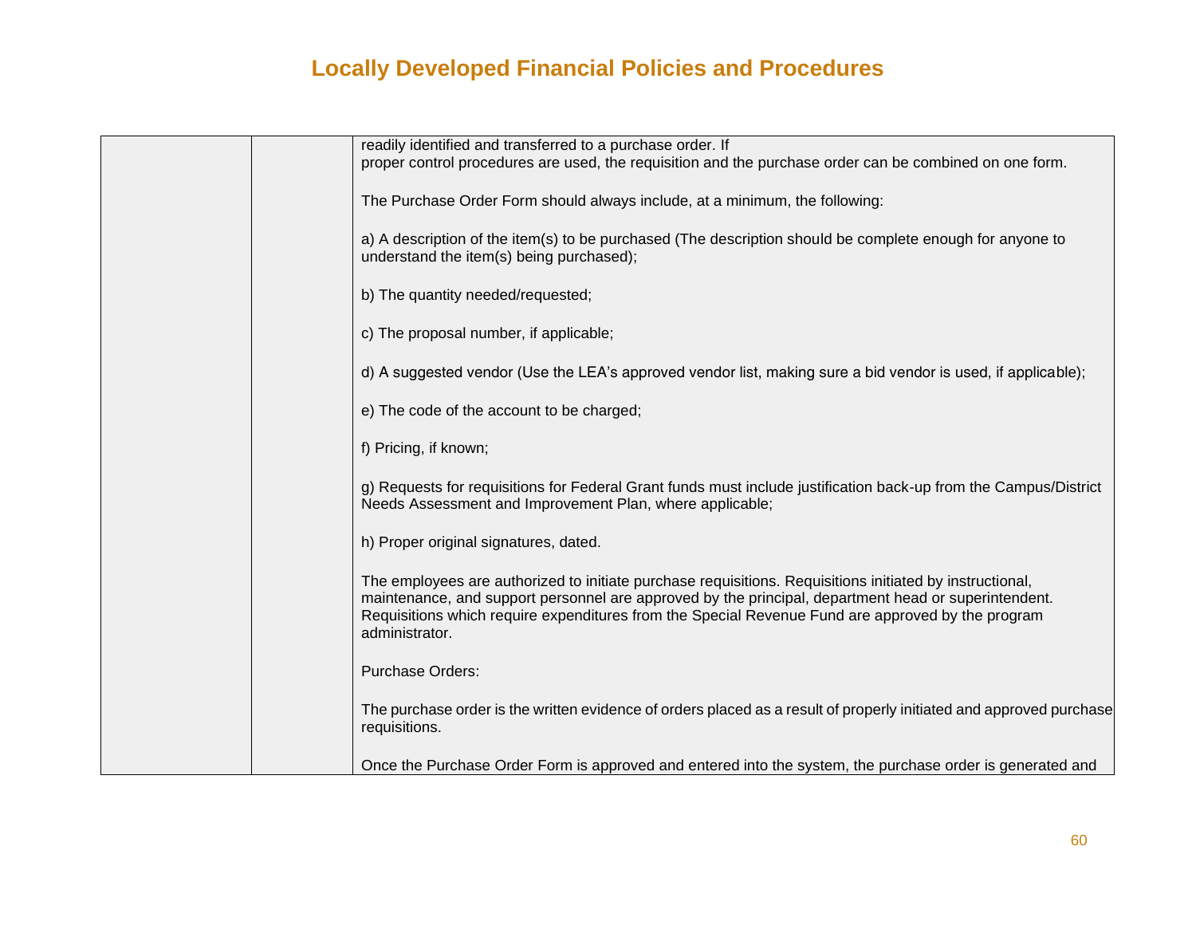# Locally Developed Financial Policies and Procedures

| | | |
|---|---|---|
| | | readily identified and transferred to a purchase order. If proper control procedures are used, the requisition and the purchase order can be combined on one form.<br><br>The Purchase Order Form should always include, at a minimum, the following:<br><br>a) A description of the item(s) to be purchased (The description should be complete enough for anyone to understand the item(s) being purchased);<br><br>b) The quantity needed/requested;<br><br>c) The proposal number, if applicable;<br><br>d) A suggested vendor (Use the LEA's approved vendor list, making sure a bid vendor is used, if applicable);<br><br>e) The code of the account to be charged;<br><br>f) Pricing, if known;<br><br>g) Requests for requisitions for Federal Grant funds must include justification back-up from the Campus/District Needs Assessment and Improvement Plan, where applicable;<br><br>h) Proper original signatures, dated.<br><br>The employees are authorized to initiate purchase requisitions. Requisitions initiated by instructional, maintenance, and support personnel are approved by the principal, department head or superintendent. Requisitions which require expenditures from the Special Revenue Fund are approved by the program administrator.<br><br>Purchase Orders:<br><br>The purchase order is the written evidence of orders placed as a result of properly initiated and approved purchase requisitions.<br><br>Once the Purchase Order Form is approved and entered into the system, the purchase order is generated and |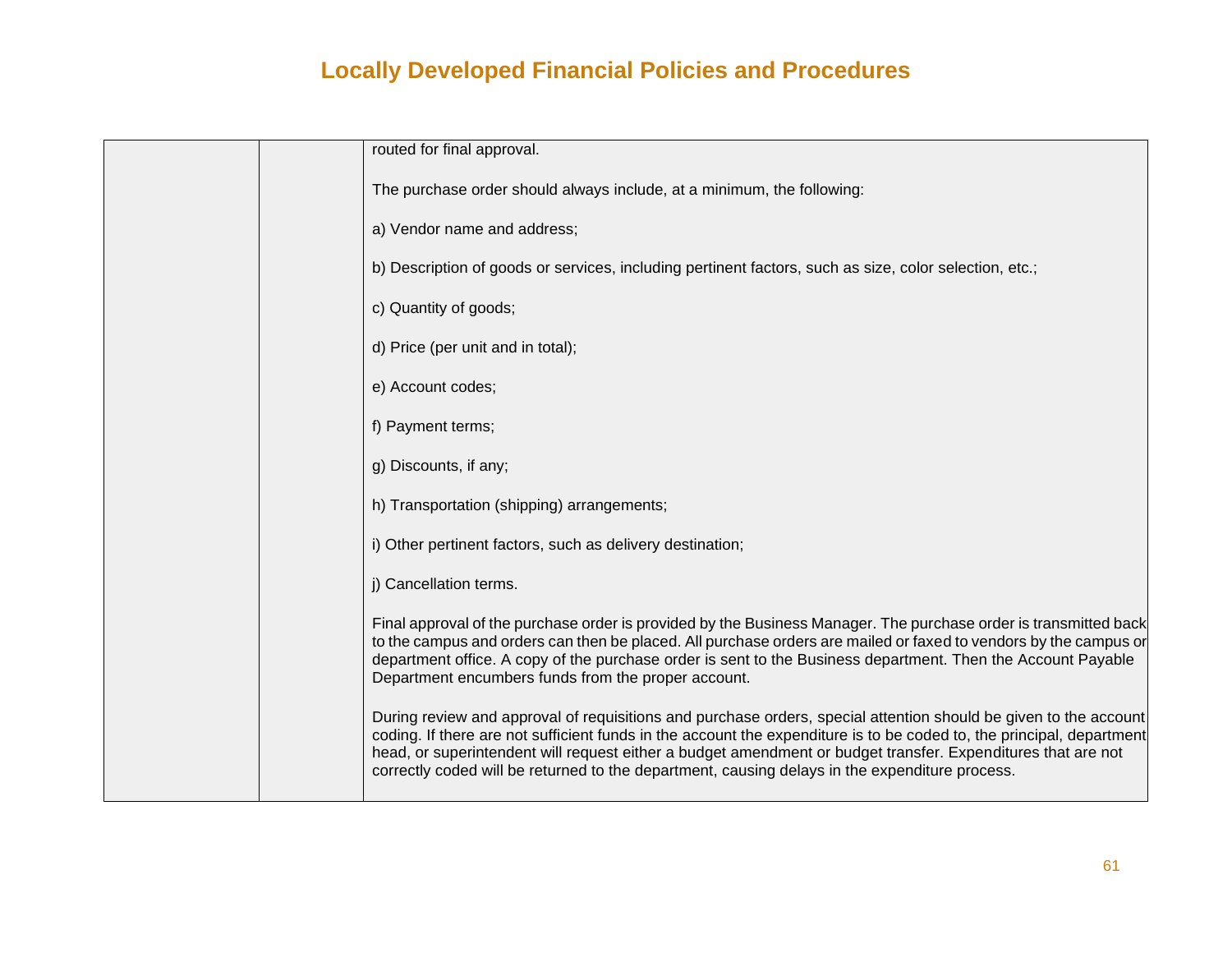| | | routed for final approval.<br><br>The purchase order should always include, at a minimum, the following:<br><br>a) Vendor name and address;<br><br>b) Description of goods or services, including pertinent factors, such as size, color selection, etc.;<br><br>c) Quantity of goods;<br><br>d) Price (per unit and in total);<br><br>e) Account codes;<br><br>f) Payment terms;<br><br>g) Discounts, if any;<br><br>h) Transportation (shipping) arrangements;<br><br>i) Other pertinent factors, such as delivery destination;<br><br>j) Cancellation terms.<br><br>Final approval of the purchase order is provided by the Business Manager. The purchase order is transmitted back to the campus and orders can then be placed. All purchase orders are mailed or faxed to vendors by the campus or department office. A copy of the purchase order is sent to the Business department. Then the Account Payable Department encumbers funds from the proper account.<br><br>During review and approval of requisitions and purchase orders, special attention should be given to the account coding. If there are not sufficient funds in the account the expenditure is to be coded to, the principal, department head, or superintendent will request either a budget amendment or budget transfer. Expenditures that are not correctly coded will be returned to the department, causing delays in the expenditure process. |
|---|---|---|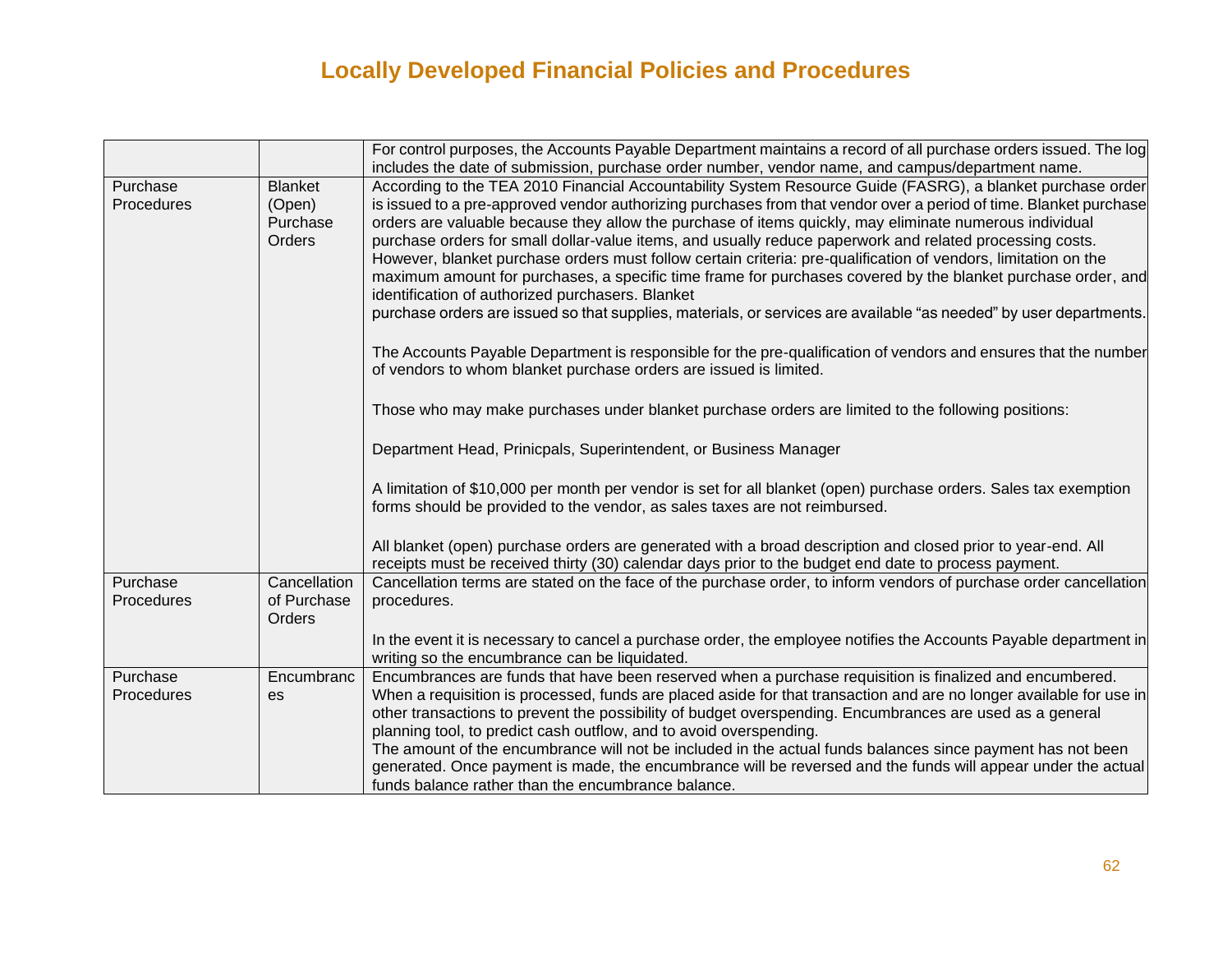# Locally Developed Financial Policies and Procedures

| | | |
|---|---|---|
| | | For control purposes, the Accounts Payable Department maintains a record of all purchase orders issued. The log includes the date of submission, purchase order number, vendor name, and campus/department name. |
| Purchase Procedures | Blanket (Open) Purchase Orders | According to the TEA 2010 Financial Accountability System Resource Guide (FASRG), a blanket purchase order is issued to a pre-approved vendor authorizing purchases from that vendor over a period of time. Blanket purchase orders are valuable because they allow the purchase of items quickly, may eliminate numerous individual purchase orders for small dollar-value items, and usually reduce paperwork and related processing costs. However, blanket purchase orders must follow certain criteria: pre-qualification of vendors, limitation on the maximum amount for purchases, a specific time frame for purchases covered by the blanket purchase order, and identification of authorized purchasers. Blanket purchase orders are issued so that supplies, materials, or services are available "as needed" by user departments.<br><br>The Accounts Payable Department is responsible for the pre-qualification of vendors and ensures that the number of vendors to whom blanket purchase orders are issued is limited.<br><br>Those who may make purchases under blanket purchase orders are limited to the following positions:<br><br>Department Head, Prinicpals, Superintendent, or Business Manager<br><br>A limitation of $10,000 per month per vendor is set for all blanket (open) purchase orders. Sales tax exemption forms should be provided to the vendor, as sales taxes are not reimbursed.<br><br>All blanket (open) purchase orders are generated with a broad description and closed prior to year-end. All receipts must be received thirty (30) calendar days prior to the budget end date to process payment. |
| Purchase Procedures | Cancellation of Purchase Orders | Cancellation terms are stated on the face of the purchase order, to inform vendors of purchase order cancellation procedures.<br><br>In the event it is necessary to cancel a purchase order, the employee notifies the Accounts Payable department in writing so the encumbrance can be liquidated. |
| Purchase Procedures | Encumbrances | Encumbrances are funds that have been reserved when a purchase requisition is finalized and encumbered. When a requisition is processed, funds are placed aside for that transaction and are no longer available for use in other transactions to prevent the possibility of budget overspending. Encumbrances are used as a general planning tool, to predict cash outflow, and to avoid overspending.<br>The amount of the encumbrance will not be included in the actual funds balances since payment has not been generated. Once payment is made, the encumbrance will be reversed and the funds will appear under the actual funds balance rather than the encumbrance balance. |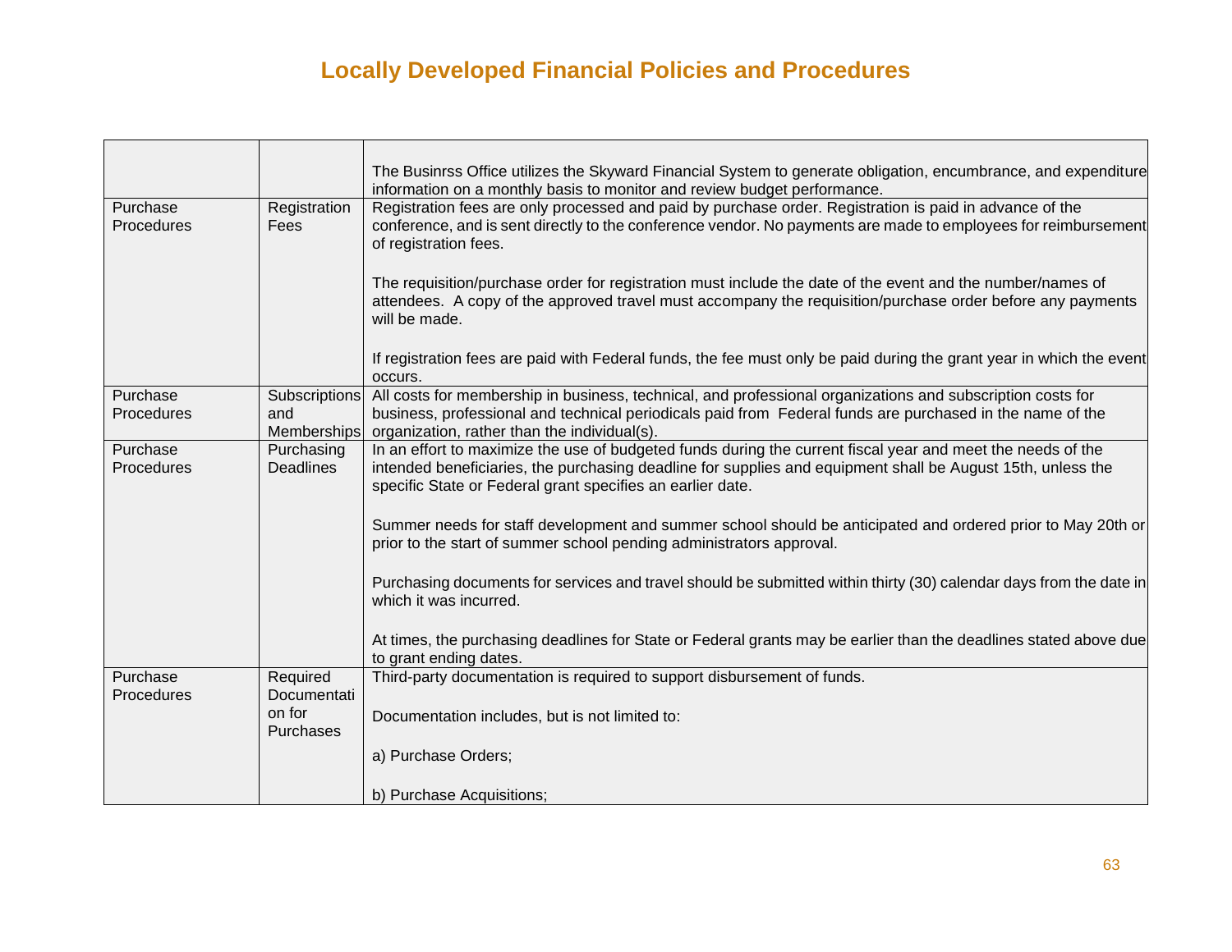# Locally Developed Financial Policies and Procedures

| | | |
|---|---|---|
| | | The Businrss Office utilizes the Skyward Financial System to generate obligation, encumbrance, and expenditure information on a monthly basis to monitor and review budget performance. |
| Purchase Procedures | Registration Fees | Registration fees are only processed and paid by purchase order. Registration is paid in advance of the conference, and is sent directly to the conference vendor. No payments are made to employees for reimbursement of registration fees.<br><br>The requisition/purchase order for registration must include the date of the event and the number/names of attendees. A copy of the approved travel must accompany the requisition/purchase order before any payments will be made.<br><br>If registration fees are paid with Federal funds, the fee must only be paid during the grant year in which the event occurs. |
| Purchase Procedures | Subscriptions and Memberships | All costs for membership in business, technical, and professional organizations and subscription costs for business, professional and technical periodicals paid from Federal funds are purchased in the name of the organization, rather than the individual(s). |
| Purchase Procedures | Purchasing Deadlines | In an effort to maximize the use of budgeted funds during the current fiscal year and meet the needs of the intended beneficiaries, the purchasing deadline for supplies and equipment shall be August 15th, unless the specific State or Federal grant specifies an earlier date.<br><br>Summer needs for staff development and summer school should be anticipated and ordered prior to May 20th or prior to the start of summer school pending administrators approval.<br><br>Purchasing documents for services and travel should be submitted within thirty (30) calendar days from the date in which it was incurred.<br><br>At times, the purchasing deadlines for State or Federal grants may be earlier than the deadlines stated above due to grant ending dates. |
| Purchase Procedures | Required Documentation for Purchases | Third-party documentation is required to support disbursement of funds.<br><br>Documentation includes, but is not limited to:<br><br>a) Purchase Orders;<br><br>b) Purchase Acquisitions; |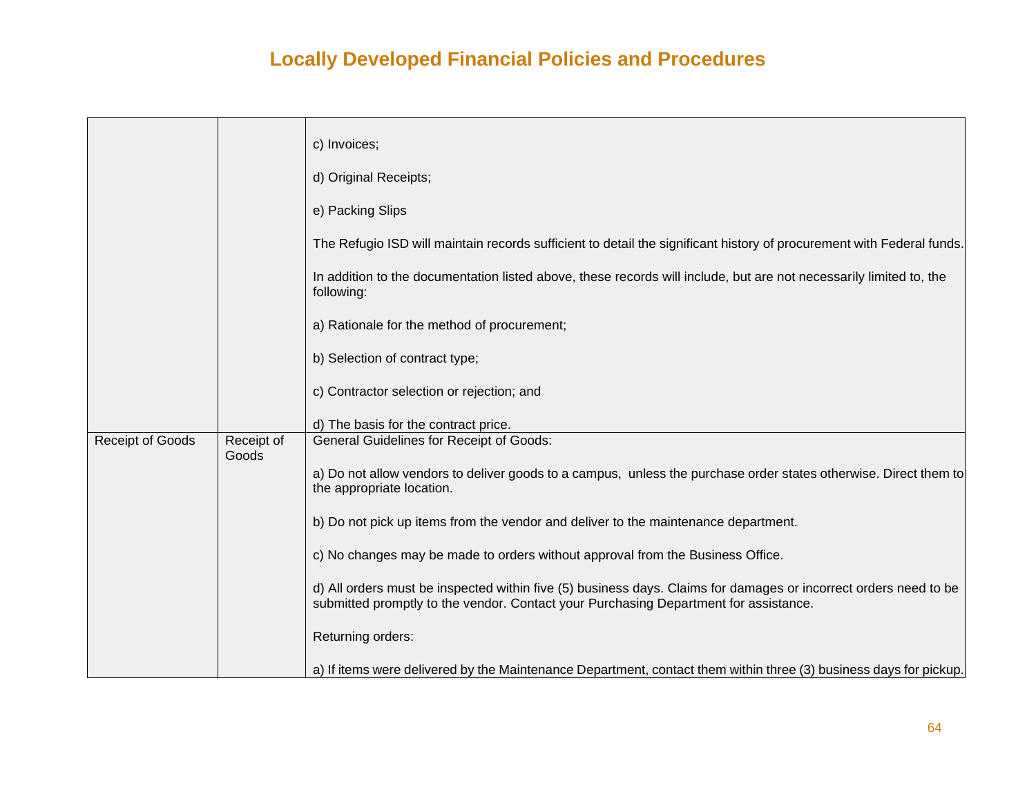# Locally Developed Financial Policies and Procedures

| | | |
|---|---|---|
| | | c) Invoices;<br><br>d) Original Receipts;<br><br>e) Packing Slips<br><br>The Refugio ISD will maintain records sufficient to detail the significant history of procurement with Federal funds.<br><br>In addition to the documentation listed above, these records will include, but are not necessarily limited to, the following:<br><br>a) Rationale for the method of procurement;<br><br>b) Selection of contract type;<br><br>c) Contractor selection or rejection; and<br><br>d) The basis for the contract price. |
| Receipt of Goods | Receipt of Goods | General Guidelines for Receipt of Goods:<br><br>a) Do not allow vendors to deliver goods to a campus, unless the purchase order states otherwise. Direct them to the appropriate location.<br><br>b) Do not pick up items from the vendor and deliver to the maintenance department.<br><br>c) No changes may be made to orders without approval from the Business Office.<br><br>d) All orders must be inspected within five (5) business days. Claims for damages or incorrect orders need to be submitted promptly to the vendor. Contact your Purchasing Department for assistance.<br><br>Returning orders:<br><br>a) If items were delivered by the Maintenance Department, contact them within three (3) business days for pickup. |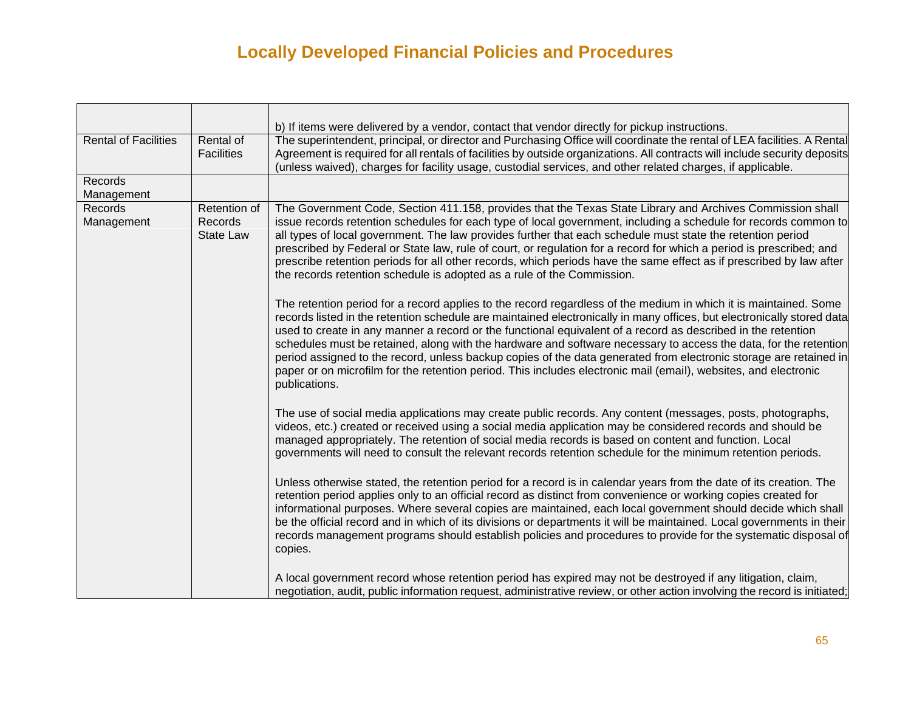# Locally Developed Financial Policies and Procedures

| | | |
|---|---|---|
| | | b) If items were delivered by a vendor, contact that vendor directly for pickup instructions. |
| Rental of Facilities | Rental of Facilities | The superintendent, principal, or director and Purchasing Office will coordinate the rental of LEA facilities. A Rental Agreement is required for all rentals of facilities by outside organizations. All contracts will include security deposits (unless waived), charges for facility usage, custodial services, and other related charges, if applicable. |
| Records Management | | |
| Records Management | Retention of Records State Law | The Government Code, Section 411.158, provides that the Texas State Library and Archives Commission shall issue records retention schedules for each type of local government, including a schedule for records common to all types of local government. The law provides further that each schedule must state the retention period prescribed by Federal or State law, rule of court, or regulation for a record for which a period is prescribed; and prescribe retention periods for all other records, which periods have the same effect as if prescribed by law after the records retention schedule is adopted as a rule of the Commission.<br><br>The retention period for a record applies to the record regardless of the medium in which it is maintained. Some records listed in the retention schedule are maintained electronically in many offices, but electronically stored data used to create in any manner a record or the functional equivalent of a record as described in the retention schedules must be retained, along with the hardware and software necessary to access the data, for the retention period assigned to the record, unless backup copies of the data generated from electronic storage are retained in paper or on microfilm for the retention period. This includes electronic mail (email), websites, and electronic publications.<br><br>The use of social media applications may create public records. Any content (messages, posts, photographs, videos, etc.) created or received using a social media application may be considered records and should be managed appropriately. The retention of social media records is based on content and function. Local governments will need to consult the relevant records retention schedule for the minimum retention periods.<br><br>Unless otherwise stated, the retention period for a record is in calendar years from the date of its creation. The retention period applies only to an official record as distinct from convenience or working copies created for informational purposes. Where several copies are maintained, each local government should decide which shall be the official record and in which of its divisions or departments it will be maintained. Local governments in their records management programs should establish policies and procedures to provide for the systematic disposal of copies.<br><br>A local government record whose retention period has expired may not be destroyed if any litigation, claim, negotiation, audit, public information request, administrative review, or other action involving the record is initiated; |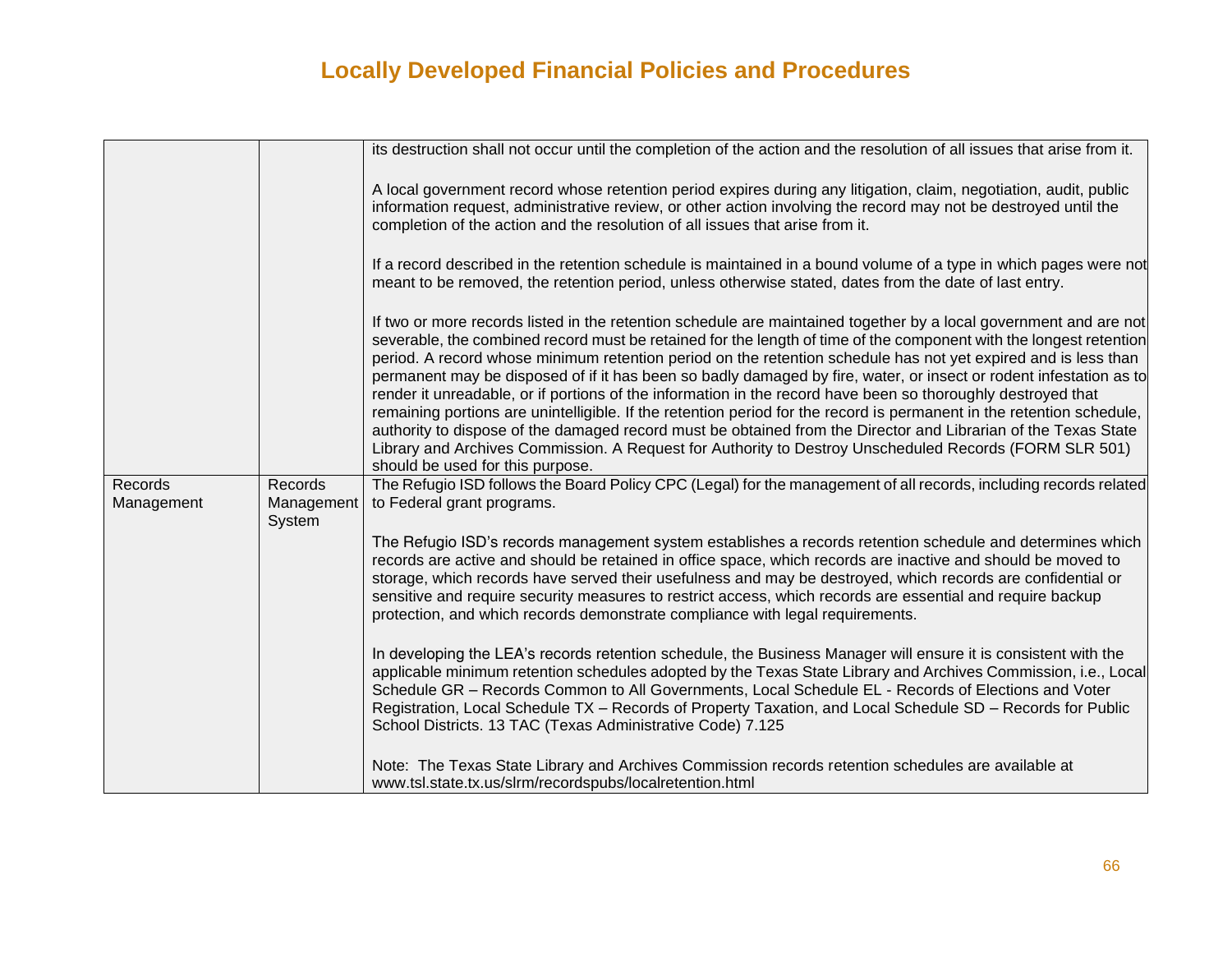# Locally Developed Financial Policies and Procedures

| | | |
|---|---|---|
| | | its destruction shall not occur until the completion of the action and the resolution of all issues that arise from it.<br><br>A local government record whose retention period expires during any litigation, claim, negotiation, audit, public information request, administrative review, or other action involving the record may not be destroyed until the completion of the action and the resolution of all issues that arise from it.<br><br>If a record described in the retention schedule is maintained in a bound volume of a type in which pages were not meant to be removed, the retention period, unless otherwise stated, dates from the date of last entry.<br><br>If two or more records listed in the retention schedule are maintained together by a local government and are not severable, the combined record must be retained for the length of time of the component with the longest retention period. A record whose minimum retention period on the retention schedule has not yet expired and is less than permanent may be disposed of if it has been so badly damaged by fire, water, or insect or rodent infestation as to render it unreadable, or if portions of the information in the record have been so thoroughly destroyed that remaining portions are unintelligible. If the retention period for the record is permanent in the retention schedule, authority to dispose of the damaged record must be obtained from the Director and Librarian of the Texas State Library and Archives Commission. A Request for Authority to Destroy Unscheduled Records (FORM SLR 501) should be used for this purpose. |
| Records Management | Records Management System | The Refugio ISD follows the Board Policy CPC (Legal) for the management of all records, including records related to Federal grant programs.<br><br>The Refugio ISD's records management system establishes a records retention schedule and determines which records are active and should be retained in office space, which records are inactive and should be moved to storage, which records have served their usefulness and may be destroyed, which records are confidential or sensitive and require security measures to restrict access, which records are essential and require backup protection, and which records demonstrate compliance with legal requirements.<br><br>In developing the LEA's records retention schedule, the Business Manager will ensure it is consistent with the applicable minimum retention schedules adopted by the Texas State Library and Archives Commission, i.e., Local Schedule GR – Records Common to All Governments, Local Schedule EL - Records of Elections and Voter Registration, Local Schedule TX – Records of Property Taxation, and Local Schedule SD – Records for Public School Districts. 13 TAC (Texas Administrative Code) 7.125<br><br>Note: The Texas State Library and Archives Commission records retention schedules are available at www.tsl.state.tx.us/slrm/recordspubs/localretention.html |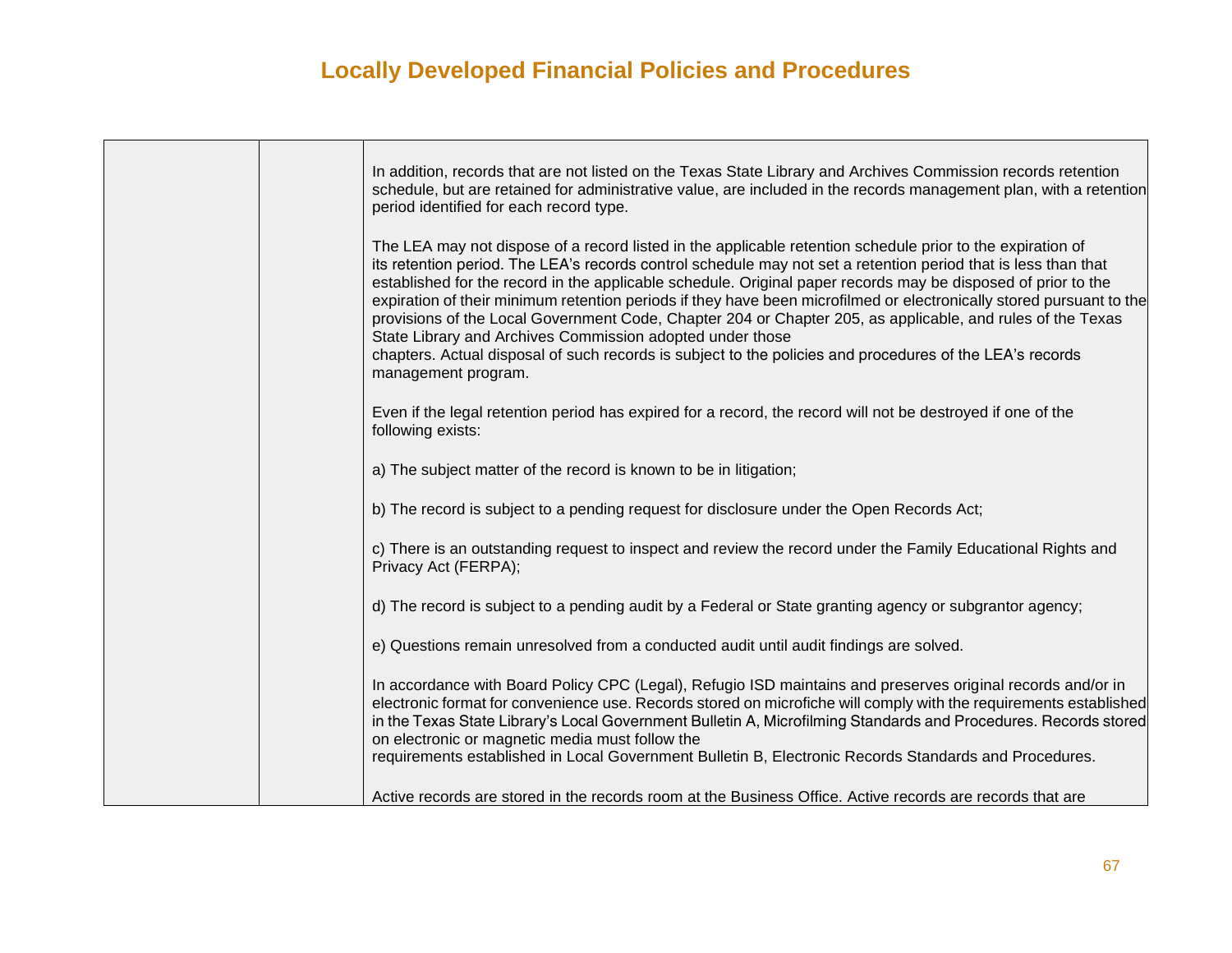# Locally Developed Financial Policies and Procedures

| | | |
|---|---|---|
| | | In addition, records that are not listed on the Texas State Library and Archives Commission records retention schedule, but are retained for administrative value, are included in the records management plan, with a retention period identified for each record type.<br><br>The LEA may not dispose of a record listed in the applicable retention schedule prior to the expiration of its retention period. The LEA's records control schedule may not set a retention period that is less than that established for the record in the applicable schedule. Original paper records may be disposed of prior to the expiration of their minimum retention periods if they have been microfilmed or electronically stored pursuant to the provisions of the Local Government Code, Chapter 204 or Chapter 205, as applicable, and rules of the Texas State Library and Archives Commission adopted under those chapters. Actual disposal of such records is subject to the policies and procedures of the LEA's records management program.<br><br>Even if the legal retention period has expired for a record, the record will not be destroyed if one of the following exists:<br><br>a) The subject matter of the record is known to be in litigation;<br><br>b) The record is subject to a pending request for disclosure under the Open Records Act;<br><br>c) There is an outstanding request to inspect and review the record under the Family Educational Rights and Privacy Act (FERPA);<br><br>d) The record is subject to a pending audit by a Federal or State granting agency or subgrantor agency;<br><br>e) Questions remain unresolved from a conducted audit until audit findings are solved.<br><br>In accordance with Board Policy CPC (Legal), Refugio ISD maintains and preserves original records and/or in electronic format for convenience use. Records stored on microfiche will comply with the requirements established in the Texas State Library's Local Government Bulletin A, Microfilming Standards and Procedures. Records stored on electronic or magnetic media must follow the requirements established in Local Government Bulletin B, Electronic Records Standards and Procedures.<br><br>Active records are stored in the records room at the Business Office. Active records are records that are |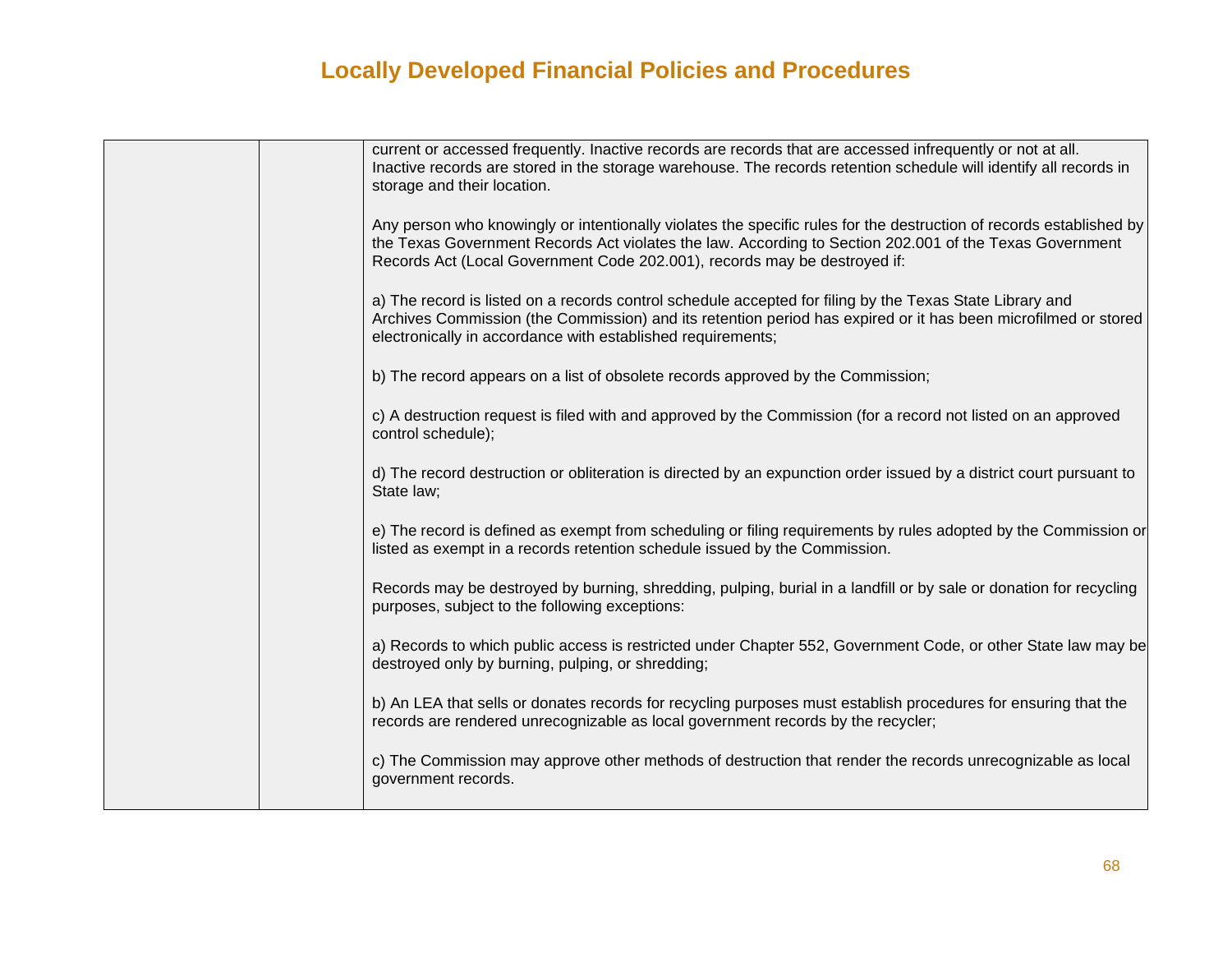current or accessed frequently. Inactive records are records that are accessed infrequently or not at all. Inactive records are stored in the storage warehouse. The records retention schedule will identify all records in storage and their location.

Any person who knowingly or intentionally violates the specific rules for the destruction of records established by the Texas Government Records Act violates the law. According to Section 202.001 of the Texas Government Records Act (Local Government Code 202.001), records may be destroyed if:

a) The record is listed on a records control schedule accepted for filing by the Texas State Library and Archives Commission (the Commission) and its retention period has expired or it has been microfilmed or stored electronically in accordance with established requirements;

b) The record appears on a list of obsolete records approved by the Commission;

c) A destruction request is filed with and approved by the Commission (for a record not listed on an approved control schedule);

d) The record destruction or obliteration is directed by an expunction order issued by a district court pursuant to State law;

e) The record is defined as exempt from scheduling or filing requirements by rules adopted by the Commission or listed as exempt in a records retention schedule issued by the Commission.

Records may be destroyed by burning, shredding, pulping, burial in a landfill or by sale or donation for recycling purposes, subject to the following exceptions:

a) Records to which public access is restricted under Chapter 552, Government Code, or other State law may be destroyed only by burning, pulping, or shredding;

b) An LEA that sells or donates records for recycling purposes must establish procedures for ensuring that the records are rendered unrecognizable as local government records by the recycler;

c) The Commission may approve other methods of destruction that render the records unrecognizable as local government records.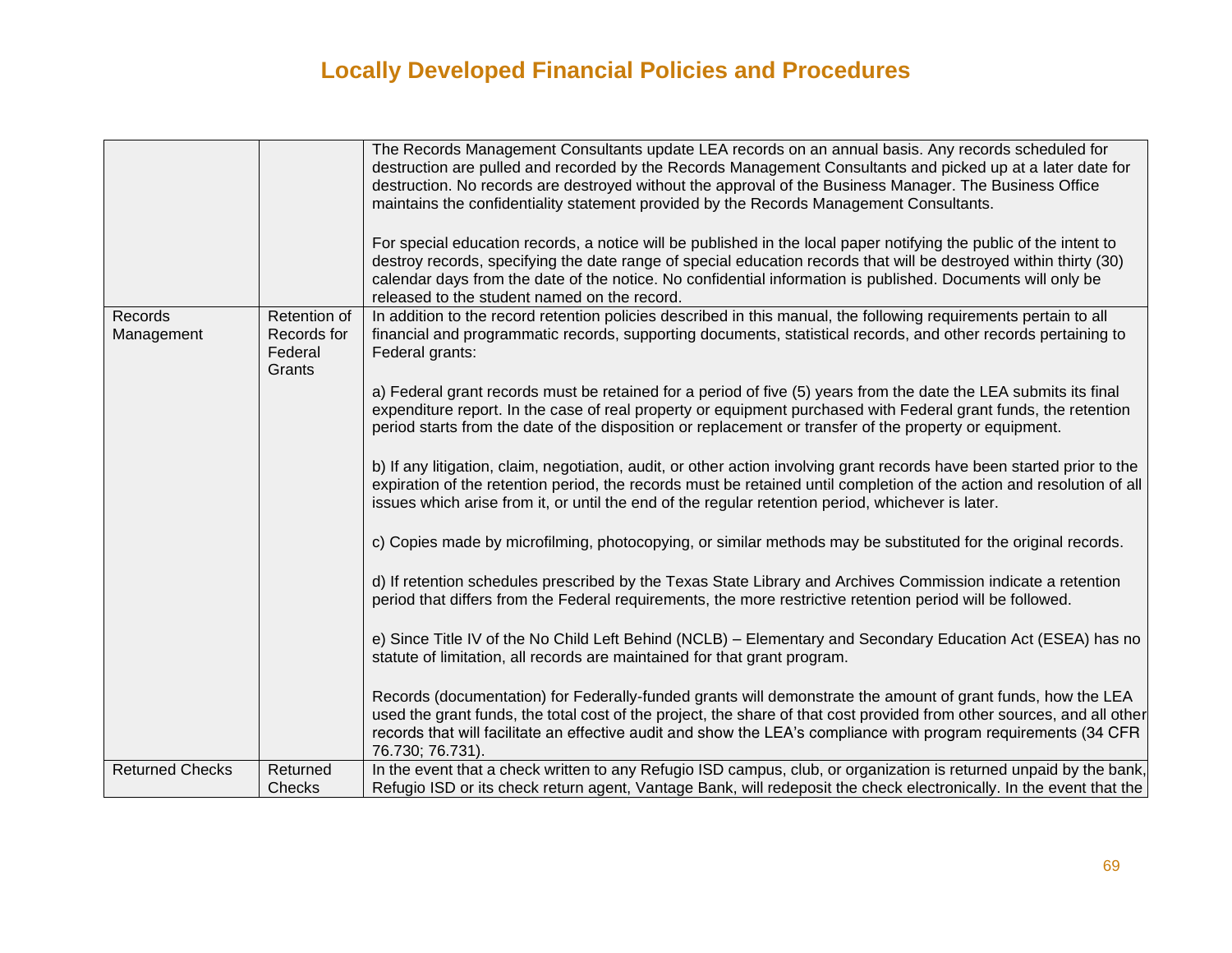# Locally Developed Financial Policies and Procedures

| | | |
|---|---|---|
| | | The Records Management Consultants update LEA records on an annual basis. Any records scheduled for destruction are pulled and recorded by the Records Management Consultants and picked up at a later date for destruction. No records are destroyed without the approval of the Business Manager. The Business Office maintains the confidentiality statement provided by the Records Management Consultants.<br><br>For special education records, a notice will be published in the local paper notifying the public of the intent to destroy records, specifying the date range of special education records that will be destroyed within thirty (30) calendar days from the date of the notice. No confidential information is published. Documents will only be released to the student named on the record. |
| Records Management | Retention of Records for Federal Grants | In addition to the record retention policies described in this manual, the following requirements pertain to all financial and programmatic records, supporting documents, statistical records, and other records pertaining to Federal grants:<br><br>a) Federal grant records must be retained for a period of five (5) years from the date the LEA submits its final expenditure report. In the case of real property or equipment purchased with Federal grant funds, the retention period starts from the date of the disposition or replacement or transfer of the property or equipment.<br><br>b) If any litigation, claim, negotiation, audit, or other action involving grant records have been started prior to the expiration of the retention period, the records must be retained until completion of the action and resolution of all issues which arise from it, or until the end of the regular retention period, whichever is later.<br><br>c) Copies made by microfilming, photocopying, or similar methods may be substituted for the original records.<br><br>d) If retention schedules prescribed by the Texas State Library and Archives Commission indicate a retention period that differs from the Federal requirements, the more restrictive retention period will be followed.<br><br>e) Since Title IV of the No Child Left Behind (NCLB) – Elementary and Secondary Education Act (ESEA) has no statute of limitation, all records are maintained for that grant program.<br><br>Records (documentation) for Federally-funded grants will demonstrate the amount of grant funds, how the LEA used the grant funds, the total cost of the project, the share of that cost provided from other sources, and all other records that will facilitate an effective audit and show the LEA's compliance with program requirements (34 CFR 76.730; 76.731). |
| Returned Checks | Returned Checks | In the event that a check written to any Refugio ISD campus, club, or organization is returned unpaid by the bank, Refugio ISD or its check return agent, Vantage Bank, will redeposit the check electronically. In the event that the |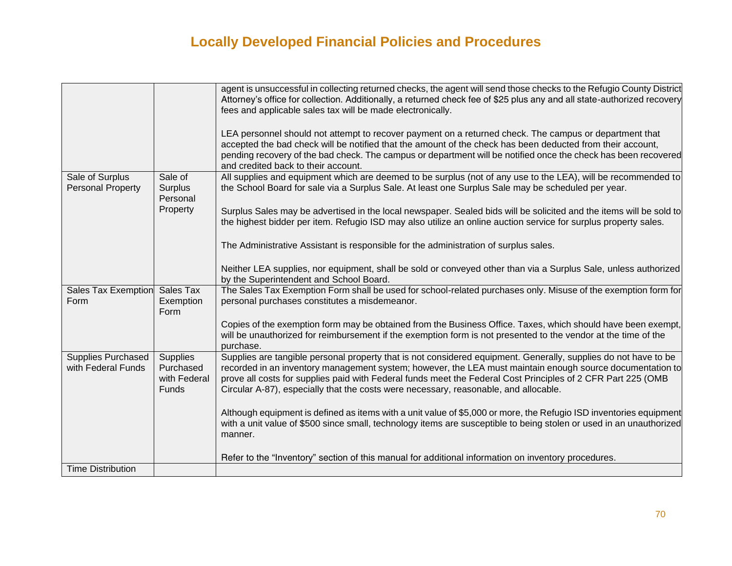# Locally Developed Financial Policies and Procedures

| | | |
|---|---|---|
| | | agent is unsuccessful in collecting returned checks, the agent will send those checks to the Refugio County District Attorney's office for collection. Additionally, a returned check fee of $25 plus any and all state-authorized recovery fees and applicable sales tax will be made electronically.<br><br>LEA personnel should not attempt to recover payment on a returned check. The campus or department that accepted the bad check will be notified that the amount of the check has been deducted from their account, pending recovery of the bad check. The campus or department will be notified once the check has been recovered and credited back to their account. |
| Sale of Surplus Personal Property | Sale of Surplus Personal Property | All supplies and equipment which are deemed to be surplus (not of any use to the LEA), will be recommended to the School Board for sale via a Surplus Sale. At least one Surplus Sale may be scheduled per year.<br><br>Surplus Sales may be advertised in the local newspaper. Sealed bids will be solicited and the items will be sold to the highest bidder per item. Refugio ISD may also utilize an online auction service for surplus property sales.<br><br>The Administrative Assistant is responsible for the administration of surplus sales.<br><br>Neither LEA supplies, nor equipment, shall be sold or conveyed other than via a Surplus Sale, unless authorized by the Superintendent and School Board. |
| Sales Tax Exemption Form | Sales Tax Exemption Form | The Sales Tax Exemption Form shall be used for school-related purchases only. Misuse of the exemption form for personal purchases constitutes a misdemeanor.<br><br>Copies of the exemption form may be obtained from the Business Office. Taxes, which should have been exempt, will be unauthorized for reimbursement if the exemption form is not presented to the vendor at the time of the purchase. |
| Supplies Purchased with Federal Funds | Supplies Purchased with Federal Funds | Supplies are tangible personal property that is not considered equipment. Generally, supplies do not have to be recorded in an inventory management system; however, the LEA must maintain enough source documentation to prove all costs for supplies paid with Federal funds meet the Federal Cost Principles of 2 CFR Part 225 (OMB Circular A-87), especially that the costs were necessary, reasonable, and allocable.<br><br>Although equipment is defined as items with a unit value of $5,000 or more, the Refugio ISD inventories equipment with a unit value of $500 since small, technology items are susceptible to being stolen or used in an unauthorized manner.<br><br>Refer to the "Inventory" section of this manual for additional information on inventory procedures. |
| Time Distribution | | |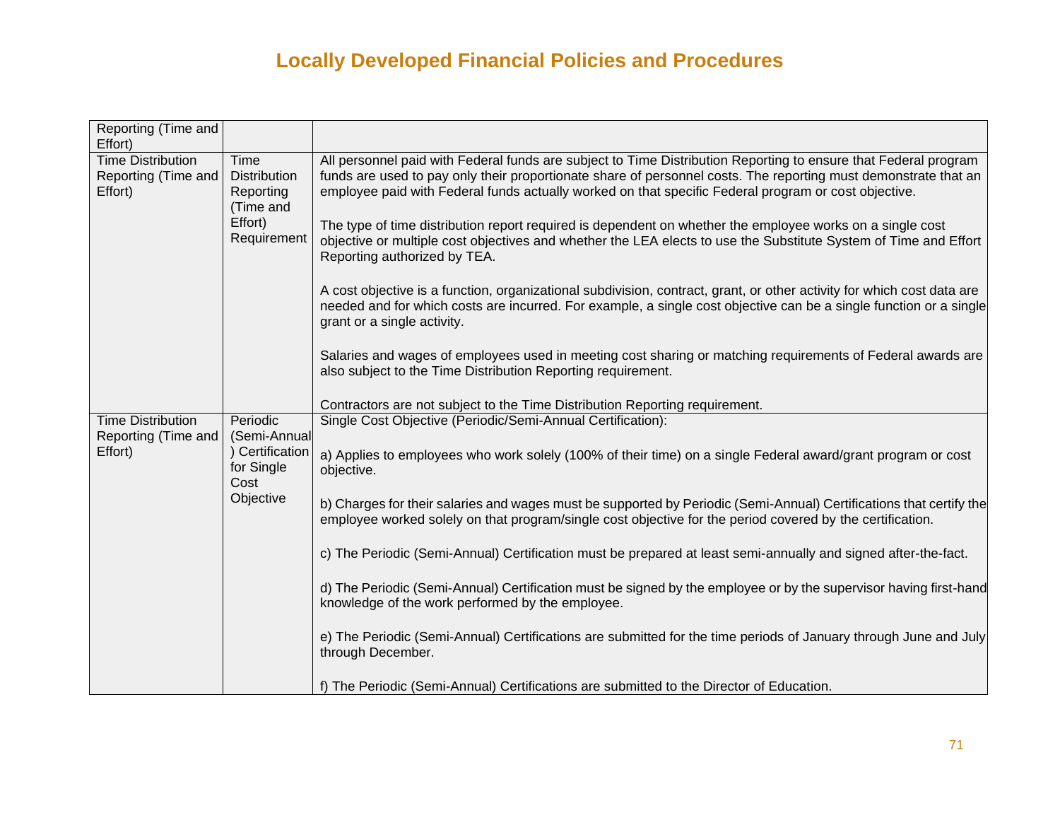# Locally Developed Financial Policies and Procedures

| | | |
|---|---|---|
| Reporting (Time and Effort) | | |
| Time Distribution Reporting (Time and Effort) | Time Distribution Reporting (Time and Effort) Requirement | All personnel paid with Federal funds are subject to Time Distribution Reporting to ensure that Federal program funds are used to pay only their proportionate share of personnel costs. The reporting must demonstrate that an employee paid with Federal funds actually worked on that specific Federal program or cost objective.<br><br>The type of time distribution report required is dependent on whether the employee works on a single cost objective or multiple cost objectives and whether the LEA elects to use the Substitute System of Time and Effort Reporting authorized by TEA.<br><br>A cost objective is a function, organizational subdivision, contract, grant, or other activity for which cost data are needed and for which costs are incurred. For example, a single cost objective can be a single function or a single grant or a single activity.<br><br>Salaries and wages of employees used in meeting cost sharing or matching requirements of Federal awards are also subject to the Time Distribution Reporting requirement.<br><br>Contractors are not subject to the Time Distribution Reporting requirement. |
| Time Distribution Reporting (Time and Effort) | Periodic (Semi-Annual) Certification for Single Cost Objective | Single Cost Objective (Periodic/Semi-Annual Certification):<br><br>a) Applies to employees who work solely (100% of their time) on a single Federal award/grant program or cost objective.<br><br>b) Charges for their salaries and wages must be supported by Periodic (Semi-Annual) Certifications that certify the employee worked solely on that program/single cost objective for the period covered by the certification.<br><br>c) The Periodic (Semi-Annual) Certification must be prepared at least semi-annually and signed after-the-fact.<br><br>d) The Periodic (Semi-Annual) Certification must be signed by the employee or by the supervisor having first-hand knowledge of the work performed by the employee.<br><br>e) The Periodic (Semi-Annual) Certifications are submitted for the time periods of January through June and July through December.<br><br>f) The Periodic (Semi-Annual) Certifications are submitted to the Director of Education. |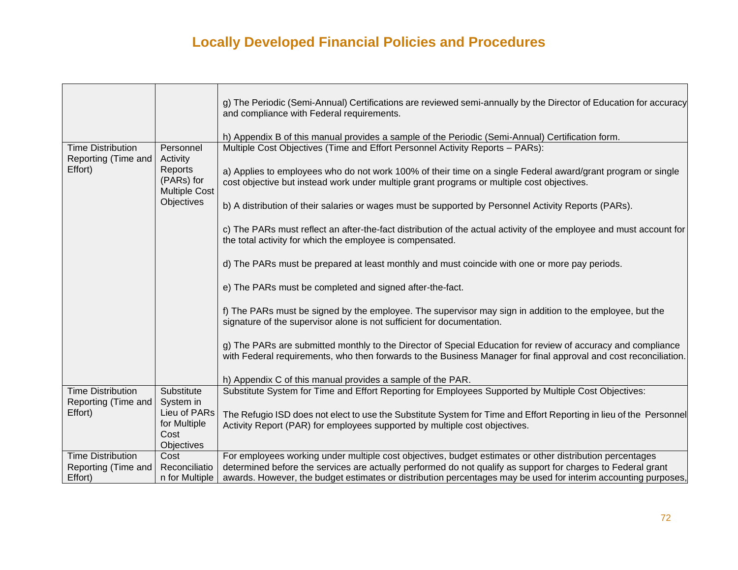## Locally Developed Financial Policies and Procedures

| | | |
|---|---|---|
| | | g) The Periodic (Semi-Annual) Certifications are reviewed semi-annually by the Director of Education for accuracy and compliance with Federal requirements.<br><br>h) Appendix B of this manual provides a sample of the Periodic (Semi-Annual) Certification form. |
| Time Distribution Reporting (Time and Effort) | Personnel Activity Reports (PARs) for Multiple Cost Objectives | Multiple Cost Objectives (Time and Effort Personnel Activity Reports – PARs):<br><br>a) Applies to employees who do not work 100% of their time on a single Federal award/grant program or single cost objective but instead work under multiple grant programs or multiple cost objectives.<br><br>b) A distribution of their salaries or wages must be supported by Personnel Activity Reports (PARs).<br><br>c) The PARs must reflect an after-the-fact distribution of the actual activity of the employee and must account for the total activity for which the employee is compensated.<br><br>d) The PARs must be prepared at least monthly and must coincide with one or more pay periods.<br><br>e) The PARs must be completed and signed after-the-fact.<br><br>f) The PARs must be signed by the employee. The supervisor may sign in addition to the employee, but the signature of the supervisor alone is not sufficient for documentation.<br><br>g) The PARs are submitted monthly to the Director of Special Education for review of accuracy and compliance with Federal requirements, who then forwards to the Business Manager for final approval and cost reconciliation.<br><br>h) Appendix C of this manual provides a sample of the PAR. |
| Time Distribution Reporting (Time and Effort) | Substitute System in Lieu of PARs for Multiple Cost Objectives | Substitute System for Time and Effort Reporting for Employees Supported by Multiple Cost Objectives:<br><br>The Refugio ISD does not elect to use the Substitute System for Time and Effort Reporting in lieu of the Personnel Activity Report (PAR) for employees supported by multiple cost objectives. |
| Time Distribution Reporting (Time and Effort) | Cost Reconciliation for Multiple | For employees working under multiple cost objectives, budget estimates or other distribution percentages determined before the services are actually performed do not qualify as support for charges to Federal grant awards. However, the budget estimates or distribution percentages may be used for interim accounting purposes, |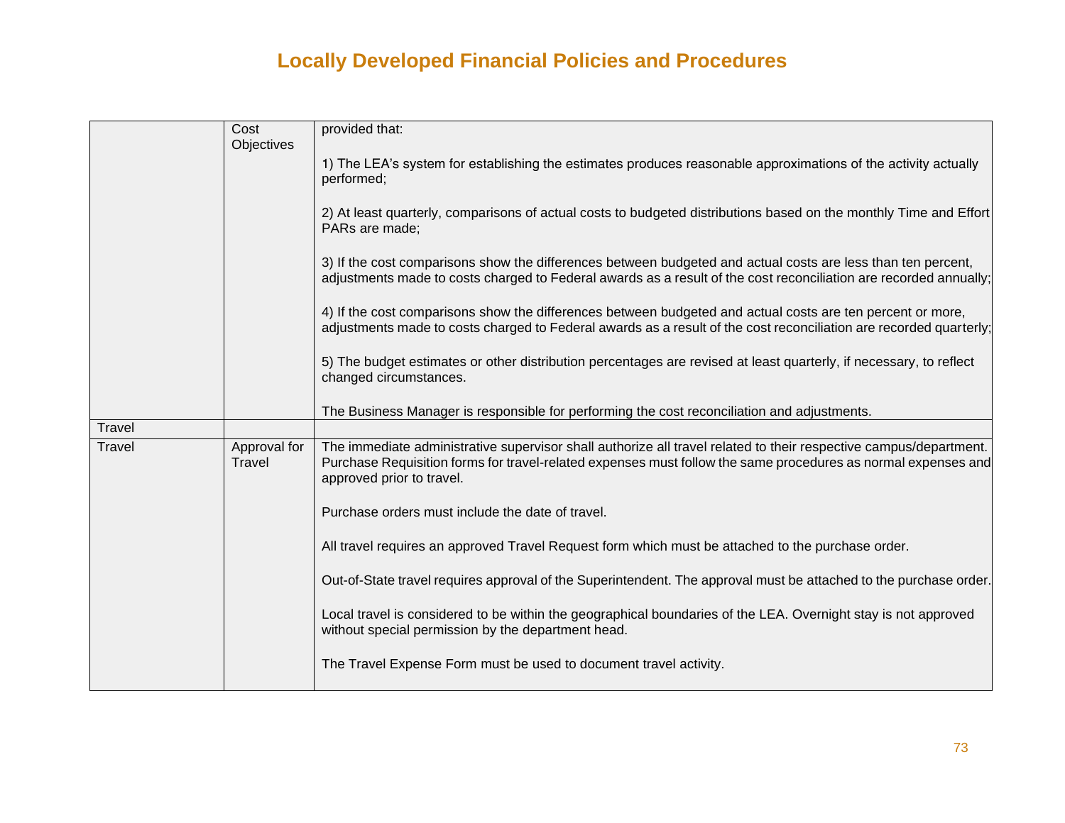# Locally Developed Financial Policies and Procedures

| | | |
|---|---|---|
| | Cost Objectives | provided that:<br><br>1) The LEA's system for establishing the estimates produces reasonable approximations of the activity actually performed;<br><br>2) At least quarterly, comparisons of actual costs to budgeted distributions based on the monthly Time and Effort PARs are made;<br><br>3) If the cost comparisons show the differences between budgeted and actual costs are less than ten percent, adjustments made to costs charged to Federal awards as a result of the cost reconciliation are recorded annually;<br><br>4) If the cost comparisons show the differences between budgeted and actual costs are ten percent or more, adjustments made to costs charged to Federal awards as a result of the cost reconciliation are recorded quarterly;<br><br>5) The budget estimates or other distribution percentages are revised at least quarterly, if necessary, to reflect changed circumstances.<br><br>The Business Manager is responsible for performing the cost reconciliation and adjustments. |
| Travel | | |
| Travel | Approval for Travel | The immediate administrative supervisor shall authorize all travel related to their respective campus/department. Purchase Requisition forms for travel-related expenses must follow the same procedures as normal expenses and approved prior to travel.<br><br>Purchase orders must include the date of travel.<br><br>All travel requires an approved Travel Request form which must be attached to the purchase order.<br><br>Out-of-State travel requires approval of the Superintendent. The approval must be attached to the purchase order.<br><br>Local travel is considered to be within the geographical boundaries of the LEA. Overnight stay is not approved without special permission by the department head.<br><br>The Travel Expense Form must be used to document travel activity. |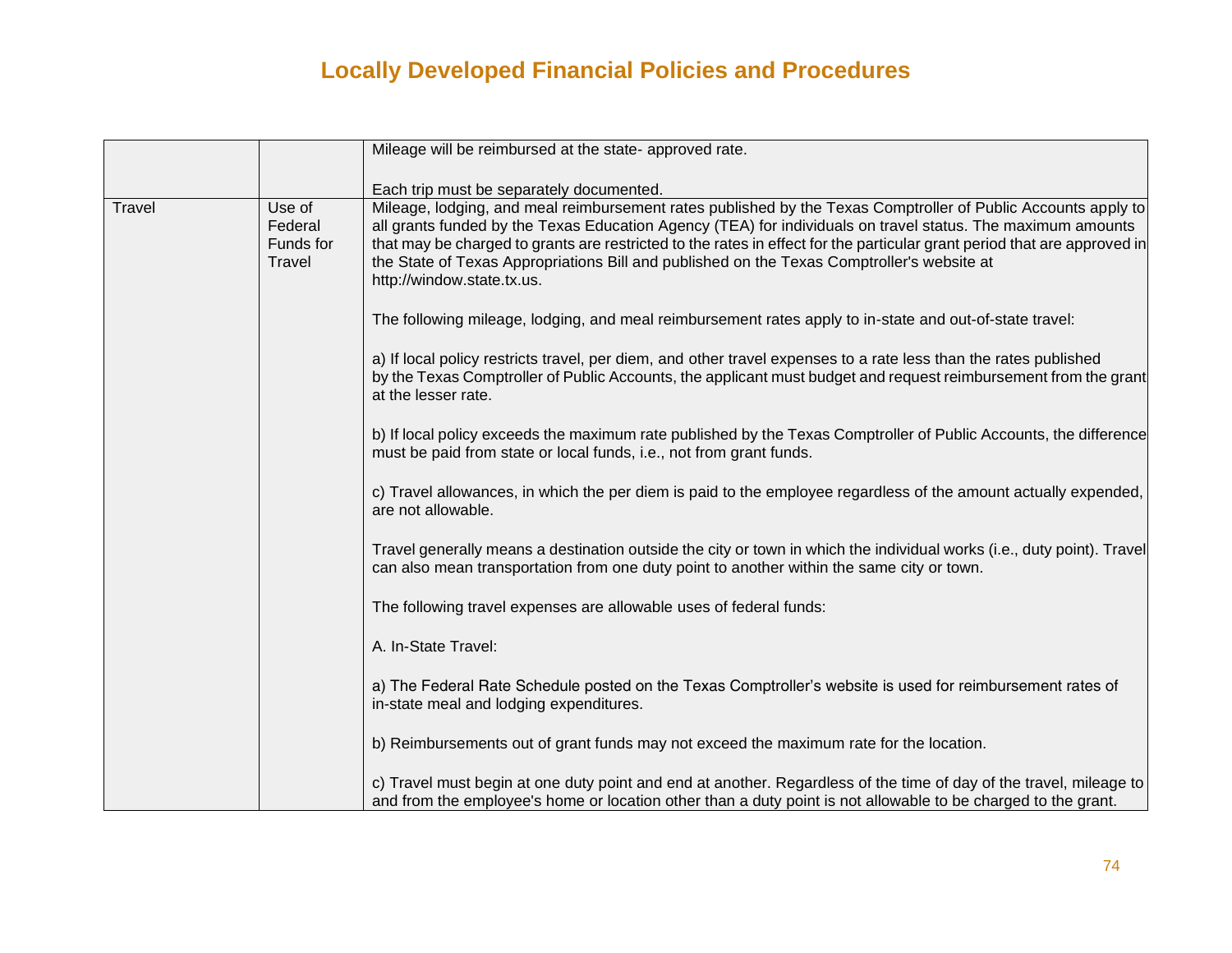# Locally Developed Financial Policies and Procedures

| | | |
|---|---|---|
| | | Mileage will be reimbursed at the state- approved rate.<br><br>Each trip must be separately documented. |
| Travel | Use of Federal Funds for Travel | Mileage, lodging, and meal reimbursement rates published by the Texas Comptroller of Public Accounts apply to all grants funded by the Texas Education Agency (TEA) for individuals on travel status. The maximum amounts that may be charged to grants are restricted to the rates in effect for the particular grant period that are approved in the State of Texas Appropriations Bill and published on the Texas Comptroller's website at http://window.state.tx.us.<br><br>The following mileage, lodging, and meal reimbursement rates apply to in-state and out-of-state travel:<br><br>a) If local policy restricts travel, per diem, and other travel expenses to a rate less than the rates published by the Texas Comptroller of Public Accounts, the applicant must budget and request reimbursement from the grant at the lesser rate.<br><br>b) If local policy exceeds the maximum rate published by the Texas Comptroller of Public Accounts, the difference must be paid from state or local funds, i.e., not from grant funds.<br><br>c) Travel allowances, in which the per diem is paid to the employee regardless of the amount actually expended, are not allowable.<br><br>Travel generally means a destination outside the city or town in which the individual works (i.e., duty point). Travel can also mean transportation from one duty point to another within the same city or town.<br><br>The following travel expenses are allowable uses of federal funds:<br><br>A. In-State Travel:<br><br>a) The Federal Rate Schedule posted on the Texas Comptroller's website is used for reimbursement rates of in-state meal and lodging expenditures.<br><br>b) Reimbursements out of grant funds may not exceed the maximum rate for the location.<br><br>c) Travel must begin at one duty point and end at another. Regardless of the time of day of the travel, mileage to and from the employee's home or location other than a duty point is not allowable to be charged to the grant. |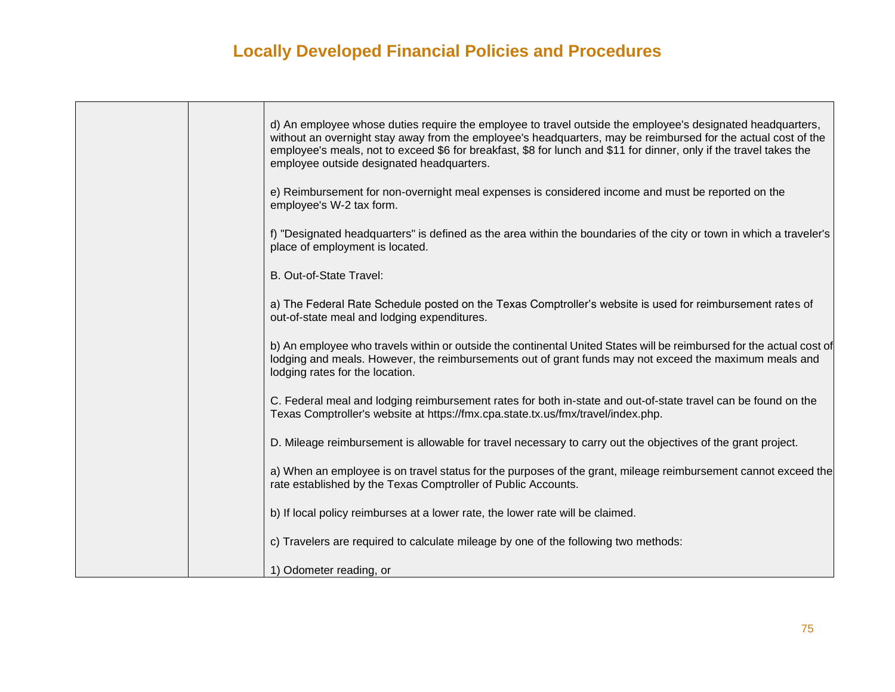# Locally Developed Financial Policies and Procedures

| | | |
|---|---|---|
| | | d) An employee whose duties require the employee to travel outside the employee's designated headquarters, without an overnight stay away from the employee's headquarters, may be reimbursed for the actual cost of the employee's meals, not to exceed \$6 for breakfast, \$8 for lunch and \$11 for dinner, only if the travel takes the employee outside designated headquarters.<br><br>e) Reimbursement for non-overnight meal expenses is considered income and must be reported on the employee's W-2 tax form.<br><br>f) "Designated headquarters" is defined as the area within the boundaries of the city or town in which a traveler's place of employment is located.<br><br>B. Out-of-State Travel:<br><br>a) The Federal Rate Schedule posted on the Texas Comptroller's website is used for reimbursement rates of out-of-state meal and lodging expenditures.<br><br>b) An employee who travels within or outside the continental United States will be reimbursed for the actual cost of lodging and meals. However, the reimbursements out of grant funds may not exceed the maximum meals and lodging rates for the location.<br><br>C. Federal meal and lodging reimbursement rates for both in-state and out-of-state travel can be found on the Texas Comptroller's website at https://fmx.cpa.state.tx.us/fmx/travel/index.php.<br><br>D. Mileage reimbursement is allowable for travel necessary to carry out the objectives of the grant project.<br><br>a) When an employee is on travel status for the purposes of the grant, mileage reimbursement cannot exceed the rate established by the Texas Comptroller of Public Accounts.<br><br>b) If local policy reimburses at a lower rate, the lower rate will be claimed.<br><br>c) Travelers are required to calculate mileage by one of the following two methods:<br><br>1) Odometer reading, or |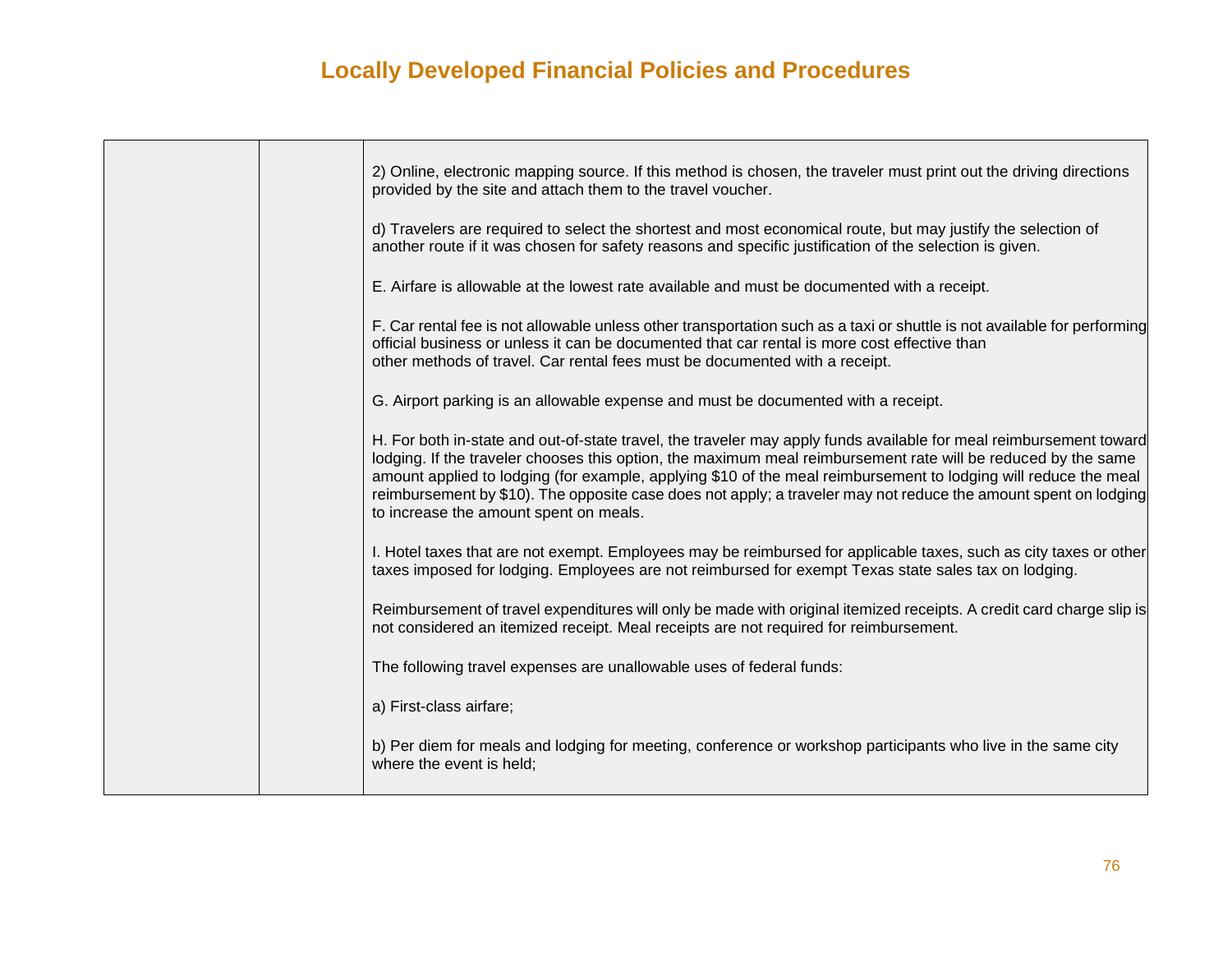| | | |
|---|---|---|
| | | 2) Online, electronic mapping source. If this method is chosen, the traveler must print out the driving directions provided by the site and attach them to the travel voucher.<br><br>d) Travelers are required to select the shortest and most economical route, but may justify the selection of another route if it was chosen for safety reasons and specific justification of the selection is given.<br><br>E. Airfare is allowable at the lowest rate available and must be documented with a receipt.<br><br>F. Car rental fee is not allowable unless other transportation such as a taxi or shuttle is not available for performing official business or unless it can be documented that car rental is more cost effective than other methods of travel. Car rental fees must be documented with a receipt.<br><br>G. Airport parking is an allowable expense and must be documented with a receipt.<br><br>H. For both in-state and out-of-state travel, the traveler may apply funds available for meal reimbursement toward lodging. If the traveler chooses this option, the maximum meal reimbursement rate will be reduced by the same amount applied to lodging (for example, applying $10 of the meal reimbursement to lodging will reduce the meal reimbursement by $10). The opposite case does not apply; a traveler may not reduce the amount spent on lodging to increase the amount spent on meals.<br><br>I. Hotel taxes that are not exempt. Employees may be reimbursed for applicable taxes, such as city taxes or other taxes imposed for lodging. Employees are not reimbursed for exempt Texas state sales tax on lodging.<br><br>Reimbursement of travel expenditures will only be made with original itemized receipts. A credit card charge slip is not considered an itemized receipt. Meal receipts are not required for reimbursement.<br><br>The following travel expenses are unallowable uses of federal funds:<br><br>a) First-class airfare;<br><br>b) Per diem for meals and lodging for meeting, conference or workshop participants who live in the same city where the event is held; |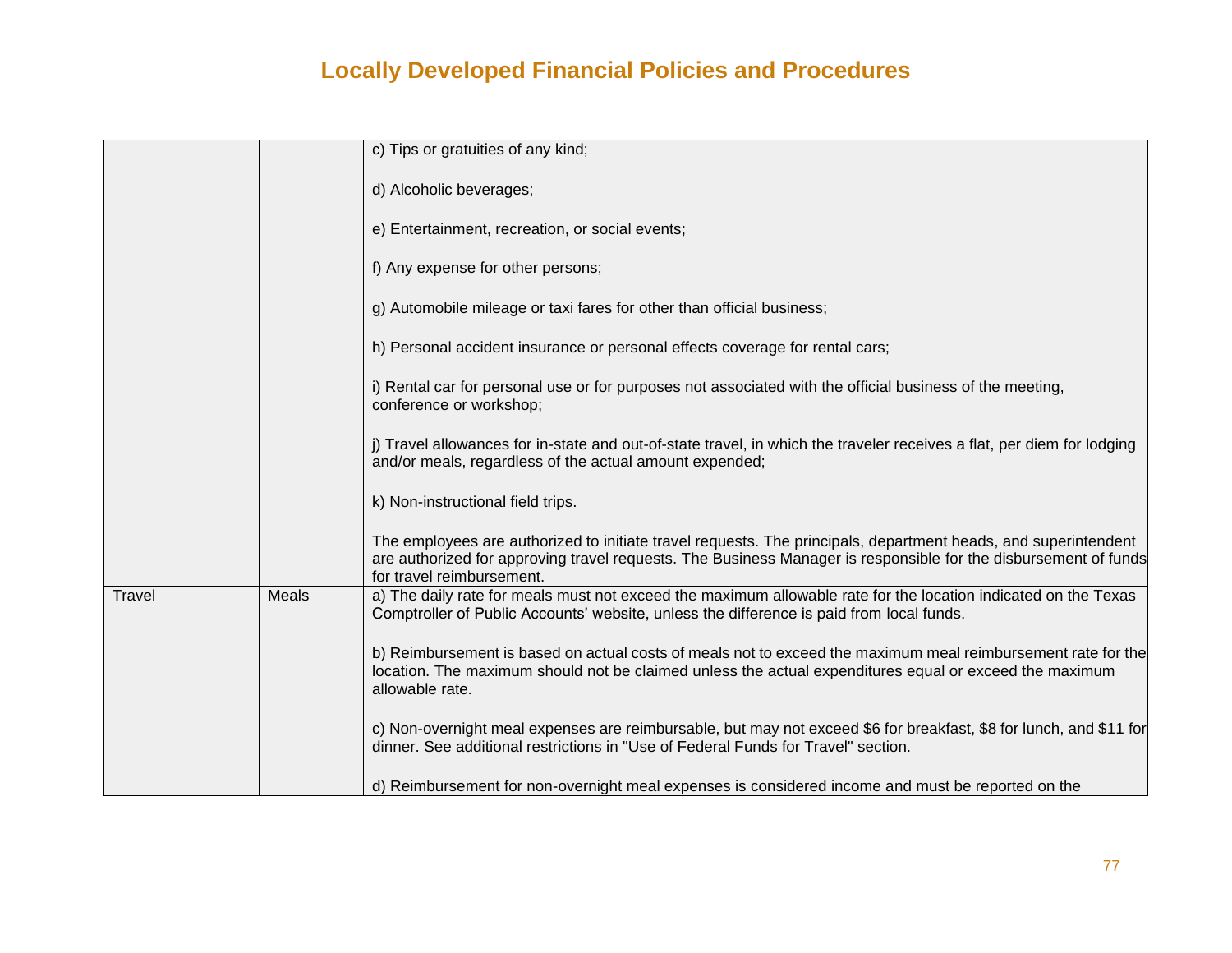## Locally Developed Financial Policies and Procedures

| | | |
|---|---|---|
| | | c) Tips or gratuities of any kind;<br><br>d) Alcoholic beverages;<br><br>e) Entertainment, recreation, or social events;<br><br>f) Any expense for other persons;<br><br>g) Automobile mileage or taxi fares for other than official business;<br><br>h) Personal accident insurance or personal effects coverage for rental cars;<br><br>i) Rental car for personal use or for purposes not associated with the official business of the meeting, conference or workshop;<br><br>j) Travel allowances for in-state and out-of-state travel, in which the traveler receives a flat, per diem for lodging and/or meals, regardless of the actual amount expended;<br><br>k) Non-instructional field trips.<br><br>The employees are authorized to initiate travel requests. The principals, department heads, and superintendent are authorized for approving travel requests. The Business Manager is responsible for the disbursement of funds for travel reimbursement. |
| Travel | Meals | a) The daily rate for meals must not exceed the maximum allowable rate for the location indicated on the Texas Comptroller of Public Accounts' website, unless the difference is paid from local funds.<br><br>b) Reimbursement is based on actual costs of meals not to exceed the maximum meal reimbursement rate for the location. The maximum should not be claimed unless the actual expenditures equal or exceed the maximum allowable rate.<br><br>c) Non-overnight meal expenses are reimbursable, but may not exceed $6 for breakfast, $8 for lunch, and $11 for dinner. See additional restrictions in "Use of Federal Funds for Travel" section.<br><br>d) Reimbursement for non-overnight meal expenses is considered income and must be reported on the |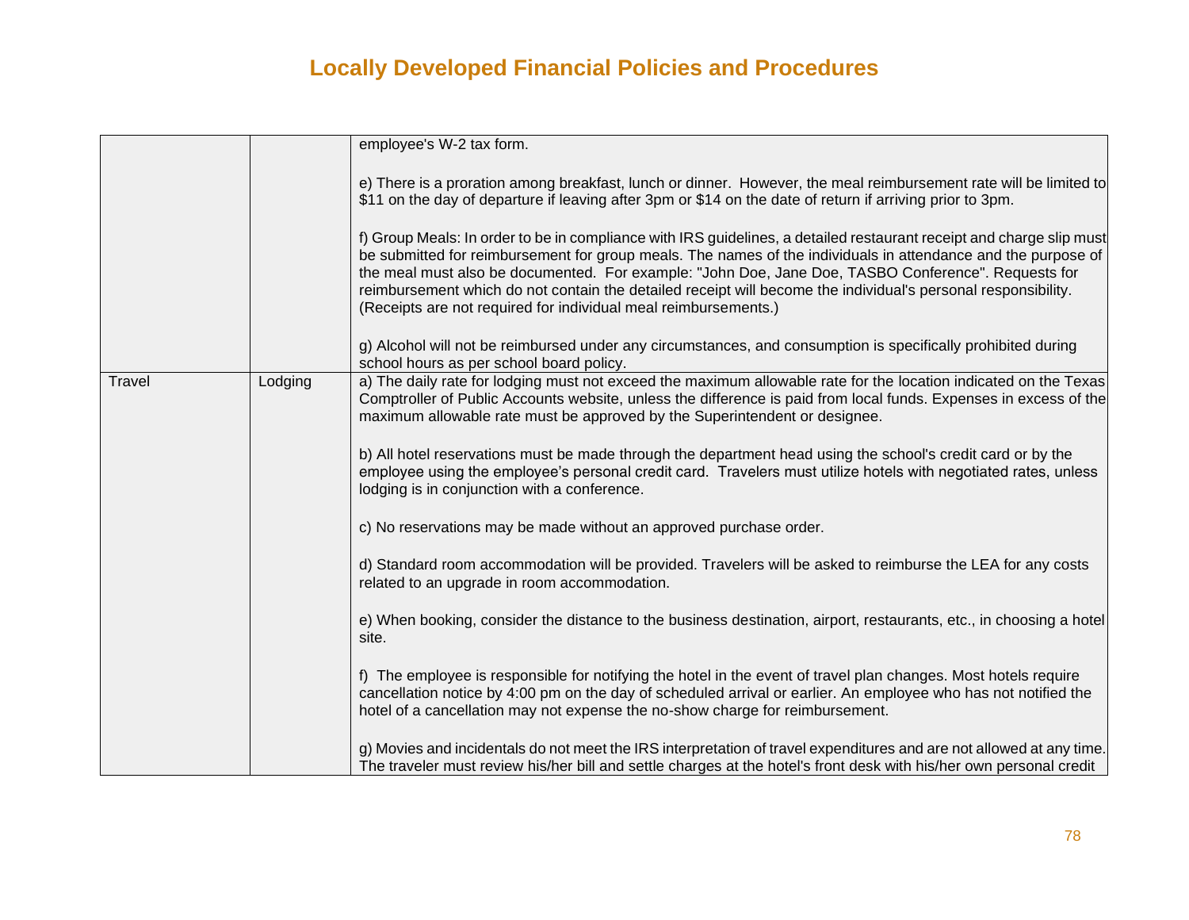# Locally Developed Financial Policies and Procedures

| | | |
|---|---|---|
| | | employee's W-2 tax form.<br><br>e) There is a proration among breakfast, lunch or dinner. However, the meal reimbursement rate will be limited to $11 on the day of departure if leaving after 3pm or $14 on the date of return if arriving prior to 3pm.<br><br>f) Group Meals: In order to be in compliance with IRS guidelines, a detailed restaurant receipt and charge slip must be submitted for reimbursement for group meals. The names of the individuals in attendance and the purpose of the meal must also be documented. For example: "John Doe, Jane Doe, TASBO Conference". Requests for reimbursement which do not contain the detailed receipt will become the individual's personal responsibility. (Receipts are not required for individual meal reimbursements.)<br><br>g) Alcohol will not be reimbursed under any circumstances, and consumption is specifically prohibited during school hours as per school board policy. |
| Travel | Lodging | a) The daily rate for lodging must not exceed the maximum allowable rate for the location indicated on the Texas Comptroller of Public Accounts website, unless the difference is paid from local funds. Expenses in excess of the maximum allowable rate must be approved by the Superintendent or designee.<br><br>b) All hotel reservations must be made through the department head using the school's credit card or by the employee using the employee's personal credit card. Travelers must utilize hotels with negotiated rates, unless lodging is in conjunction with a conference.<br><br>c) No reservations may be made without an approved purchase order.<br><br>d) Standard room accommodation will be provided. Travelers will be asked to reimburse the LEA for any costs related to an upgrade in room accommodation.<br><br>e) When booking, consider the distance to the business destination, airport, restaurants, etc., in choosing a hotel site.<br><br>f) The employee is responsible for notifying the hotel in the event of travel plan changes. Most hotels require cancellation notice by 4:00 pm on the day of scheduled arrival or earlier. An employee who has not notified the hotel of a cancellation may not expense the no-show charge for reimbursement.<br><br>g) Movies and incidentals do not meet the IRS interpretation of travel expenditures and are not allowed at any time. The traveler must review his/her bill and settle charges at the hotel's front desk with his/her own personal credit |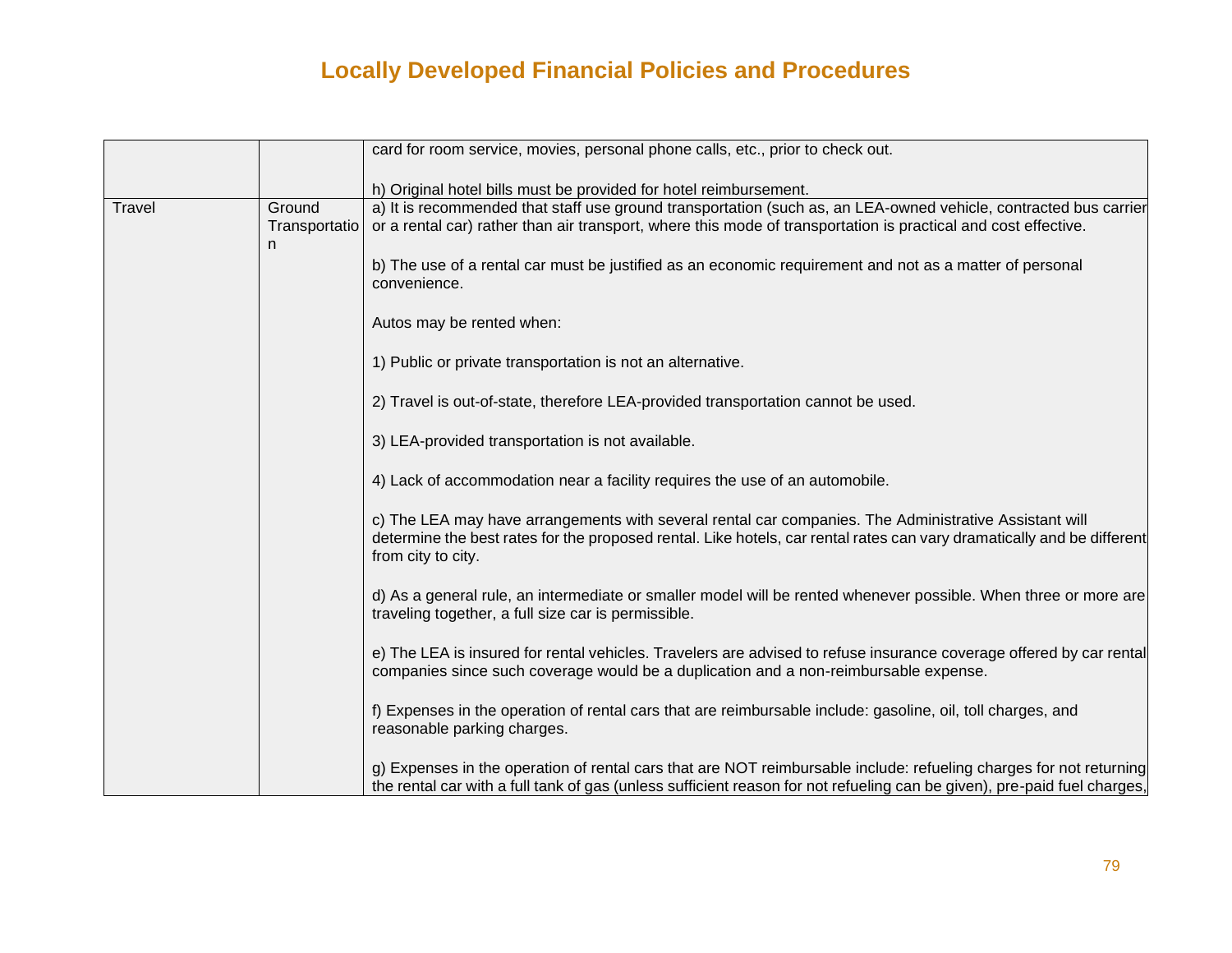# Locally Developed Financial Policies and Procedures

| | | |
|---|---|---|
| | | card for room service, movies, personal phone calls, etc., prior to check out.<br><br>h) Original hotel bills must be provided for hotel reimbursement. |
| Travel | Ground Transportation | a) It is recommended that staff use ground transportation (such as, an LEA-owned vehicle, contracted bus carrier or a rental car) rather than air transport, where this mode of transportation is practical and cost effective.<br><br>b) The use of a rental car must be justified as an economic requirement and not as a matter of personal convenience.<br><br>Autos may be rented when:<br><br>1) Public or private transportation is not an alternative.<br><br>2) Travel is out-of-state, therefore LEA-provided transportation cannot be used.<br><br>3) LEA-provided transportation is not available.<br><br>4) Lack of accommodation near a facility requires the use of an automobile.<br><br>c) The LEA may have arrangements with several rental car companies. The Administrative Assistant will determine the best rates for the proposed rental. Like hotels, car rental rates can vary dramatically and be different from city to city.<br><br>d) As a general rule, an intermediate or smaller model will be rented whenever possible. When three or more are traveling together, a full size car is permissible.<br><br>e) The LEA is insured for rental vehicles. Travelers are advised to refuse insurance coverage offered by car rental companies since such coverage would be a duplication and a non-reimbursable expense.<br><br>f) Expenses in the operation of rental cars that are reimbursable include: gasoline, oil, toll charges, and reasonable parking charges.<br><br>g) Expenses in the operation of rental cars that are NOT reimbursable include: refueling charges for not returning the rental car with a full tank of gas (unless sufficient reason for not refueling can be given), pre-paid fuel charges, |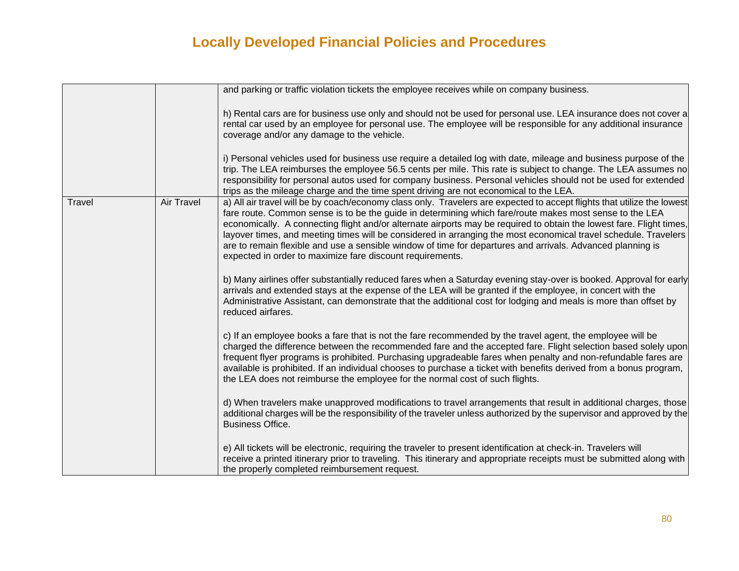| | | |
|---|---|---|
| | | and parking or traffic violation tickets the employee receives while on company business.<br><br>h) Rental cars are for business use only and should not be used for personal use. LEA insurance does not cover a rental car used by an employee for personal use. The employee will be responsible for any additional insurance coverage and/or any damage to the vehicle.<br><br>i) Personal vehicles used for business use require a detailed log with date, mileage and business purpose of the trip. The LEA reimburses the employee 56.5 cents per mile. This rate is subject to change. The LEA assumes no responsibility for personal autos used for company business. Personal vehicles should not be used for extended trips as the mileage charge and the time spent driving are not economical to the LEA. |
| Travel | Air Travel | a) All air travel will be by coach/economy class only. Travelers are expected to accept flights that utilize the lowest fare route. Common sense is to be the guide in determining which fare/route makes most sense to the LEA economically. A connecting flight and/or alternate airports may be required to obtain the lowest fare. Flight times, layover times, and meeting times will be considered in arranging the most economical travel schedule. Travelers are to remain flexible and use a sensible window of time for departures and arrivals. Advanced planning is expected in order to maximize fare discount requirements.<br><br>b) Many airlines offer substantially reduced fares when a Saturday evening stay-over is booked. Approval for early arrivals and extended stays at the expense of the LEA will be granted if the employee, in concert with the Administrative Assistant, can demonstrate that the additional cost for lodging and meals is more than offset by reduced airfares.<br><br>c) If an employee books a fare that is not the fare recommended by the travel agent, the employee will be charged the difference between the recommended fare and the accepted fare. Flight selection based solely upon frequent flyer programs is prohibited. Purchasing upgradeable fares when penalty and non-refundable fares are available is prohibited. If an individual chooses to purchase a ticket with benefits derived from a bonus program, the LEA does not reimburse the employee for the normal cost of such flights.<br><br>d) When travelers make unapproved modifications to travel arrangements that result in additional charges, those additional charges will be the responsibility of the traveler unless authorized by the supervisor and approved by the Business Office.<br><br>e) All tickets will be electronic, requiring the traveler to present identification at check-in. Travelers will receive a printed itinerary prior to traveling. This itinerary and appropriate receipts must be submitted along with the properly completed reimbursement request. |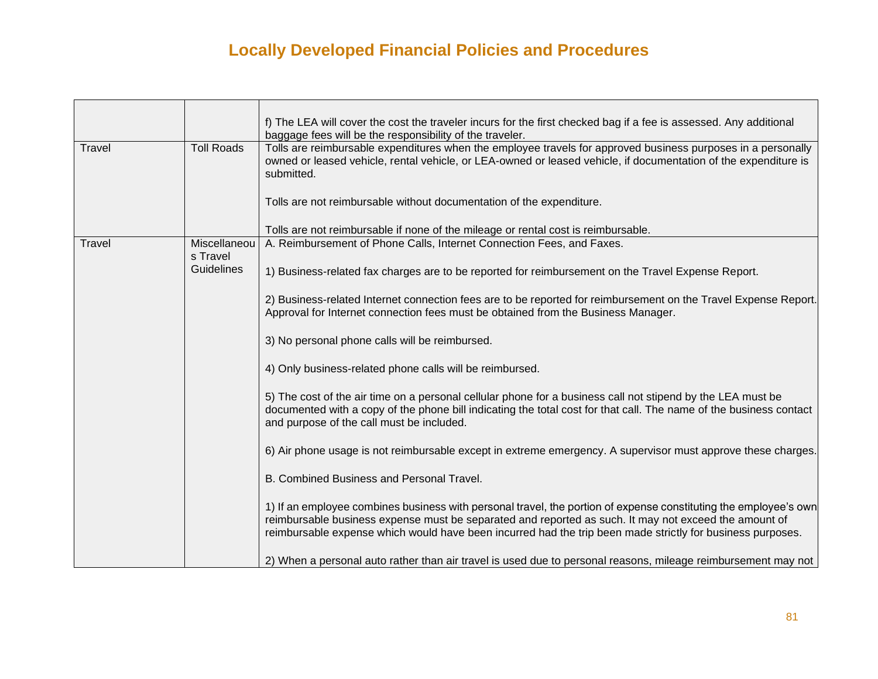# Locally Developed Financial Policies and Procedures

| | | |
|---|---|---|
| | | f) The LEA will cover the cost the traveler incurs for the first checked bag if a fee is assessed. Any additional baggage fees will be the responsibility of the traveler. |
| Travel | Toll Roads | Tolls are reimbursable expenditures when the employee travels for approved business purposes in a personally owned or leased vehicle, rental vehicle, or LEA-owned or leased vehicle, if documentation of the expenditure is submitted.<br><br>Tolls are not reimbursable without documentation of the expenditure.<br><br>Tolls are not reimbursable if none of the mileage or rental cost is reimbursable. |
| Travel | Miscellaneous Travel Guidelines | A. Reimbursement of Phone Calls, Internet Connection Fees, and Faxes.<br><br>1) Business-related fax charges are to be reported for reimbursement on the Travel Expense Report.<br><br>2) Business-related Internet connection fees are to be reported for reimbursement on the Travel Expense Report. Approval for Internet connection fees must be obtained from the Business Manager.<br><br>3) No personal phone calls will be reimbursed.<br><br>4) Only business-related phone calls will be reimbursed.<br><br>5) The cost of the air time on a personal cellular phone for a business call not stipend by the LEA must be documented with a copy of the phone bill indicating the total cost for that call. The name of the business contact and purpose of the call must be included.<br><br>6) Air phone usage is not reimbursable except in extreme emergency. A supervisor must approve these charges.<br><br>B. Combined Business and Personal Travel.<br><br>1) If an employee combines business with personal travel, the portion of expense constituting the employee's own reimbursable business expense must be separated and reported as such. It may not exceed the amount of reimbursable expense which would have been incurred had the trip been made strictly for business purposes.<br><br>2) When a personal auto rather than air travel is used due to personal reasons, mileage reimbursement may not |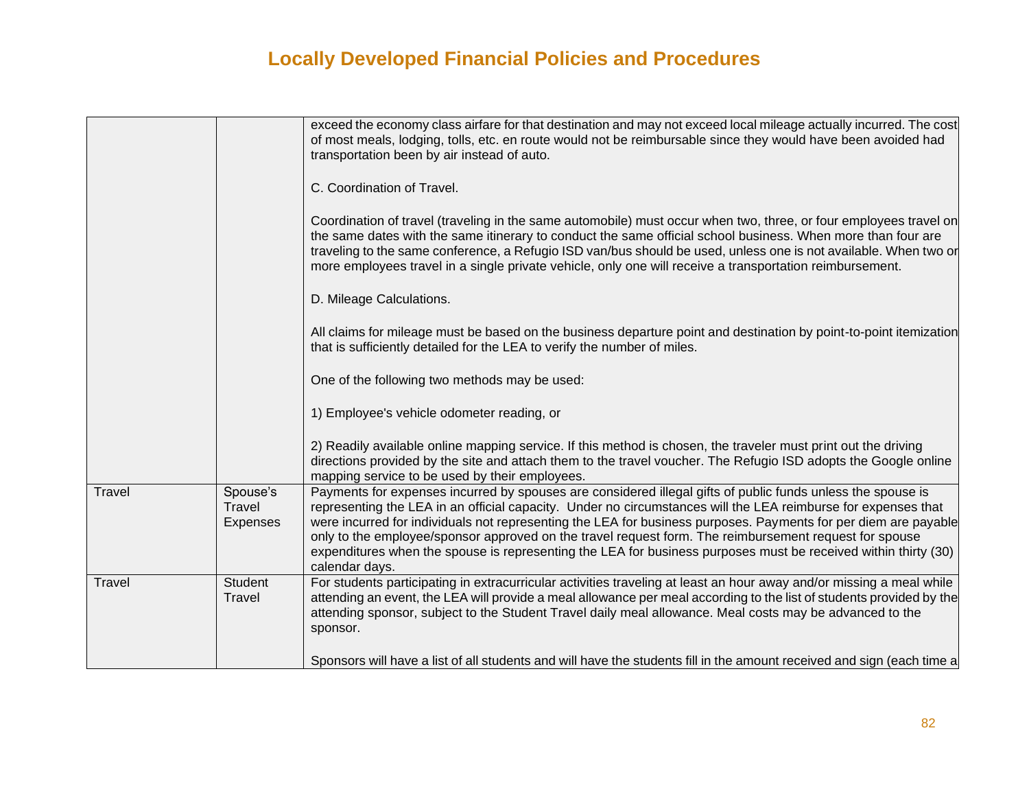# Locally Developed Financial Policies and Procedures

| | | |
|---|---|---|
| | | exceed the economy class airfare for that destination and may not exceed local mileage actually incurred. The cost of most meals, lodging, tolls, etc. en route would not be reimbursable since they would have been avoided had transportation been by air instead of auto.<br><br>C. Coordination of Travel.<br><br>Coordination of travel (traveling in the same automobile) must occur when two, three, or four employees travel on the same dates with the same itinerary to conduct the same official school business. When more than four are traveling to the same conference, a Refugio ISD van/bus should be used, unless one is not available. When two or more employees travel in a single private vehicle, only one will receive a transportation reimbursement.<br><br>D. Mileage Calculations.<br><br>All claims for mileage must be based on the business departure point and destination by point-to-point itemization that is sufficiently detailed for the LEA to verify the number of miles.<br><br>One of the following two methods may be used:<br><br>1) Employee's vehicle odometer reading, or<br><br>2) Readily available online mapping service. If this method is chosen, the traveler must print out the driving directions provided by the site and attach them to the travel voucher. The Refugio ISD adopts the Google online mapping service to be used by their employees. |
| Travel | Spouse's Travel Expenses | Payments for expenses incurred by spouses are considered illegal gifts of public funds unless the spouse is representing the LEA in an official capacity. Under no circumstances will the LEA reimburse for expenses that were incurred for individuals not representing the LEA for business purposes. Payments for per diem are payable only to the employee/sponsor approved on the travel request form. The reimbursement request for spouse expenditures when the spouse is representing the LEA for business purposes must be received within thirty (30) calendar days. |
| Travel | Student Travel | For students participating in extracurricular activities traveling at least an hour away and/or missing a meal while attending an event, the LEA will provide a meal allowance per meal according to the list of students provided by the attending sponsor, subject to the Student Travel daily meal allowance. Meal costs may be advanced to the sponsor.<br><br>Sponsors will have a list of all students and will have the students fill in the amount received and sign (each time a |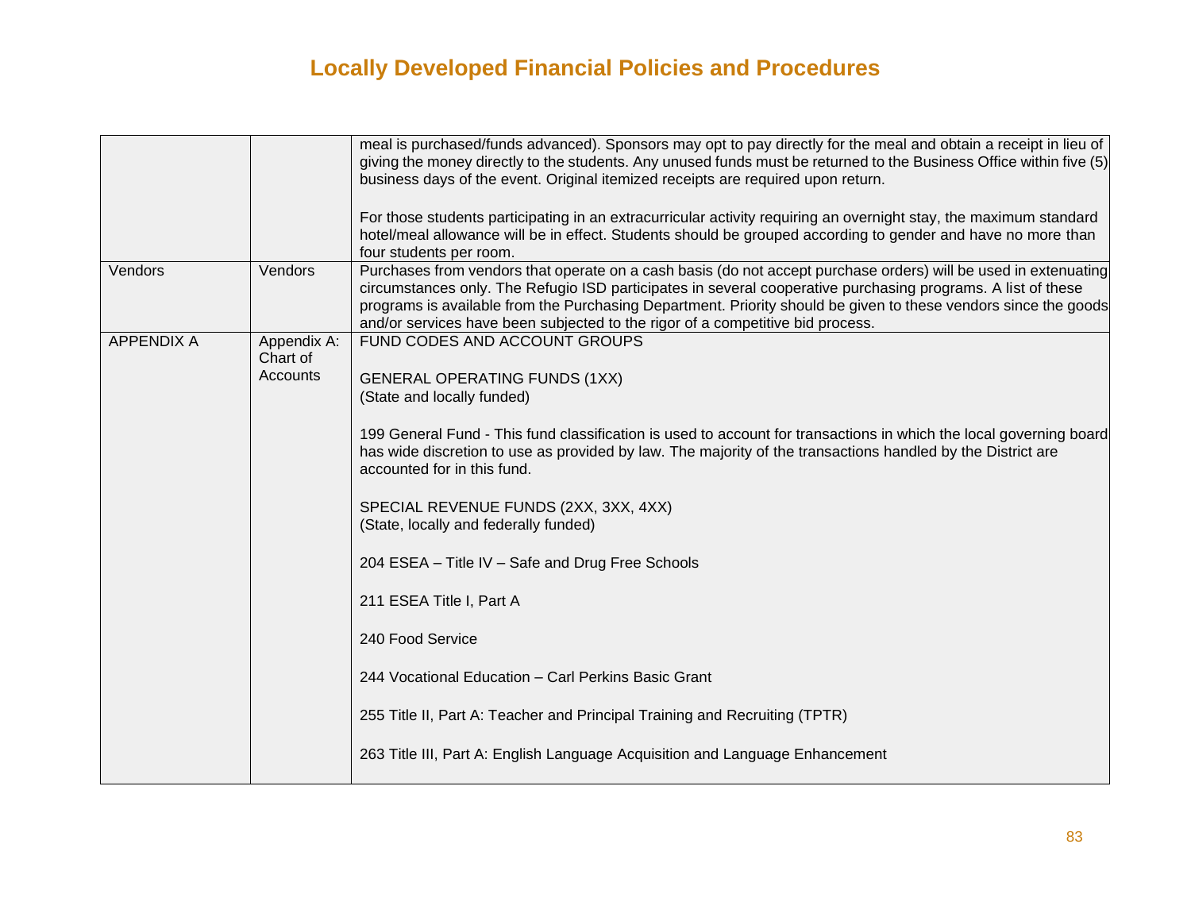# Locally Developed Financial Policies and Procedures

| | | |
|---|---|---|
| | | meal is purchased/funds advanced). Sponsors may opt to pay directly for the meal and obtain a receipt in lieu of giving the money directly to the students. Any unused funds must be returned to the Business Office within five (5) business days of the event. Original itemized receipts are required upon return.<br><br>For those students participating in an extracurricular activity requiring an overnight stay, the maximum standard hotel/meal allowance will be in effect. Students should be grouped according to gender and have no more than four students per room. |
| Vendors | Vendors | Purchases from vendors that operate on a cash basis (do not accept purchase orders) will be used in extenuating circumstances only. The Refugio ISD participates in several cooperative purchasing programs. A list of these programs is available from the Purchasing Department. Priority should be given to these vendors since the goods and/or services have been subjected to the rigor of a competitive bid process. |
| APPENDIX A | Appendix A: Chart of Accounts | FUND CODES AND ACCOUNT GROUPS<br><br>GENERAL OPERATING FUNDS (1XX)<br>(State and locally funded)<br><br>199 General Fund - This fund classification is used to account for transactions in which the local governing board has wide discretion to use as provided by law. The majority of the transactions handled by the District are accounted for in this fund.<br><br>SPECIAL REVENUE FUNDS (2XX, 3XX, 4XX)<br>(State, locally and federally funded)<br><br>204 ESEA – Title IV – Safe and Drug Free Schools<br><br>211 ESEA Title I, Part A<br><br>240 Food Service<br><br>244 Vocational Education – Carl Perkins Basic Grant<br><br>255 Title II, Part A: Teacher and Principal Training and Recruiting (TPTR)<br><br>263 Title III, Part A: English Language Acquisition and Language Enhancement |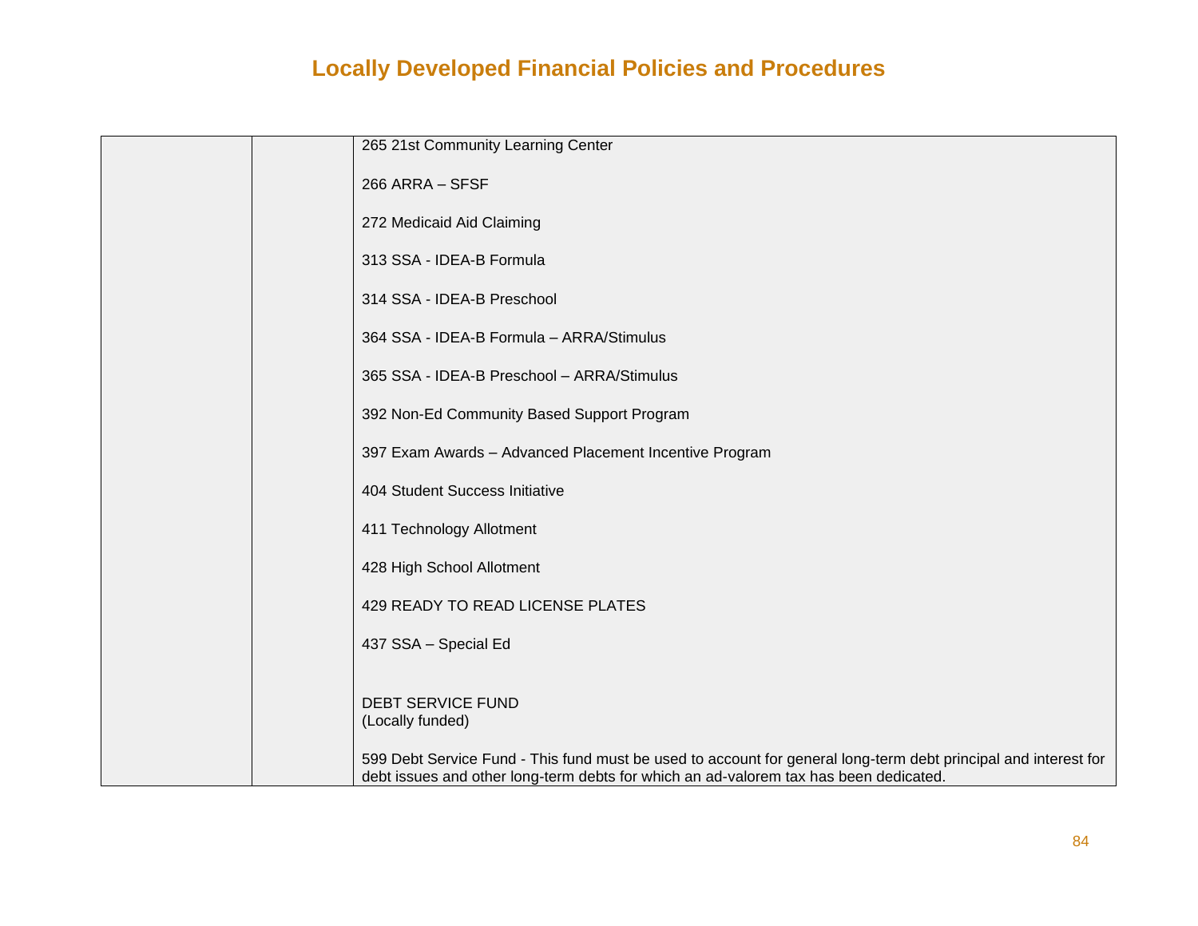# Locally Developed Financial Policies and Procedures

| | | |
|---|---|---|
| | | 265 21st Community Learning Center<br><br>266 ARRA – SFSF<br><br>272 Medicaid Aid Claiming<br><br>313 SSA - IDEA-B Formula<br><br>314 SSA - IDEA-B Preschool<br><br>364 SSA - IDEA-B Formula – ARRA/Stimulus<br><br>365 SSA - IDEA-B Preschool – ARRA/Stimulus<br><br>392 Non-Ed Community Based Support Program<br><br>397 Exam Awards – Advanced Placement Incentive Program<br><br>404 Student Success Initiative<br><br>411 Technology Allotment<br><br>428 High School Allotment<br><br>429 READY TO READ LICENSE PLATES<br><br>437 SSA – Special Ed<br><br><br>DEBT SERVICE FUND<br>(Locally funded)<br><br>599 Debt Service Fund - This fund must be used to account for general long-term debt principal and interest for debt issues and other long-term debts for which an ad-valorem tax has been dedicated. |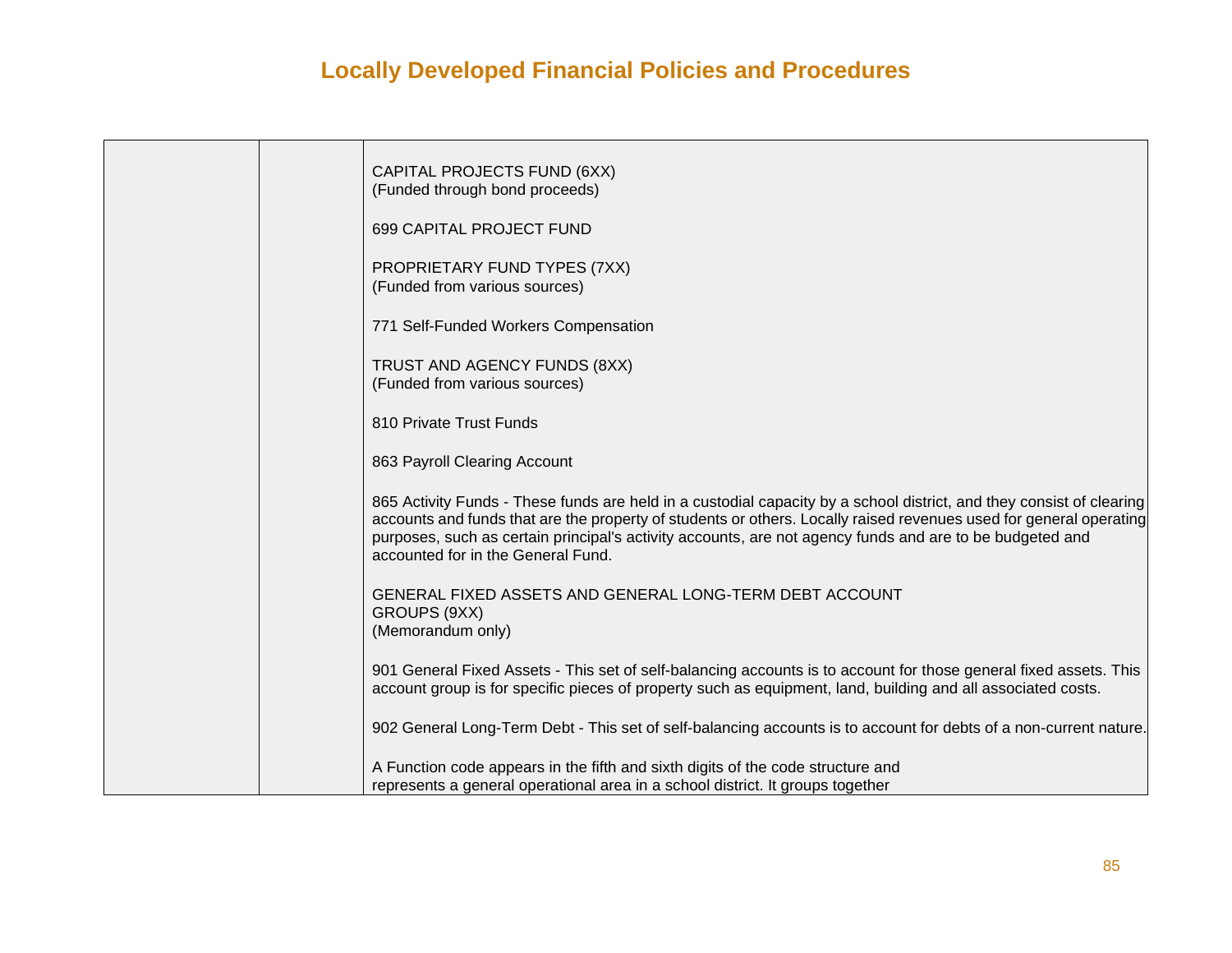| | | |
|---|---|---|
| | | CAPITAL PROJECTS FUND (6XX)<br>(Funded through bond proceeds)<br><br>699 CAPITAL PROJECT FUND<br><br>PROPRIETARY FUND TYPES (7XX)<br>(Funded from various sources)<br><br>771 Self-Funded Workers Compensation<br><br>TRUST AND AGENCY FUNDS (8XX)<br>(Funded from various sources)<br><br>810 Private Trust Funds<br><br>863 Payroll Clearing Account<br><br>865 Activity Funds - These funds are held in a custodial capacity by a school district, and they consist of clearing accounts and funds that are the property of students or others. Locally raised revenues used for general operating purposes, such as certain principal's activity accounts, are not agency funds and are to be budgeted and accounted for in the General Fund.<br><br>GENERAL FIXED ASSETS AND GENERAL LONG-TERM DEBT ACCOUNT GROUPS (9XX)<br>(Memorandum only)<br><br>901 General Fixed Assets - This set of self-balancing accounts is to account for those general fixed assets. This account group is for specific pieces of property such as equipment, land, building and all associated costs.<br><br>902 General Long-Term Debt - This set of self-balancing accounts is to account for debts of a non-current nature.<br><br>A Function code appears in the fifth and sixth digits of the code structure and represents a general operational area in a school district. It groups together |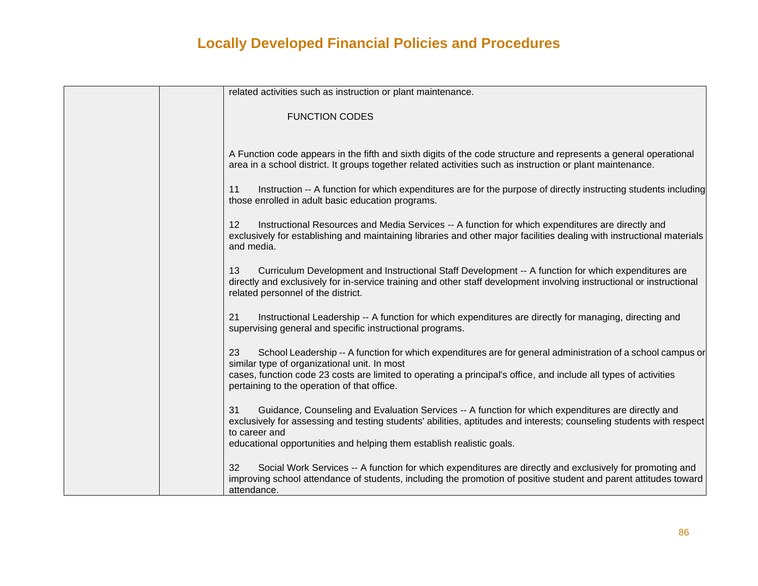# Locally Developed Financial Policies and Procedures

| | | |
|---|---|---|
| | | related activities such as instruction or plant maintenance.<br><br>FUNCTION CODES<br><br>A Function code appears in the fifth and sixth digits of the code structure and represents a general operational area in a school district. It groups together related activities such as instruction or plant maintenance.<br><br>11 Instruction -- A function for which expenditures are for the purpose of directly instructing students including those enrolled in adult basic education programs.<br><br>12 Instructional Resources and Media Services -- A function for which expenditures are directly and exclusively for establishing and maintaining libraries and other major facilities dealing with instructional materials and media.<br><br>13 Curriculum Development and Instructional Staff Development -- A function for which expenditures are directly and exclusively for in-service training and other staff development involving instructional or instructional related personnel of the district.<br><br>21 Instructional Leadership -- A function for which expenditures are directly for managing, directing and supervising general and specific instructional programs.<br><br>23 School Leadership -- A function for which expenditures are for general administration of a school campus or similar type of organizational unit. In most cases, function code 23 costs are limited to operating a principal's office, and include all types of activities pertaining to the operation of that office.<br><br>31 Guidance, Counseling and Evaluation Services -- A function for which expenditures are directly and exclusively for assessing and testing students' abilities, aptitudes and interests; counseling students with respect to career and educational opportunities and helping them establish realistic goals.<br><br>32 Social Work Services -- A function for which expenditures are directly and exclusively for promoting and improving school attendance of students, including the promotion of positive student and parent attitudes toward attendance. |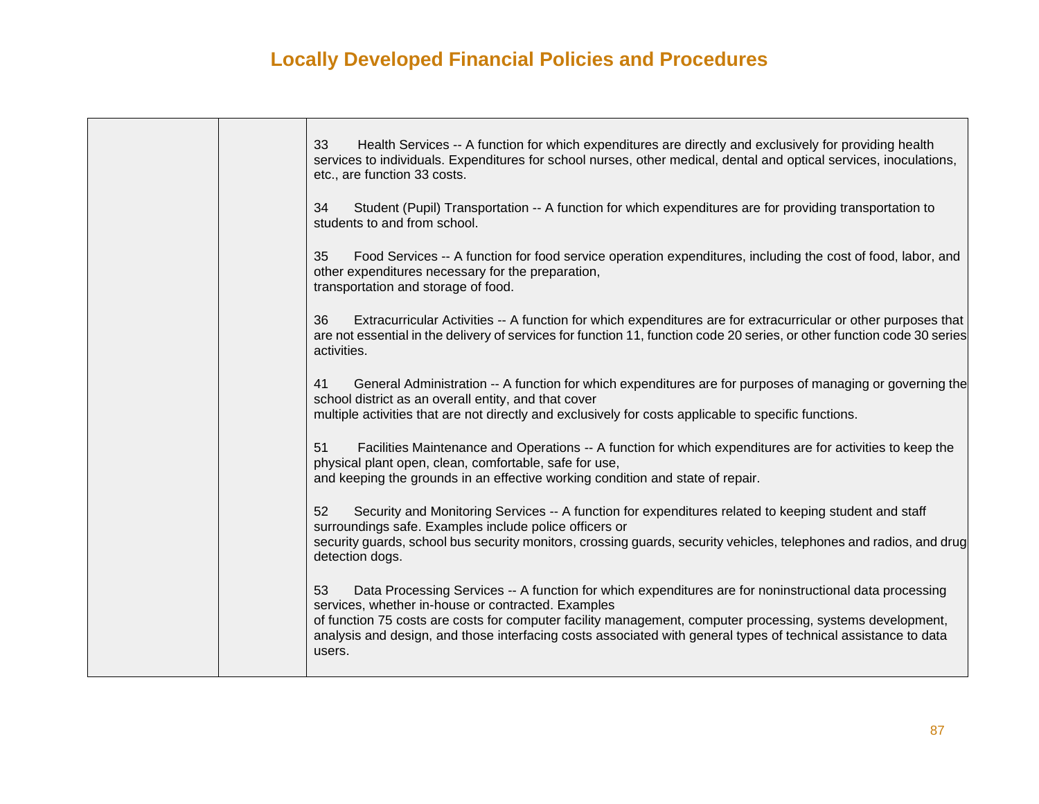## Locally Developed Financial Policies and Procedures

| | | |
|---|---|---|
| | | 33 Health Services -- A function for which expenditures are directly and exclusively for providing health services to individuals. Expenditures for school nurses, other medical, dental and optical services, inoculations, etc., are function 33 costs.<br><br>34 Student (Pupil) Transportation -- A function for which expenditures are for providing transportation to students to and from school.<br><br>35 Food Services -- A function for food service operation expenditures, including the cost of food, labor, and other expenditures necessary for the preparation, transportation and storage of food.<br><br>36 Extracurricular Activities -- A function for which expenditures are for extracurricular or other purposes that are not essential in the delivery of services for function 11, function code 20 series, or other function code 30 series activities.<br><br>41 General Administration -- A function for which expenditures are for purposes of managing or governing the school district as an overall entity, and that cover multiple activities that are not directly and exclusively for costs applicable to specific functions.<br><br>51 Facilities Maintenance and Operations -- A function for which expenditures are for activities to keep the physical plant open, clean, comfortable, safe for use, and keeping the grounds in an effective working condition and state of repair.<br><br>52 Security and Monitoring Services -- A function for expenditures related to keeping student and staff surroundings safe. Examples include police officers or security guards, school bus security monitors, crossing guards, security vehicles, telephones and radios, and drug detection dogs.<br><br>53 Data Processing Services -- A function for which expenditures are for noninstructional data processing services, whether in-house or contracted. Examples of function 75 costs are costs for computer facility management, computer processing, systems development, analysis and design, and those interfacing costs associated with general types of technical assistance to data users. |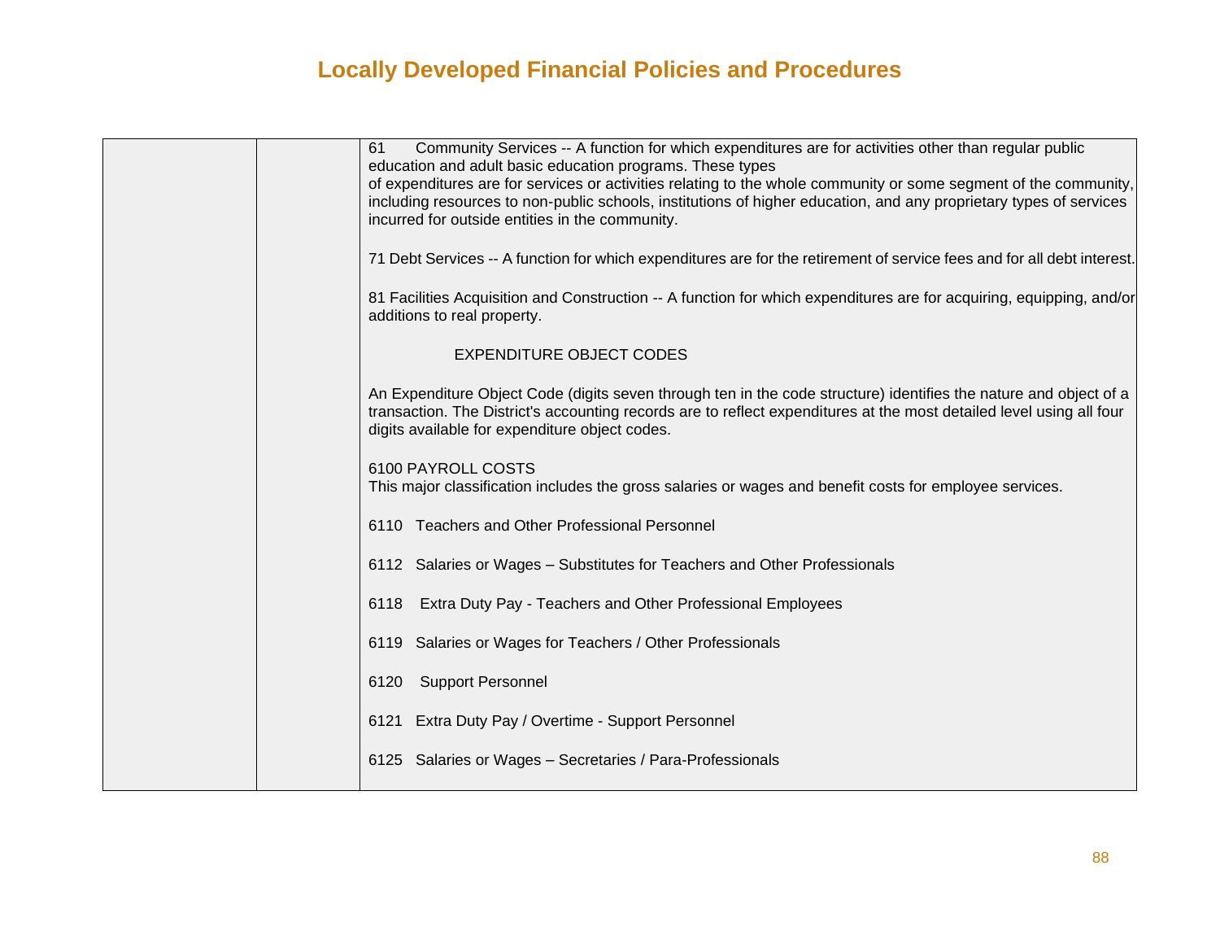| | | 61 Community Services -- A function for which expenditures are for activities other than regular public education and adult basic education programs. These types of expenditures are for services or activities relating to the whole community or some segment of the community, including resources to non-public schools, institutions of higher education, and any proprietary types of services incurred for outside entities in the community.<br><br>71 Debt Services -- A function for which expenditures are for the retirement of service fees and for all debt interest.<br><br>81 Facilities Acquisition and Construction -- A function for which expenditures are for acquiring, equipping, and/or additions to real property.<br><br>EXPENDITURE OBJECT CODES<br><br>An Expenditure Object Code (digits seven through ten in the code structure) identifies the nature and object of a transaction. The District's accounting records are to reflect expenditures at the most detailed level using all four digits available for expenditure object codes.<br><br>6100 PAYROLL COSTS<br>This major classification includes the gross salaries or wages and benefit costs for employee services.<br><br>6110 Teachers and Other Professional Personnel<br><br>6112 Salaries or Wages – Substitutes for Teachers and Other Professionals<br><br>6118 Extra Duty Pay - Teachers and Other Professional Employees<br><br>6119 Salaries or Wages for Teachers / Other Professionals<br><br>6120 Support Personnel<br><br>6121 Extra Duty Pay / Overtime - Support Personnel<br><br>6125 Salaries or Wages – Secretaries / Para-Professionals |
|---|---|---|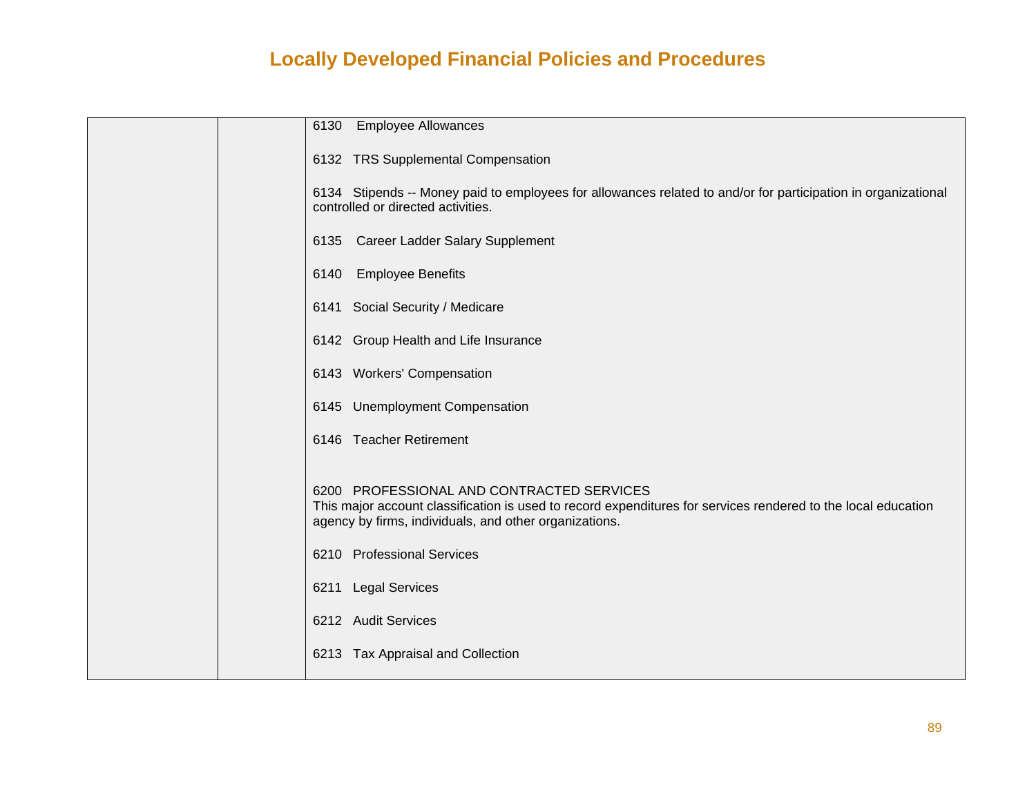| | | |
|---|---|---|
| | | 6130 Employee Allowances<br><br>6132 TRS Supplemental Compensation<br><br>6134 Stipends -- Money paid to employees for allowances related to and/or for participation in organizational controlled or directed activities.<br><br>6135 Career Ladder Salary Supplement<br><br>6140 Employee Benefits<br><br>6141 Social Security / Medicare<br><br>6142 Group Health and Life Insurance<br><br>6143 Workers' Compensation<br><br>6145 Unemployment Compensation<br><br>6146 Teacher Retirement<br><br>6200 PROFESSIONAL AND CONTRACTED SERVICES<br>This major account classification is used to record expenditures for services rendered to the local education agency by firms, individuals, and other organizations.<br><br>6210 Professional Services<br><br>6211 Legal Services<br><br>6212 Audit Services<br><br>6213 Tax Appraisal and Collection |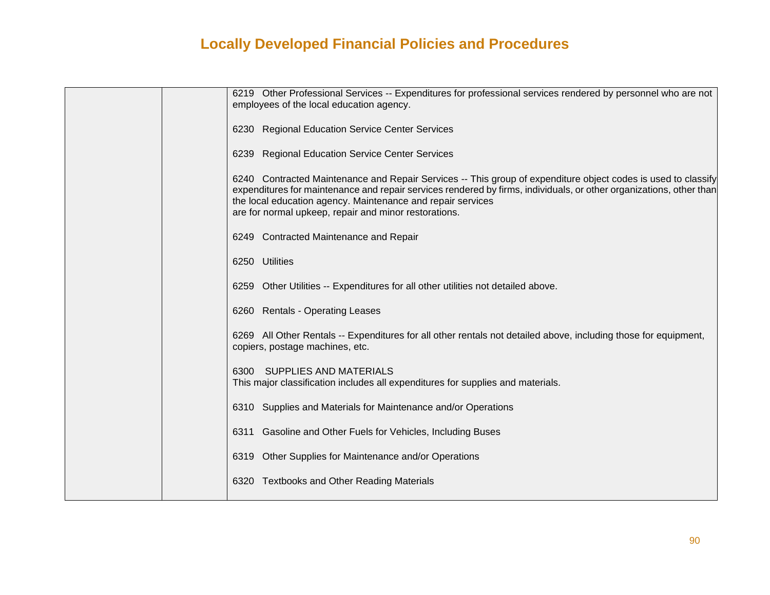| | | |
|---|---|---|
| | | 6219 Other Professional Services -- Expenditures for professional services rendered by personnel who are not employees of the local education agency.<br><br>6230 Regional Education Service Center Services<br><br>6239 Regional Education Service Center Services<br><br>6240 Contracted Maintenance and Repair Services -- This group of expenditure object codes is used to classify expenditures for maintenance and repair services rendered by firms, individuals, or other organizations, other than the local education agency. Maintenance and repair services are for normal upkeep, repair and minor restorations.<br><br>6249 Contracted Maintenance and Repair<br><br>6250 Utilities<br><br>6259 Other Utilities -- Expenditures for all other utilities not detailed above.<br><br>6260 Rentals - Operating Leases<br><br>6269 All Other Rentals -- Expenditures for all other rentals not detailed above, including those for equipment, copiers, postage machines, etc.<br><br>6300 SUPPLIES AND MATERIALS<br>This major classification includes all expenditures for supplies and materials.<br><br>6310 Supplies and Materials for Maintenance and/or Operations<br><br>6311 Gasoline and Other Fuels for Vehicles, Including Buses<br><br>6319 Other Supplies for Maintenance and/or Operations<br><br>6320 Textbooks and Other Reading Materials |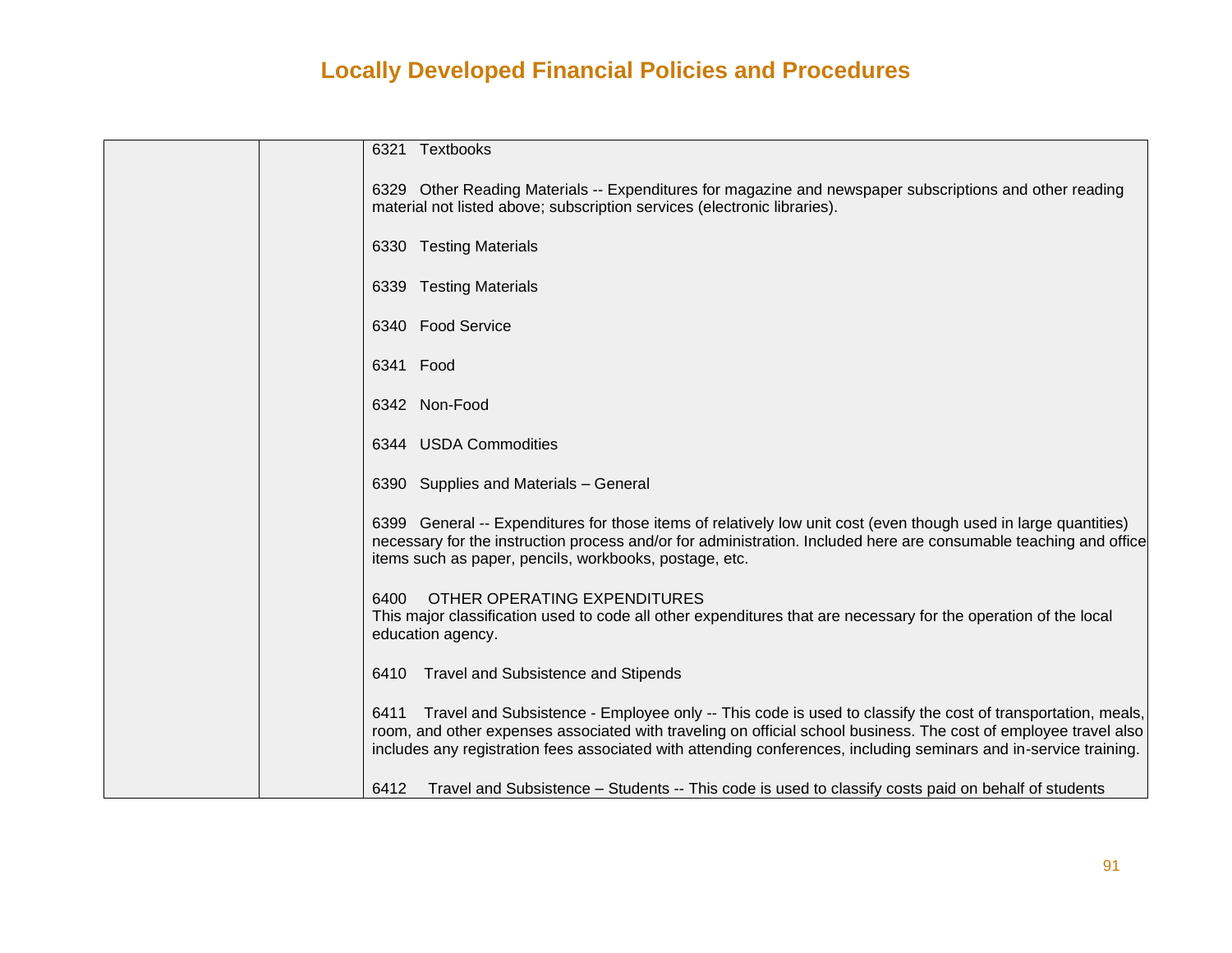| | | |
|---|---|---|
| | | 6321 Textbooks<br><br>6329 Other Reading Materials -- Expenditures for magazine and newspaper subscriptions and other reading material not listed above; subscription services (electronic libraries).<br><br>6330 Testing Materials<br><br>6339 Testing Materials<br><br>6340 Food Service<br><br>6341 Food<br><br>6342 Non-Food<br><br>6344 USDA Commodities<br><br>6390 Supplies and Materials – General<br><br>6399 General -- Expenditures for those items of relatively low unit cost (even though used in large quantities) necessary for the instruction process and/or for administration. Included here are consumable teaching and office items such as paper, pencils, workbooks, postage, etc.<br><br>6400 OTHER OPERATING EXPENDITURES<br>This major classification used to code all other expenditures that are necessary for the operation of the local education agency.<br><br>6410 Travel and Subsistence and Stipends<br><br>6411 Travel and Subsistence - Employee only -- This code is used to classify the cost of transportation, meals, room, and other expenses associated with traveling on official school business. The cost of employee travel also includes any registration fees associated with attending conferences, including seminars and in-service training.<br><br>6412 Travel and Subsistence – Students -- This code is used to classify costs paid on behalf of students |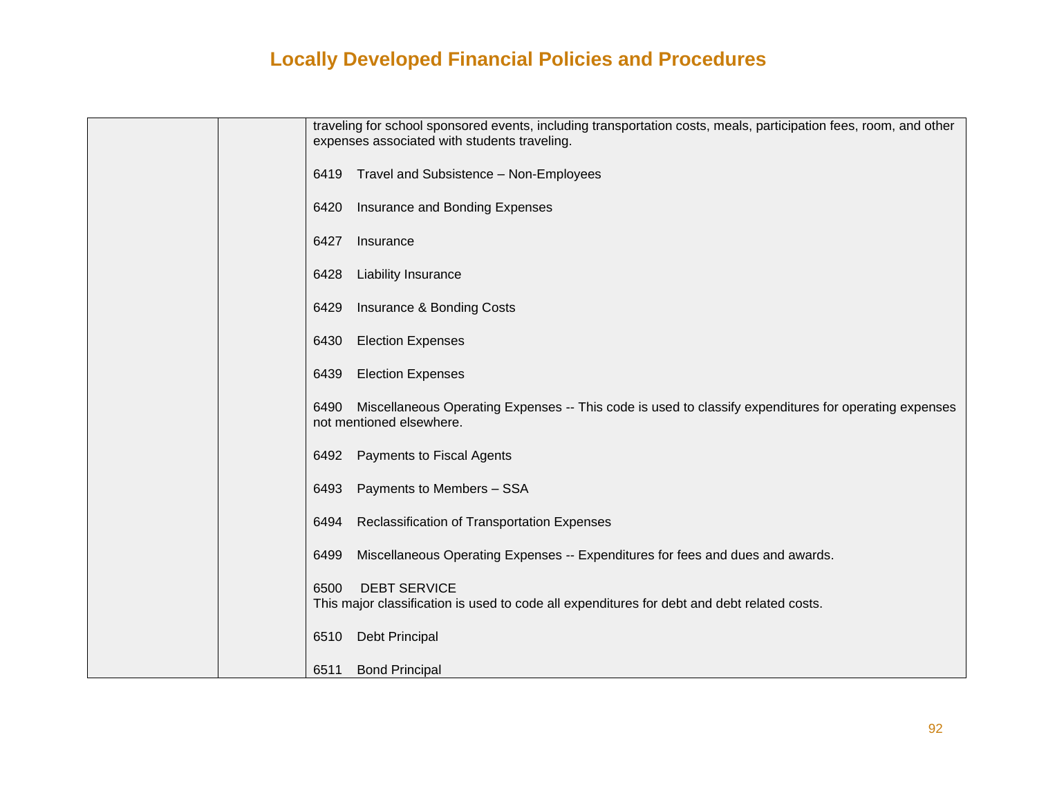# Locally Developed Financial Policies and Procedures

| | | |
|---|---|---|
| | | traveling for school sponsored events, including transportation costs, meals, participation fees, room, and other expenses associated with students traveling.<br><br>6419 Travel and Subsistence – Non-Employees<br><br>6420 Insurance and Bonding Expenses<br><br>6427 Insurance<br><br>6428 Liability Insurance<br><br>6429 Insurance & Bonding Costs<br><br>6430 Election Expenses<br><br>6439 Election Expenses<br><br>6490 Miscellaneous Operating Expenses -- This code is used to classify expenditures for operating expenses not mentioned elsewhere.<br><br>6492 Payments to Fiscal Agents<br><br>6493 Payments to Members – SSA<br><br>6494 Reclassification of Transportation Expenses<br><br>6499 Miscellaneous Operating Expenses -- Expenditures for fees and dues and awards.<br><br>6500 DEBT SERVICE<br>This major classification is used to code all expenditures for debt and debt related costs.<br><br>6510 Debt Principal<br><br>6511 Bond Principal |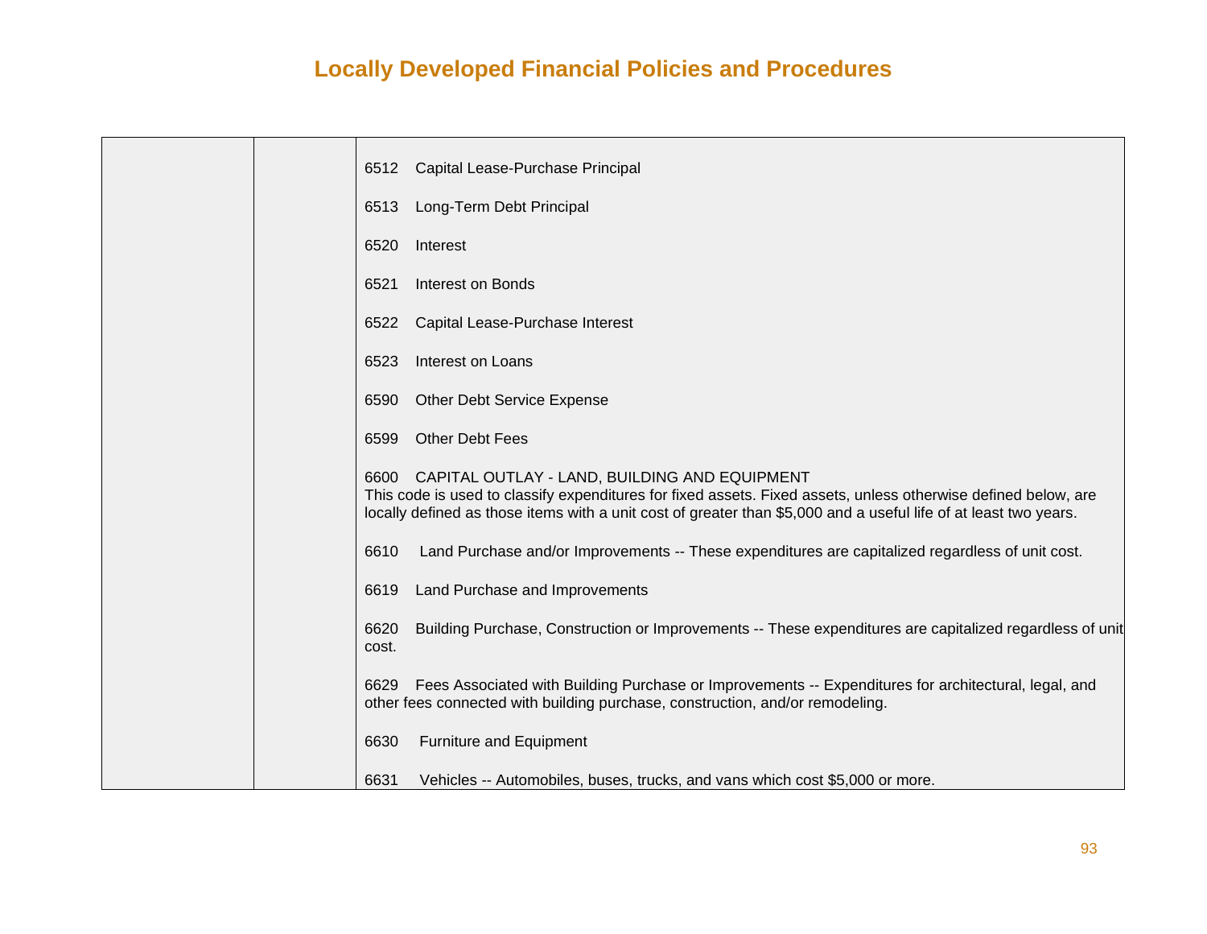# Locally Developed Financial Policies and Procedures

| | | |
|---|---|---|
| | | 6512 Capital Lease-Purchase Principal<br><br>6513 Long-Term Debt Principal<br><br>6520 Interest<br><br>6521 Interest on Bonds<br><br>6522 Capital Lease-Purchase Interest<br><br>6523 Interest on Loans<br><br>6590 Other Debt Service Expense<br><br>6599 Other Debt Fees<br><br>6600 CAPITAL OUTLAY - LAND, BUILDING AND EQUIPMENT<br>This code is used to classify expenditures for fixed assets. Fixed assets, unless otherwise defined below, are locally defined as those items with a unit cost of greater than $5,000 and a useful life of at least two years.<br><br>6610 Land Purchase and/or Improvements -- These expenditures are capitalized regardless of unit cost.<br><br>6619 Land Purchase and Improvements<br><br>6620 Building Purchase, Construction or Improvements -- These expenditures are capitalized regardless of unit cost.<br><br>6629 Fees Associated with Building Purchase or Improvements -- Expenditures for architectural, legal, and other fees connected with building purchase, construction, and/or remodeling.<br><br>6630 Furniture and Equipment<br><br>6631 Vehicles -- Automobiles, buses, trucks, and vans which cost $5,000 or more. |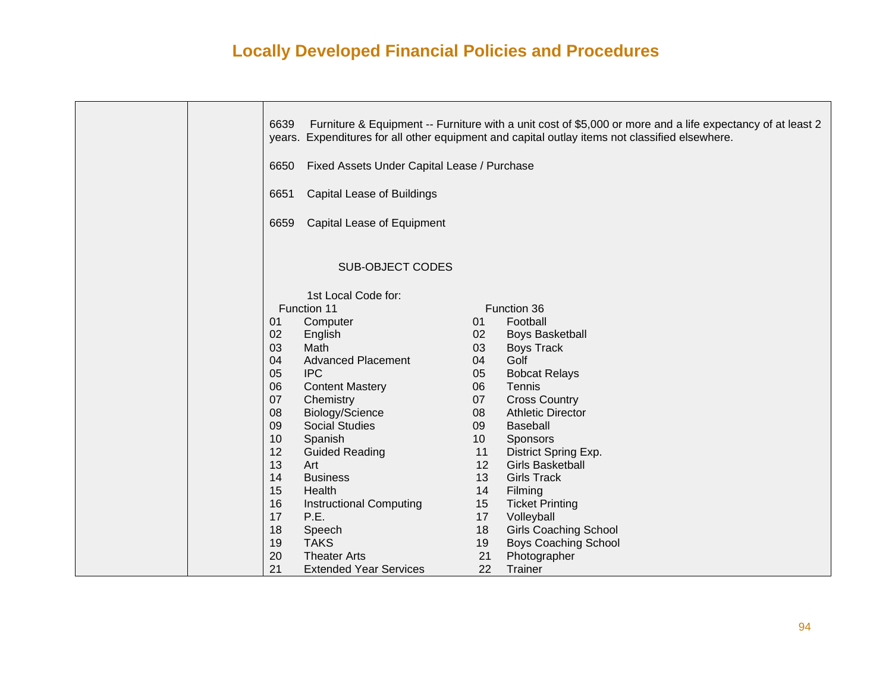## Locally Developed Financial Policies and Procedures

6639 Furniture & Equipment -- Furniture with a unit cost of $5,000 or more and a life expectancy of at least 2 years. Expenditures for all other equipment and capital outlay items not classified elsewhere.

6650 Fixed Assets Under Capital Lease / Purchase

6651 Capital Lease of Buildings

6659 Capital Lease of Equipment

SUB-OBJECT CODES

1st Local Code for:

| Function 11 | | Function 36 | |
|---|---|---|---|
| 01 | Computer | 01 | Football |
| 02 | English | 02 | Boys Basketball |
| 03 | Math | 03 | Boys Track |
| 04 | Advanced Placement | 04 | Golf |
| 05 | IPC | 05 | Bobcat Relays |
| 06 | Content Mastery | 06 | Tennis |
| 07 | Chemistry | 07 | Cross Country |
| 08 | Biology/Science | 08 | Athletic Director |
| 09 | Social Studies | 09 | Baseball |
| 10 | Spanish | 10 | Sponsors |
| 12 | Guided Reading | 11 | District Spring Exp. |
| 13 | Art | 12 | Girls Basketball |
| 14 | Business | 13 | Girls Track |
| 15 | Health | 14 | Filming |
| 16 | Instructional Computing | 15 | Ticket Printing |
| 17 | P.E. | 17 | Volleyball |
| 18 | Speech | 18 | Girls Coaching School |
| 19 | TAKS | 19 | Boys Coaching School |
| 20 | Theater Arts | 21 | Photographer |
| 21 | Extended Year Services | 22 | Trainer |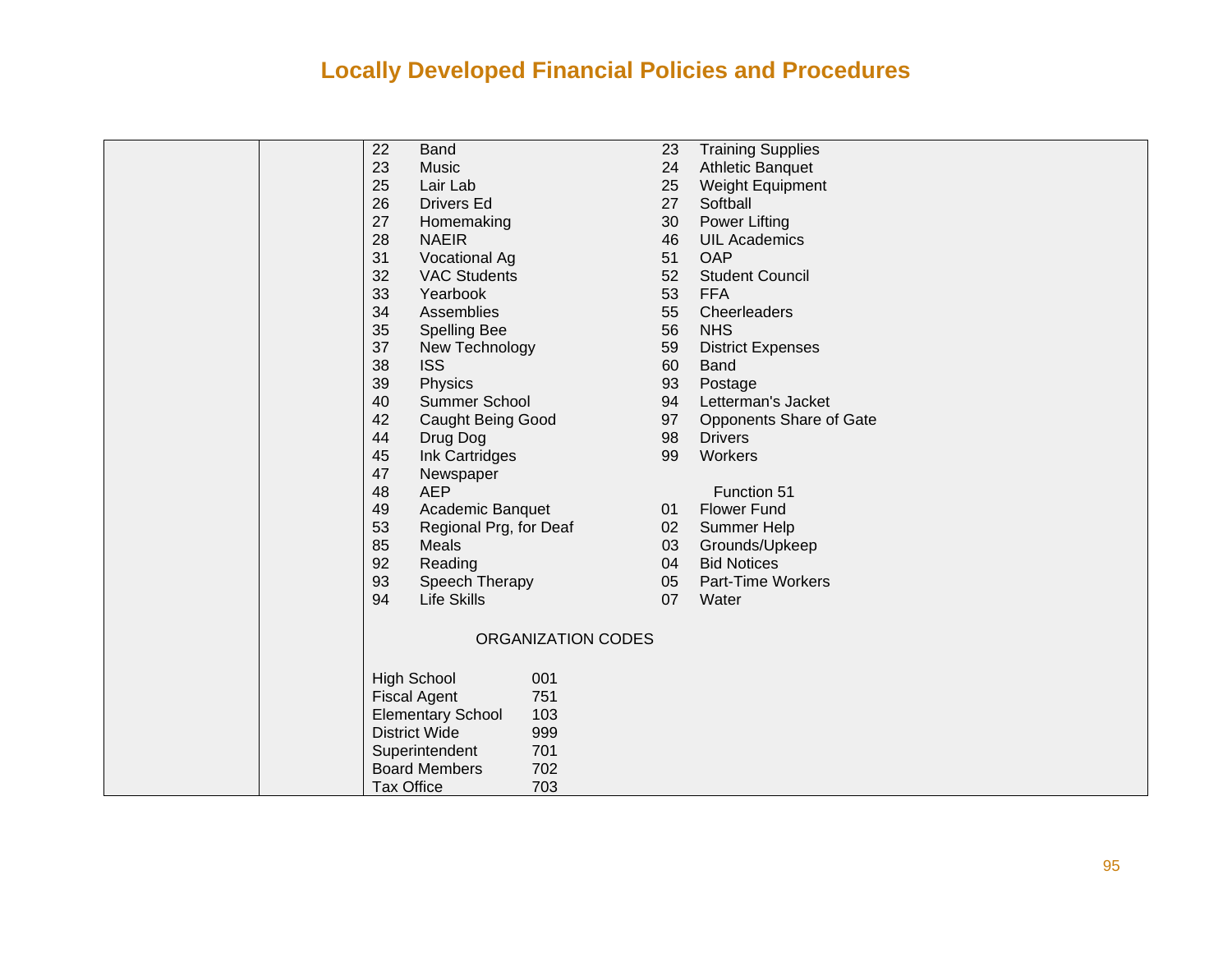# Locally Developed Financial Policies and Procedures

| | | | | | |
|---|---|---|---|---|---|
| | | 22 | Band | 23 | Training Supplies |
| | | 23 | Music | 24 | Athletic Banquet |
| | | 25 | Lair Lab | 25 | Weight Equipment |
| | | 26 | Drivers Ed | 27 | Softball |
| | | 27 | Homemaking | 30 | Power Lifting |
| | | 28 | NAEIR | 46 | UIL Academics |
| | | 31 | Vocational Ag | 51 | OAP |
| | | 32 | VAC Students | 52 | Student Council |
| | | 33 | Yearbook | 53 | FFA |
| | | 34 | Assemblies | 55 | Cheerleaders |
| | | 35 | Spelling Bee | 56 | NHS |
| | | 37 | New Technology | 59 | District Expenses |
| | | 38 | ISS | 60 | Band |
| | | 39 | Physics | 93 | Postage |
| | | 40 | Summer School | 94 | Letterman's Jacket |
| | | 42 | Caught Being Good | 97 | Opponents Share of Gate |
| | | 44 | Drug Dog | 98 | Drivers |
| | | 45 | Ink Cartridges | 99 | Workers |
| | | 47 | Newspaper | | |
| | | 48 | AEP | | Function 51 |
| | | 49 | Academic Banquet | 01 | Flower Fund |
| | | 53 | Regional Prg, for Deaf | 02 | Summer Help |
| | | 85 | Meals | 03 | Grounds/Upkeep |
| | | 92 | Reading | 04 | Bid Notices |
| | | 93 | Speech Therapy | 05 | Part-Time Workers |
| | | 94 | Life Skills | 07 | Water |

ORGANIZATION CODES

| | |
|---|---|
| High School | 001 |
| Fiscal Agent | 751 |
| Elementary School | 103 |
| District Wide | 999 |
| Superintendent | 701 |
| Board Members | 702 |
| Tax Office | 703 |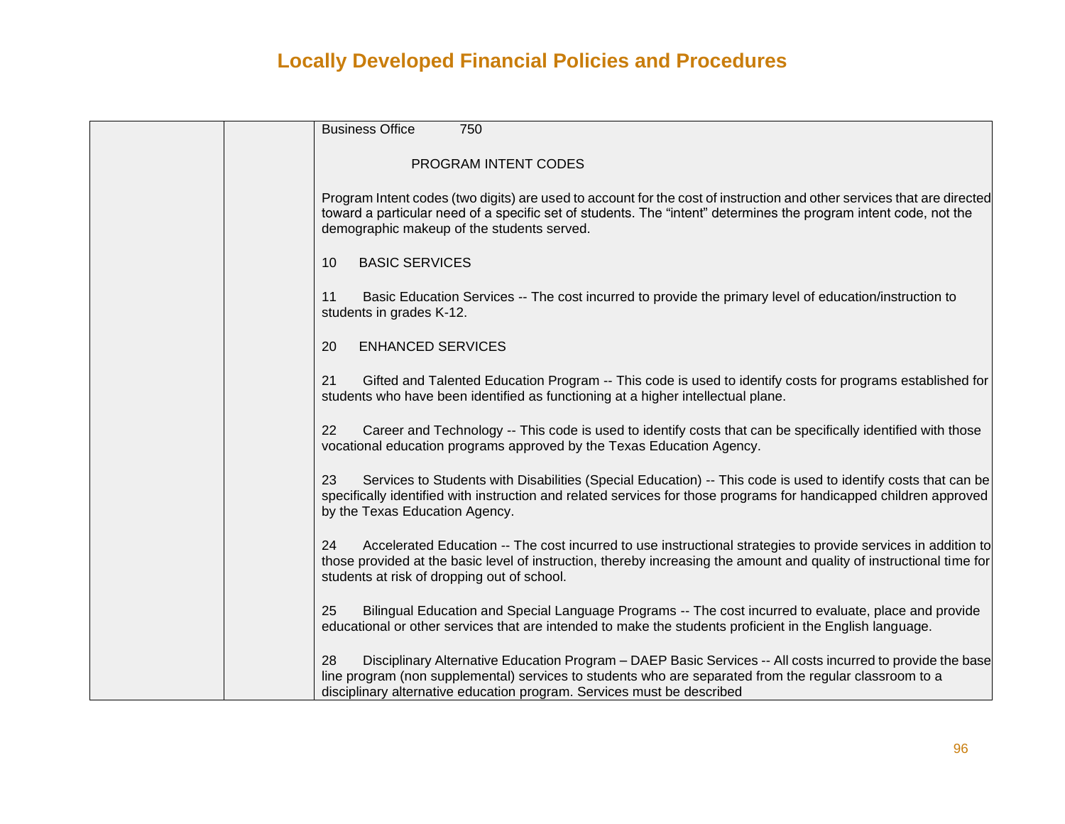# Locally Developed Financial Policies and Procedures

| | | |
|---|---|---|
| | | Business Office 750<br><br>PROGRAM INTENT CODES<br><br>Program Intent codes (two digits) are used to account for the cost of instruction and other services that are directed toward a particular need of a specific set of students. The "intent" determines the program intent code, not the demographic makeup of the students served.<br><br>10 BASIC SERVICES<br><br>11 Basic Education Services -- The cost incurred to provide the primary level of education/instruction to students in grades K-12.<br><br>20 ENHANCED SERVICES<br><br>21 Gifted and Talented Education Program -- This code is used to identify costs for programs established for students who have been identified as functioning at a higher intellectual plane.<br><br>22 Career and Technology -- This code is used to identify costs that can be specifically identified with those vocational education programs approved by the Texas Education Agency.<br><br>23 Services to Students with Disabilities (Special Education) -- This code is used to identify costs that can be specifically identified with instruction and related services for those programs for handicapped children approved by the Texas Education Agency.<br><br>24 Accelerated Education -- The cost incurred to use instructional strategies to provide services in addition to those provided at the basic level of instruction, thereby increasing the amount and quality of instructional time for students at risk of dropping out of school.<br><br>25 Bilingual Education and Special Language Programs -- The cost incurred to evaluate, place and provide educational or other services that are intended to make the students proficient in the English language.<br><br>28 Disciplinary Alternative Education Program – DAEP Basic Services -- All costs incurred to provide the base line program (non supplemental) services to students who are separated from the regular classroom to a disciplinary alternative education program. Services must be described |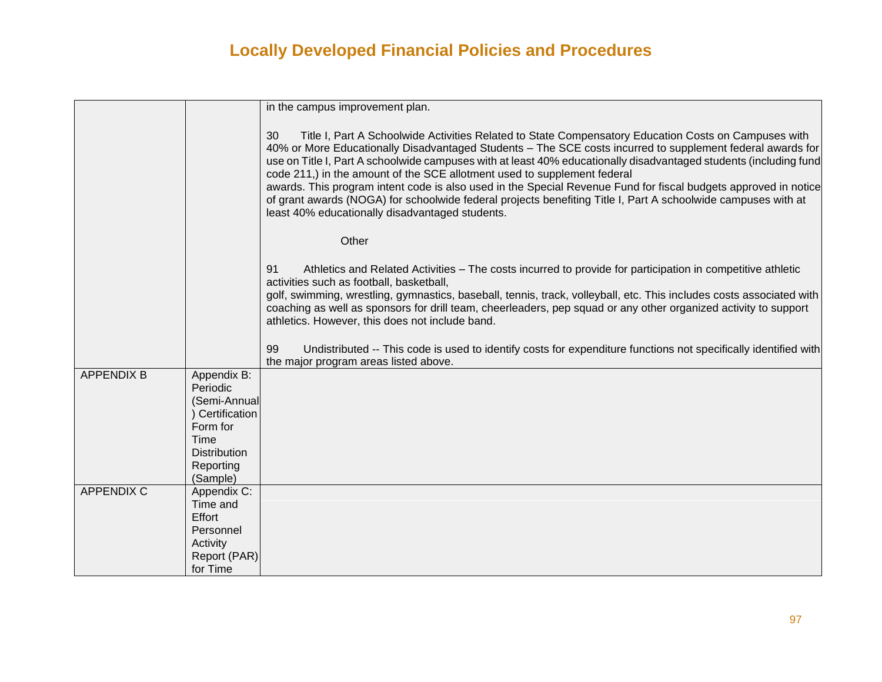# Locally Developed Financial Policies and Procedures

| | | |
|---|---|---|
| | | in the campus improvement plan.<br><br>30 Title I, Part A Schoolwide Activities Related to State Compensatory Education Costs on Campuses with 40% or More Educationally Disadvantaged Students – The SCE costs incurred to supplement federal awards for use on Title I, Part A schoolwide campuses with at least 40% educationally disadvantaged students (including fund code 211,) in the amount of the SCE allotment used to supplement federal awards. This program intent code is also used in the Special Revenue Fund for fiscal budgets approved in notice of grant awards (NOGA) for schoolwide federal projects benefiting Title I, Part A schoolwide campuses with at least 40% educationally disadvantaged students.<br><br>Other<br><br>91 Athletics and Related Activities – The costs incurred to provide for participation in competitive athletic activities such as football, basketball, golf, swimming, wrestling, gymnastics, baseball, tennis, track, volleyball, etc. This includes costs associated with coaching as well as sponsors for drill team, cheerleaders, pep squad or any other organized activity to support athletics. However, this does not include band.<br><br>99 Undistributed -- This code is used to identify costs for expenditure functions not specifically identified with the major program areas listed above. |
| APPENDIX B | Appendix B: Periodic (Semi-Annual) Certification Form for Time Distribution Reporting (Sample) | |
| APPENDIX C | Appendix C: Time and Effort Personnel Activity Report (PAR) for Time | |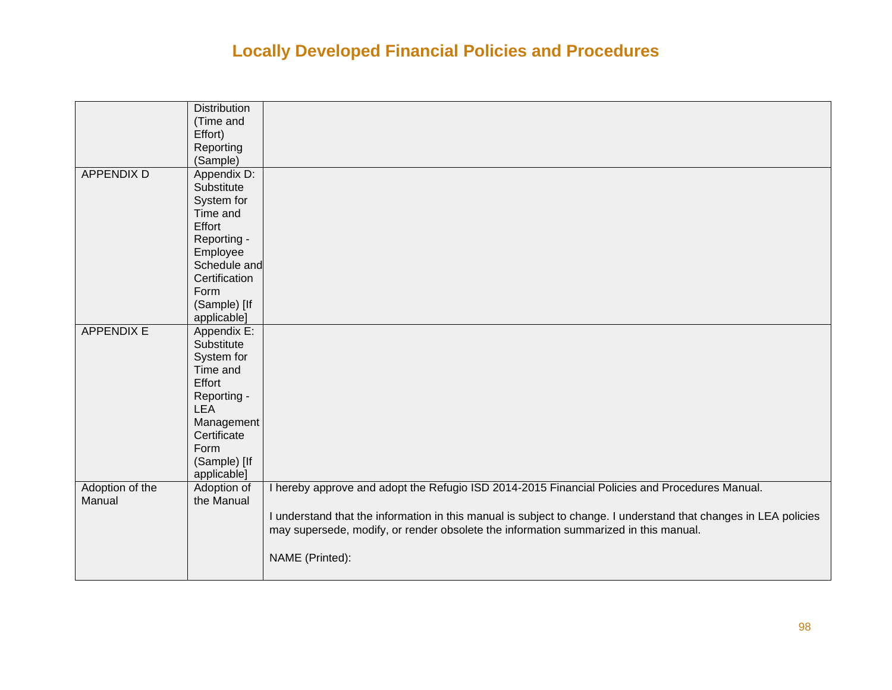| | | |
|---|---|---|
| | Distribution (Time and Effort) Reporting (Sample) | |
| APPENDIX D | Appendix D: Substitute System for Time and Effort Reporting - Employee Schedule and Certification Form (Sample) [If applicable] | |
| APPENDIX E | Appendix E: Substitute System for Time and Effort Reporting - LEA Management Certificate Form (Sample) [If applicable] | |
| Adoption of the Manual | Adoption of the Manual | I hereby approve and adopt the Refugio ISD 2014-2015 Financial Policies and Procedures Manual.<br><br>I understand that the information in this manual is subject to change. I understand that changes in LEA policies may supersede, modify, or render obsolete the information summarized in this manual.<br><br>NAME (Printed): |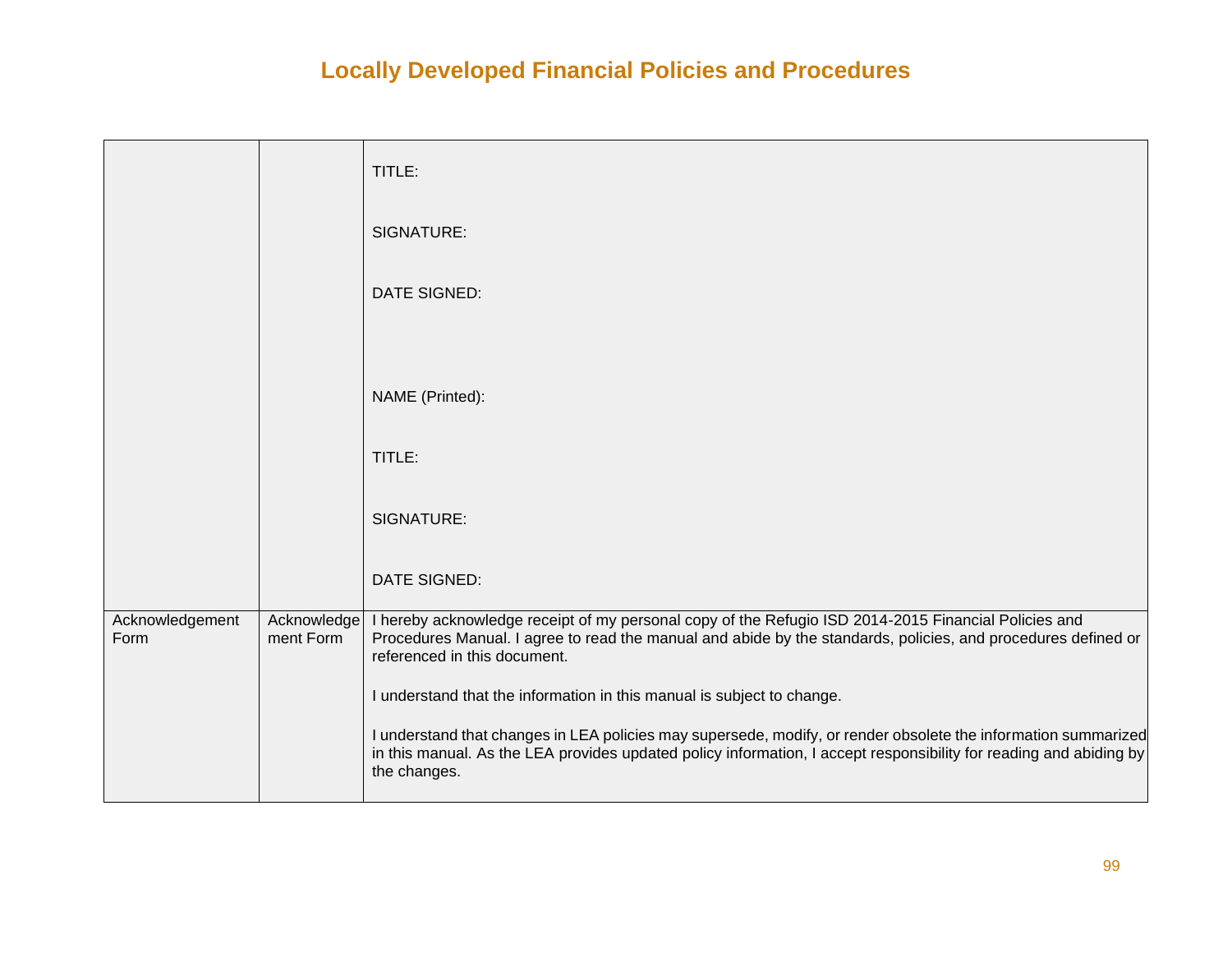# Locally Developed Financial Policies and Procedures

| | | |
|---|---|---|
| | | TITLE:<br><br>SIGNATURE:<br><br>DATE SIGNED:<br><br><br>NAME (Printed):<br><br>TITLE:<br><br>SIGNATURE:<br><br>DATE SIGNED: |
| Acknowledgement Form | Acknowledgement Form | I hereby acknowledge receipt of my personal copy of the Refugio ISD 2014-2015 Financial Policies and Procedures Manual. I agree to read the manual and abide by the standards, policies, and procedures defined or referenced in this document.<br><br>I understand that the information in this manual is subject to change.<br><br>I understand that changes in LEA policies may supersede, modify, or render obsolete the information summarized in this manual. As the LEA provides updated policy information, I accept responsibility for reading and abiding by the changes. |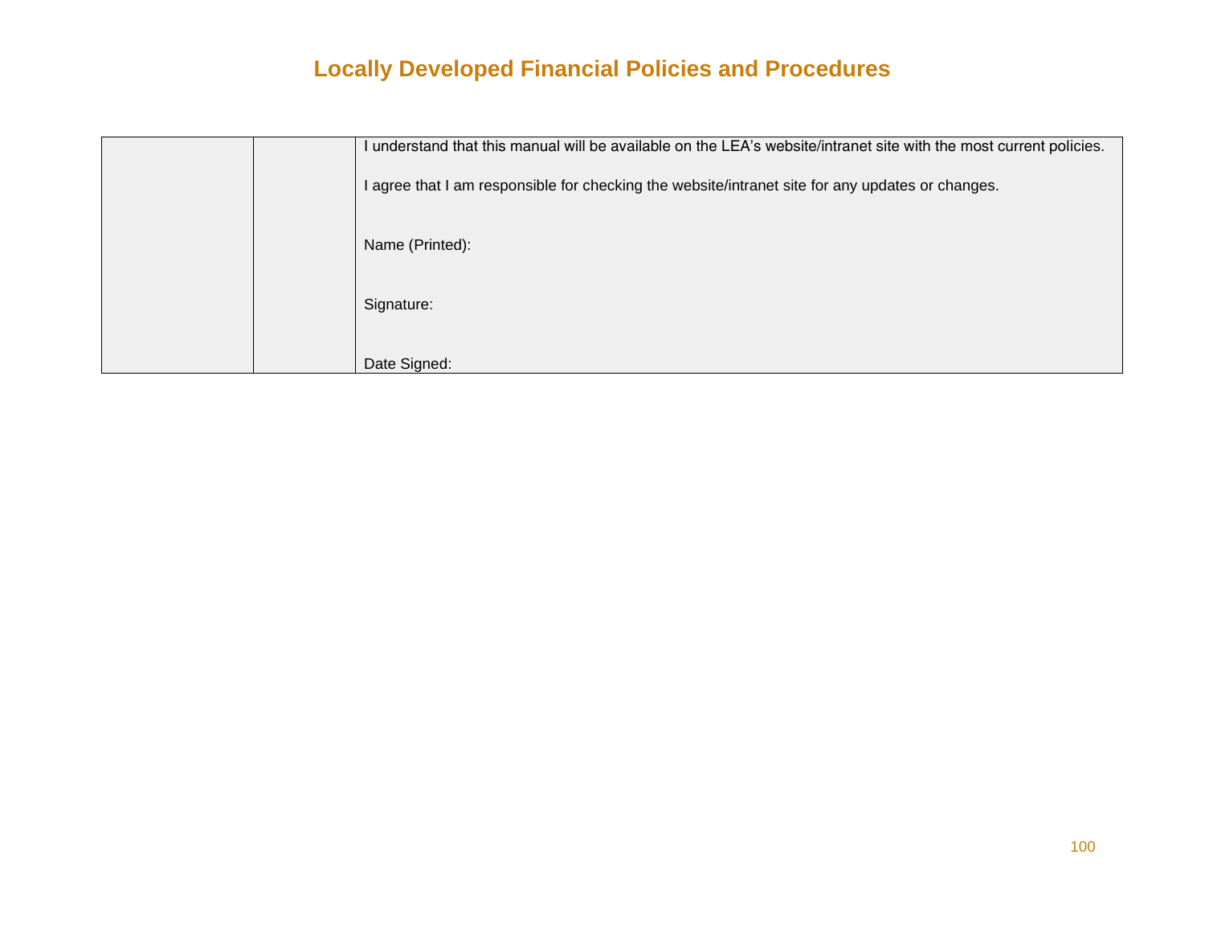# Locally Developed Financial Policies and Procedures

| | | |
|---|---|---|
| | | I understand that this manual will be available on the LEA's website/intranet site with the most current policies.<br><br>I agree that I am responsible for checking the website/intranet site for any updates or changes.<br><br>Name (Printed):<br><br>Signature:<br><br>Date Signed: |